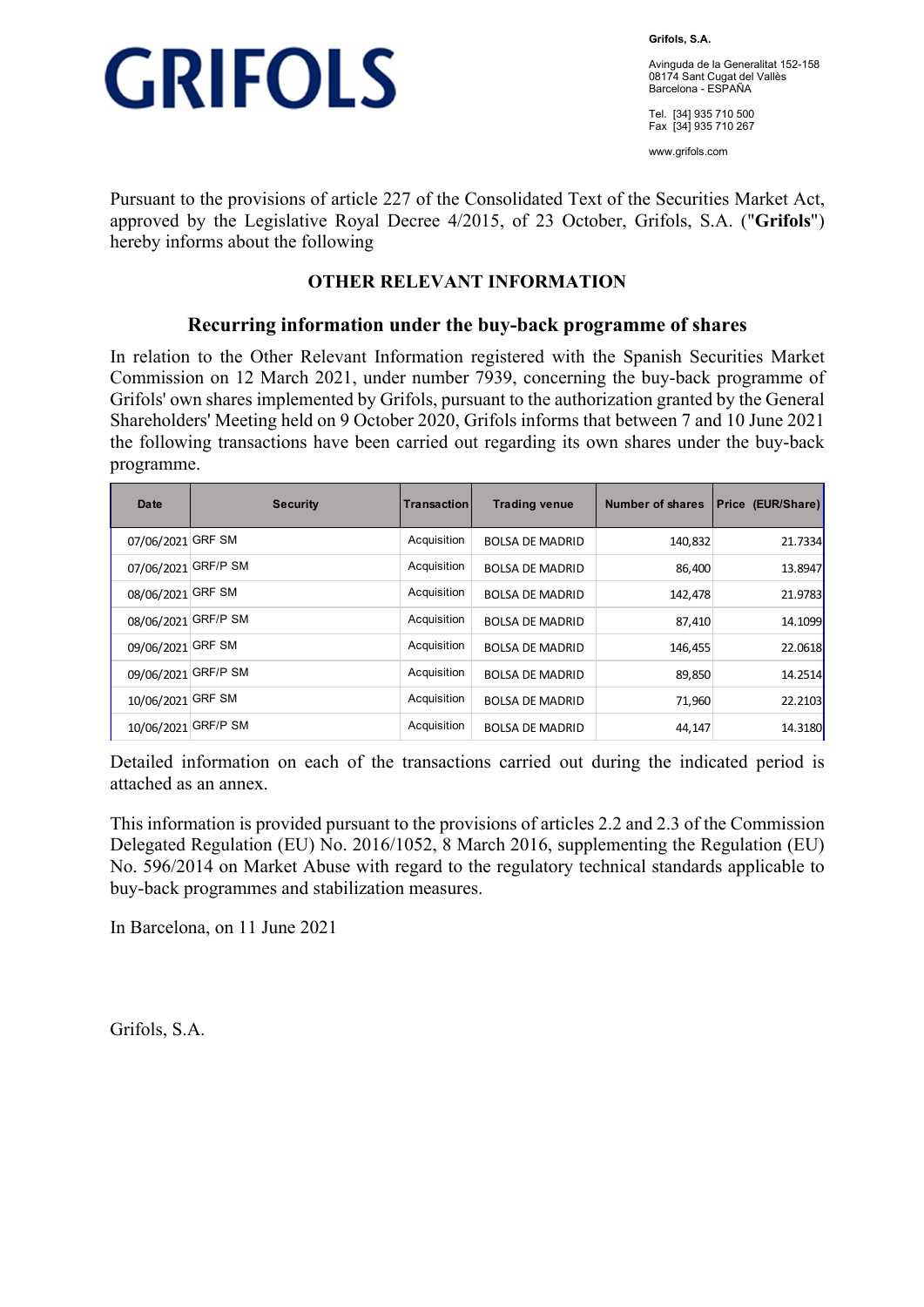GRIFOLS

**Grifols, S.A.**

Avinguda de la Generalitat 152-158
08174 Sant Cugat del Vallès
Barcelona - ESPAÑA

Tel. [34] 935 710 500
Fax [34] 935 710 267

www.grifols.com

Pursuant to the provisions of article 227 of the Consolidated Text of the Securities Market Act, approved by the Legislative Royal Decree 4/2015, of 23 October, Grifols, S.A. ("**Grifols**") hereby informs about the following

## OTHER RELEVANT INFORMATION

### Recurring information under the buy-back programme of shares

In relation to the Other Relevant Information registered with the Spanish Securities Market Commission on 12 March 2021, under number 7939, concerning the buy-back programme of Grifols' own shares implemented by Grifols, pursuant to the authorization granted by the General Shareholders' Meeting held on 9 October 2020, Grifols informs that between 7 and 10 June 2021 the following transactions have been carried out regarding its own shares under the buy-back programme.

| Date | Security | Transaction | Trading venue | Number of shares | Price (EUR/Share) |
|---|---|---|---|---|---|
| 07/06/2021 | GRF SM | Acquisition | BOLSA DE MADRID | 140,832 | 21.7334 |
| 07/06/2021 | GRF/P SM | Acquisition | BOLSA DE MADRID | 86,400 | 13.8947 |
| 08/06/2021 | GRF SM | Acquisition | BOLSA DE MADRID | 142,478 | 21.9783 |
| 08/06/2021 | GRF/P SM | Acquisition | BOLSA DE MADRID | 87,410 | 14.1099 |
| 09/06/2021 | GRF SM | Acquisition | BOLSA DE MADRID | 146,455 | 22.0618 |
| 09/06/2021 | GRF/P SM | Acquisition | BOLSA DE MADRID | 89,850 | 14.2514 |
| 10/06/2021 | GRF SM | Acquisition | BOLSA DE MADRID | 71,960 | 22.2103 |
| 10/06/2021 | GRF/P SM | Acquisition | BOLSA DE MADRID | 44,147 | 14.3180 |

Detailed information on each of the transactions carried out during the indicated period is attached as an annex.

This information is provided pursuant to the provisions of articles 2.2 and 2.3 of the Commission Delegated Regulation (EU) No. 2016/1052, 8 March 2016, supplementing the Regulation (EU) No. 596/2014 on Market Abuse with regard to the regulatory technical standards applicable to buy-back programmes and stabilization measures.

In Barcelona, on 11 June 2021

Grifols, S.A.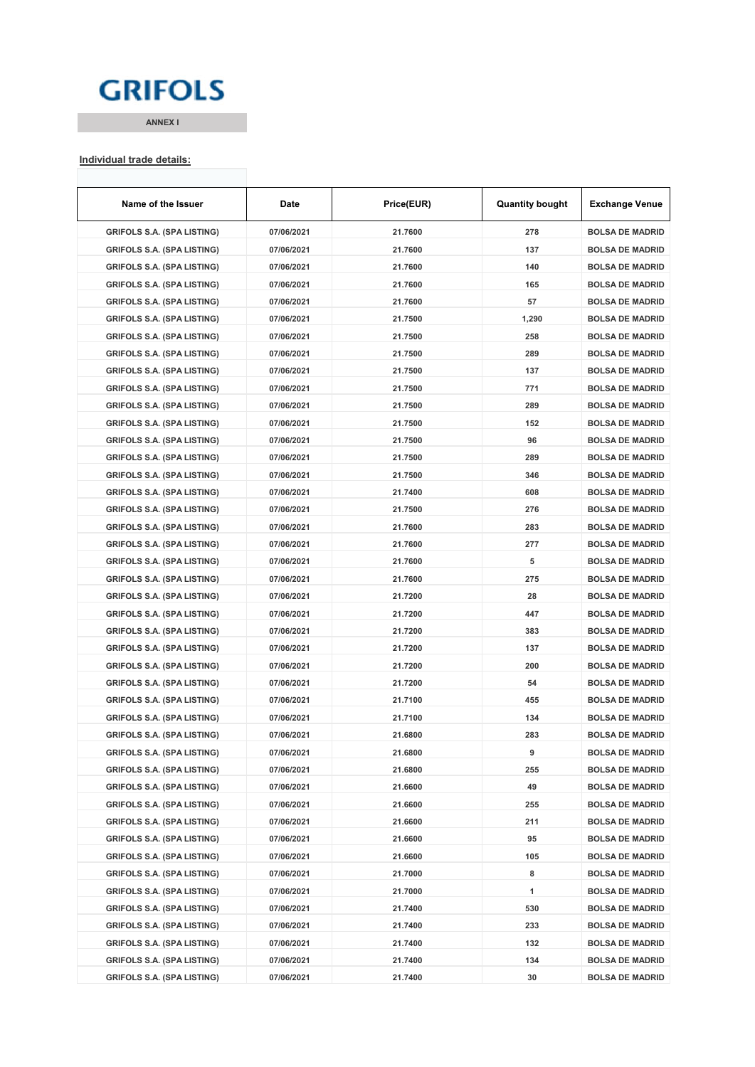**GRIFOLS**

ANNEX I

**Individual trade details:**

| Name of the Issuer | Date | Price(EUR) | Quantity bought | Exchange Venue |
|---|---|---|---|---|
| GRIFOLS S.A. (SPA LISTING) | 07/06/2021 | 21.7600 | 278 | BOLSA DE MADRID |
| GRIFOLS S.A. (SPA LISTING) | 07/06/2021 | 21.7600 | 137 | BOLSA DE MADRID |
| GRIFOLS S.A. (SPA LISTING) | 07/06/2021 | 21.7600 | 140 | BOLSA DE MADRID |
| GRIFOLS S.A. (SPA LISTING) | 07/06/2021 | 21.7600 | 165 | BOLSA DE MADRID |
| GRIFOLS S.A. (SPA LISTING) | 07/06/2021 | 21.7600 | 57 | BOLSA DE MADRID |
| GRIFOLS S.A. (SPA LISTING) | 07/06/2021 | 21.7500 | 1,290 | BOLSA DE MADRID |
| GRIFOLS S.A. (SPA LISTING) | 07/06/2021 | 21.7500 | 258 | BOLSA DE MADRID |
| GRIFOLS S.A. (SPA LISTING) | 07/06/2021 | 21.7500 | 289 | BOLSA DE MADRID |
| GRIFOLS S.A. (SPA LISTING) | 07/06/2021 | 21.7500 | 137 | BOLSA DE MADRID |
| GRIFOLS S.A. (SPA LISTING) | 07/06/2021 | 21.7500 | 771 | BOLSA DE MADRID |
| GRIFOLS S.A. (SPA LISTING) | 07/06/2021 | 21.7500 | 289 | BOLSA DE MADRID |
| GRIFOLS S.A. (SPA LISTING) | 07/06/2021 | 21.7500 | 152 | BOLSA DE MADRID |
| GRIFOLS S.A. (SPA LISTING) | 07/06/2021 | 21.7500 | 96 | BOLSA DE MADRID |
| GRIFOLS S.A. (SPA LISTING) | 07/06/2021 | 21.7500 | 289 | BOLSA DE MADRID |
| GRIFOLS S.A. (SPA LISTING) | 07/06/2021 | 21.7500 | 346 | BOLSA DE MADRID |
| GRIFOLS S.A. (SPA LISTING) | 07/06/2021 | 21.7400 | 608 | BOLSA DE MADRID |
| GRIFOLS S.A. (SPA LISTING) | 07/06/2021 | 21.7500 | 276 | BOLSA DE MADRID |
| GRIFOLS S.A. (SPA LISTING) | 07/06/2021 | 21.7600 | 283 | BOLSA DE MADRID |
| GRIFOLS S.A. (SPA LISTING) | 07/06/2021 | 21.7600 | 277 | BOLSA DE MADRID |
| GRIFOLS S.A. (SPA LISTING) | 07/06/2021 | 21.7600 | 5 | BOLSA DE MADRID |
| GRIFOLS S.A. (SPA LISTING) | 07/06/2021 | 21.7600 | 275 | BOLSA DE MADRID |
| GRIFOLS S.A. (SPA LISTING) | 07/06/2021 | 21.7200 | 28 | BOLSA DE MADRID |
| GRIFOLS S.A. (SPA LISTING) | 07/06/2021 | 21.7200 | 447 | BOLSA DE MADRID |
| GRIFOLS S.A. (SPA LISTING) | 07/06/2021 | 21.7200 | 383 | BOLSA DE MADRID |
| GRIFOLS S.A. (SPA LISTING) | 07/06/2021 | 21.7200 | 137 | BOLSA DE MADRID |
| GRIFOLS S.A. (SPA LISTING) | 07/06/2021 | 21.7200 | 200 | BOLSA DE MADRID |
| GRIFOLS S.A. (SPA LISTING) | 07/06/2021 | 21.7200 | 54 | BOLSA DE MADRID |
| GRIFOLS S.A. (SPA LISTING) | 07/06/2021 | 21.7100 | 455 | BOLSA DE MADRID |
| GRIFOLS S.A. (SPA LISTING) | 07/06/2021 | 21.7100 | 134 | BOLSA DE MADRID |
| GRIFOLS S.A. (SPA LISTING) | 07/06/2021 | 21.6800 | 283 | BOLSA DE MADRID |
| GRIFOLS S.A. (SPA LISTING) | 07/06/2021 | 21.6800 | 9 | BOLSA DE MADRID |
| GRIFOLS S.A. (SPA LISTING) | 07/06/2021 | 21.6800 | 255 | BOLSA DE MADRID |
| GRIFOLS S.A. (SPA LISTING) | 07/06/2021 | 21.6600 | 49 | BOLSA DE MADRID |
| GRIFOLS S.A. (SPA LISTING) | 07/06/2021 | 21.6600 | 255 | BOLSA DE MADRID |
| GRIFOLS S.A. (SPA LISTING) | 07/06/2021 | 21.6600 | 211 | BOLSA DE MADRID |
| GRIFOLS S.A. (SPA LISTING) | 07/06/2021 | 21.6600 | 95 | BOLSA DE MADRID |
| GRIFOLS S.A. (SPA LISTING) | 07/06/2021 | 21.6600 | 105 | BOLSA DE MADRID |
| GRIFOLS S.A. (SPA LISTING) | 07/06/2021 | 21.7000 | 8 | BOLSA DE MADRID |
| GRIFOLS S.A. (SPA LISTING) | 07/06/2021 | 21.7000 | 1 | BOLSA DE MADRID |
| GRIFOLS S.A. (SPA LISTING) | 07/06/2021 | 21.7400 | 530 | BOLSA DE MADRID |
| GRIFOLS S.A. (SPA LISTING) | 07/06/2021 | 21.7400 | 233 | BOLSA DE MADRID |
| GRIFOLS S.A. (SPA LISTING) | 07/06/2021 | 21.7400 | 132 | BOLSA DE MADRID |
| GRIFOLS S.A. (SPA LISTING) | 07/06/2021 | 21.7400 | 134 | BOLSA DE MADRID |
| GRIFOLS S.A. (SPA LISTING) | 07/06/2021 | 21.7400 | 30 | BOLSA DE MADRID |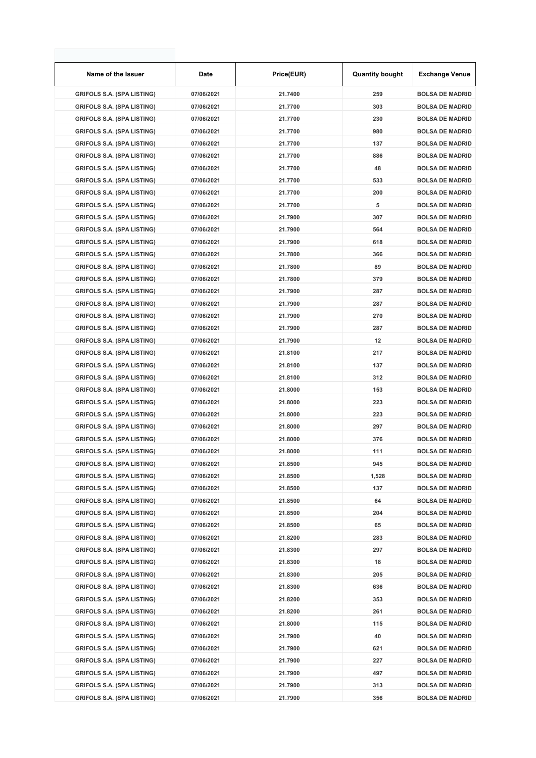| Name of the Issuer | Date | Price(EUR) | Quantity bought | Exchange Venue |
|---|---|---|---|---|
| GRIFOLS S.A. (SPA LISTING) | 07/06/2021 | 21.7400 | 259 | BOLSA DE MADRID |
| GRIFOLS S.A. (SPA LISTING) | 07/06/2021 | 21.7700 | 303 | BOLSA DE MADRID |
| GRIFOLS S.A. (SPA LISTING) | 07/06/2021 | 21.7700 | 230 | BOLSA DE MADRID |
| GRIFOLS S.A. (SPA LISTING) | 07/06/2021 | 21.7700 | 980 | BOLSA DE MADRID |
| GRIFOLS S.A. (SPA LISTING) | 07/06/2021 | 21.7700 | 137 | BOLSA DE MADRID |
| GRIFOLS S.A. (SPA LISTING) | 07/06/2021 | 21.7700 | 886 | BOLSA DE MADRID |
| GRIFOLS S.A. (SPA LISTING) | 07/06/2021 | 21.7700 | 48 | BOLSA DE MADRID |
| GRIFOLS S.A. (SPA LISTING) | 07/06/2021 | 21.7700 | 533 | BOLSA DE MADRID |
| GRIFOLS S.A. (SPA LISTING) | 07/06/2021 | 21.7700 | 200 | BOLSA DE MADRID |
| GRIFOLS S.A. (SPA LISTING) | 07/06/2021 | 21.7700 | 5 | BOLSA DE MADRID |
| GRIFOLS S.A. (SPA LISTING) | 07/06/2021 | 21.7900 | 307 | BOLSA DE MADRID |
| GRIFOLS S.A. (SPA LISTING) | 07/06/2021 | 21.7900 | 564 | BOLSA DE MADRID |
| GRIFOLS S.A. (SPA LISTING) | 07/06/2021 | 21.7900 | 618 | BOLSA DE MADRID |
| GRIFOLS S.A. (SPA LISTING) | 07/06/2021 | 21.7800 | 366 | BOLSA DE MADRID |
| GRIFOLS S.A. (SPA LISTING) | 07/06/2021 | 21.7800 | 89 | BOLSA DE MADRID |
| GRIFOLS S.A. (SPA LISTING) | 07/06/2021 | 21.7800 | 379 | BOLSA DE MADRID |
| GRIFOLS S.A. (SPA LISTING) | 07/06/2021 | 21.7900 | 287 | BOLSA DE MADRID |
| GRIFOLS S.A. (SPA LISTING) | 07/06/2021 | 21.7900 | 287 | BOLSA DE MADRID |
| GRIFOLS S.A. (SPA LISTING) | 07/06/2021 | 21.7900 | 270 | BOLSA DE MADRID |
| GRIFOLS S.A. (SPA LISTING) | 07/06/2021 | 21.7900 | 287 | BOLSA DE MADRID |
| GRIFOLS S.A. (SPA LISTING) | 07/06/2021 | 21.7900 | 12 | BOLSA DE MADRID |
| GRIFOLS S.A. (SPA LISTING) | 07/06/2021 | 21.8100 | 217 | BOLSA DE MADRID |
| GRIFOLS S.A. (SPA LISTING) | 07/06/2021 | 21.8100 | 137 | BOLSA DE MADRID |
| GRIFOLS S.A. (SPA LISTING) | 07/06/2021 | 21.8100 | 312 | BOLSA DE MADRID |
| GRIFOLS S.A. (SPA LISTING) | 07/06/2021 | 21.8000 | 153 | BOLSA DE MADRID |
| GRIFOLS S.A. (SPA LISTING) | 07/06/2021 | 21.8000 | 223 | BOLSA DE MADRID |
| GRIFOLS S.A. (SPA LISTING) | 07/06/2021 | 21.8000 | 223 | BOLSA DE MADRID |
| GRIFOLS S.A. (SPA LISTING) | 07/06/2021 | 21.8000 | 297 | BOLSA DE MADRID |
| GRIFOLS S.A. (SPA LISTING) | 07/06/2021 | 21.8000 | 376 | BOLSA DE MADRID |
| GRIFOLS S.A. (SPA LISTING) | 07/06/2021 | 21.8000 | 111 | BOLSA DE MADRID |
| GRIFOLS S.A. (SPA LISTING) | 07/06/2021 | 21.8500 | 945 | BOLSA DE MADRID |
| GRIFOLS S.A. (SPA LISTING) | 07/06/2021 | 21.8500 | 1,528 | BOLSA DE MADRID |
| GRIFOLS S.A. (SPA LISTING) | 07/06/2021 | 21.8500 | 137 | BOLSA DE MADRID |
| GRIFOLS S.A. (SPA LISTING) | 07/06/2021 | 21.8500 | 64 | BOLSA DE MADRID |
| GRIFOLS S.A. (SPA LISTING) | 07/06/2021 | 21.8500 | 204 | BOLSA DE MADRID |
| GRIFOLS S.A. (SPA LISTING) | 07/06/2021 | 21.8500 | 65 | BOLSA DE MADRID |
| GRIFOLS S.A. (SPA LISTING) | 07/06/2021 | 21.8200 | 283 | BOLSA DE MADRID |
| GRIFOLS S.A. (SPA LISTING) | 07/06/2021 | 21.8300 | 297 | BOLSA DE MADRID |
| GRIFOLS S.A. (SPA LISTING) | 07/06/2021 | 21.8300 | 18 | BOLSA DE MADRID |
| GRIFOLS S.A. (SPA LISTING) | 07/06/2021 | 21.8300 | 205 | BOLSA DE MADRID |
| GRIFOLS S.A. (SPA LISTING) | 07/06/2021 | 21.8300 | 636 | BOLSA DE MADRID |
| GRIFOLS S.A. (SPA LISTING) | 07/06/2021 | 21.8200 | 353 | BOLSA DE MADRID |
| GRIFOLS S.A. (SPA LISTING) | 07/06/2021 | 21.8200 | 261 | BOLSA DE MADRID |
| GRIFOLS S.A. (SPA LISTING) | 07/06/2021 | 21.8000 | 115 | BOLSA DE MADRID |
| GRIFOLS S.A. (SPA LISTING) | 07/06/2021 | 21.7900 | 40 | BOLSA DE MADRID |
| GRIFOLS S.A. (SPA LISTING) | 07/06/2021 | 21.7900 | 621 | BOLSA DE MADRID |
| GRIFOLS S.A. (SPA LISTING) | 07/06/2021 | 21.7900 | 227 | BOLSA DE MADRID |
| GRIFOLS S.A. (SPA LISTING) | 07/06/2021 | 21.7900 | 497 | BOLSA DE MADRID |
| GRIFOLS S.A. (SPA LISTING) | 07/06/2021 | 21.7900 | 313 | BOLSA DE MADRID |
| GRIFOLS S.A. (SPA LISTING) | 07/06/2021 | 21.7900 | 356 | BOLSA DE MADRID |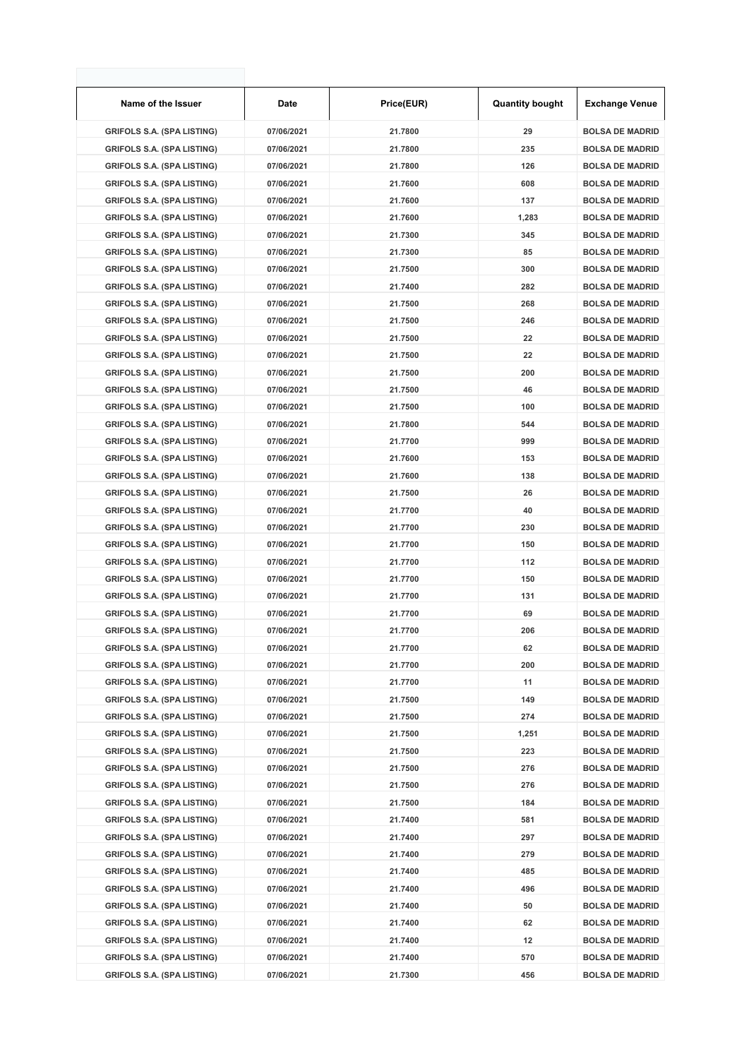| Name of the Issuer | Date | Price(EUR) | Quantity bought | Exchange Venue |
|---|---|---|---|---|
| GRIFOLS S.A. (SPA LISTING) | 07/06/2021 | 21.7800 | 29 | BOLSA DE MADRID |
| GRIFOLS S.A. (SPA LISTING) | 07/06/2021 | 21.7800 | 235 | BOLSA DE MADRID |
| GRIFOLS S.A. (SPA LISTING) | 07/06/2021 | 21.7800 | 126 | BOLSA DE MADRID |
| GRIFOLS S.A. (SPA LISTING) | 07/06/2021 | 21.7600 | 608 | BOLSA DE MADRID |
| GRIFOLS S.A. (SPA LISTING) | 07/06/2021 | 21.7600 | 137 | BOLSA DE MADRID |
| GRIFOLS S.A. (SPA LISTING) | 07/06/2021 | 21.7600 | 1,283 | BOLSA DE MADRID |
| GRIFOLS S.A. (SPA LISTING) | 07/06/2021 | 21.7300 | 345 | BOLSA DE MADRID |
| GRIFOLS S.A. (SPA LISTING) | 07/06/2021 | 21.7300 | 85 | BOLSA DE MADRID |
| GRIFOLS S.A. (SPA LISTING) | 07/06/2021 | 21.7500 | 300 | BOLSA DE MADRID |
| GRIFOLS S.A. (SPA LISTING) | 07/06/2021 | 21.7400 | 282 | BOLSA DE MADRID |
| GRIFOLS S.A. (SPA LISTING) | 07/06/2021 | 21.7500 | 268 | BOLSA DE MADRID |
| GRIFOLS S.A. (SPA LISTING) | 07/06/2021 | 21.7500 | 246 | BOLSA DE MADRID |
| GRIFOLS S.A. (SPA LISTING) | 07/06/2021 | 21.7500 | 22 | BOLSA DE MADRID |
| GRIFOLS S.A. (SPA LISTING) | 07/06/2021 | 21.7500 | 22 | BOLSA DE MADRID |
| GRIFOLS S.A. (SPA LISTING) | 07/06/2021 | 21.7500 | 200 | BOLSA DE MADRID |
| GRIFOLS S.A. (SPA LISTING) | 07/06/2021 | 21.7500 | 46 | BOLSA DE MADRID |
| GRIFOLS S.A. (SPA LISTING) | 07/06/2021 | 21.7500 | 100 | BOLSA DE MADRID |
| GRIFOLS S.A. (SPA LISTING) | 07/06/2021 | 21.7800 | 544 | BOLSA DE MADRID |
| GRIFOLS S.A. (SPA LISTING) | 07/06/2021 | 21.7700 | 999 | BOLSA DE MADRID |
| GRIFOLS S.A. (SPA LISTING) | 07/06/2021 | 21.7600 | 153 | BOLSA DE MADRID |
| GRIFOLS S.A. (SPA LISTING) | 07/06/2021 | 21.7600 | 138 | BOLSA DE MADRID |
| GRIFOLS S.A. (SPA LISTING) | 07/06/2021 | 21.7500 | 26 | BOLSA DE MADRID |
| GRIFOLS S.A. (SPA LISTING) | 07/06/2021 | 21.7700 | 40 | BOLSA DE MADRID |
| GRIFOLS S.A. (SPA LISTING) | 07/06/2021 | 21.7700 | 230 | BOLSA DE MADRID |
| GRIFOLS S.A. (SPA LISTING) | 07/06/2021 | 21.7700 | 150 | BOLSA DE MADRID |
| GRIFOLS S.A. (SPA LISTING) | 07/06/2021 | 21.7700 | 112 | BOLSA DE MADRID |
| GRIFOLS S.A. (SPA LISTING) | 07/06/2021 | 21.7700 | 150 | BOLSA DE MADRID |
| GRIFOLS S.A. (SPA LISTING) | 07/06/2021 | 21.7700 | 131 | BOLSA DE MADRID |
| GRIFOLS S.A. (SPA LISTING) | 07/06/2021 | 21.7700 | 69 | BOLSA DE MADRID |
| GRIFOLS S.A. (SPA LISTING) | 07/06/2021 | 21.7700 | 206 | BOLSA DE MADRID |
| GRIFOLS S.A. (SPA LISTING) | 07/06/2021 | 21.7700 | 62 | BOLSA DE MADRID |
| GRIFOLS S.A. (SPA LISTING) | 07/06/2021 | 21.7700 | 200 | BOLSA DE MADRID |
| GRIFOLS S.A. (SPA LISTING) | 07/06/2021 | 21.7700 | 11 | BOLSA DE MADRID |
| GRIFOLS S.A. (SPA LISTING) | 07/06/2021 | 21.7500 | 149 | BOLSA DE MADRID |
| GRIFOLS S.A. (SPA LISTING) | 07/06/2021 | 21.7500 | 274 | BOLSA DE MADRID |
| GRIFOLS S.A. (SPA LISTING) | 07/06/2021 | 21.7500 | 1,251 | BOLSA DE MADRID |
| GRIFOLS S.A. (SPA LISTING) | 07/06/2021 | 21.7500 | 223 | BOLSA DE MADRID |
| GRIFOLS S.A. (SPA LISTING) | 07/06/2021 | 21.7500 | 276 | BOLSA DE MADRID |
| GRIFOLS S.A. (SPA LISTING) | 07/06/2021 | 21.7500 | 276 | BOLSA DE MADRID |
| GRIFOLS S.A. (SPA LISTING) | 07/06/2021 | 21.7500 | 184 | BOLSA DE MADRID |
| GRIFOLS S.A. (SPA LISTING) | 07/06/2021 | 21.7400 | 581 | BOLSA DE MADRID |
| GRIFOLS S.A. (SPA LISTING) | 07/06/2021 | 21.7400 | 297 | BOLSA DE MADRID |
| GRIFOLS S.A. (SPA LISTING) | 07/06/2021 | 21.7400 | 279 | BOLSA DE MADRID |
| GRIFOLS S.A. (SPA LISTING) | 07/06/2021 | 21.7400 | 485 | BOLSA DE MADRID |
| GRIFOLS S.A. (SPA LISTING) | 07/06/2021 | 21.7400 | 496 | BOLSA DE MADRID |
| GRIFOLS S.A. (SPA LISTING) | 07/06/2021 | 21.7400 | 50 | BOLSA DE MADRID |
| GRIFOLS S.A. (SPA LISTING) | 07/06/2021 | 21.7400 | 62 | BOLSA DE MADRID |
| GRIFOLS S.A. (SPA LISTING) | 07/06/2021 | 21.7400 | 12 | BOLSA DE MADRID |
| GRIFOLS S.A. (SPA LISTING) | 07/06/2021 | 21.7400 | 570 | BOLSA DE MADRID |
| GRIFOLS S.A. (SPA LISTING) | 07/06/2021 | 21.7300 | 456 | BOLSA DE MADRID |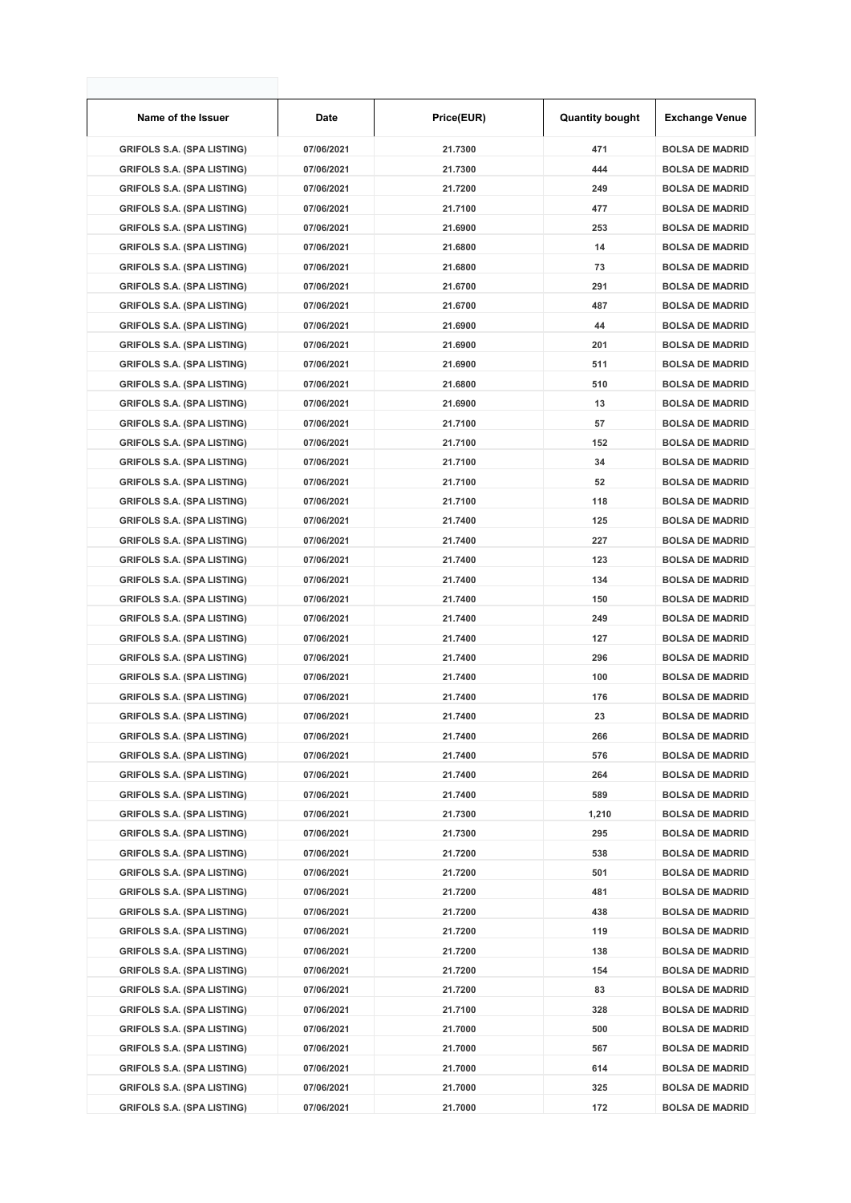| Name of the Issuer | Date | Price(EUR) | Quantity bought | Exchange Venue |
|---|---|---|---|---|
| GRIFOLS S.A. (SPA LISTING) | 07/06/2021 | 21.7300 | 471 | BOLSA DE MADRID |
| GRIFOLS S.A. (SPA LISTING) | 07/06/2021 | 21.7300 | 444 | BOLSA DE MADRID |
| GRIFOLS S.A. (SPA LISTING) | 07/06/2021 | 21.7200 | 249 | BOLSA DE MADRID |
| GRIFOLS S.A. (SPA LISTING) | 07/06/2021 | 21.7100 | 477 | BOLSA DE MADRID |
| GRIFOLS S.A. (SPA LISTING) | 07/06/2021 | 21.6900 | 253 | BOLSA DE MADRID |
| GRIFOLS S.A. (SPA LISTING) | 07/06/2021 | 21.6800 | 14 | BOLSA DE MADRID |
| GRIFOLS S.A. (SPA LISTING) | 07/06/2021 | 21.6800 | 73 | BOLSA DE MADRID |
| GRIFOLS S.A. (SPA LISTING) | 07/06/2021 | 21.6700 | 291 | BOLSA DE MADRID |
| GRIFOLS S.A. (SPA LISTING) | 07/06/2021 | 21.6700 | 487 | BOLSA DE MADRID |
| GRIFOLS S.A. (SPA LISTING) | 07/06/2021 | 21.6900 | 44 | BOLSA DE MADRID |
| GRIFOLS S.A. (SPA LISTING) | 07/06/2021 | 21.6900 | 201 | BOLSA DE MADRID |
| GRIFOLS S.A. (SPA LISTING) | 07/06/2021 | 21.6900 | 511 | BOLSA DE MADRID |
| GRIFOLS S.A. (SPA LISTING) | 07/06/2021 | 21.6800 | 510 | BOLSA DE MADRID |
| GRIFOLS S.A. (SPA LISTING) | 07/06/2021 | 21.6900 | 13 | BOLSA DE MADRID |
| GRIFOLS S.A. (SPA LISTING) | 07/06/2021 | 21.7100 | 57 | BOLSA DE MADRID |
| GRIFOLS S.A. (SPA LISTING) | 07/06/2021 | 21.7100 | 152 | BOLSA DE MADRID |
| GRIFOLS S.A. (SPA LISTING) | 07/06/2021 | 21.7100 | 34 | BOLSA DE MADRID |
| GRIFOLS S.A. (SPA LISTING) | 07/06/2021 | 21.7100 | 52 | BOLSA DE MADRID |
| GRIFOLS S.A. (SPA LISTING) | 07/06/2021 | 21.7100 | 118 | BOLSA DE MADRID |
| GRIFOLS S.A. (SPA LISTING) | 07/06/2021 | 21.7400 | 125 | BOLSA DE MADRID |
| GRIFOLS S.A. (SPA LISTING) | 07/06/2021 | 21.7400 | 227 | BOLSA DE MADRID |
| GRIFOLS S.A. (SPA LISTING) | 07/06/2021 | 21.7400 | 123 | BOLSA DE MADRID |
| GRIFOLS S.A. (SPA LISTING) | 07/06/2021 | 21.7400 | 134 | BOLSA DE MADRID |
| GRIFOLS S.A. (SPA LISTING) | 07/06/2021 | 21.7400 | 150 | BOLSA DE MADRID |
| GRIFOLS S.A. (SPA LISTING) | 07/06/2021 | 21.7400 | 249 | BOLSA DE MADRID |
| GRIFOLS S.A. (SPA LISTING) | 07/06/2021 | 21.7400 | 127 | BOLSA DE MADRID |
| GRIFOLS S.A. (SPA LISTING) | 07/06/2021 | 21.7400 | 296 | BOLSA DE MADRID |
| GRIFOLS S.A. (SPA LISTING) | 07/06/2021 | 21.7400 | 100 | BOLSA DE MADRID |
| GRIFOLS S.A. (SPA LISTING) | 07/06/2021 | 21.7400 | 176 | BOLSA DE MADRID |
| GRIFOLS S.A. (SPA LISTING) | 07/06/2021 | 21.7400 | 23 | BOLSA DE MADRID |
| GRIFOLS S.A. (SPA LISTING) | 07/06/2021 | 21.7400 | 266 | BOLSA DE MADRID |
| GRIFOLS S.A. (SPA LISTING) | 07/06/2021 | 21.7400 | 576 | BOLSA DE MADRID |
| GRIFOLS S.A. (SPA LISTING) | 07/06/2021 | 21.7400 | 264 | BOLSA DE MADRID |
| GRIFOLS S.A. (SPA LISTING) | 07/06/2021 | 21.7400 | 589 | BOLSA DE MADRID |
| GRIFOLS S.A. (SPA LISTING) | 07/06/2021 | 21.7300 | 1,210 | BOLSA DE MADRID |
| GRIFOLS S.A. (SPA LISTING) | 07/06/2021 | 21.7300 | 295 | BOLSA DE MADRID |
| GRIFOLS S.A. (SPA LISTING) | 07/06/2021 | 21.7200 | 538 | BOLSA DE MADRID |
| GRIFOLS S.A. (SPA LISTING) | 07/06/2021 | 21.7200 | 501 | BOLSA DE MADRID |
| GRIFOLS S.A. (SPA LISTING) | 07/06/2021 | 21.7200 | 481 | BOLSA DE MADRID |
| GRIFOLS S.A. (SPA LISTING) | 07/06/2021 | 21.7200 | 438 | BOLSA DE MADRID |
| GRIFOLS S.A. (SPA LISTING) | 07/06/2021 | 21.7200 | 119 | BOLSA DE MADRID |
| GRIFOLS S.A. (SPA LISTING) | 07/06/2021 | 21.7200 | 138 | BOLSA DE MADRID |
| GRIFOLS S.A. (SPA LISTING) | 07/06/2021 | 21.7200 | 154 | BOLSA DE MADRID |
| GRIFOLS S.A. (SPA LISTING) | 07/06/2021 | 21.7200 | 83 | BOLSA DE MADRID |
| GRIFOLS S.A. (SPA LISTING) | 07/06/2021 | 21.7100 | 328 | BOLSA DE MADRID |
| GRIFOLS S.A. (SPA LISTING) | 07/06/2021 | 21.7000 | 500 | BOLSA DE MADRID |
| GRIFOLS S.A. (SPA LISTING) | 07/06/2021 | 21.7000 | 567 | BOLSA DE MADRID |
| GRIFOLS S.A. (SPA LISTING) | 07/06/2021 | 21.7000 | 614 | BOLSA DE MADRID |
| GRIFOLS S.A. (SPA LISTING) | 07/06/2021 | 21.7000 | 325 | BOLSA DE MADRID |
| GRIFOLS S.A. (SPA LISTING) | 07/06/2021 | 21.7000 | 172 | BOLSA DE MADRID |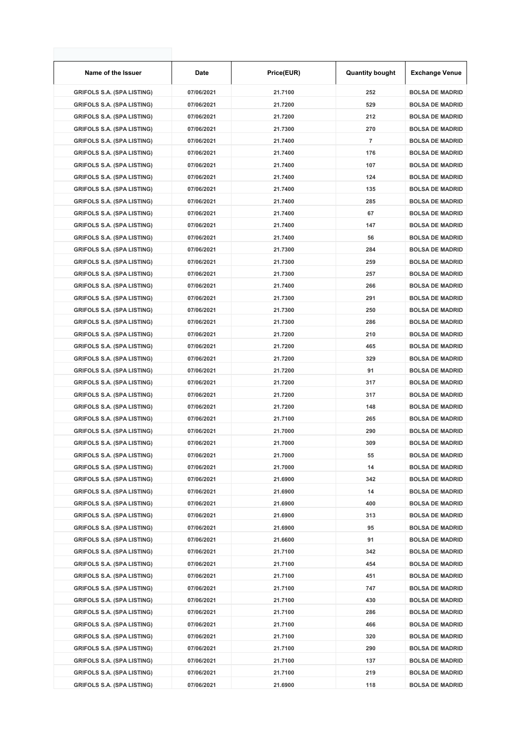| Name of the Issuer | Date | Price(EUR) | Quantity bought | Exchange Venue |
|---|---|---|---|---|
| GRIFOLS S.A. (SPA LISTING) | 07/06/2021 | 21.7100 | 252 | BOLSA DE MADRID |
| GRIFOLS S.A. (SPA LISTING) | 07/06/2021 | 21.7200 | 529 | BOLSA DE MADRID |
| GRIFOLS S.A. (SPA LISTING) | 07/06/2021 | 21.7200 | 212 | BOLSA DE MADRID |
| GRIFOLS S.A. (SPA LISTING) | 07/06/2021 | 21.7300 | 270 | BOLSA DE MADRID |
| GRIFOLS S.A. (SPA LISTING) | 07/06/2021 | 21.7400 | 7 | BOLSA DE MADRID |
| GRIFOLS S.A. (SPA LISTING) | 07/06/2021 | 21.7400 | 176 | BOLSA DE MADRID |
| GRIFOLS S.A. (SPA LISTING) | 07/06/2021 | 21.7400 | 107 | BOLSA DE MADRID |
| GRIFOLS S.A. (SPA LISTING) | 07/06/2021 | 21.7400 | 124 | BOLSA DE MADRID |
| GRIFOLS S.A. (SPA LISTING) | 07/06/2021 | 21.7400 | 135 | BOLSA DE MADRID |
| GRIFOLS S.A. (SPA LISTING) | 07/06/2021 | 21.7400 | 285 | BOLSA DE MADRID |
| GRIFOLS S.A. (SPA LISTING) | 07/06/2021 | 21.7400 | 67 | BOLSA DE MADRID |
| GRIFOLS S.A. (SPA LISTING) | 07/06/2021 | 21.7400 | 147 | BOLSA DE MADRID |
| GRIFOLS S.A. (SPA LISTING) | 07/06/2021 | 21.7400 | 56 | BOLSA DE MADRID |
| GRIFOLS S.A. (SPA LISTING) | 07/06/2021 | 21.7300 | 284 | BOLSA DE MADRID |
| GRIFOLS S.A. (SPA LISTING) | 07/06/2021 | 21.7300 | 259 | BOLSA DE MADRID |
| GRIFOLS S.A. (SPA LISTING) | 07/06/2021 | 21.7300 | 257 | BOLSA DE MADRID |
| GRIFOLS S.A. (SPA LISTING) | 07/06/2021 | 21.7400 | 266 | BOLSA DE MADRID |
| GRIFOLS S.A. (SPA LISTING) | 07/06/2021 | 21.7300 | 291 | BOLSA DE MADRID |
| GRIFOLS S.A. (SPA LISTING) | 07/06/2021 | 21.7300 | 250 | BOLSA DE MADRID |
| GRIFOLS S.A. (SPA LISTING) | 07/06/2021 | 21.7300 | 286 | BOLSA DE MADRID |
| GRIFOLS S.A. (SPA LISTING) | 07/06/2021 | 21.7200 | 210 | BOLSA DE MADRID |
| GRIFOLS S.A. (SPA LISTING) | 07/06/2021 | 21.7200 | 465 | BOLSA DE MADRID |
| GRIFOLS S.A. (SPA LISTING) | 07/06/2021 | 21.7200 | 329 | BOLSA DE MADRID |
| GRIFOLS S.A. (SPA LISTING) | 07/06/2021 | 21.7200 | 91 | BOLSA DE MADRID |
| GRIFOLS S.A. (SPA LISTING) | 07/06/2021 | 21.7200 | 317 | BOLSA DE MADRID |
| GRIFOLS S.A. (SPA LISTING) | 07/06/2021 | 21.7200 | 317 | BOLSA DE MADRID |
| GRIFOLS S.A. (SPA LISTING) | 07/06/2021 | 21.7200 | 148 | BOLSA DE MADRID |
| GRIFOLS S.A. (SPA LISTING) | 07/06/2021 | 21.7100 | 265 | BOLSA DE MADRID |
| GRIFOLS S.A. (SPA LISTING) | 07/06/2021 | 21.7000 | 290 | BOLSA DE MADRID |
| GRIFOLS S.A. (SPA LISTING) | 07/06/2021 | 21.7000 | 309 | BOLSA DE MADRID |
| GRIFOLS S.A. (SPA LISTING) | 07/06/2021 | 21.7000 | 55 | BOLSA DE MADRID |
| GRIFOLS S.A. (SPA LISTING) | 07/06/2021 | 21.7000 | 14 | BOLSA DE MADRID |
| GRIFOLS S.A. (SPA LISTING) | 07/06/2021 | 21.6900 | 342 | BOLSA DE MADRID |
| GRIFOLS S.A. (SPA LISTING) | 07/06/2021 | 21.6900 | 14 | BOLSA DE MADRID |
| GRIFOLS S.A. (SPA LISTING) | 07/06/2021 | 21.6900 | 400 | BOLSA DE MADRID |
| GRIFOLS S.A. (SPA LISTING) | 07/06/2021 | 21.6900 | 313 | BOLSA DE MADRID |
| GRIFOLS S.A. (SPA LISTING) | 07/06/2021 | 21.6900 | 95 | BOLSA DE MADRID |
| GRIFOLS S.A. (SPA LISTING) | 07/06/2021 | 21.6600 | 91 | BOLSA DE MADRID |
| GRIFOLS S.A. (SPA LISTING) | 07/06/2021 | 21.7100 | 342 | BOLSA DE MADRID |
| GRIFOLS S.A. (SPA LISTING) | 07/06/2021 | 21.7100 | 454 | BOLSA DE MADRID |
| GRIFOLS S.A. (SPA LISTING) | 07/06/2021 | 21.7100 | 451 | BOLSA DE MADRID |
| GRIFOLS S.A. (SPA LISTING) | 07/06/2021 | 21.7100 | 747 | BOLSA DE MADRID |
| GRIFOLS S.A. (SPA LISTING) | 07/06/2021 | 21.7100 | 430 | BOLSA DE MADRID |
| GRIFOLS S.A. (SPA LISTING) | 07/06/2021 | 21.7100 | 286 | BOLSA DE MADRID |
| GRIFOLS S.A. (SPA LISTING) | 07/06/2021 | 21.7100 | 466 | BOLSA DE MADRID |
| GRIFOLS S.A. (SPA LISTING) | 07/06/2021 | 21.7100 | 320 | BOLSA DE MADRID |
| GRIFOLS S.A. (SPA LISTING) | 07/06/2021 | 21.7100 | 290 | BOLSA DE MADRID |
| GRIFOLS S.A. (SPA LISTING) | 07/06/2021 | 21.7100 | 137 | BOLSA DE MADRID |
| GRIFOLS S.A. (SPA LISTING) | 07/06/2021 | 21.7100 | 219 | BOLSA DE MADRID |
| GRIFOLS S.A. (SPA LISTING) | 07/06/2021 | 21.6900 | 118 | BOLSA DE MADRID |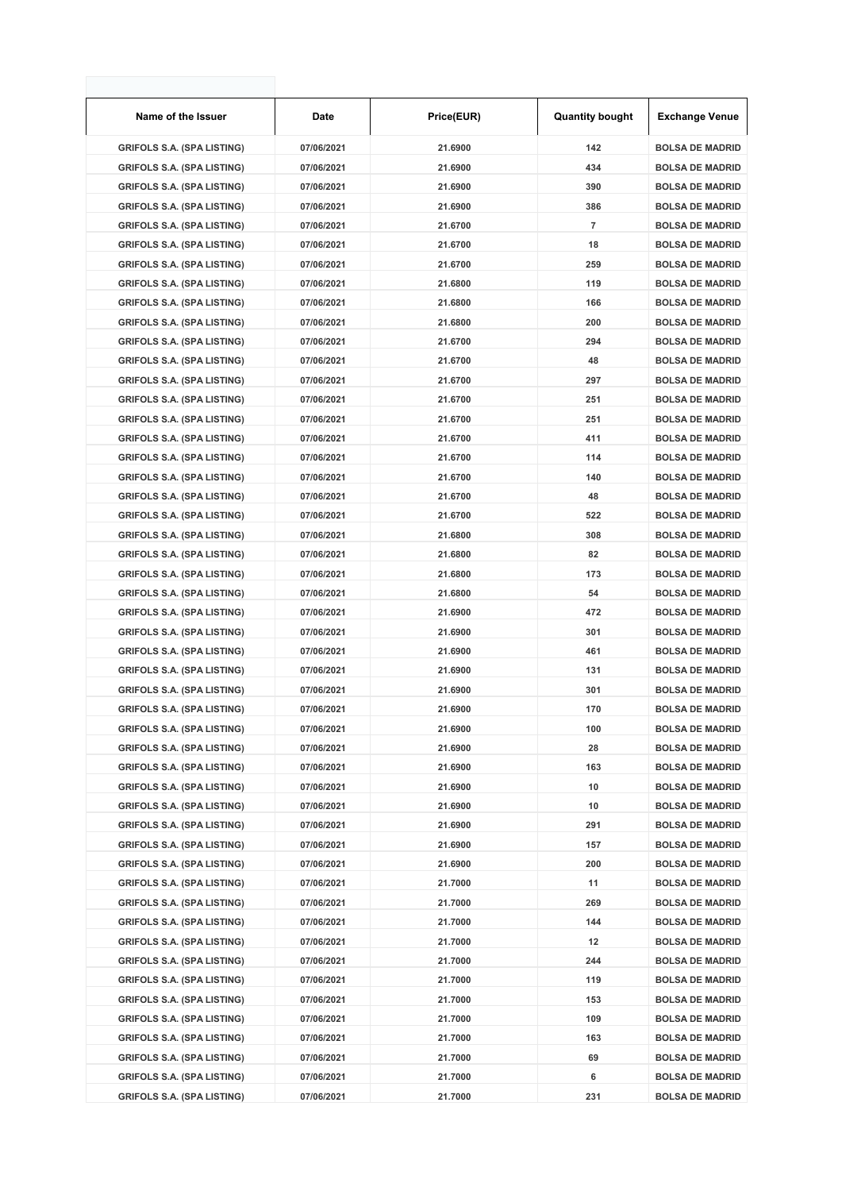| Name of the Issuer | Date | Price(EUR) | Quantity bought | Exchange Venue |
|---|---|---|---|---|
| GRIFOLS S.A. (SPA LISTING) | 07/06/2021 | 21.6900 | 142 | BOLSA DE MADRID |
| GRIFOLS S.A. (SPA LISTING) | 07/06/2021 | 21.6900 | 434 | BOLSA DE MADRID |
| GRIFOLS S.A. (SPA LISTING) | 07/06/2021 | 21.6900 | 390 | BOLSA DE MADRID |
| GRIFOLS S.A. (SPA LISTING) | 07/06/2021 | 21.6900 | 386 | BOLSA DE MADRID |
| GRIFOLS S.A. (SPA LISTING) | 07/06/2021 | 21.6700 | 7 | BOLSA DE MADRID |
| GRIFOLS S.A. (SPA LISTING) | 07/06/2021 | 21.6700 | 18 | BOLSA DE MADRID |
| GRIFOLS S.A. (SPA LISTING) | 07/06/2021 | 21.6700 | 259 | BOLSA DE MADRID |
| GRIFOLS S.A. (SPA LISTING) | 07/06/2021 | 21.6800 | 119 | BOLSA DE MADRID |
| GRIFOLS S.A. (SPA LISTING) | 07/06/2021 | 21.6800 | 166 | BOLSA DE MADRID |
| GRIFOLS S.A. (SPA LISTING) | 07/06/2021 | 21.6800 | 200 | BOLSA DE MADRID |
| GRIFOLS S.A. (SPA LISTING) | 07/06/2021 | 21.6700 | 294 | BOLSA DE MADRID |
| GRIFOLS S.A. (SPA LISTING) | 07/06/2021 | 21.6700 | 48 | BOLSA DE MADRID |
| GRIFOLS S.A. (SPA LISTING) | 07/06/2021 | 21.6700 | 297 | BOLSA DE MADRID |
| GRIFOLS S.A. (SPA LISTING) | 07/06/2021 | 21.6700 | 251 | BOLSA DE MADRID |
| GRIFOLS S.A. (SPA LISTING) | 07/06/2021 | 21.6700 | 251 | BOLSA DE MADRID |
| GRIFOLS S.A. (SPA LISTING) | 07/06/2021 | 21.6700 | 411 | BOLSA DE MADRID |
| GRIFOLS S.A. (SPA LISTING) | 07/06/2021 | 21.6700 | 114 | BOLSA DE MADRID |
| GRIFOLS S.A. (SPA LISTING) | 07/06/2021 | 21.6700 | 140 | BOLSA DE MADRID |
| GRIFOLS S.A. (SPA LISTING) | 07/06/2021 | 21.6700 | 48 | BOLSA DE MADRID |
| GRIFOLS S.A. (SPA LISTING) | 07/06/2021 | 21.6700 | 522 | BOLSA DE MADRID |
| GRIFOLS S.A. (SPA LISTING) | 07/06/2021 | 21.6800 | 308 | BOLSA DE MADRID |
| GRIFOLS S.A. (SPA LISTING) | 07/06/2021 | 21.6800 | 82 | BOLSA DE MADRID |
| GRIFOLS S.A. (SPA LISTING) | 07/06/2021 | 21.6800 | 173 | BOLSA DE MADRID |
| GRIFOLS S.A. (SPA LISTING) | 07/06/2021 | 21.6800 | 54 | BOLSA DE MADRID |
| GRIFOLS S.A. (SPA LISTING) | 07/06/2021 | 21.6900 | 472 | BOLSA DE MADRID |
| GRIFOLS S.A. (SPA LISTING) | 07/06/2021 | 21.6900 | 301 | BOLSA DE MADRID |
| GRIFOLS S.A. (SPA LISTING) | 07/06/2021 | 21.6900 | 461 | BOLSA DE MADRID |
| GRIFOLS S.A. (SPA LISTING) | 07/06/2021 | 21.6900 | 131 | BOLSA DE MADRID |
| GRIFOLS S.A. (SPA LISTING) | 07/06/2021 | 21.6900 | 301 | BOLSA DE MADRID |
| GRIFOLS S.A. (SPA LISTING) | 07/06/2021 | 21.6900 | 170 | BOLSA DE MADRID |
| GRIFOLS S.A. (SPA LISTING) | 07/06/2021 | 21.6900 | 100 | BOLSA DE MADRID |
| GRIFOLS S.A. (SPA LISTING) | 07/06/2021 | 21.6900 | 28 | BOLSA DE MADRID |
| GRIFOLS S.A. (SPA LISTING) | 07/06/2021 | 21.6900 | 163 | BOLSA DE MADRID |
| GRIFOLS S.A. (SPA LISTING) | 07/06/2021 | 21.6900 | 10 | BOLSA DE MADRID |
| GRIFOLS S.A. (SPA LISTING) | 07/06/2021 | 21.6900 | 10 | BOLSA DE MADRID |
| GRIFOLS S.A. (SPA LISTING) | 07/06/2021 | 21.6900 | 291 | BOLSA DE MADRID |
| GRIFOLS S.A. (SPA LISTING) | 07/06/2021 | 21.6900 | 157 | BOLSA DE MADRID |
| GRIFOLS S.A. (SPA LISTING) | 07/06/2021 | 21.6900 | 200 | BOLSA DE MADRID |
| GRIFOLS S.A. (SPA LISTING) | 07/06/2021 | 21.7000 | 11 | BOLSA DE MADRID |
| GRIFOLS S.A. (SPA LISTING) | 07/06/2021 | 21.7000 | 269 | BOLSA DE MADRID |
| GRIFOLS S.A. (SPA LISTING) | 07/06/2021 | 21.7000 | 144 | BOLSA DE MADRID |
| GRIFOLS S.A. (SPA LISTING) | 07/06/2021 | 21.7000 | 12 | BOLSA DE MADRID |
| GRIFOLS S.A. (SPA LISTING) | 07/06/2021 | 21.7000 | 244 | BOLSA DE MADRID |
| GRIFOLS S.A. (SPA LISTING) | 07/06/2021 | 21.7000 | 119 | BOLSA DE MADRID |
| GRIFOLS S.A. (SPA LISTING) | 07/06/2021 | 21.7000 | 153 | BOLSA DE MADRID |
| GRIFOLS S.A. (SPA LISTING) | 07/06/2021 | 21.7000 | 109 | BOLSA DE MADRID |
| GRIFOLS S.A. (SPA LISTING) | 07/06/2021 | 21.7000 | 163 | BOLSA DE MADRID |
| GRIFOLS S.A. (SPA LISTING) | 07/06/2021 | 21.7000 | 69 | BOLSA DE MADRID |
| GRIFOLS S.A. (SPA LISTING) | 07/06/2021 | 21.7000 | 6 | BOLSA DE MADRID |
| GRIFOLS S.A. (SPA LISTING) | 07/06/2021 | 21.7000 | 231 | BOLSA DE MADRID |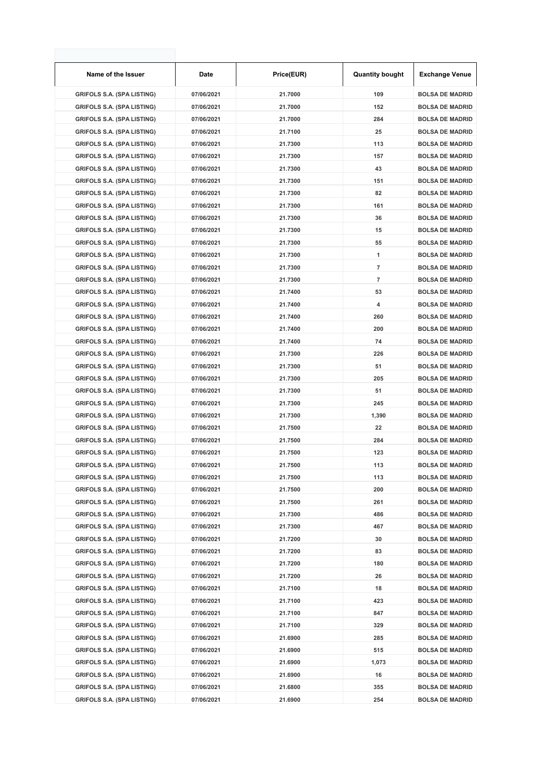| Name of the Issuer | Date | Price(EUR) | Quantity bought | Exchange Venue |
|---|---|---|---|---|
| GRIFOLS S.A. (SPA LISTING) | 07/06/2021 | 21.7000 | 109 | BOLSA DE MADRID |
| GRIFOLS S.A. (SPA LISTING) | 07/06/2021 | 21.7000 | 152 | BOLSA DE MADRID |
| GRIFOLS S.A. (SPA LISTING) | 07/06/2021 | 21.7000 | 284 | BOLSA DE MADRID |
| GRIFOLS S.A. (SPA LISTING) | 07/06/2021 | 21.7100 | 25 | BOLSA DE MADRID |
| GRIFOLS S.A. (SPA LISTING) | 07/06/2021 | 21.7300 | 113 | BOLSA DE MADRID |
| GRIFOLS S.A. (SPA LISTING) | 07/06/2021 | 21.7300 | 157 | BOLSA DE MADRID |
| GRIFOLS S.A. (SPA LISTING) | 07/06/2021 | 21.7300 | 43 | BOLSA DE MADRID |
| GRIFOLS S.A. (SPA LISTING) | 07/06/2021 | 21.7300 | 151 | BOLSA DE MADRID |
| GRIFOLS S.A. (SPA LISTING) | 07/06/2021 | 21.7300 | 82 | BOLSA DE MADRID |
| GRIFOLS S.A. (SPA LISTING) | 07/06/2021 | 21.7300 | 161 | BOLSA DE MADRID |
| GRIFOLS S.A. (SPA LISTING) | 07/06/2021 | 21.7300 | 36 | BOLSA DE MADRID |
| GRIFOLS S.A. (SPA LISTING) | 07/06/2021 | 21.7300 | 15 | BOLSA DE MADRID |
| GRIFOLS S.A. (SPA LISTING) | 07/06/2021 | 21.7300 | 55 | BOLSA DE MADRID |
| GRIFOLS S.A. (SPA LISTING) | 07/06/2021 | 21.7300 | 1 | BOLSA DE MADRID |
| GRIFOLS S.A. (SPA LISTING) | 07/06/2021 | 21.7300 | 7 | BOLSA DE MADRID |
| GRIFOLS S.A. (SPA LISTING) | 07/06/2021 | 21.7300 | 7 | BOLSA DE MADRID |
| GRIFOLS S.A. (SPA LISTING) | 07/06/2021 | 21.7400 | 53 | BOLSA DE MADRID |
| GRIFOLS S.A. (SPA LISTING) | 07/06/2021 | 21.7400 | 4 | BOLSA DE MADRID |
| GRIFOLS S.A. (SPA LISTING) | 07/06/2021 | 21.7400 | 260 | BOLSA DE MADRID |
| GRIFOLS S.A. (SPA LISTING) | 07/06/2021 | 21.7400 | 200 | BOLSA DE MADRID |
| GRIFOLS S.A. (SPA LISTING) | 07/06/2021 | 21.7400 | 74 | BOLSA DE MADRID |
| GRIFOLS S.A. (SPA LISTING) | 07/06/2021 | 21.7300 | 226 | BOLSA DE MADRID |
| GRIFOLS S.A. (SPA LISTING) | 07/06/2021 | 21.7300 | 51 | BOLSA DE MADRID |
| GRIFOLS S.A. (SPA LISTING) | 07/06/2021 | 21.7300 | 205 | BOLSA DE MADRID |
| GRIFOLS S.A. (SPA LISTING) | 07/06/2021 | 21.7300 | 51 | BOLSA DE MADRID |
| GRIFOLS S.A. (SPA LISTING) | 07/06/2021 | 21.7300 | 245 | BOLSA DE MADRID |
| GRIFOLS S.A. (SPA LISTING) | 07/06/2021 | 21.7300 | 1,390 | BOLSA DE MADRID |
| GRIFOLS S.A. (SPA LISTING) | 07/06/2021 | 21.7500 | 22 | BOLSA DE MADRID |
| GRIFOLS S.A. (SPA LISTING) | 07/06/2021 | 21.7500 | 284 | BOLSA DE MADRID |
| GRIFOLS S.A. (SPA LISTING) | 07/06/2021 | 21.7500 | 123 | BOLSA DE MADRID |
| GRIFOLS S.A. (SPA LISTING) | 07/06/2021 | 21.7500 | 113 | BOLSA DE MADRID |
| GRIFOLS S.A. (SPA LISTING) | 07/06/2021 | 21.7500 | 113 | BOLSA DE MADRID |
| GRIFOLS S.A. (SPA LISTING) | 07/06/2021 | 21.7500 | 200 | BOLSA DE MADRID |
| GRIFOLS S.A. (SPA LISTING) | 07/06/2021 | 21.7500 | 261 | BOLSA DE MADRID |
| GRIFOLS S.A. (SPA LISTING) | 07/06/2021 | 21.7300 | 486 | BOLSA DE MADRID |
| GRIFOLS S.A. (SPA LISTING) | 07/06/2021 | 21.7300 | 467 | BOLSA DE MADRID |
| GRIFOLS S.A. (SPA LISTING) | 07/06/2021 | 21.7200 | 30 | BOLSA DE MADRID |
| GRIFOLS S.A. (SPA LISTING) | 07/06/2021 | 21.7200 | 83 | BOLSA DE MADRID |
| GRIFOLS S.A. (SPA LISTING) | 07/06/2021 | 21.7200 | 180 | BOLSA DE MADRID |
| GRIFOLS S.A. (SPA LISTING) | 07/06/2021 | 21.7200 | 26 | BOLSA DE MADRID |
| GRIFOLS S.A. (SPA LISTING) | 07/06/2021 | 21.7100 | 18 | BOLSA DE MADRID |
| GRIFOLS S.A. (SPA LISTING) | 07/06/2021 | 21.7100 | 423 | BOLSA DE MADRID |
| GRIFOLS S.A. (SPA LISTING) | 07/06/2021 | 21.7100 | 847 | BOLSA DE MADRID |
| GRIFOLS S.A. (SPA LISTING) | 07/06/2021 | 21.7100 | 329 | BOLSA DE MADRID |
| GRIFOLS S.A. (SPA LISTING) | 07/06/2021 | 21.6900 | 285 | BOLSA DE MADRID |
| GRIFOLS S.A. (SPA LISTING) | 07/06/2021 | 21.6900 | 515 | BOLSA DE MADRID |
| GRIFOLS S.A. (SPA LISTING) | 07/06/2021 | 21.6900 | 1,073 | BOLSA DE MADRID |
| GRIFOLS S.A. (SPA LISTING) | 07/06/2021 | 21.6900 | 16 | BOLSA DE MADRID |
| GRIFOLS S.A. (SPA LISTING) | 07/06/2021 | 21.6800 | 355 | BOLSA DE MADRID |
| GRIFOLS S.A. (SPA LISTING) | 07/06/2021 | 21.6900 | 254 | BOLSA DE MADRID |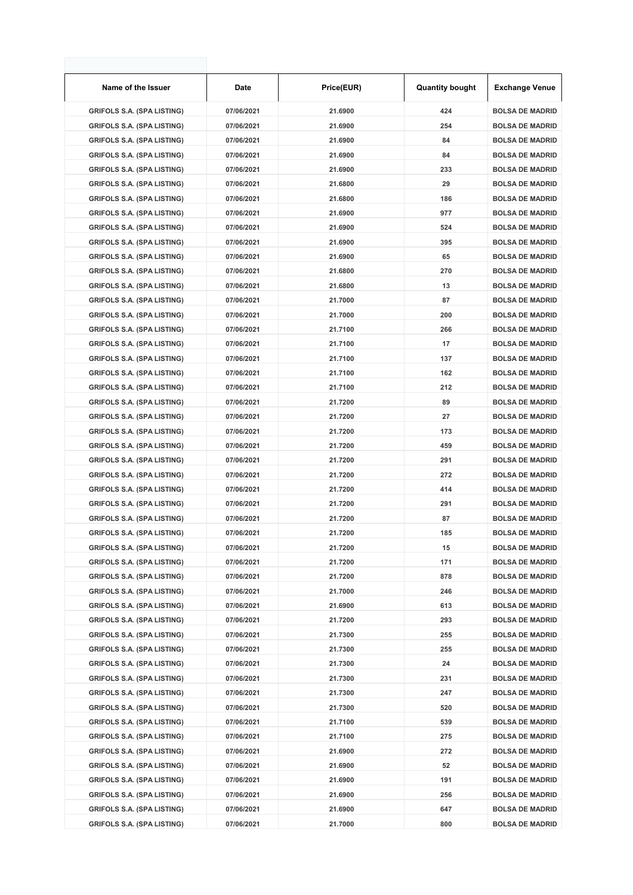| Name of the Issuer | Date | Price(EUR) | Quantity bought | Exchange Venue |
|---|---|---|---|---|
| GRIFOLS S.A. (SPA LISTING) | 07/06/2021 | 21.6900 | 424 | BOLSA DE MADRID |
| GRIFOLS S.A. (SPA LISTING) | 07/06/2021 | 21.6900 | 254 | BOLSA DE MADRID |
| GRIFOLS S.A. (SPA LISTING) | 07/06/2021 | 21.6900 | 84 | BOLSA DE MADRID |
| GRIFOLS S.A. (SPA LISTING) | 07/06/2021 | 21.6900 | 84 | BOLSA DE MADRID |
| GRIFOLS S.A. (SPA LISTING) | 07/06/2021 | 21.6900 | 233 | BOLSA DE MADRID |
| GRIFOLS S.A. (SPA LISTING) | 07/06/2021 | 21.6800 | 29 | BOLSA DE MADRID |
| GRIFOLS S.A. (SPA LISTING) | 07/06/2021 | 21.6800 | 186 | BOLSA DE MADRID |
| GRIFOLS S.A. (SPA LISTING) | 07/06/2021 | 21.6900 | 977 | BOLSA DE MADRID |
| GRIFOLS S.A. (SPA LISTING) | 07/06/2021 | 21.6900 | 524 | BOLSA DE MADRID |
| GRIFOLS S.A. (SPA LISTING) | 07/06/2021 | 21.6900 | 395 | BOLSA DE MADRID |
| GRIFOLS S.A. (SPA LISTING) | 07/06/2021 | 21.6900 | 65 | BOLSA DE MADRID |
| GRIFOLS S.A. (SPA LISTING) | 07/06/2021 | 21.6800 | 270 | BOLSA DE MADRID |
| GRIFOLS S.A. (SPA LISTING) | 07/06/2021 | 21.6800 | 13 | BOLSA DE MADRID |
| GRIFOLS S.A. (SPA LISTING) | 07/06/2021 | 21.7000 | 87 | BOLSA DE MADRID |
| GRIFOLS S.A. (SPA LISTING) | 07/06/2021 | 21.7000 | 200 | BOLSA DE MADRID |
| GRIFOLS S.A. (SPA LISTING) | 07/06/2021 | 21.7100 | 266 | BOLSA DE MADRID |
| GRIFOLS S.A. (SPA LISTING) | 07/06/2021 | 21.7100 | 17 | BOLSA DE MADRID |
| GRIFOLS S.A. (SPA LISTING) | 07/06/2021 | 21.7100 | 137 | BOLSA DE MADRID |
| GRIFOLS S.A. (SPA LISTING) | 07/06/2021 | 21.7100 | 162 | BOLSA DE MADRID |
| GRIFOLS S.A. (SPA LISTING) | 07/06/2021 | 21.7100 | 212 | BOLSA DE MADRID |
| GRIFOLS S.A. (SPA LISTING) | 07/06/2021 | 21.7200 | 89 | BOLSA DE MADRID |
| GRIFOLS S.A. (SPA LISTING) | 07/06/2021 | 21.7200 | 27 | BOLSA DE MADRID |
| GRIFOLS S.A. (SPA LISTING) | 07/06/2021 | 21.7200 | 173 | BOLSA DE MADRID |
| GRIFOLS S.A. (SPA LISTING) | 07/06/2021 | 21.7200 | 459 | BOLSA DE MADRID |
| GRIFOLS S.A. (SPA LISTING) | 07/06/2021 | 21.7200 | 291 | BOLSA DE MADRID |
| GRIFOLS S.A. (SPA LISTING) | 07/06/2021 | 21.7200 | 272 | BOLSA DE MADRID |
| GRIFOLS S.A. (SPA LISTING) | 07/06/2021 | 21.7200 | 414 | BOLSA DE MADRID |
| GRIFOLS S.A. (SPA LISTING) | 07/06/2021 | 21.7200 | 291 | BOLSA DE MADRID |
| GRIFOLS S.A. (SPA LISTING) | 07/06/2021 | 21.7200 | 87 | BOLSA DE MADRID |
| GRIFOLS S.A. (SPA LISTING) | 07/06/2021 | 21.7200 | 185 | BOLSA DE MADRID |
| GRIFOLS S.A. (SPA LISTING) | 07/06/2021 | 21.7200 | 15 | BOLSA DE MADRID |
| GRIFOLS S.A. (SPA LISTING) | 07/06/2021 | 21.7200 | 171 | BOLSA DE MADRID |
| GRIFOLS S.A. (SPA LISTING) | 07/06/2021 | 21.7200 | 878 | BOLSA DE MADRID |
| GRIFOLS S.A. (SPA LISTING) | 07/06/2021 | 21.7000 | 246 | BOLSA DE MADRID |
| GRIFOLS S.A. (SPA LISTING) | 07/06/2021 | 21.6900 | 613 | BOLSA DE MADRID |
| GRIFOLS S.A. (SPA LISTING) | 07/06/2021 | 21.7200 | 293 | BOLSA DE MADRID |
| GRIFOLS S.A. (SPA LISTING) | 07/06/2021 | 21.7300 | 255 | BOLSA DE MADRID |
| GRIFOLS S.A. (SPA LISTING) | 07/06/2021 | 21.7300 | 255 | BOLSA DE MADRID |
| GRIFOLS S.A. (SPA LISTING) | 07/06/2021 | 21.7300 | 24 | BOLSA DE MADRID |
| GRIFOLS S.A. (SPA LISTING) | 07/06/2021 | 21.7300 | 231 | BOLSA DE MADRID |
| GRIFOLS S.A. (SPA LISTING) | 07/06/2021 | 21.7300 | 247 | BOLSA DE MADRID |
| GRIFOLS S.A. (SPA LISTING) | 07/06/2021 | 21.7300 | 520 | BOLSA DE MADRID |
| GRIFOLS S.A. (SPA LISTING) | 07/06/2021 | 21.7100 | 539 | BOLSA DE MADRID |
| GRIFOLS S.A. (SPA LISTING) | 07/06/2021 | 21.7100 | 275 | BOLSA DE MADRID |
| GRIFOLS S.A. (SPA LISTING) | 07/06/2021 | 21.6900 | 272 | BOLSA DE MADRID |
| GRIFOLS S.A. (SPA LISTING) | 07/06/2021 | 21.6900 | 52 | BOLSA DE MADRID |
| GRIFOLS S.A. (SPA LISTING) | 07/06/2021 | 21.6900 | 191 | BOLSA DE MADRID |
| GRIFOLS S.A. (SPA LISTING) | 07/06/2021 | 21.6900 | 256 | BOLSA DE MADRID |
| GRIFOLS S.A. (SPA LISTING) | 07/06/2021 | 21.6900 | 647 | BOLSA DE MADRID |
| GRIFOLS S.A. (SPA LISTING) | 07/06/2021 | 21.7000 | 800 | BOLSA DE MADRID |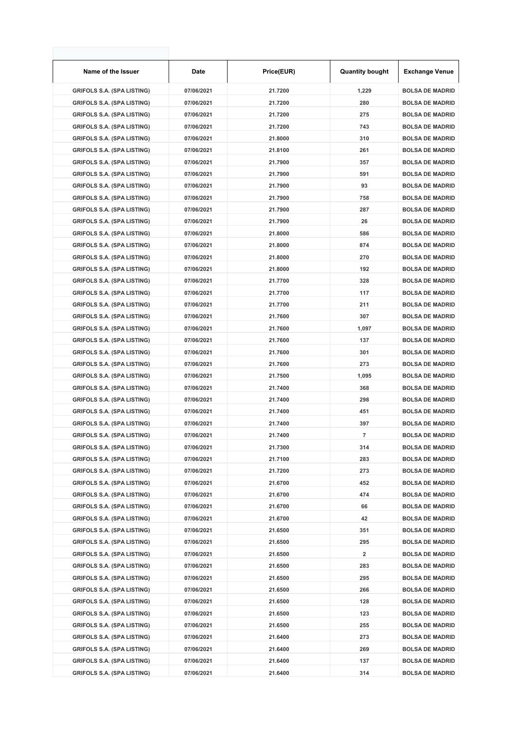| Name of the Issuer | Date | Price(EUR) | Quantity bought | Exchange Venue |
|---|---|---|---|---|
| GRIFOLS S.A. (SPA LISTING) | 07/06/2021 | 21.7200 | 1,229 | BOLSA DE MADRID |
| GRIFOLS S.A. (SPA LISTING) | 07/06/2021 | 21.7200 | 280 | BOLSA DE MADRID |
| GRIFOLS S.A. (SPA LISTING) | 07/06/2021 | 21.7200 | 275 | BOLSA DE MADRID |
| GRIFOLS S.A. (SPA LISTING) | 07/06/2021 | 21.7200 | 743 | BOLSA DE MADRID |
| GRIFOLS S.A. (SPA LISTING) | 07/06/2021 | 21.8000 | 310 | BOLSA DE MADRID |
| GRIFOLS S.A. (SPA LISTING) | 07/06/2021 | 21.8100 | 261 | BOLSA DE MADRID |
| GRIFOLS S.A. (SPA LISTING) | 07/06/2021 | 21.7900 | 357 | BOLSA DE MADRID |
| GRIFOLS S.A. (SPA LISTING) | 07/06/2021 | 21.7900 | 591 | BOLSA DE MADRID |
| GRIFOLS S.A. (SPA LISTING) | 07/06/2021 | 21.7900 | 93 | BOLSA DE MADRID |
| GRIFOLS S.A. (SPA LISTING) | 07/06/2021 | 21.7900 | 758 | BOLSA DE MADRID |
| GRIFOLS S.A. (SPA LISTING) | 07/06/2021 | 21.7900 | 287 | BOLSA DE MADRID |
| GRIFOLS S.A. (SPA LISTING) | 07/06/2021 | 21.7900 | 26 | BOLSA DE MADRID |
| GRIFOLS S.A. (SPA LISTING) | 07/06/2021 | 21.8000 | 586 | BOLSA DE MADRID |
| GRIFOLS S.A. (SPA LISTING) | 07/06/2021 | 21.8000 | 874 | BOLSA DE MADRID |
| GRIFOLS S.A. (SPA LISTING) | 07/06/2021 | 21.8000 | 270 | BOLSA DE MADRID |
| GRIFOLS S.A. (SPA LISTING) | 07/06/2021 | 21.8000 | 192 | BOLSA DE MADRID |
| GRIFOLS S.A. (SPA LISTING) | 07/06/2021 | 21.7700 | 328 | BOLSA DE MADRID |
| GRIFOLS S.A. (SPA LISTING) | 07/06/2021 | 21.7700 | 117 | BOLSA DE MADRID |
| GRIFOLS S.A. (SPA LISTING) | 07/06/2021 | 21.7700 | 211 | BOLSA DE MADRID |
| GRIFOLS S.A. (SPA LISTING) | 07/06/2021 | 21.7600 | 307 | BOLSA DE MADRID |
| GRIFOLS S.A. (SPA LISTING) | 07/06/2021 | 21.7600 | 1,097 | BOLSA DE MADRID |
| GRIFOLS S.A. (SPA LISTING) | 07/06/2021 | 21.7600 | 137 | BOLSA DE MADRID |
| GRIFOLS S.A. (SPA LISTING) | 07/06/2021 | 21.7600 | 301 | BOLSA DE MADRID |
| GRIFOLS S.A. (SPA LISTING) | 07/06/2021 | 21.7600 | 273 | BOLSA DE MADRID |
| GRIFOLS S.A. (SPA LISTING) | 07/06/2021 | 21.7500 | 1,095 | BOLSA DE MADRID |
| GRIFOLS S.A. (SPA LISTING) | 07/06/2021 | 21.7400 | 368 | BOLSA DE MADRID |
| GRIFOLS S.A. (SPA LISTING) | 07/06/2021 | 21.7400 | 298 | BOLSA DE MADRID |
| GRIFOLS S.A. (SPA LISTING) | 07/06/2021 | 21.7400 | 451 | BOLSA DE MADRID |
| GRIFOLS S.A. (SPA LISTING) | 07/06/2021 | 21.7400 | 397 | BOLSA DE MADRID |
| GRIFOLS S.A. (SPA LISTING) | 07/06/2021 | 21.7400 | 7 | BOLSA DE MADRID |
| GRIFOLS S.A. (SPA LISTING) | 07/06/2021 | 21.7300 | 314 | BOLSA DE MADRID |
| GRIFOLS S.A. (SPA LISTING) | 07/06/2021 | 21.7100 | 283 | BOLSA DE MADRID |
| GRIFOLS S.A. (SPA LISTING) | 07/06/2021 | 21.7200 | 273 | BOLSA DE MADRID |
| GRIFOLS S.A. (SPA LISTING) | 07/06/2021 | 21.6700 | 452 | BOLSA DE MADRID |
| GRIFOLS S.A. (SPA LISTING) | 07/06/2021 | 21.6700 | 474 | BOLSA DE MADRID |
| GRIFOLS S.A. (SPA LISTING) | 07/06/2021 | 21.6700 | 66 | BOLSA DE MADRID |
| GRIFOLS S.A. (SPA LISTING) | 07/06/2021 | 21.6700 | 42 | BOLSA DE MADRID |
| GRIFOLS S.A. (SPA LISTING) | 07/06/2021 | 21.6500 | 351 | BOLSA DE MADRID |
| GRIFOLS S.A. (SPA LISTING) | 07/06/2021 | 21.6500 | 295 | BOLSA DE MADRID |
| GRIFOLS S.A. (SPA LISTING) | 07/06/2021 | 21.6500 | 2 | BOLSA DE MADRID |
| GRIFOLS S.A. (SPA LISTING) | 07/06/2021 | 21.6500 | 283 | BOLSA DE MADRID |
| GRIFOLS S.A. (SPA LISTING) | 07/06/2021 | 21.6500 | 295 | BOLSA DE MADRID |
| GRIFOLS S.A. (SPA LISTING) | 07/06/2021 | 21.6500 | 266 | BOLSA DE MADRID |
| GRIFOLS S.A. (SPA LISTING) | 07/06/2021 | 21.6500 | 128 | BOLSA DE MADRID |
| GRIFOLS S.A. (SPA LISTING) | 07/06/2021 | 21.6500 | 123 | BOLSA DE MADRID |
| GRIFOLS S.A. (SPA LISTING) | 07/06/2021 | 21.6500 | 255 | BOLSA DE MADRID |
| GRIFOLS S.A. (SPA LISTING) | 07/06/2021 | 21.6400 | 273 | BOLSA DE MADRID |
| GRIFOLS S.A. (SPA LISTING) | 07/06/2021 | 21.6400 | 269 | BOLSA DE MADRID |
| GRIFOLS S.A. (SPA LISTING) | 07/06/2021 | 21.6400 | 137 | BOLSA DE MADRID |
| GRIFOLS S.A. (SPA LISTING) | 07/06/2021 | 21.6400 | 314 | BOLSA DE MADRID |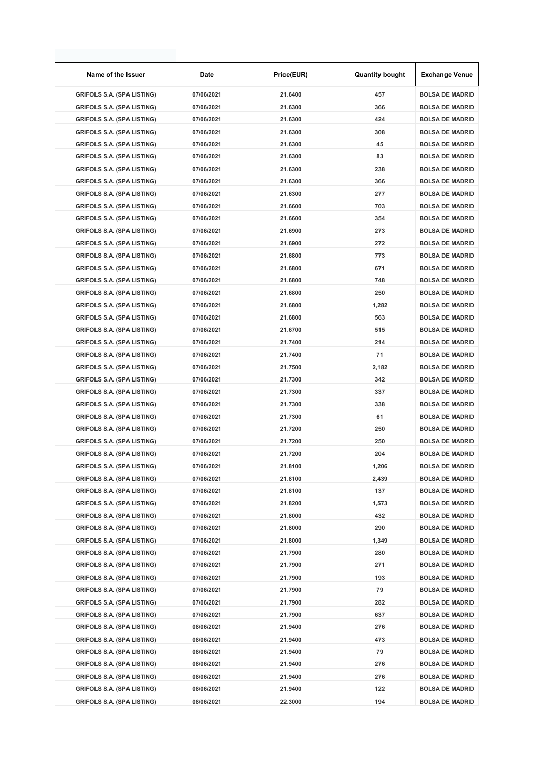| Name of the Issuer | Date | Price(EUR) | Quantity bought | Exchange Venue |
|---|---|---|---|---|
| GRIFOLS S.A. (SPA LISTING) | 07/06/2021 | 21.6400 | 457 | BOLSA DE MADRID |
| GRIFOLS S.A. (SPA LISTING) | 07/06/2021 | 21.6300 | 366 | BOLSA DE MADRID |
| GRIFOLS S.A. (SPA LISTING) | 07/06/2021 | 21.6300 | 424 | BOLSA DE MADRID |
| GRIFOLS S.A. (SPA LISTING) | 07/06/2021 | 21.6300 | 308 | BOLSA DE MADRID |
| GRIFOLS S.A. (SPA LISTING) | 07/06/2021 | 21.6300 | 45 | BOLSA DE MADRID |
| GRIFOLS S.A. (SPA LISTING) | 07/06/2021 | 21.6300 | 83 | BOLSA DE MADRID |
| GRIFOLS S.A. (SPA LISTING) | 07/06/2021 | 21.6300 | 238 | BOLSA DE MADRID |
| GRIFOLS S.A. (SPA LISTING) | 07/06/2021 | 21.6300 | 366 | BOLSA DE MADRID |
| GRIFOLS S.A. (SPA LISTING) | 07/06/2021 | 21.6300 | 277 | BOLSA DE MADRID |
| GRIFOLS S.A. (SPA LISTING) | 07/06/2021 | 21.6600 | 703 | BOLSA DE MADRID |
| GRIFOLS S.A. (SPA LISTING) | 07/06/2021 | 21.6600 | 354 | BOLSA DE MADRID |
| GRIFOLS S.A. (SPA LISTING) | 07/06/2021 | 21.6900 | 273 | BOLSA DE MADRID |
| GRIFOLS S.A. (SPA LISTING) | 07/06/2021 | 21.6900 | 272 | BOLSA DE MADRID |
| GRIFOLS S.A. (SPA LISTING) | 07/06/2021 | 21.6800 | 773 | BOLSA DE MADRID |
| GRIFOLS S.A. (SPA LISTING) | 07/06/2021 | 21.6800 | 671 | BOLSA DE MADRID |
| GRIFOLS S.A. (SPA LISTING) | 07/06/2021 | 21.6800 | 748 | BOLSA DE MADRID |
| GRIFOLS S.A. (SPA LISTING) | 07/06/2021 | 21.6800 | 250 | BOLSA DE MADRID |
| GRIFOLS S.A. (SPA LISTING) | 07/06/2021 | 21.6800 | 1,282 | BOLSA DE MADRID |
| GRIFOLS S.A. (SPA LISTING) | 07/06/2021 | 21.6800 | 563 | BOLSA DE MADRID |
| GRIFOLS S.A. (SPA LISTING) | 07/06/2021 | 21.6700 | 515 | BOLSA DE MADRID |
| GRIFOLS S.A. (SPA LISTING) | 07/06/2021 | 21.7400 | 214 | BOLSA DE MADRID |
| GRIFOLS S.A. (SPA LISTING) | 07/06/2021 | 21.7400 | 71 | BOLSA DE MADRID |
| GRIFOLS S.A. (SPA LISTING) | 07/06/2021 | 21.7500 | 2,182 | BOLSA DE MADRID |
| GRIFOLS S.A. (SPA LISTING) | 07/06/2021 | 21.7300 | 342 | BOLSA DE MADRID |
| GRIFOLS S.A. (SPA LISTING) | 07/06/2021 | 21.7300 | 337 | BOLSA DE MADRID |
| GRIFOLS S.A. (SPA LISTING) | 07/06/2021 | 21.7300 | 338 | BOLSA DE MADRID |
| GRIFOLS S.A. (SPA LISTING) | 07/06/2021 | 21.7300 | 61 | BOLSA DE MADRID |
| GRIFOLS S.A. (SPA LISTING) | 07/06/2021 | 21.7200 | 250 | BOLSA DE MADRID |
| GRIFOLS S.A. (SPA LISTING) | 07/06/2021 | 21.7200 | 250 | BOLSA DE MADRID |
| GRIFOLS S.A. (SPA LISTING) | 07/06/2021 | 21.7200 | 204 | BOLSA DE MADRID |
| GRIFOLS S.A. (SPA LISTING) | 07/06/2021 | 21.8100 | 1,206 | BOLSA DE MADRID |
| GRIFOLS S.A. (SPA LISTING) | 07/06/2021 | 21.8100 | 2,439 | BOLSA DE MADRID |
| GRIFOLS S.A. (SPA LISTING) | 07/06/2021 | 21.8100 | 137 | BOLSA DE MADRID |
| GRIFOLS S.A. (SPA LISTING) | 07/06/2021 | 21.8200 | 1,573 | BOLSA DE MADRID |
| GRIFOLS S.A. (SPA LISTING) | 07/06/2021 | 21.8000 | 432 | BOLSA DE MADRID |
| GRIFOLS S.A. (SPA LISTING) | 07/06/2021 | 21.8000 | 290 | BOLSA DE MADRID |
| GRIFOLS S.A. (SPA LISTING) | 07/06/2021 | 21.8000 | 1,349 | BOLSA DE MADRID |
| GRIFOLS S.A. (SPA LISTING) | 07/06/2021 | 21.7900 | 280 | BOLSA DE MADRID |
| GRIFOLS S.A. (SPA LISTING) | 07/06/2021 | 21.7900 | 271 | BOLSA DE MADRID |
| GRIFOLS S.A. (SPA LISTING) | 07/06/2021 | 21.7900 | 193 | BOLSA DE MADRID |
| GRIFOLS S.A. (SPA LISTING) | 07/06/2021 | 21.7900 | 79 | BOLSA DE MADRID |
| GRIFOLS S.A. (SPA LISTING) | 07/06/2021 | 21.7900 | 282 | BOLSA DE MADRID |
| GRIFOLS S.A. (SPA LISTING) | 07/06/2021 | 21.7900 | 637 | BOLSA DE MADRID |
| GRIFOLS S.A. (SPA LISTING) | 08/06/2021 | 21.9400 | 276 | BOLSA DE MADRID |
| GRIFOLS S.A. (SPA LISTING) | 08/06/2021 | 21.9400 | 473 | BOLSA DE MADRID |
| GRIFOLS S.A. (SPA LISTING) | 08/06/2021 | 21.9400 | 79 | BOLSA DE MADRID |
| GRIFOLS S.A. (SPA LISTING) | 08/06/2021 | 21.9400 | 276 | BOLSA DE MADRID |
| GRIFOLS S.A. (SPA LISTING) | 08/06/2021 | 21.9400 | 276 | BOLSA DE MADRID |
| GRIFOLS S.A. (SPA LISTING) | 08/06/2021 | 21.9400 | 122 | BOLSA DE MADRID |
| GRIFOLS S.A. (SPA LISTING) | 08/06/2021 | 22.3000 | 194 | BOLSA DE MADRID |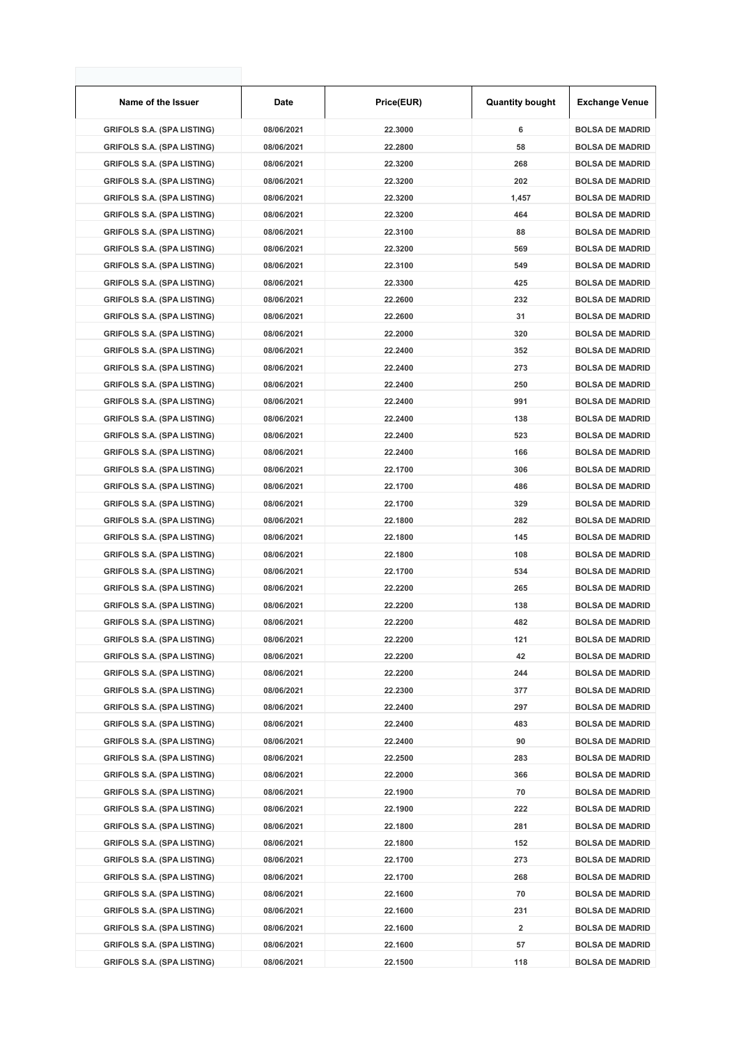| Name of the Issuer | Date | Price(EUR) | Quantity bought | Exchange Venue |
|---|---|---|---|---|
| GRIFOLS S.A. (SPA LISTING) | 08/06/2021 | 22.3000 | 6 | BOLSA DE MADRID |
| GRIFOLS S.A. (SPA LISTING) | 08/06/2021 | 22.2800 | 58 | BOLSA DE MADRID |
| GRIFOLS S.A. (SPA LISTING) | 08/06/2021 | 22.3200 | 268 | BOLSA DE MADRID |
| GRIFOLS S.A. (SPA LISTING) | 08/06/2021 | 22.3200 | 202 | BOLSA DE MADRID |
| GRIFOLS S.A. (SPA LISTING) | 08/06/2021 | 22.3200 | 1,457 | BOLSA DE MADRID |
| GRIFOLS S.A. (SPA LISTING) | 08/06/2021 | 22.3200 | 464 | BOLSA DE MADRID |
| GRIFOLS S.A. (SPA LISTING) | 08/06/2021 | 22.3100 | 88 | BOLSA DE MADRID |
| GRIFOLS S.A. (SPA LISTING) | 08/06/2021 | 22.3200 | 569 | BOLSA DE MADRID |
| GRIFOLS S.A. (SPA LISTING) | 08/06/2021 | 22.3100 | 549 | BOLSA DE MADRID |
| GRIFOLS S.A. (SPA LISTING) | 08/06/2021 | 22.3300 | 425 | BOLSA DE MADRID |
| GRIFOLS S.A. (SPA LISTING) | 08/06/2021 | 22.2600 | 232 | BOLSA DE MADRID |
| GRIFOLS S.A. (SPA LISTING) | 08/06/2021 | 22.2600 | 31 | BOLSA DE MADRID |
| GRIFOLS S.A. (SPA LISTING) | 08/06/2021 | 22.2000 | 320 | BOLSA DE MADRID |
| GRIFOLS S.A. (SPA LISTING) | 08/06/2021 | 22.2400 | 352 | BOLSA DE MADRID |
| GRIFOLS S.A. (SPA LISTING) | 08/06/2021 | 22.2400 | 273 | BOLSA DE MADRID |
| GRIFOLS S.A. (SPA LISTING) | 08/06/2021 | 22.2400 | 250 | BOLSA DE MADRID |
| GRIFOLS S.A. (SPA LISTING) | 08/06/2021 | 22.2400 | 991 | BOLSA DE MADRID |
| GRIFOLS S.A. (SPA LISTING) | 08/06/2021 | 22.2400 | 138 | BOLSA DE MADRID |
| GRIFOLS S.A. (SPA LISTING) | 08/06/2021 | 22.2400 | 523 | BOLSA DE MADRID |
| GRIFOLS S.A. (SPA LISTING) | 08/06/2021 | 22.2400 | 166 | BOLSA DE MADRID |
| GRIFOLS S.A. (SPA LISTING) | 08/06/2021 | 22.1700 | 306 | BOLSA DE MADRID |
| GRIFOLS S.A. (SPA LISTING) | 08/06/2021 | 22.1700 | 486 | BOLSA DE MADRID |
| GRIFOLS S.A. (SPA LISTING) | 08/06/2021 | 22.1700 | 329 | BOLSA DE MADRID |
| GRIFOLS S.A. (SPA LISTING) | 08/06/2021 | 22.1800 | 282 | BOLSA DE MADRID |
| GRIFOLS S.A. (SPA LISTING) | 08/06/2021 | 22.1800 | 145 | BOLSA DE MADRID |
| GRIFOLS S.A. (SPA LISTING) | 08/06/2021 | 22.1800 | 108 | BOLSA DE MADRID |
| GRIFOLS S.A. (SPA LISTING) | 08/06/2021 | 22.1700 | 534 | BOLSA DE MADRID |
| GRIFOLS S.A. (SPA LISTING) | 08/06/2021 | 22.2200 | 265 | BOLSA DE MADRID |
| GRIFOLS S.A. (SPA LISTING) | 08/06/2021 | 22.2200 | 138 | BOLSA DE MADRID |
| GRIFOLS S.A. (SPA LISTING) | 08/06/2021 | 22.2200 | 482 | BOLSA DE MADRID |
| GRIFOLS S.A. (SPA LISTING) | 08/06/2021 | 22.2200 | 121 | BOLSA DE MADRID |
| GRIFOLS S.A. (SPA LISTING) | 08/06/2021 | 22.2200 | 42 | BOLSA DE MADRID |
| GRIFOLS S.A. (SPA LISTING) | 08/06/2021 | 22.2200 | 244 | BOLSA DE MADRID |
| GRIFOLS S.A. (SPA LISTING) | 08/06/2021 | 22.2300 | 377 | BOLSA DE MADRID |
| GRIFOLS S.A. (SPA LISTING) | 08/06/2021 | 22.2400 | 297 | BOLSA DE MADRID |
| GRIFOLS S.A. (SPA LISTING) | 08/06/2021 | 22.2400 | 483 | BOLSA DE MADRID |
| GRIFOLS S.A. (SPA LISTING) | 08/06/2021 | 22.2400 | 90 | BOLSA DE MADRID |
| GRIFOLS S.A. (SPA LISTING) | 08/06/2021 | 22.2500 | 283 | BOLSA DE MADRID |
| GRIFOLS S.A. (SPA LISTING) | 08/06/2021 | 22.2000 | 366 | BOLSA DE MADRID |
| GRIFOLS S.A. (SPA LISTING) | 08/06/2021 | 22.1900 | 70 | BOLSA DE MADRID |
| GRIFOLS S.A. (SPA LISTING) | 08/06/2021 | 22.1900 | 222 | BOLSA DE MADRID |
| GRIFOLS S.A. (SPA LISTING) | 08/06/2021 | 22.1800 | 281 | BOLSA DE MADRID |
| GRIFOLS S.A. (SPA LISTING) | 08/06/2021 | 22.1800 | 152 | BOLSA DE MADRID |
| GRIFOLS S.A. (SPA LISTING) | 08/06/2021 | 22.1700 | 273 | BOLSA DE MADRID |
| GRIFOLS S.A. (SPA LISTING) | 08/06/2021 | 22.1700 | 268 | BOLSA DE MADRID |
| GRIFOLS S.A. (SPA LISTING) | 08/06/2021 | 22.1600 | 70 | BOLSA DE MADRID |
| GRIFOLS S.A. (SPA LISTING) | 08/06/2021 | 22.1600 | 231 | BOLSA DE MADRID |
| GRIFOLS S.A. (SPA LISTING) | 08/06/2021 | 22.1600 | 2 | BOLSA DE MADRID |
| GRIFOLS S.A. (SPA LISTING) | 08/06/2021 | 22.1600 | 57 | BOLSA DE MADRID |
| GRIFOLS S.A. (SPA LISTING) | 08/06/2021 | 22.1500 | 118 | BOLSA DE MADRID |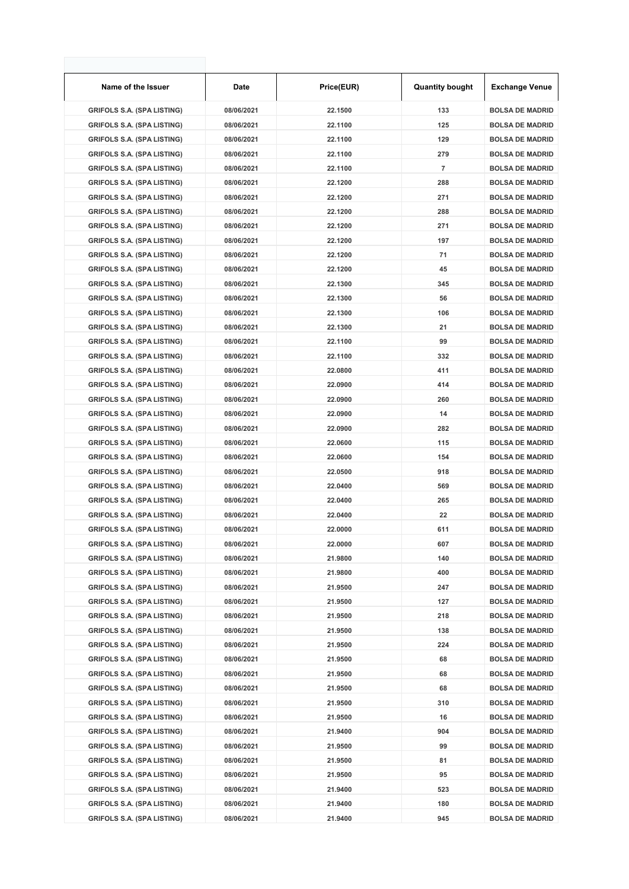| Name of the Issuer | Date | Price(EUR) | Quantity bought | Exchange Venue |
|---|---|---|---|---|
| GRIFOLS S.A. (SPA LISTING) | 08/06/2021 | 22.1500 | 133 | BOLSA DE MADRID |
| GRIFOLS S.A. (SPA LISTING) | 08/06/2021 | 22.1100 | 125 | BOLSA DE MADRID |
| GRIFOLS S.A. (SPA LISTING) | 08/06/2021 | 22.1100 | 129 | BOLSA DE MADRID |
| GRIFOLS S.A. (SPA LISTING) | 08/06/2021 | 22.1100 | 279 | BOLSA DE MADRID |
| GRIFOLS S.A. (SPA LISTING) | 08/06/2021 | 22.1100 | 7 | BOLSA DE MADRID |
| GRIFOLS S.A. (SPA LISTING) | 08/06/2021 | 22.1200 | 288 | BOLSA DE MADRID |
| GRIFOLS S.A. (SPA LISTING) | 08/06/2021 | 22.1200 | 271 | BOLSA DE MADRID |
| GRIFOLS S.A. (SPA LISTING) | 08/06/2021 | 22.1200 | 288 | BOLSA DE MADRID |
| GRIFOLS S.A. (SPA LISTING) | 08/06/2021 | 22.1200 | 271 | BOLSA DE MADRID |
| GRIFOLS S.A. (SPA LISTING) | 08/06/2021 | 22.1200 | 197 | BOLSA DE MADRID |
| GRIFOLS S.A. (SPA LISTING) | 08/06/2021 | 22.1200 | 71 | BOLSA DE MADRID |
| GRIFOLS S.A. (SPA LISTING) | 08/06/2021 | 22.1200 | 45 | BOLSA DE MADRID |
| GRIFOLS S.A. (SPA LISTING) | 08/06/2021 | 22.1300 | 345 | BOLSA DE MADRID |
| GRIFOLS S.A. (SPA LISTING) | 08/06/2021 | 22.1300 | 56 | BOLSA DE MADRID |
| GRIFOLS S.A. (SPA LISTING) | 08/06/2021 | 22.1300 | 106 | BOLSA DE MADRID |
| GRIFOLS S.A. (SPA LISTING) | 08/06/2021 | 22.1300 | 21 | BOLSA DE MADRID |
| GRIFOLS S.A. (SPA LISTING) | 08/06/2021 | 22.1100 | 99 | BOLSA DE MADRID |
| GRIFOLS S.A. (SPA LISTING) | 08/06/2021 | 22.1100 | 332 | BOLSA DE MADRID |
| GRIFOLS S.A. (SPA LISTING) | 08/06/2021 | 22.0800 | 411 | BOLSA DE MADRID |
| GRIFOLS S.A. (SPA LISTING) | 08/06/2021 | 22.0900 | 414 | BOLSA DE MADRID |
| GRIFOLS S.A. (SPA LISTING) | 08/06/2021 | 22.0900 | 260 | BOLSA DE MADRID |
| GRIFOLS S.A. (SPA LISTING) | 08/06/2021 | 22.0900 | 14 | BOLSA DE MADRID |
| GRIFOLS S.A. (SPA LISTING) | 08/06/2021 | 22.0900 | 282 | BOLSA DE MADRID |
| GRIFOLS S.A. (SPA LISTING) | 08/06/2021 | 22.0600 | 115 | BOLSA DE MADRID |
| GRIFOLS S.A. (SPA LISTING) | 08/06/2021 | 22.0600 | 154 | BOLSA DE MADRID |
| GRIFOLS S.A. (SPA LISTING) | 08/06/2021 | 22.0500 | 918 | BOLSA DE MADRID |
| GRIFOLS S.A. (SPA LISTING) | 08/06/2021 | 22.0400 | 569 | BOLSA DE MADRID |
| GRIFOLS S.A. (SPA LISTING) | 08/06/2021 | 22.0400 | 265 | BOLSA DE MADRID |
| GRIFOLS S.A. (SPA LISTING) | 08/06/2021 | 22.0400 | 22 | BOLSA DE MADRID |
| GRIFOLS S.A. (SPA LISTING) | 08/06/2021 | 22.0000 | 611 | BOLSA DE MADRID |
| GRIFOLS S.A. (SPA LISTING) | 08/06/2021 | 22.0000 | 607 | BOLSA DE MADRID |
| GRIFOLS S.A. (SPA LISTING) | 08/06/2021 | 21.9800 | 140 | BOLSA DE MADRID |
| GRIFOLS S.A. (SPA LISTING) | 08/06/2021 | 21.9800 | 400 | BOLSA DE MADRID |
| GRIFOLS S.A. (SPA LISTING) | 08/06/2021 | 21.9500 | 247 | BOLSA DE MADRID |
| GRIFOLS S.A. (SPA LISTING) | 08/06/2021 | 21.9500 | 127 | BOLSA DE MADRID |
| GRIFOLS S.A. (SPA LISTING) | 08/06/2021 | 21.9500 | 218 | BOLSA DE MADRID |
| GRIFOLS S.A. (SPA LISTING) | 08/06/2021 | 21.9500 | 138 | BOLSA DE MADRID |
| GRIFOLS S.A. (SPA LISTING) | 08/06/2021 | 21.9500 | 224 | BOLSA DE MADRID |
| GRIFOLS S.A. (SPA LISTING) | 08/06/2021 | 21.9500 | 68 | BOLSA DE MADRID |
| GRIFOLS S.A. (SPA LISTING) | 08/06/2021 | 21.9500 | 68 | BOLSA DE MADRID |
| GRIFOLS S.A. (SPA LISTING) | 08/06/2021 | 21.9500 | 68 | BOLSA DE MADRID |
| GRIFOLS S.A. (SPA LISTING) | 08/06/2021 | 21.9500 | 310 | BOLSA DE MADRID |
| GRIFOLS S.A. (SPA LISTING) | 08/06/2021 | 21.9500 | 16 | BOLSA DE MADRID |
| GRIFOLS S.A. (SPA LISTING) | 08/06/2021 | 21.9400 | 904 | BOLSA DE MADRID |
| GRIFOLS S.A. (SPA LISTING) | 08/06/2021 | 21.9500 | 99 | BOLSA DE MADRID |
| GRIFOLS S.A. (SPA LISTING) | 08/06/2021 | 21.9500 | 81 | BOLSA DE MADRID |
| GRIFOLS S.A. (SPA LISTING) | 08/06/2021 | 21.9500 | 95 | BOLSA DE MADRID |
| GRIFOLS S.A. (SPA LISTING) | 08/06/2021 | 21.9400 | 523 | BOLSA DE MADRID |
| GRIFOLS S.A. (SPA LISTING) | 08/06/2021 | 21.9400 | 180 | BOLSA DE MADRID |
| GRIFOLS S.A. (SPA LISTING) | 08/06/2021 | 21.9400 | 945 | BOLSA DE MADRID |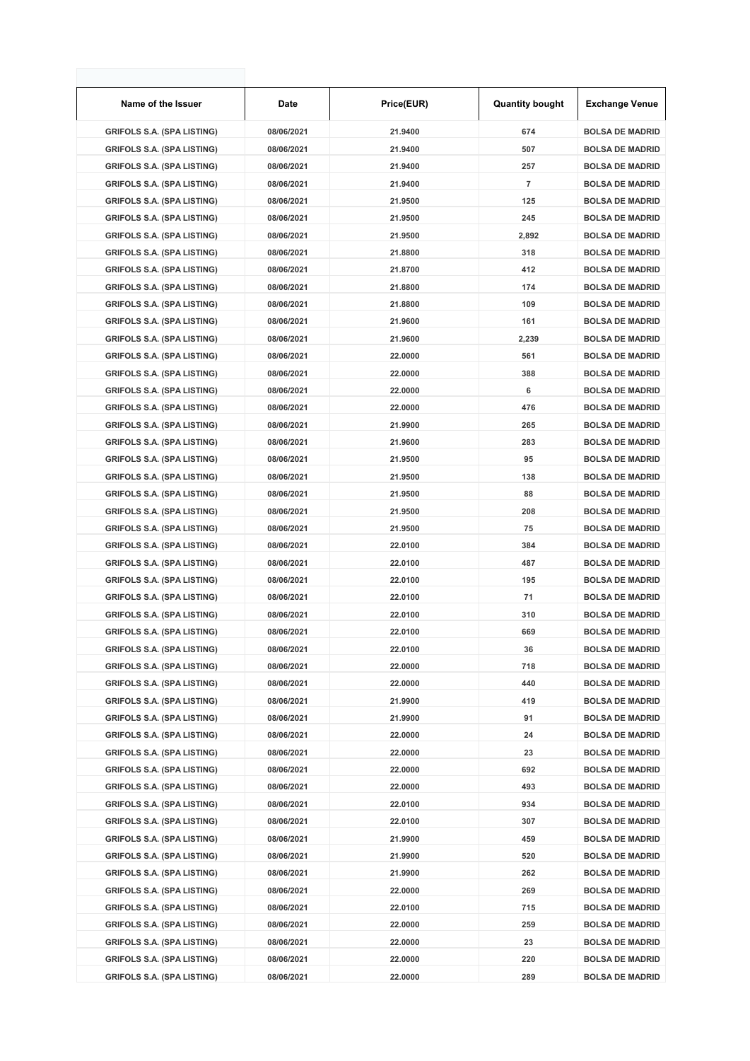| Name of the Issuer | Date | Price(EUR) | Quantity bought | Exchange Venue |
|---|---|---|---|---|
| GRIFOLS S.A. (SPA LISTING) | 08/06/2021 | 21.9400 | 674 | BOLSA DE MADRID |
| GRIFOLS S.A. (SPA LISTING) | 08/06/2021 | 21.9400 | 507 | BOLSA DE MADRID |
| GRIFOLS S.A. (SPA LISTING) | 08/06/2021 | 21.9400 | 257 | BOLSA DE MADRID |
| GRIFOLS S.A. (SPA LISTING) | 08/06/2021 | 21.9400 | 7 | BOLSA DE MADRID |
| GRIFOLS S.A. (SPA LISTING) | 08/06/2021 | 21.9500 | 125 | BOLSA DE MADRID |
| GRIFOLS S.A. (SPA LISTING) | 08/06/2021 | 21.9500 | 245 | BOLSA DE MADRID |
| GRIFOLS S.A. (SPA LISTING) | 08/06/2021 | 21.9500 | 2,892 | BOLSA DE MADRID |
| GRIFOLS S.A. (SPA LISTING) | 08/06/2021 | 21.8800 | 318 | BOLSA DE MADRID |
| GRIFOLS S.A. (SPA LISTING) | 08/06/2021 | 21.8700 | 412 | BOLSA DE MADRID |
| GRIFOLS S.A. (SPA LISTING) | 08/06/2021 | 21.8800 | 174 | BOLSA DE MADRID |
| GRIFOLS S.A. (SPA LISTING) | 08/06/2021 | 21.8800 | 109 | BOLSA DE MADRID |
| GRIFOLS S.A. (SPA LISTING) | 08/06/2021 | 21.9600 | 161 | BOLSA DE MADRID |
| GRIFOLS S.A. (SPA LISTING) | 08/06/2021 | 21.9600 | 2,239 | BOLSA DE MADRID |
| GRIFOLS S.A. (SPA LISTING) | 08/06/2021 | 22.0000 | 561 | BOLSA DE MADRID |
| GRIFOLS S.A. (SPA LISTING) | 08/06/2021 | 22.0000 | 388 | BOLSA DE MADRID |
| GRIFOLS S.A. (SPA LISTING) | 08/06/2021 | 22.0000 | 6 | BOLSA DE MADRID |
| GRIFOLS S.A. (SPA LISTING) | 08/06/2021 | 22.0000 | 476 | BOLSA DE MADRID |
| GRIFOLS S.A. (SPA LISTING) | 08/06/2021 | 21.9900 | 265 | BOLSA DE MADRID |
| GRIFOLS S.A. (SPA LISTING) | 08/06/2021 | 21.9600 | 283 | BOLSA DE MADRID |
| GRIFOLS S.A. (SPA LISTING) | 08/06/2021 | 21.9500 | 95 | BOLSA DE MADRID |
| GRIFOLS S.A. (SPA LISTING) | 08/06/2021 | 21.9500 | 138 | BOLSA DE MADRID |
| GRIFOLS S.A. (SPA LISTING) | 08/06/2021 | 21.9500 | 88 | BOLSA DE MADRID |
| GRIFOLS S.A. (SPA LISTING) | 08/06/2021 | 21.9500 | 208 | BOLSA DE MADRID |
| GRIFOLS S.A. (SPA LISTING) | 08/06/2021 | 21.9500 | 75 | BOLSA DE MADRID |
| GRIFOLS S.A. (SPA LISTING) | 08/06/2021 | 22.0100 | 384 | BOLSA DE MADRID |
| GRIFOLS S.A. (SPA LISTING) | 08/06/2021 | 22.0100 | 487 | BOLSA DE MADRID |
| GRIFOLS S.A. (SPA LISTING) | 08/06/2021 | 22.0100 | 195 | BOLSA DE MADRID |
| GRIFOLS S.A. (SPA LISTING) | 08/06/2021 | 22.0100 | 71 | BOLSA DE MADRID |
| GRIFOLS S.A. (SPA LISTING) | 08/06/2021 | 22.0100 | 310 | BOLSA DE MADRID |
| GRIFOLS S.A. (SPA LISTING) | 08/06/2021 | 22.0100 | 669 | BOLSA DE MADRID |
| GRIFOLS S.A. (SPA LISTING) | 08/06/2021 | 22.0100 | 36 | BOLSA DE MADRID |
| GRIFOLS S.A. (SPA LISTING) | 08/06/2021 | 22.0000 | 718 | BOLSA DE MADRID |
| GRIFOLS S.A. (SPA LISTING) | 08/06/2021 | 22.0000 | 440 | BOLSA DE MADRID |
| GRIFOLS S.A. (SPA LISTING) | 08/06/2021 | 21.9900 | 419 | BOLSA DE MADRID |
| GRIFOLS S.A. (SPA LISTING) | 08/06/2021 | 21.9900 | 91 | BOLSA DE MADRID |
| GRIFOLS S.A. (SPA LISTING) | 08/06/2021 | 22.0000 | 24 | BOLSA DE MADRID |
| GRIFOLS S.A. (SPA LISTING) | 08/06/2021 | 22.0000 | 23 | BOLSA DE MADRID |
| GRIFOLS S.A. (SPA LISTING) | 08/06/2021 | 22.0000 | 692 | BOLSA DE MADRID |
| GRIFOLS S.A. (SPA LISTING) | 08/06/2021 | 22.0000 | 493 | BOLSA DE MADRID |
| GRIFOLS S.A. (SPA LISTING) | 08/06/2021 | 22.0100 | 934 | BOLSA DE MADRID |
| GRIFOLS S.A. (SPA LISTING) | 08/06/2021 | 22.0100 | 307 | BOLSA DE MADRID |
| GRIFOLS S.A. (SPA LISTING) | 08/06/2021 | 21.9900 | 459 | BOLSA DE MADRID |
| GRIFOLS S.A. (SPA LISTING) | 08/06/2021 | 21.9900 | 520 | BOLSA DE MADRID |
| GRIFOLS S.A. (SPA LISTING) | 08/06/2021 | 21.9900 | 262 | BOLSA DE MADRID |
| GRIFOLS S.A. (SPA LISTING) | 08/06/2021 | 22.0000 | 269 | BOLSA DE MADRID |
| GRIFOLS S.A. (SPA LISTING) | 08/06/2021 | 22.0100 | 715 | BOLSA DE MADRID |
| GRIFOLS S.A. (SPA LISTING) | 08/06/2021 | 22.0000 | 259 | BOLSA DE MADRID |
| GRIFOLS S.A. (SPA LISTING) | 08/06/2021 | 22.0000 | 23 | BOLSA DE MADRID |
| GRIFOLS S.A. (SPA LISTING) | 08/06/2021 | 22.0000 | 220 | BOLSA DE MADRID |
| GRIFOLS S.A. (SPA LISTING) | 08/06/2021 | 22.0000 | 289 | BOLSA DE MADRID |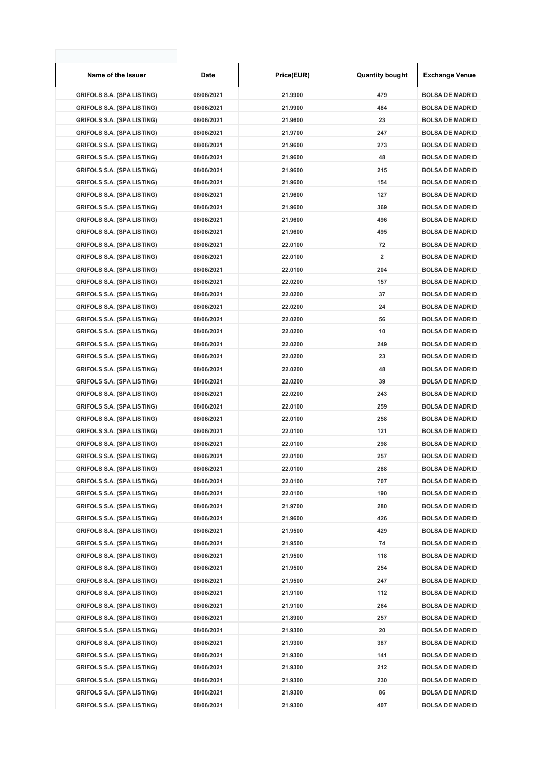| Name of the Issuer | Date | Price(EUR) | Quantity bought | Exchange Venue |
|---|---|---|---|---|
| GRIFOLS S.A. (SPA LISTING) | 08/06/2021 | 21.9900 | 479 | BOLSA DE MADRID |
| GRIFOLS S.A. (SPA LISTING) | 08/06/2021 | 21.9900 | 484 | BOLSA DE MADRID |
| GRIFOLS S.A. (SPA LISTING) | 08/06/2021 | 21.9600 | 23 | BOLSA DE MADRID |
| GRIFOLS S.A. (SPA LISTING) | 08/06/2021 | 21.9700 | 247 | BOLSA DE MADRID |
| GRIFOLS S.A. (SPA LISTING) | 08/06/2021 | 21.9600 | 273 | BOLSA DE MADRID |
| GRIFOLS S.A. (SPA LISTING) | 08/06/2021 | 21.9600 | 48 | BOLSA DE MADRID |
| GRIFOLS S.A. (SPA LISTING) | 08/06/2021 | 21.9600 | 215 | BOLSA DE MADRID |
| GRIFOLS S.A. (SPA LISTING) | 08/06/2021 | 21.9600 | 154 | BOLSA DE MADRID |
| GRIFOLS S.A. (SPA LISTING) | 08/06/2021 | 21.9600 | 127 | BOLSA DE MADRID |
| GRIFOLS S.A. (SPA LISTING) | 08/06/2021 | 21.9600 | 369 | BOLSA DE MADRID |
| GRIFOLS S.A. (SPA LISTING) | 08/06/2021 | 21.9600 | 496 | BOLSA DE MADRID |
| GRIFOLS S.A. (SPA LISTING) | 08/06/2021 | 21.9600 | 495 | BOLSA DE MADRID |
| GRIFOLS S.A. (SPA LISTING) | 08/06/2021 | 22.0100 | 72 | BOLSA DE MADRID |
| GRIFOLS S.A. (SPA LISTING) | 08/06/2021 | 22.0100 | 2 | BOLSA DE MADRID |
| GRIFOLS S.A. (SPA LISTING) | 08/06/2021 | 22.0100 | 204 | BOLSA DE MADRID |
| GRIFOLS S.A. (SPA LISTING) | 08/06/2021 | 22.0200 | 157 | BOLSA DE MADRID |
| GRIFOLS S.A. (SPA LISTING) | 08/06/2021 | 22.0200 | 37 | BOLSA DE MADRID |
| GRIFOLS S.A. (SPA LISTING) | 08/06/2021 | 22.0200 | 24 | BOLSA DE MADRID |
| GRIFOLS S.A. (SPA LISTING) | 08/06/2021 | 22.0200 | 56 | BOLSA DE MADRID |
| GRIFOLS S.A. (SPA LISTING) | 08/06/2021 | 22.0200 | 10 | BOLSA DE MADRID |
| GRIFOLS S.A. (SPA LISTING) | 08/06/2021 | 22.0200 | 249 | BOLSA DE MADRID |
| GRIFOLS S.A. (SPA LISTING) | 08/06/2021 | 22.0200 | 23 | BOLSA DE MADRID |
| GRIFOLS S.A. (SPA LISTING) | 08/06/2021 | 22.0200 | 48 | BOLSA DE MADRID |
| GRIFOLS S.A. (SPA LISTING) | 08/06/2021 | 22.0200 | 39 | BOLSA DE MADRID |
| GRIFOLS S.A. (SPA LISTING) | 08/06/2021 | 22.0200 | 243 | BOLSA DE MADRID |
| GRIFOLS S.A. (SPA LISTING) | 08/06/2021 | 22.0100 | 259 | BOLSA DE MADRID |
| GRIFOLS S.A. (SPA LISTING) | 08/06/2021 | 22.0100 | 258 | BOLSA DE MADRID |
| GRIFOLS S.A. (SPA LISTING) | 08/06/2021 | 22.0100 | 121 | BOLSA DE MADRID |
| GRIFOLS S.A. (SPA LISTING) | 08/06/2021 | 22.0100 | 298 | BOLSA DE MADRID |
| GRIFOLS S.A. (SPA LISTING) | 08/06/2021 | 22.0100 | 257 | BOLSA DE MADRID |
| GRIFOLS S.A. (SPA LISTING) | 08/06/2021 | 22.0100 | 288 | BOLSA DE MADRID |
| GRIFOLS S.A. (SPA LISTING) | 08/06/2021 | 22.0100 | 707 | BOLSA DE MADRID |
| GRIFOLS S.A. (SPA LISTING) | 08/06/2021 | 22.0100 | 190 | BOLSA DE MADRID |
| GRIFOLS S.A. (SPA LISTING) | 08/06/2021 | 21.9700 | 280 | BOLSA DE MADRID |
| GRIFOLS S.A. (SPA LISTING) | 08/06/2021 | 21.9600 | 426 | BOLSA DE MADRID |
| GRIFOLS S.A. (SPA LISTING) | 08/06/2021 | 21.9500 | 429 | BOLSA DE MADRID |
| GRIFOLS S.A. (SPA LISTING) | 08/06/2021 | 21.9500 | 74 | BOLSA DE MADRID |
| GRIFOLS S.A. (SPA LISTING) | 08/06/2021 | 21.9500 | 118 | BOLSA DE MADRID |
| GRIFOLS S.A. (SPA LISTING) | 08/06/2021 | 21.9500 | 254 | BOLSA DE MADRID |
| GRIFOLS S.A. (SPA LISTING) | 08/06/2021 | 21.9500 | 247 | BOLSA DE MADRID |
| GRIFOLS S.A. (SPA LISTING) | 08/06/2021 | 21.9100 | 112 | BOLSA DE MADRID |
| GRIFOLS S.A. (SPA LISTING) | 08/06/2021 | 21.9100 | 264 | BOLSA DE MADRID |
| GRIFOLS S.A. (SPA LISTING) | 08/06/2021 | 21.8900 | 257 | BOLSA DE MADRID |
| GRIFOLS S.A. (SPA LISTING) | 08/06/2021 | 21.9300 | 20 | BOLSA DE MADRID |
| GRIFOLS S.A. (SPA LISTING) | 08/06/2021 | 21.9300 | 387 | BOLSA DE MADRID |
| GRIFOLS S.A. (SPA LISTING) | 08/06/2021 | 21.9300 | 141 | BOLSA DE MADRID |
| GRIFOLS S.A. (SPA LISTING) | 08/06/2021 | 21.9300 | 212 | BOLSA DE MADRID |
| GRIFOLS S.A. (SPA LISTING) | 08/06/2021 | 21.9300 | 230 | BOLSA DE MADRID |
| GRIFOLS S.A. (SPA LISTING) | 08/06/2021 | 21.9300 | 86 | BOLSA DE MADRID |
| GRIFOLS S.A. (SPA LISTING) | 08/06/2021 | 21.9300 | 407 | BOLSA DE MADRID |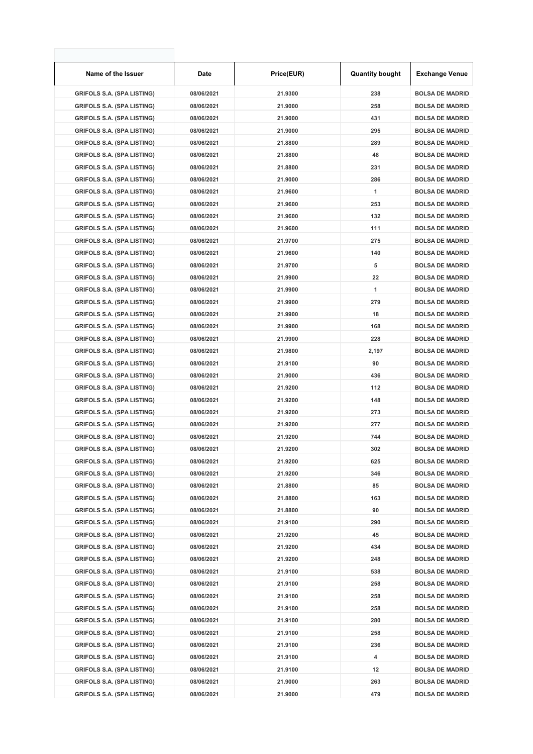| Name of the Issuer | Date | Price(EUR) | Quantity bought | Exchange Venue |
|---|---|---|---|---|
| GRIFOLS S.A. (SPA LISTING) | 08/06/2021 | 21.9300 | 238 | BOLSA DE MADRID |
| GRIFOLS S.A. (SPA LISTING) | 08/06/2021 | 21.9000 | 258 | BOLSA DE MADRID |
| GRIFOLS S.A. (SPA LISTING) | 08/06/2021 | 21.9000 | 431 | BOLSA DE MADRID |
| GRIFOLS S.A. (SPA LISTING) | 08/06/2021 | 21.9000 | 295 | BOLSA DE MADRID |
| GRIFOLS S.A. (SPA LISTING) | 08/06/2021 | 21.8800 | 289 | BOLSA DE MADRID |
| GRIFOLS S.A. (SPA LISTING) | 08/06/2021 | 21.8800 | 48 | BOLSA DE MADRID |
| GRIFOLS S.A. (SPA LISTING) | 08/06/2021 | 21.8800 | 231 | BOLSA DE MADRID |
| GRIFOLS S.A. (SPA LISTING) | 08/06/2021 | 21.9000 | 286 | BOLSA DE MADRID |
| GRIFOLS S.A. (SPA LISTING) | 08/06/2021 | 21.9600 | 1 | BOLSA DE MADRID |
| GRIFOLS S.A. (SPA LISTING) | 08/06/2021 | 21.9600 | 253 | BOLSA DE MADRID |
| GRIFOLS S.A. (SPA LISTING) | 08/06/2021 | 21.9600 | 132 | BOLSA DE MADRID |
| GRIFOLS S.A. (SPA LISTING) | 08/06/2021 | 21.9600 | 111 | BOLSA DE MADRID |
| GRIFOLS S.A. (SPA LISTING) | 08/06/2021 | 21.9700 | 275 | BOLSA DE MADRID |
| GRIFOLS S.A. (SPA LISTING) | 08/06/2021 | 21.9600 | 140 | BOLSA DE MADRID |
| GRIFOLS S.A. (SPA LISTING) | 08/06/2021 | 21.9700 | 5 | BOLSA DE MADRID |
| GRIFOLS S.A. (SPA LISTING) | 08/06/2021 | 21.9900 | 22 | BOLSA DE MADRID |
| GRIFOLS S.A. (SPA LISTING) | 08/06/2021 | 21.9900 | 1 | BOLSA DE MADRID |
| GRIFOLS S.A. (SPA LISTING) | 08/06/2021 | 21.9900 | 279 | BOLSA DE MADRID |
| GRIFOLS S.A. (SPA LISTING) | 08/06/2021 | 21.9900 | 18 | BOLSA DE MADRID |
| GRIFOLS S.A. (SPA LISTING) | 08/06/2021 | 21.9900 | 168 | BOLSA DE MADRID |
| GRIFOLS S.A. (SPA LISTING) | 08/06/2021 | 21.9900 | 228 | BOLSA DE MADRID |
| GRIFOLS S.A. (SPA LISTING) | 08/06/2021 | 21.9800 | 2,197 | BOLSA DE MADRID |
| GRIFOLS S.A. (SPA LISTING) | 08/06/2021 | 21.9100 | 90 | BOLSA DE MADRID |
| GRIFOLS S.A. (SPA LISTING) | 08/06/2021 | 21.9000 | 436 | BOLSA DE MADRID |
| GRIFOLS S.A. (SPA LISTING) | 08/06/2021 | 21.9200 | 112 | BOLSA DE MADRID |
| GRIFOLS S.A. (SPA LISTING) | 08/06/2021 | 21.9200 | 148 | BOLSA DE MADRID |
| GRIFOLS S.A. (SPA LISTING) | 08/06/2021 | 21.9200 | 273 | BOLSA DE MADRID |
| GRIFOLS S.A. (SPA LISTING) | 08/06/2021 | 21.9200 | 277 | BOLSA DE MADRID |
| GRIFOLS S.A. (SPA LISTING) | 08/06/2021 | 21.9200 | 744 | BOLSA DE MADRID |
| GRIFOLS S.A. (SPA LISTING) | 08/06/2021 | 21.9200 | 302 | BOLSA DE MADRID |
| GRIFOLS S.A. (SPA LISTING) | 08/06/2021 | 21.9200 | 625 | BOLSA DE MADRID |
| GRIFOLS S.A. (SPA LISTING) | 08/06/2021 | 21.9200 | 346 | BOLSA DE MADRID |
| GRIFOLS S.A. (SPA LISTING) | 08/06/2021 | 21.8800 | 85 | BOLSA DE MADRID |
| GRIFOLS S.A. (SPA LISTING) | 08/06/2021 | 21.8800 | 163 | BOLSA DE MADRID |
| GRIFOLS S.A. (SPA LISTING) | 08/06/2021 | 21.8800 | 90 | BOLSA DE MADRID |
| GRIFOLS S.A. (SPA LISTING) | 08/06/2021 | 21.9100 | 290 | BOLSA DE MADRID |
| GRIFOLS S.A. (SPA LISTING) | 08/06/2021 | 21.9200 | 45 | BOLSA DE MADRID |
| GRIFOLS S.A. (SPA LISTING) | 08/06/2021 | 21.9200 | 434 | BOLSA DE MADRID |
| GRIFOLS S.A. (SPA LISTING) | 08/06/2021 | 21.9200 | 248 | BOLSA DE MADRID |
| GRIFOLS S.A. (SPA LISTING) | 08/06/2021 | 21.9100 | 538 | BOLSA DE MADRID |
| GRIFOLS S.A. (SPA LISTING) | 08/06/2021 | 21.9100 | 258 | BOLSA DE MADRID |
| GRIFOLS S.A. (SPA LISTING) | 08/06/2021 | 21.9100 | 258 | BOLSA DE MADRID |
| GRIFOLS S.A. (SPA LISTING) | 08/06/2021 | 21.9100 | 258 | BOLSA DE MADRID |
| GRIFOLS S.A. (SPA LISTING) | 08/06/2021 | 21.9100 | 280 | BOLSA DE MADRID |
| GRIFOLS S.A. (SPA LISTING) | 08/06/2021 | 21.9100 | 258 | BOLSA DE MADRID |
| GRIFOLS S.A. (SPA LISTING) | 08/06/2021 | 21.9100 | 236 | BOLSA DE MADRID |
| GRIFOLS S.A. (SPA LISTING) | 08/06/2021 | 21.9100 | 4 | BOLSA DE MADRID |
| GRIFOLS S.A. (SPA LISTING) | 08/06/2021 | 21.9100 | 12 | BOLSA DE MADRID |
| GRIFOLS S.A. (SPA LISTING) | 08/06/2021 | 21.9000 | 263 | BOLSA DE MADRID |
| GRIFOLS S.A. (SPA LISTING) | 08/06/2021 | 21.9000 | 479 | BOLSA DE MADRID |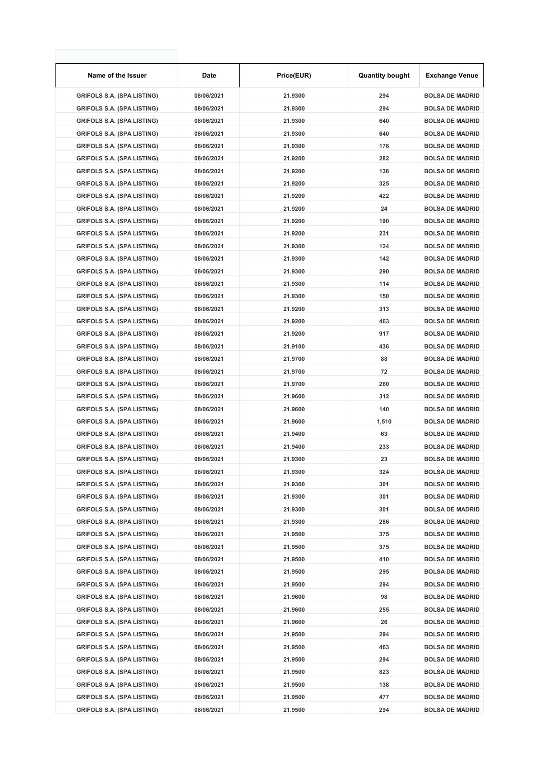| Name of the Issuer | Date | Price(EUR) | Quantity bought | Exchange Venue |
|---|---|---|---|---|
| GRIFOLS S.A. (SPA LISTING) | 08/06/2021 | 21.9300 | 294 | BOLSA DE MADRID |
| GRIFOLS S.A. (SPA LISTING) | 08/06/2021 | 21.9300 | 294 | BOLSA DE MADRID |
| GRIFOLS S.A. (SPA LISTING) | 08/06/2021 | 21.9300 | 640 | BOLSA DE MADRID |
| GRIFOLS S.A. (SPA LISTING) | 08/06/2021 | 21.9300 | 640 | BOLSA DE MADRID |
| GRIFOLS S.A. (SPA LISTING) | 08/06/2021 | 21.9300 | 176 | BOLSA DE MADRID |
| GRIFOLS S.A. (SPA LISTING) | 08/06/2021 | 21.9200 | 282 | BOLSA DE MADRID |
| GRIFOLS S.A. (SPA LISTING) | 08/06/2021 | 21.9200 | 138 | BOLSA DE MADRID |
| GRIFOLS S.A. (SPA LISTING) | 08/06/2021 | 21.9200 | 325 | BOLSA DE MADRID |
| GRIFOLS S.A. (SPA LISTING) | 08/06/2021 | 21.9200 | 422 | BOLSA DE MADRID |
| GRIFOLS S.A. (SPA LISTING) | 08/06/2021 | 21.9200 | 24 | BOLSA DE MADRID |
| GRIFOLS S.A. (SPA LISTING) | 08/06/2021 | 21.9200 | 190 | BOLSA DE MADRID |
| GRIFOLS S.A. (SPA LISTING) | 08/06/2021 | 21.9200 | 231 | BOLSA DE MADRID |
| GRIFOLS S.A. (SPA LISTING) | 08/06/2021 | 21.9300 | 124 | BOLSA DE MADRID |
| GRIFOLS S.A. (SPA LISTING) | 08/06/2021 | 21.9300 | 142 | BOLSA DE MADRID |
| GRIFOLS S.A. (SPA LISTING) | 08/06/2021 | 21.9300 | 290 | BOLSA DE MADRID |
| GRIFOLS S.A. (SPA LISTING) | 08/06/2021 | 21.9300 | 114 | BOLSA DE MADRID |
| GRIFOLS S.A. (SPA LISTING) | 08/06/2021 | 21.9300 | 150 | BOLSA DE MADRID |
| GRIFOLS S.A. (SPA LISTING) | 08/06/2021 | 21.9200 | 313 | BOLSA DE MADRID |
| GRIFOLS S.A. (SPA LISTING) | 08/06/2021 | 21.9200 | 463 | BOLSA DE MADRID |
| GRIFOLS S.A. (SPA LISTING) | 08/06/2021 | 21.9200 | 917 | BOLSA DE MADRID |
| GRIFOLS S.A. (SPA LISTING) | 08/06/2021 | 21.9100 | 436 | BOLSA DE MADRID |
| GRIFOLS S.A. (SPA LISTING) | 08/06/2021 | 21.9700 | 88 | BOLSA DE MADRID |
| GRIFOLS S.A. (SPA LISTING) | 08/06/2021 | 21.9700 | 72 | BOLSA DE MADRID |
| GRIFOLS S.A. (SPA LISTING) | 08/06/2021 | 21.9700 | 260 | BOLSA DE MADRID |
| GRIFOLS S.A. (SPA LISTING) | 08/06/2021 | 21.9600 | 312 | BOLSA DE MADRID |
| GRIFOLS S.A. (SPA LISTING) | 08/06/2021 | 21.9600 | 140 | BOLSA DE MADRID |
| GRIFOLS S.A. (SPA LISTING) | 08/06/2021 | 21.9600 | 1,510 | BOLSA DE MADRID |
| GRIFOLS S.A. (SPA LISTING) | 08/06/2021 | 21.9400 | 63 | BOLSA DE MADRID |
| GRIFOLS S.A. (SPA LISTING) | 08/06/2021 | 21.9400 | 233 | BOLSA DE MADRID |
| GRIFOLS S.A. (SPA LISTING) | 08/06/2021 | 21.9300 | 23 | BOLSA DE MADRID |
| GRIFOLS S.A. (SPA LISTING) | 08/06/2021 | 21.9300 | 324 | BOLSA DE MADRID |
| GRIFOLS S.A. (SPA LISTING) | 08/06/2021 | 21.9300 | 301 | BOLSA DE MADRID |
| GRIFOLS S.A. (SPA LISTING) | 08/06/2021 | 21.9300 | 301 | BOLSA DE MADRID |
| GRIFOLS S.A. (SPA LISTING) | 08/06/2021 | 21.9300 | 301 | BOLSA DE MADRID |
| GRIFOLS S.A. (SPA LISTING) | 08/06/2021 | 21.9300 | 286 | BOLSA DE MADRID |
| GRIFOLS S.A. (SPA LISTING) | 08/06/2021 | 21.9500 | 375 | BOLSA DE MADRID |
| GRIFOLS S.A. (SPA LISTING) | 08/06/2021 | 21.9500 | 375 | BOLSA DE MADRID |
| GRIFOLS S.A. (SPA LISTING) | 08/06/2021 | 21.9500 | 410 | BOLSA DE MADRID |
| GRIFOLS S.A. (SPA LISTING) | 08/06/2021 | 21.9500 | 295 | BOLSA DE MADRID |
| GRIFOLS S.A. (SPA LISTING) | 08/06/2021 | 21.9500 | 294 | BOLSA DE MADRID |
| GRIFOLS S.A. (SPA LISTING) | 08/06/2021 | 21.9600 | 98 | BOLSA DE MADRID |
| GRIFOLS S.A. (SPA LISTING) | 08/06/2021 | 21.9600 | 255 | BOLSA DE MADRID |
| GRIFOLS S.A. (SPA LISTING) | 08/06/2021 | 21.9600 | 26 | BOLSA DE MADRID |
| GRIFOLS S.A. (SPA LISTING) | 08/06/2021 | 21.9500 | 294 | BOLSA DE MADRID |
| GRIFOLS S.A. (SPA LISTING) | 08/06/2021 | 21.9500 | 463 | BOLSA DE MADRID |
| GRIFOLS S.A. (SPA LISTING) | 08/06/2021 | 21.9500 | 294 | BOLSA DE MADRID |
| GRIFOLS S.A. (SPA LISTING) | 08/06/2021 | 21.9500 | 823 | BOLSA DE MADRID |
| GRIFOLS S.A. (SPA LISTING) | 08/06/2021 | 21.9500 | 138 | BOLSA DE MADRID |
| GRIFOLS S.A. (SPA LISTING) | 08/06/2021 | 21.9500 | 477 | BOLSA DE MADRID |
| GRIFOLS S.A. (SPA LISTING) | 08/06/2021 | 21.9500 | 294 | BOLSA DE MADRID |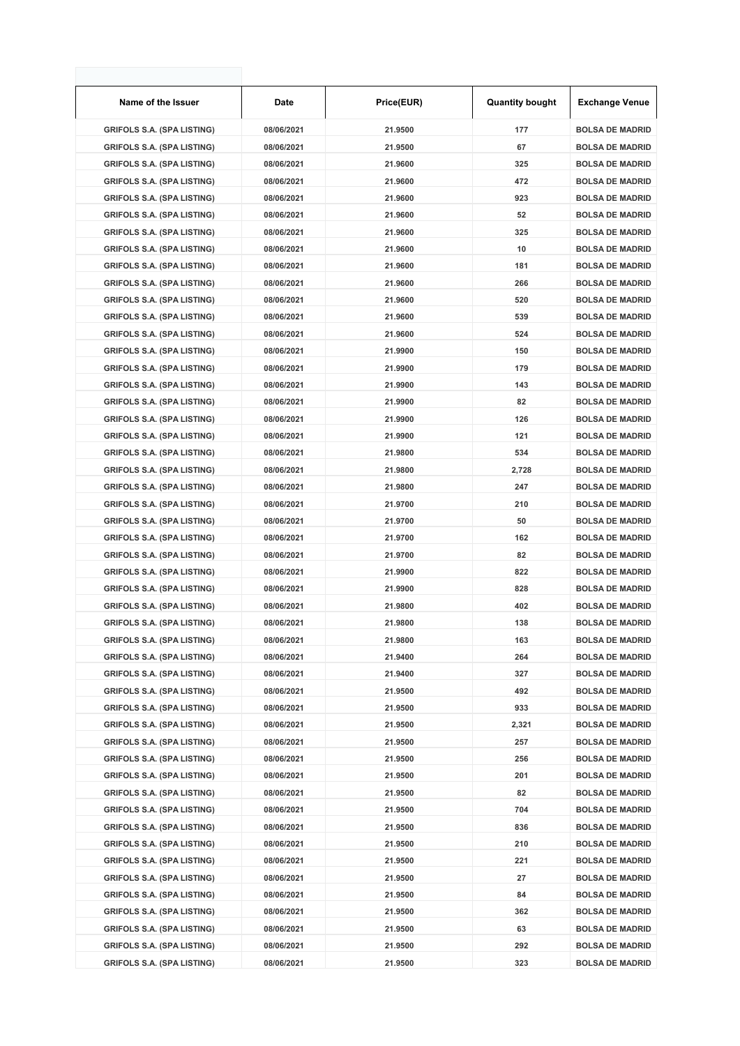| Name of the Issuer | Date | Price(EUR) | Quantity bought | Exchange Venue |
|---|---|---|---|---|
| GRIFOLS S.A. (SPA LISTING) | 08/06/2021 | 21.9500 | 177 | BOLSA DE MADRID |
| GRIFOLS S.A. (SPA LISTING) | 08/06/2021 | 21.9500 | 67 | BOLSA DE MADRID |
| GRIFOLS S.A. (SPA LISTING) | 08/06/2021 | 21.9600 | 325 | BOLSA DE MADRID |
| GRIFOLS S.A. (SPA LISTING) | 08/06/2021 | 21.9600 | 472 | BOLSA DE MADRID |
| GRIFOLS S.A. (SPA LISTING) | 08/06/2021 | 21.9600 | 923 | BOLSA DE MADRID |
| GRIFOLS S.A. (SPA LISTING) | 08/06/2021 | 21.9600 | 52 | BOLSA DE MADRID |
| GRIFOLS S.A. (SPA LISTING) | 08/06/2021 | 21.9600 | 325 | BOLSA DE MADRID |
| GRIFOLS S.A. (SPA LISTING) | 08/06/2021 | 21.9600 | 10 | BOLSA DE MADRID |
| GRIFOLS S.A. (SPA LISTING) | 08/06/2021 | 21.9600 | 181 | BOLSA DE MADRID |
| GRIFOLS S.A. (SPA LISTING) | 08/06/2021 | 21.9600 | 266 | BOLSA DE MADRID |
| GRIFOLS S.A. (SPA LISTING) | 08/06/2021 | 21.9600 | 520 | BOLSA DE MADRID |
| GRIFOLS S.A. (SPA LISTING) | 08/06/2021 | 21.9600 | 539 | BOLSA DE MADRID |
| GRIFOLS S.A. (SPA LISTING) | 08/06/2021 | 21.9600 | 524 | BOLSA DE MADRID |
| GRIFOLS S.A. (SPA LISTING) | 08/06/2021 | 21.9900 | 150 | BOLSA DE MADRID |
| GRIFOLS S.A. (SPA LISTING) | 08/06/2021 | 21.9900 | 179 | BOLSA DE MADRID |
| GRIFOLS S.A. (SPA LISTING) | 08/06/2021 | 21.9900 | 143 | BOLSA DE MADRID |
| GRIFOLS S.A. (SPA LISTING) | 08/06/2021 | 21.9900 | 82 | BOLSA DE MADRID |
| GRIFOLS S.A. (SPA LISTING) | 08/06/2021 | 21.9900 | 126 | BOLSA DE MADRID |
| GRIFOLS S.A. (SPA LISTING) | 08/06/2021 | 21.9900 | 121 | BOLSA DE MADRID |
| GRIFOLS S.A. (SPA LISTING) | 08/06/2021 | 21.9800 | 534 | BOLSA DE MADRID |
| GRIFOLS S.A. (SPA LISTING) | 08/06/2021 | 21.9800 | 2,728 | BOLSA DE MADRID |
| GRIFOLS S.A. (SPA LISTING) | 08/06/2021 | 21.9800 | 247 | BOLSA DE MADRID |
| GRIFOLS S.A. (SPA LISTING) | 08/06/2021 | 21.9700 | 210 | BOLSA DE MADRID |
| GRIFOLS S.A. (SPA LISTING) | 08/06/2021 | 21.9700 | 50 | BOLSA DE MADRID |
| GRIFOLS S.A. (SPA LISTING) | 08/06/2021 | 21.9700 | 162 | BOLSA DE MADRID |
| GRIFOLS S.A. (SPA LISTING) | 08/06/2021 | 21.9700 | 82 | BOLSA DE MADRID |
| GRIFOLS S.A. (SPA LISTING) | 08/06/2021 | 21.9900 | 822 | BOLSA DE MADRID |
| GRIFOLS S.A. (SPA LISTING) | 08/06/2021 | 21.9900 | 828 | BOLSA DE MADRID |
| GRIFOLS S.A. (SPA LISTING) | 08/06/2021 | 21.9800 | 402 | BOLSA DE MADRID |
| GRIFOLS S.A. (SPA LISTING) | 08/06/2021 | 21.9800 | 138 | BOLSA DE MADRID |
| GRIFOLS S.A. (SPA LISTING) | 08/06/2021 | 21.9800 | 163 | BOLSA DE MADRID |
| GRIFOLS S.A. (SPA LISTING) | 08/06/2021 | 21.9400 | 264 | BOLSA DE MADRID |
| GRIFOLS S.A. (SPA LISTING) | 08/06/2021 | 21.9400 | 327 | BOLSA DE MADRID |
| GRIFOLS S.A. (SPA LISTING) | 08/06/2021 | 21.9500 | 492 | BOLSA DE MADRID |
| GRIFOLS S.A. (SPA LISTING) | 08/06/2021 | 21.9500 | 933 | BOLSA DE MADRID |
| GRIFOLS S.A. (SPA LISTING) | 08/06/2021 | 21.9500 | 2,321 | BOLSA DE MADRID |
| GRIFOLS S.A. (SPA LISTING) | 08/06/2021 | 21.9500 | 257 | BOLSA DE MADRID |
| GRIFOLS S.A. (SPA LISTING) | 08/06/2021 | 21.9500 | 256 | BOLSA DE MADRID |
| GRIFOLS S.A. (SPA LISTING) | 08/06/2021 | 21.9500 | 201 | BOLSA DE MADRID |
| GRIFOLS S.A. (SPA LISTING) | 08/06/2021 | 21.9500 | 82 | BOLSA DE MADRID |
| GRIFOLS S.A. (SPA LISTING) | 08/06/2021 | 21.9500 | 704 | BOLSA DE MADRID |
| GRIFOLS S.A. (SPA LISTING) | 08/06/2021 | 21.9500 | 836 | BOLSA DE MADRID |
| GRIFOLS S.A. (SPA LISTING) | 08/06/2021 | 21.9500 | 210 | BOLSA DE MADRID |
| GRIFOLS S.A. (SPA LISTING) | 08/06/2021 | 21.9500 | 221 | BOLSA DE MADRID |
| GRIFOLS S.A. (SPA LISTING) | 08/06/2021 | 21.9500 | 27 | BOLSA DE MADRID |
| GRIFOLS S.A. (SPA LISTING) | 08/06/2021 | 21.9500 | 84 | BOLSA DE MADRID |
| GRIFOLS S.A. (SPA LISTING) | 08/06/2021 | 21.9500 | 362 | BOLSA DE MADRID |
| GRIFOLS S.A. (SPA LISTING) | 08/06/2021 | 21.9500 | 63 | BOLSA DE MADRID |
| GRIFOLS S.A. (SPA LISTING) | 08/06/2021 | 21.9500 | 292 | BOLSA DE MADRID |
| GRIFOLS S.A. (SPA LISTING) | 08/06/2021 | 21.9500 | 323 | BOLSA DE MADRID |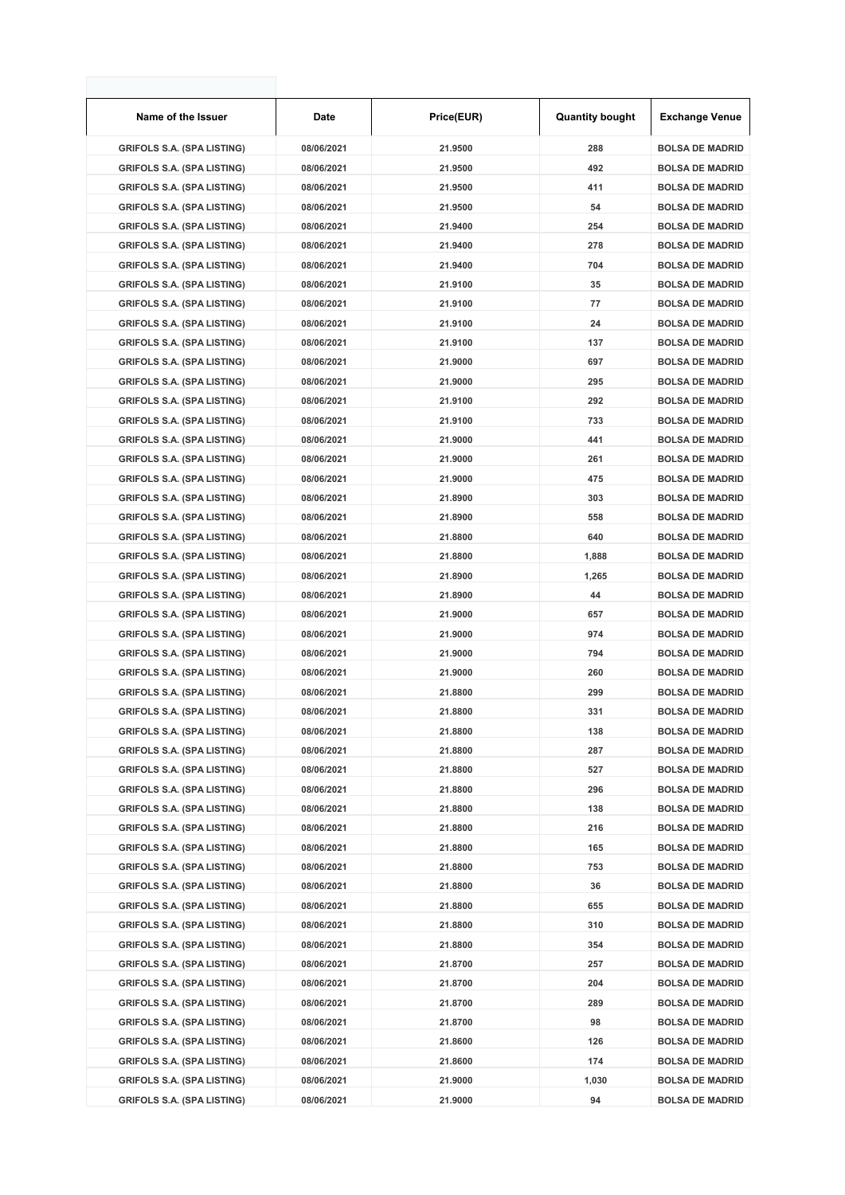| Name of the Issuer | Date | Price(EUR) | Quantity bought | Exchange Venue |
|---|---|---|---|---|
| GRIFOLS S.A. (SPA LISTING) | 08/06/2021 | 21.9500 | 288 | BOLSA DE MADRID |
| GRIFOLS S.A. (SPA LISTING) | 08/06/2021 | 21.9500 | 492 | BOLSA DE MADRID |
| GRIFOLS S.A. (SPA LISTING) | 08/06/2021 | 21.9500 | 411 | BOLSA DE MADRID |
| GRIFOLS S.A. (SPA LISTING) | 08/06/2021 | 21.9500 | 54 | BOLSA DE MADRID |
| GRIFOLS S.A. (SPA LISTING) | 08/06/2021 | 21.9400 | 254 | BOLSA DE MADRID |
| GRIFOLS S.A. (SPA LISTING) | 08/06/2021 | 21.9400 | 278 | BOLSA DE MADRID |
| GRIFOLS S.A. (SPA LISTING) | 08/06/2021 | 21.9400 | 704 | BOLSA DE MADRID |
| GRIFOLS S.A. (SPA LISTING) | 08/06/2021 | 21.9100 | 35 | BOLSA DE MADRID |
| GRIFOLS S.A. (SPA LISTING) | 08/06/2021 | 21.9100 | 77 | BOLSA DE MADRID |
| GRIFOLS S.A. (SPA LISTING) | 08/06/2021 | 21.9100 | 24 | BOLSA DE MADRID |
| GRIFOLS S.A. (SPA LISTING) | 08/06/2021 | 21.9100 | 137 | BOLSA DE MADRID |
| GRIFOLS S.A. (SPA LISTING) | 08/06/2021 | 21.9000 | 697 | BOLSA DE MADRID |
| GRIFOLS S.A. (SPA LISTING) | 08/06/2021 | 21.9000 | 295 | BOLSA DE MADRID |
| GRIFOLS S.A. (SPA LISTING) | 08/06/2021 | 21.9100 | 292 | BOLSA DE MADRID |
| GRIFOLS S.A. (SPA LISTING) | 08/06/2021 | 21.9100 | 733 | BOLSA DE MADRID |
| GRIFOLS S.A. (SPA LISTING) | 08/06/2021 | 21.9000 | 441 | BOLSA DE MADRID |
| GRIFOLS S.A. (SPA LISTING) | 08/06/2021 | 21.9000 | 261 | BOLSA DE MADRID |
| GRIFOLS S.A. (SPA LISTING) | 08/06/2021 | 21.9000 | 475 | BOLSA DE MADRID |
| GRIFOLS S.A. (SPA LISTING) | 08/06/2021 | 21.8900 | 303 | BOLSA DE MADRID |
| GRIFOLS S.A. (SPA LISTING) | 08/06/2021 | 21.8900 | 558 | BOLSA DE MADRID |
| GRIFOLS S.A. (SPA LISTING) | 08/06/2021 | 21.8800 | 640 | BOLSA DE MADRID |
| GRIFOLS S.A. (SPA LISTING) | 08/06/2021 | 21.8800 | 1,888 | BOLSA DE MADRID |
| GRIFOLS S.A. (SPA LISTING) | 08/06/2021 | 21.8900 | 1,265 | BOLSA DE MADRID |
| GRIFOLS S.A. (SPA LISTING) | 08/06/2021 | 21.8900 | 44 | BOLSA DE MADRID |
| GRIFOLS S.A. (SPA LISTING) | 08/06/2021 | 21.9000 | 657 | BOLSA DE MADRID |
| GRIFOLS S.A. (SPA LISTING) | 08/06/2021 | 21.9000 | 974 | BOLSA DE MADRID |
| GRIFOLS S.A. (SPA LISTING) | 08/06/2021 | 21.9000 | 794 | BOLSA DE MADRID |
| GRIFOLS S.A. (SPA LISTING) | 08/06/2021 | 21.9000 | 260 | BOLSA DE MADRID |
| GRIFOLS S.A. (SPA LISTING) | 08/06/2021 | 21.8800 | 299 | BOLSA DE MADRID |
| GRIFOLS S.A. (SPA LISTING) | 08/06/2021 | 21.8800 | 331 | BOLSA DE MADRID |
| GRIFOLS S.A. (SPA LISTING) | 08/06/2021 | 21.8800 | 138 | BOLSA DE MADRID |
| GRIFOLS S.A. (SPA LISTING) | 08/06/2021 | 21.8800 | 287 | BOLSA DE MADRID |
| GRIFOLS S.A. (SPA LISTING) | 08/06/2021 | 21.8800 | 527 | BOLSA DE MADRID |
| GRIFOLS S.A. (SPA LISTING) | 08/06/2021 | 21.8800 | 296 | BOLSA DE MADRID |
| GRIFOLS S.A. (SPA LISTING) | 08/06/2021 | 21.8800 | 138 | BOLSA DE MADRID |
| GRIFOLS S.A. (SPA LISTING) | 08/06/2021 | 21.8800 | 216 | BOLSA DE MADRID |
| GRIFOLS S.A. (SPA LISTING) | 08/06/2021 | 21.8800 | 165 | BOLSA DE MADRID |
| GRIFOLS S.A. (SPA LISTING) | 08/06/2021 | 21.8800 | 753 | BOLSA DE MADRID |
| GRIFOLS S.A. (SPA LISTING) | 08/06/2021 | 21.8800 | 36 | BOLSA DE MADRID |
| GRIFOLS S.A. (SPA LISTING) | 08/06/2021 | 21.8800 | 655 | BOLSA DE MADRID |
| GRIFOLS S.A. (SPA LISTING) | 08/06/2021 | 21.8800 | 310 | BOLSA DE MADRID |
| GRIFOLS S.A. (SPA LISTING) | 08/06/2021 | 21.8800 | 354 | BOLSA DE MADRID |
| GRIFOLS S.A. (SPA LISTING) | 08/06/2021 | 21.8700 | 257 | BOLSA DE MADRID |
| GRIFOLS S.A. (SPA LISTING) | 08/06/2021 | 21.8700 | 204 | BOLSA DE MADRID |
| GRIFOLS S.A. (SPA LISTING) | 08/06/2021 | 21.8700 | 289 | BOLSA DE MADRID |
| GRIFOLS S.A. (SPA LISTING) | 08/06/2021 | 21.8700 | 98 | BOLSA DE MADRID |
| GRIFOLS S.A. (SPA LISTING) | 08/06/2021 | 21.8600 | 126 | BOLSA DE MADRID |
| GRIFOLS S.A. (SPA LISTING) | 08/06/2021 | 21.8600 | 174 | BOLSA DE MADRID |
| GRIFOLS S.A. (SPA LISTING) | 08/06/2021 | 21.9000 | 1,030 | BOLSA DE MADRID |
| GRIFOLS S.A. (SPA LISTING) | 08/06/2021 | 21.9000 | 94 | BOLSA DE MADRID |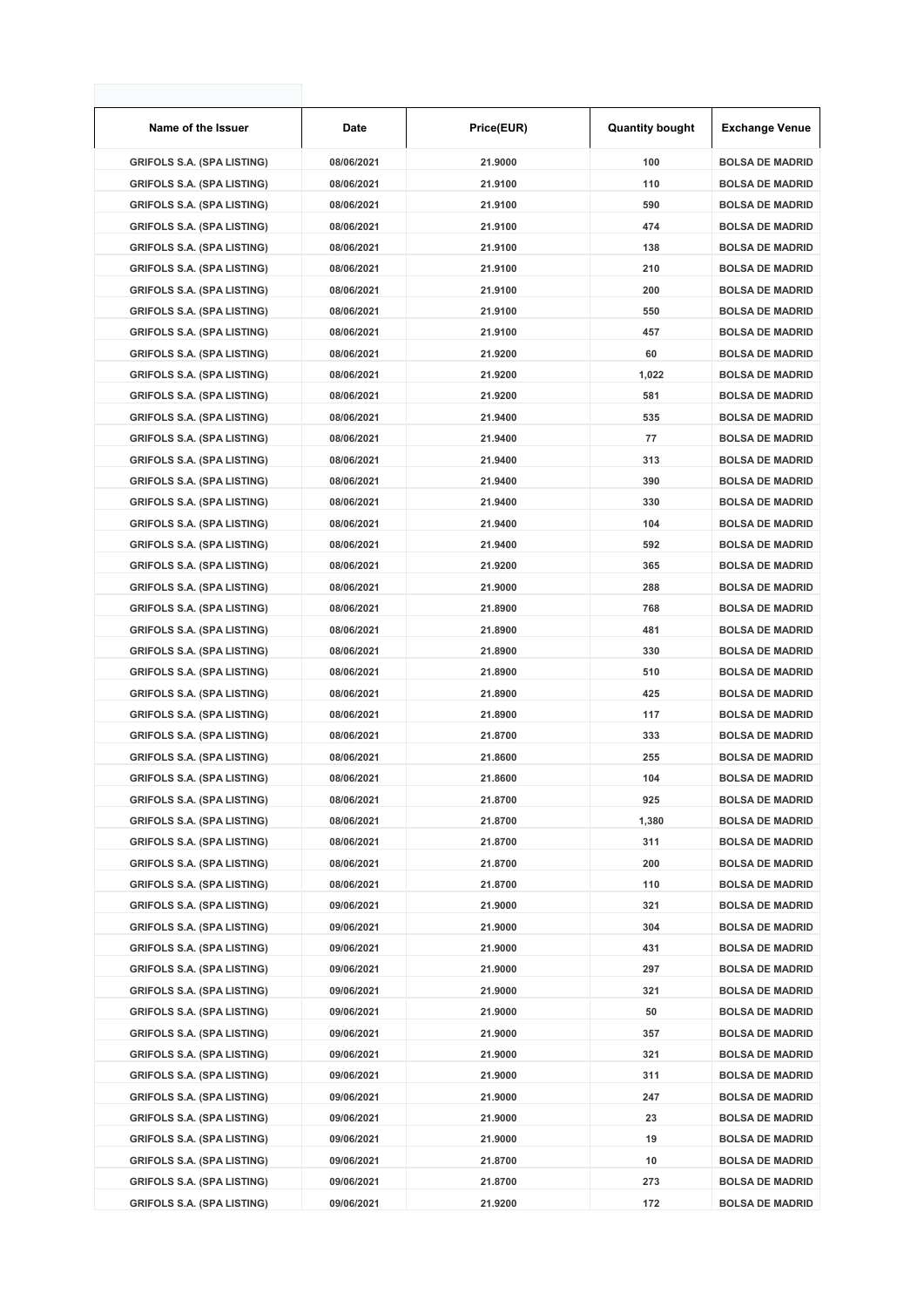| Name of the Issuer | Date | Price(EUR) | Quantity bought | Exchange Venue |
|---|---|---|---|---|
| GRIFOLS S.A. (SPA LISTING) | 08/06/2021 | 21.9000 | 100 | BOLSA DE MADRID |
| GRIFOLS S.A. (SPA LISTING) | 08/06/2021 | 21.9100 | 110 | BOLSA DE MADRID |
| GRIFOLS S.A. (SPA LISTING) | 08/06/2021 | 21.9100 | 590 | BOLSA DE MADRID |
| GRIFOLS S.A. (SPA LISTING) | 08/06/2021 | 21.9100 | 474 | BOLSA DE MADRID |
| GRIFOLS S.A. (SPA LISTING) | 08/06/2021 | 21.9100 | 138 | BOLSA DE MADRID |
| GRIFOLS S.A. (SPA LISTING) | 08/06/2021 | 21.9100 | 210 | BOLSA DE MADRID |
| GRIFOLS S.A. (SPA LISTING) | 08/06/2021 | 21.9100 | 200 | BOLSA DE MADRID |
| GRIFOLS S.A. (SPA LISTING) | 08/06/2021 | 21.9100 | 550 | BOLSA DE MADRID |
| GRIFOLS S.A. (SPA LISTING) | 08/06/2021 | 21.9100 | 457 | BOLSA DE MADRID |
| GRIFOLS S.A. (SPA LISTING) | 08/06/2021 | 21.9200 | 60 | BOLSA DE MADRID |
| GRIFOLS S.A. (SPA LISTING) | 08/06/2021 | 21.9200 | 1,022 | BOLSA DE MADRID |
| GRIFOLS S.A. (SPA LISTING) | 08/06/2021 | 21.9200 | 581 | BOLSA DE MADRID |
| GRIFOLS S.A. (SPA LISTING) | 08/06/2021 | 21.9400 | 535 | BOLSA DE MADRID |
| GRIFOLS S.A. (SPA LISTING) | 08/06/2021 | 21.9400 | 77 | BOLSA DE MADRID |
| GRIFOLS S.A. (SPA LISTING) | 08/06/2021 | 21.9400 | 313 | BOLSA DE MADRID |
| GRIFOLS S.A. (SPA LISTING) | 08/06/2021 | 21.9400 | 390 | BOLSA DE MADRID |
| GRIFOLS S.A. (SPA LISTING) | 08/06/2021 | 21.9400 | 330 | BOLSA DE MADRID |
| GRIFOLS S.A. (SPA LISTING) | 08/06/2021 | 21.9400 | 104 | BOLSA DE MADRID |
| GRIFOLS S.A. (SPA LISTING) | 08/06/2021 | 21.9400 | 592 | BOLSA DE MADRID |
| GRIFOLS S.A. (SPA LISTING) | 08/06/2021 | 21.9200 | 365 | BOLSA DE MADRID |
| GRIFOLS S.A. (SPA LISTING) | 08/06/2021 | 21.9000 | 288 | BOLSA DE MADRID |
| GRIFOLS S.A. (SPA LISTING) | 08/06/2021 | 21.8900 | 768 | BOLSA DE MADRID |
| GRIFOLS S.A. (SPA LISTING) | 08/06/2021 | 21.8900 | 481 | BOLSA DE MADRID |
| GRIFOLS S.A. (SPA LISTING) | 08/06/2021 | 21.8900 | 330 | BOLSA DE MADRID |
| GRIFOLS S.A. (SPA LISTING) | 08/06/2021 | 21.8900 | 510 | BOLSA DE MADRID |
| GRIFOLS S.A. (SPA LISTING) | 08/06/2021 | 21.8900 | 425 | BOLSA DE MADRID |
| GRIFOLS S.A. (SPA LISTING) | 08/06/2021 | 21.8900 | 117 | BOLSA DE MADRID |
| GRIFOLS S.A. (SPA LISTING) | 08/06/2021 | 21.8700 | 333 | BOLSA DE MADRID |
| GRIFOLS S.A. (SPA LISTING) | 08/06/2021 | 21.8600 | 255 | BOLSA DE MADRID |
| GRIFOLS S.A. (SPA LISTING) | 08/06/2021 | 21.8600 | 104 | BOLSA DE MADRID |
| GRIFOLS S.A. (SPA LISTING) | 08/06/2021 | 21.8700 | 925 | BOLSA DE MADRID |
| GRIFOLS S.A. (SPA LISTING) | 08/06/2021 | 21.8700 | 1,380 | BOLSA DE MADRID |
| GRIFOLS S.A. (SPA LISTING) | 08/06/2021 | 21.8700 | 311 | BOLSA DE MADRID |
| GRIFOLS S.A. (SPA LISTING) | 08/06/2021 | 21.8700 | 200 | BOLSA DE MADRID |
| GRIFOLS S.A. (SPA LISTING) | 08/06/2021 | 21.8700 | 110 | BOLSA DE MADRID |
| GRIFOLS S.A. (SPA LISTING) | 09/06/2021 | 21.9000 | 321 | BOLSA DE MADRID |
| GRIFOLS S.A. (SPA LISTING) | 09/06/2021 | 21.9000 | 304 | BOLSA DE MADRID |
| GRIFOLS S.A. (SPA LISTING) | 09/06/2021 | 21.9000 | 431 | BOLSA DE MADRID |
| GRIFOLS S.A. (SPA LISTING) | 09/06/2021 | 21.9000 | 297 | BOLSA DE MADRID |
| GRIFOLS S.A. (SPA LISTING) | 09/06/2021 | 21.9000 | 321 | BOLSA DE MADRID |
| GRIFOLS S.A. (SPA LISTING) | 09/06/2021 | 21.9000 | 50 | BOLSA DE MADRID |
| GRIFOLS S.A. (SPA LISTING) | 09/06/2021 | 21.9000 | 357 | BOLSA DE MADRID |
| GRIFOLS S.A. (SPA LISTING) | 09/06/2021 | 21.9000 | 321 | BOLSA DE MADRID |
| GRIFOLS S.A. (SPA LISTING) | 09/06/2021 | 21.9000 | 311 | BOLSA DE MADRID |
| GRIFOLS S.A. (SPA LISTING) | 09/06/2021 | 21.9000 | 247 | BOLSA DE MADRID |
| GRIFOLS S.A. (SPA LISTING) | 09/06/2021 | 21.9000 | 23 | BOLSA DE MADRID |
| GRIFOLS S.A. (SPA LISTING) | 09/06/2021 | 21.9000 | 19 | BOLSA DE MADRID |
| GRIFOLS S.A. (SPA LISTING) | 09/06/2021 | 21.8700 | 10 | BOLSA DE MADRID |
| GRIFOLS S.A. (SPA LISTING) | 09/06/2021 | 21.8700 | 273 | BOLSA DE MADRID |
| GRIFOLS S.A. (SPA LISTING) | 09/06/2021 | 21.9200 | 172 | BOLSA DE MADRID |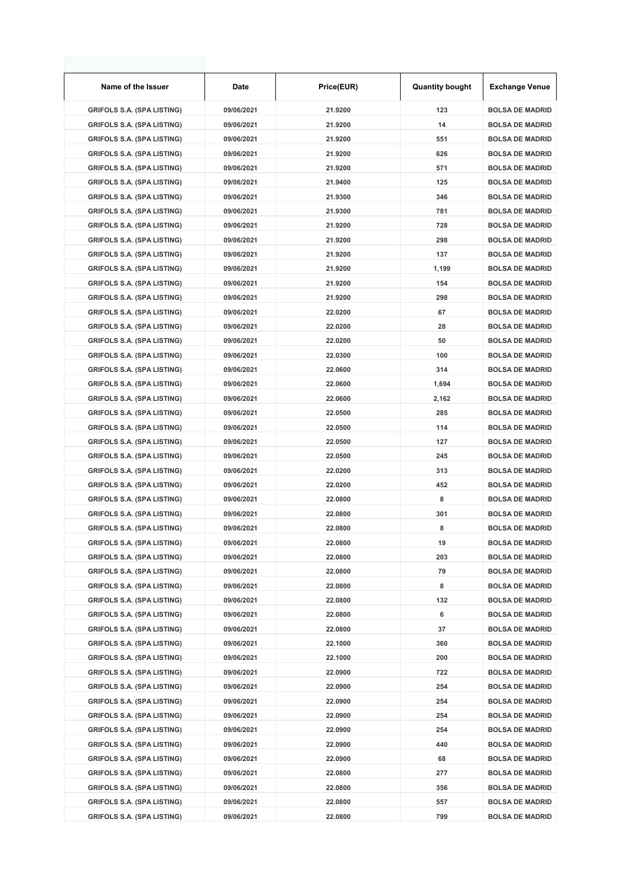| Name of the Issuer | Date | Price(EUR) | Quantity bought | Exchange Venue |
|---|---|---|---|---|
| GRIFOLS S.A. (SPA LISTING) | 09/06/2021 | 21.9200 | 123 | BOLSA DE MADRID |
| GRIFOLS S.A. (SPA LISTING) | 09/06/2021 | 21.9200 | 14 | BOLSA DE MADRID |
| GRIFOLS S.A. (SPA LISTING) | 09/06/2021 | 21.9200 | 551 | BOLSA DE MADRID |
| GRIFOLS S.A. (SPA LISTING) | 09/06/2021 | 21.9200 | 626 | BOLSA DE MADRID |
| GRIFOLS S.A. (SPA LISTING) | 09/06/2021 | 21.9200 | 571 | BOLSA DE MADRID |
| GRIFOLS S.A. (SPA LISTING) | 09/06/2021 | 21.9400 | 125 | BOLSA DE MADRID |
| GRIFOLS S.A. (SPA LISTING) | 09/06/2021 | 21.9300 | 346 | BOLSA DE MADRID |
| GRIFOLS S.A. (SPA LISTING) | 09/06/2021 | 21.9300 | 781 | BOLSA DE MADRID |
| GRIFOLS S.A. (SPA LISTING) | 09/06/2021 | 21.9200 | 728 | BOLSA DE MADRID |
| GRIFOLS S.A. (SPA LISTING) | 09/06/2021 | 21.9200 | 298 | BOLSA DE MADRID |
| GRIFOLS S.A. (SPA LISTING) | 09/06/2021 | 21.9200 | 137 | BOLSA DE MADRID |
| GRIFOLS S.A. (SPA LISTING) | 09/06/2021 | 21.9200 | 1,199 | BOLSA DE MADRID |
| GRIFOLS S.A. (SPA LISTING) | 09/06/2021 | 21.9200 | 154 | BOLSA DE MADRID |
| GRIFOLS S.A. (SPA LISTING) | 09/06/2021 | 21.9200 | 298 | BOLSA DE MADRID |
| GRIFOLS S.A. (SPA LISTING) | 09/06/2021 | 22.0200 | 67 | BOLSA DE MADRID |
| GRIFOLS S.A. (SPA LISTING) | 09/06/2021 | 22.0200 | 28 | BOLSA DE MADRID |
| GRIFOLS S.A. (SPA LISTING) | 09/06/2021 | 22.0200 | 50 | BOLSA DE MADRID |
| GRIFOLS S.A. (SPA LISTING) | 09/06/2021 | 22.0300 | 100 | BOLSA DE MADRID |
| GRIFOLS S.A. (SPA LISTING) | 09/06/2021 | 22.0600 | 314 | BOLSA DE MADRID |
| GRIFOLS S.A. (SPA LISTING) | 09/06/2021 | 22.0600 | 1,694 | BOLSA DE MADRID |
| GRIFOLS S.A. (SPA LISTING) | 09/06/2021 | 22.0600 | 2,162 | BOLSA DE MADRID |
| GRIFOLS S.A. (SPA LISTING) | 09/06/2021 | 22.0500 | 285 | BOLSA DE MADRID |
| GRIFOLS S.A. (SPA LISTING) | 09/06/2021 | 22.0500 | 114 | BOLSA DE MADRID |
| GRIFOLS S.A. (SPA LISTING) | 09/06/2021 | 22.0500 | 127 | BOLSA DE MADRID |
| GRIFOLS S.A. (SPA LISTING) | 09/06/2021 | 22.0500 | 245 | BOLSA DE MADRID |
| GRIFOLS S.A. (SPA LISTING) | 09/06/2021 | 22.0200 | 313 | BOLSA DE MADRID |
| GRIFOLS S.A. (SPA LISTING) | 09/06/2021 | 22.0200 | 452 | BOLSA DE MADRID |
| GRIFOLS S.A. (SPA LISTING) | 09/06/2021 | 22.0800 | 8 | BOLSA DE MADRID |
| GRIFOLS S.A. (SPA LISTING) | 09/06/2021 | 22.0800 | 301 | BOLSA DE MADRID |
| GRIFOLS S.A. (SPA LISTING) | 09/06/2021 | 22.0800 | 8 | BOLSA DE MADRID |
| GRIFOLS S.A. (SPA LISTING) | 09/06/2021 | 22.0800 | 19 | BOLSA DE MADRID |
| GRIFOLS S.A. (SPA LISTING) | 09/06/2021 | 22.0800 | 203 | BOLSA DE MADRID |
| GRIFOLS S.A. (SPA LISTING) | 09/06/2021 | 22.0800 | 79 | BOLSA DE MADRID |
| GRIFOLS S.A. (SPA LISTING) | 09/06/2021 | 22.0800 | 8 | BOLSA DE MADRID |
| GRIFOLS S.A. (SPA LISTING) | 09/06/2021 | 22.0800 | 132 | BOLSA DE MADRID |
| GRIFOLS S.A. (SPA LISTING) | 09/06/2021 | 22.0800 | 6 | BOLSA DE MADRID |
| GRIFOLS S.A. (SPA LISTING) | 09/06/2021 | 22.0800 | 37 | BOLSA DE MADRID |
| GRIFOLS S.A. (SPA LISTING) | 09/06/2021 | 22.1000 | 360 | BOLSA DE MADRID |
| GRIFOLS S.A. (SPA LISTING) | 09/06/2021 | 22.1000 | 200 | BOLSA DE MADRID |
| GRIFOLS S.A. (SPA LISTING) | 09/06/2021 | 22.0900 | 722 | BOLSA DE MADRID |
| GRIFOLS S.A. (SPA LISTING) | 09/06/2021 | 22.0900 | 254 | BOLSA DE MADRID |
| GRIFOLS S.A. (SPA LISTING) | 09/06/2021 | 22.0900 | 254 | BOLSA DE MADRID |
| GRIFOLS S.A. (SPA LISTING) | 09/06/2021 | 22.0900 | 254 | BOLSA DE MADRID |
| GRIFOLS S.A. (SPA LISTING) | 09/06/2021 | 22.0900 | 254 | BOLSA DE MADRID |
| GRIFOLS S.A. (SPA LISTING) | 09/06/2021 | 22.0900 | 440 | BOLSA DE MADRID |
| GRIFOLS S.A. (SPA LISTING) | 09/06/2021 | 22.0900 | 68 | BOLSA DE MADRID |
| GRIFOLS S.A. (SPA LISTING) | 09/06/2021 | 22.0800 | 277 | BOLSA DE MADRID |
| GRIFOLS S.A. (SPA LISTING) | 09/06/2021 | 22.0800 | 356 | BOLSA DE MADRID |
| GRIFOLS S.A. (SPA LISTING) | 09/06/2021 | 22.0800 | 557 | BOLSA DE MADRID |
| GRIFOLS S.A. (SPA LISTING) | 09/06/2021 | 22.0800 | 799 | BOLSA DE MADRID |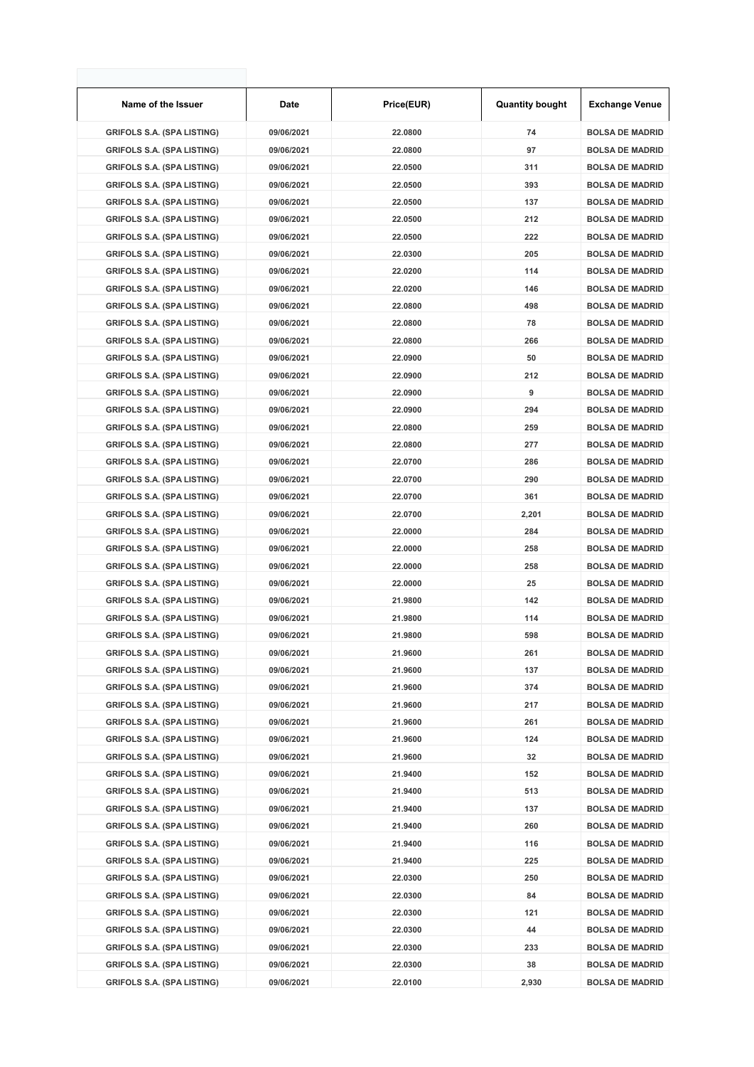| Name of the Issuer | Date | Price(EUR) | Quantity bought | Exchange Venue |
|---|---|---|---|---|
| GRIFOLS S.A. (SPA LISTING) | 09/06/2021 | 22.0800 | 74 | BOLSA DE MADRID |
| GRIFOLS S.A. (SPA LISTING) | 09/06/2021 | 22.0800 | 97 | BOLSA DE MADRID |
| GRIFOLS S.A. (SPA LISTING) | 09/06/2021 | 22.0500 | 311 | BOLSA DE MADRID |
| GRIFOLS S.A. (SPA LISTING) | 09/06/2021 | 22.0500 | 393 | BOLSA DE MADRID |
| GRIFOLS S.A. (SPA LISTING) | 09/06/2021 | 22.0500 | 137 | BOLSA DE MADRID |
| GRIFOLS S.A. (SPA LISTING) | 09/06/2021 | 22.0500 | 212 | BOLSA DE MADRID |
| GRIFOLS S.A. (SPA LISTING) | 09/06/2021 | 22.0500 | 222 | BOLSA DE MADRID |
| GRIFOLS S.A. (SPA LISTING) | 09/06/2021 | 22.0300 | 205 | BOLSA DE MADRID |
| GRIFOLS S.A. (SPA LISTING) | 09/06/2021 | 22.0200 | 114 | BOLSA DE MADRID |
| GRIFOLS S.A. (SPA LISTING) | 09/06/2021 | 22.0200 | 146 | BOLSA DE MADRID |
| GRIFOLS S.A. (SPA LISTING) | 09/06/2021 | 22.0800 | 498 | BOLSA DE MADRID |
| GRIFOLS S.A. (SPA LISTING) | 09/06/2021 | 22.0800 | 78 | BOLSA DE MADRID |
| GRIFOLS S.A. (SPA LISTING) | 09/06/2021 | 22.0800 | 266 | BOLSA DE MADRID |
| GRIFOLS S.A. (SPA LISTING) | 09/06/2021 | 22.0900 | 50 | BOLSA DE MADRID |
| GRIFOLS S.A. (SPA LISTING) | 09/06/2021 | 22.0900 | 212 | BOLSA DE MADRID |
| GRIFOLS S.A. (SPA LISTING) | 09/06/2021 | 22.0900 | 9 | BOLSA DE MADRID |
| GRIFOLS S.A. (SPA LISTING) | 09/06/2021 | 22.0900 | 294 | BOLSA DE MADRID |
| GRIFOLS S.A. (SPA LISTING) | 09/06/2021 | 22.0800 | 259 | BOLSA DE MADRID |
| GRIFOLS S.A. (SPA LISTING) | 09/06/2021 | 22.0800 | 277 | BOLSA DE MADRID |
| GRIFOLS S.A. (SPA LISTING) | 09/06/2021 | 22.0700 | 286 | BOLSA DE MADRID |
| GRIFOLS S.A. (SPA LISTING) | 09/06/2021 | 22.0700 | 290 | BOLSA DE MADRID |
| GRIFOLS S.A. (SPA LISTING) | 09/06/2021 | 22.0700 | 361 | BOLSA DE MADRID |
| GRIFOLS S.A. (SPA LISTING) | 09/06/2021 | 22.0700 | 2,201 | BOLSA DE MADRID |
| GRIFOLS S.A. (SPA LISTING) | 09/06/2021 | 22.0000 | 284 | BOLSA DE MADRID |
| GRIFOLS S.A. (SPA LISTING) | 09/06/2021 | 22.0000 | 258 | BOLSA DE MADRID |
| GRIFOLS S.A. (SPA LISTING) | 09/06/2021 | 22.0000 | 258 | BOLSA DE MADRID |
| GRIFOLS S.A. (SPA LISTING) | 09/06/2021 | 22.0000 | 25 | BOLSA DE MADRID |
| GRIFOLS S.A. (SPA LISTING) | 09/06/2021 | 21.9800 | 142 | BOLSA DE MADRID |
| GRIFOLS S.A. (SPA LISTING) | 09/06/2021 | 21.9800 | 114 | BOLSA DE MADRID |
| GRIFOLS S.A. (SPA LISTING) | 09/06/2021 | 21.9800 | 598 | BOLSA DE MADRID |
| GRIFOLS S.A. (SPA LISTING) | 09/06/2021 | 21.9600 | 261 | BOLSA DE MADRID |
| GRIFOLS S.A. (SPA LISTING) | 09/06/2021 | 21.9600 | 137 | BOLSA DE MADRID |
| GRIFOLS S.A. (SPA LISTING) | 09/06/2021 | 21.9600 | 374 | BOLSA DE MADRID |
| GRIFOLS S.A. (SPA LISTING) | 09/06/2021 | 21.9600 | 217 | BOLSA DE MADRID |
| GRIFOLS S.A. (SPA LISTING) | 09/06/2021 | 21.9600 | 261 | BOLSA DE MADRID |
| GRIFOLS S.A. (SPA LISTING) | 09/06/2021 | 21.9600 | 124 | BOLSA DE MADRID |
| GRIFOLS S.A. (SPA LISTING) | 09/06/2021 | 21.9600 | 32 | BOLSA DE MADRID |
| GRIFOLS S.A. (SPA LISTING) | 09/06/2021 | 21.9400 | 152 | BOLSA DE MADRID |
| GRIFOLS S.A. (SPA LISTING) | 09/06/2021 | 21.9400 | 513 | BOLSA DE MADRID |
| GRIFOLS S.A. (SPA LISTING) | 09/06/2021 | 21.9400 | 137 | BOLSA DE MADRID |
| GRIFOLS S.A. (SPA LISTING) | 09/06/2021 | 21.9400 | 260 | BOLSA DE MADRID |
| GRIFOLS S.A. (SPA LISTING) | 09/06/2021 | 21.9400 | 116 | BOLSA DE MADRID |
| GRIFOLS S.A. (SPA LISTING) | 09/06/2021 | 21.9400 | 225 | BOLSA DE MADRID |
| GRIFOLS S.A. (SPA LISTING) | 09/06/2021 | 22.0300 | 250 | BOLSA DE MADRID |
| GRIFOLS S.A. (SPA LISTING) | 09/06/2021 | 22.0300 | 84 | BOLSA DE MADRID |
| GRIFOLS S.A. (SPA LISTING) | 09/06/2021 | 22.0300 | 121 | BOLSA DE MADRID |
| GRIFOLS S.A. (SPA LISTING) | 09/06/2021 | 22.0300 | 44 | BOLSA DE MADRID |
| GRIFOLS S.A. (SPA LISTING) | 09/06/2021 | 22.0300 | 233 | BOLSA DE MADRID |
| GRIFOLS S.A. (SPA LISTING) | 09/06/2021 | 22.0300 | 38 | BOLSA DE MADRID |
| GRIFOLS S.A. (SPA LISTING) | 09/06/2021 | 22.0100 | 2,930 | BOLSA DE MADRID |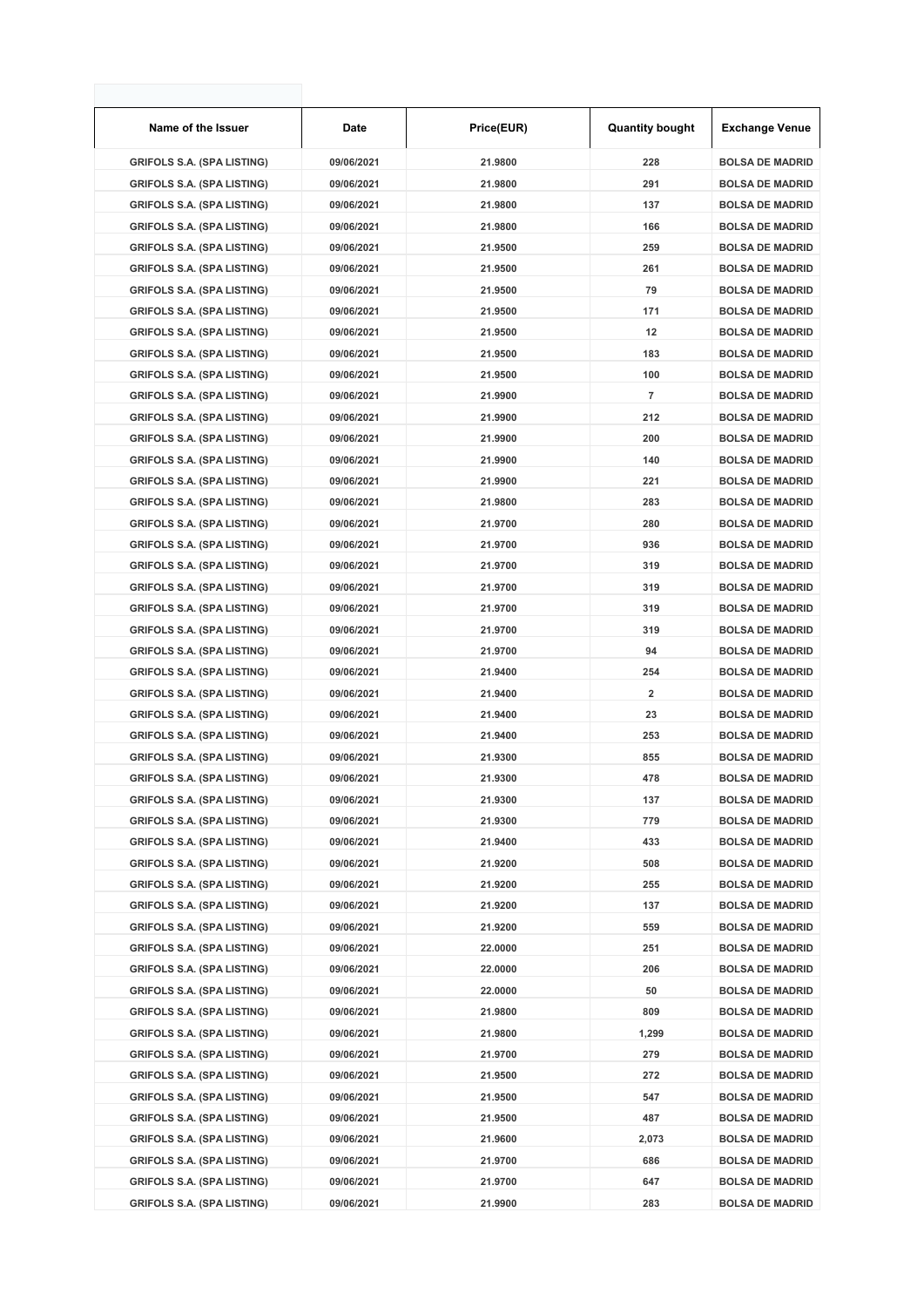| Name of the Issuer | Date | Price(EUR) | Quantity bought | Exchange Venue |
|---|---|---|---|---|
| GRIFOLS S.A. (SPA LISTING) | 09/06/2021 | 21.9800 | 228 | BOLSA DE MADRID |
| GRIFOLS S.A. (SPA LISTING) | 09/06/2021 | 21.9800 | 291 | BOLSA DE MADRID |
| GRIFOLS S.A. (SPA LISTING) | 09/06/2021 | 21.9800 | 137 | BOLSA DE MADRID |
| GRIFOLS S.A. (SPA LISTING) | 09/06/2021 | 21.9800 | 166 | BOLSA DE MADRID |
| GRIFOLS S.A. (SPA LISTING) | 09/06/2021 | 21.9500 | 259 | BOLSA DE MADRID |
| GRIFOLS S.A. (SPA LISTING) | 09/06/2021 | 21.9500 | 261 | BOLSA DE MADRID |
| GRIFOLS S.A. (SPA LISTING) | 09/06/2021 | 21.9500 | 79 | BOLSA DE MADRID |
| GRIFOLS S.A. (SPA LISTING) | 09/06/2021 | 21.9500 | 171 | BOLSA DE MADRID |
| GRIFOLS S.A. (SPA LISTING) | 09/06/2021 | 21.9500 | 12 | BOLSA DE MADRID |
| GRIFOLS S.A. (SPA LISTING) | 09/06/2021 | 21.9500 | 183 | BOLSA DE MADRID |
| GRIFOLS S.A. (SPA LISTING) | 09/06/2021 | 21.9500 | 100 | BOLSA DE MADRID |
| GRIFOLS S.A. (SPA LISTING) | 09/06/2021 | 21.9900 | 7 | BOLSA DE MADRID |
| GRIFOLS S.A. (SPA LISTING) | 09/06/2021 | 21.9900 | 212 | BOLSA DE MADRID |
| GRIFOLS S.A. (SPA LISTING) | 09/06/2021 | 21.9900 | 200 | BOLSA DE MADRID |
| GRIFOLS S.A. (SPA LISTING) | 09/06/2021 | 21.9900 | 140 | BOLSA DE MADRID |
| GRIFOLS S.A. (SPA LISTING) | 09/06/2021 | 21.9900 | 221 | BOLSA DE MADRID |
| GRIFOLS S.A. (SPA LISTING) | 09/06/2021 | 21.9800 | 283 | BOLSA DE MADRID |
| GRIFOLS S.A. (SPA LISTING) | 09/06/2021 | 21.9700 | 280 | BOLSA DE MADRID |
| GRIFOLS S.A. (SPA LISTING) | 09/06/2021 | 21.9700 | 936 | BOLSA DE MADRID |
| GRIFOLS S.A. (SPA LISTING) | 09/06/2021 | 21.9700 | 319 | BOLSA DE MADRID |
| GRIFOLS S.A. (SPA LISTING) | 09/06/2021 | 21.9700 | 319 | BOLSA DE MADRID |
| GRIFOLS S.A. (SPA LISTING) | 09/06/2021 | 21.9700 | 319 | BOLSA DE MADRID |
| GRIFOLS S.A. (SPA LISTING) | 09/06/2021 | 21.9700 | 319 | BOLSA DE MADRID |
| GRIFOLS S.A. (SPA LISTING) | 09/06/2021 | 21.9700 | 94 | BOLSA DE MADRID |
| GRIFOLS S.A. (SPA LISTING) | 09/06/2021 | 21.9400 | 254 | BOLSA DE MADRID |
| GRIFOLS S.A. (SPA LISTING) | 09/06/2021 | 21.9400 | 2 | BOLSA DE MADRID |
| GRIFOLS S.A. (SPA LISTING) | 09/06/2021 | 21.9400 | 23 | BOLSA DE MADRID |
| GRIFOLS S.A. (SPA LISTING) | 09/06/2021 | 21.9400 | 253 | BOLSA DE MADRID |
| GRIFOLS S.A. (SPA LISTING) | 09/06/2021 | 21.9300 | 855 | BOLSA DE MADRID |
| GRIFOLS S.A. (SPA LISTING) | 09/06/2021 | 21.9300 | 478 | BOLSA DE MADRID |
| GRIFOLS S.A. (SPA LISTING) | 09/06/2021 | 21.9300 | 137 | BOLSA DE MADRID |
| GRIFOLS S.A. (SPA LISTING) | 09/06/2021 | 21.9300 | 779 | BOLSA DE MADRID |
| GRIFOLS S.A. (SPA LISTING) | 09/06/2021 | 21.9400 | 433 | BOLSA DE MADRID |
| GRIFOLS S.A. (SPA LISTING) | 09/06/2021 | 21.9200 | 508 | BOLSA DE MADRID |
| GRIFOLS S.A. (SPA LISTING) | 09/06/2021 | 21.9200 | 255 | BOLSA DE MADRID |
| GRIFOLS S.A. (SPA LISTING) | 09/06/2021 | 21.9200 | 137 | BOLSA DE MADRID |
| GRIFOLS S.A. (SPA LISTING) | 09/06/2021 | 21.9200 | 559 | BOLSA DE MADRID |
| GRIFOLS S.A. (SPA LISTING) | 09/06/2021 | 22.0000 | 251 | BOLSA DE MADRID |
| GRIFOLS S.A. (SPA LISTING) | 09/06/2021 | 22.0000 | 206 | BOLSA DE MADRID |
| GRIFOLS S.A. (SPA LISTING) | 09/06/2021 | 22.0000 | 50 | BOLSA DE MADRID |
| GRIFOLS S.A. (SPA LISTING) | 09/06/2021 | 21.9800 | 809 | BOLSA DE MADRID |
| GRIFOLS S.A. (SPA LISTING) | 09/06/2021 | 21.9800 | 1,299 | BOLSA DE MADRID |
| GRIFOLS S.A. (SPA LISTING) | 09/06/2021 | 21.9700 | 279 | BOLSA DE MADRID |
| GRIFOLS S.A. (SPA LISTING) | 09/06/2021 | 21.9500 | 272 | BOLSA DE MADRID |
| GRIFOLS S.A. (SPA LISTING) | 09/06/2021 | 21.9500 | 547 | BOLSA DE MADRID |
| GRIFOLS S.A. (SPA LISTING) | 09/06/2021 | 21.9500 | 487 | BOLSA DE MADRID |
| GRIFOLS S.A. (SPA LISTING) | 09/06/2021 | 21.9600 | 2,073 | BOLSA DE MADRID |
| GRIFOLS S.A. (SPA LISTING) | 09/06/2021 | 21.9700 | 686 | BOLSA DE MADRID |
| GRIFOLS S.A. (SPA LISTING) | 09/06/2021 | 21.9700 | 647 | BOLSA DE MADRID |
| GRIFOLS S.A. (SPA LISTING) | 09/06/2021 | 21.9900 | 283 | BOLSA DE MADRID |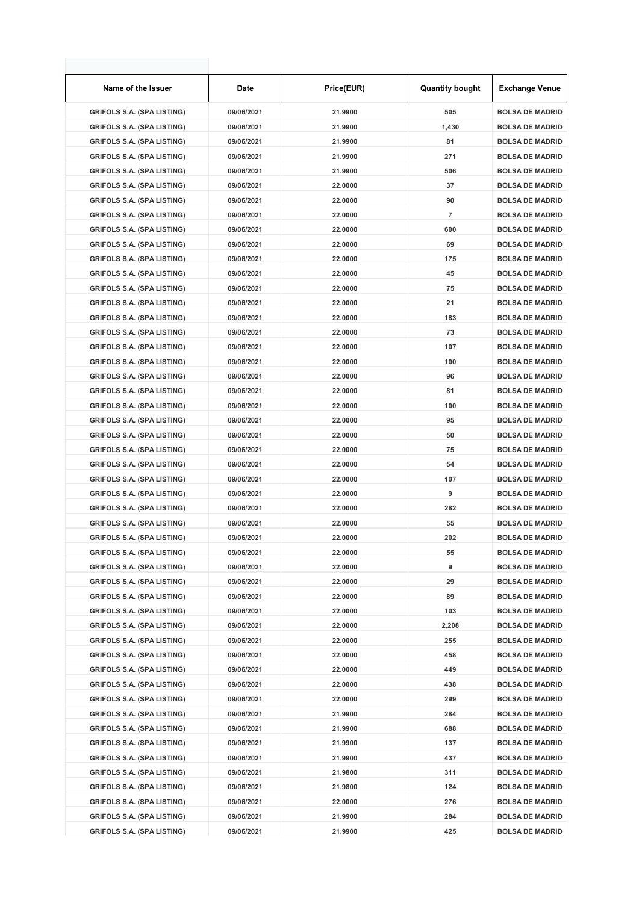| Name of the Issuer | Date | Price(EUR) | Quantity bought | Exchange Venue |
|---|---|---|---|---|
| GRIFOLS S.A. (SPA LISTING) | 09/06/2021 | 21.9900 | 505 | BOLSA DE MADRID |
| GRIFOLS S.A. (SPA LISTING) | 09/06/2021 | 21.9900 | 1,430 | BOLSA DE MADRID |
| GRIFOLS S.A. (SPA LISTING) | 09/06/2021 | 21.9900 | 81 | BOLSA DE MADRID |
| GRIFOLS S.A. (SPA LISTING) | 09/06/2021 | 21.9900 | 271 | BOLSA DE MADRID |
| GRIFOLS S.A. (SPA LISTING) | 09/06/2021 | 21.9900 | 506 | BOLSA DE MADRID |
| GRIFOLS S.A. (SPA LISTING) | 09/06/2021 | 22.0000 | 37 | BOLSA DE MADRID |
| GRIFOLS S.A. (SPA LISTING) | 09/06/2021 | 22.0000 | 90 | BOLSA DE MADRID |
| GRIFOLS S.A. (SPA LISTING) | 09/06/2021 | 22.0000 | 7 | BOLSA DE MADRID |
| GRIFOLS S.A. (SPA LISTING) | 09/06/2021 | 22.0000 | 600 | BOLSA DE MADRID |
| GRIFOLS S.A. (SPA LISTING) | 09/06/2021 | 22.0000 | 69 | BOLSA DE MADRID |
| GRIFOLS S.A. (SPA LISTING) | 09/06/2021 | 22.0000 | 175 | BOLSA DE MADRID |
| GRIFOLS S.A. (SPA LISTING) | 09/06/2021 | 22.0000 | 45 | BOLSA DE MADRID |
| GRIFOLS S.A. (SPA LISTING) | 09/06/2021 | 22.0000 | 75 | BOLSA DE MADRID |
| GRIFOLS S.A. (SPA LISTING) | 09/06/2021 | 22.0000 | 21 | BOLSA DE MADRID |
| GRIFOLS S.A. (SPA LISTING) | 09/06/2021 | 22.0000 | 183 | BOLSA DE MADRID |
| GRIFOLS S.A. (SPA LISTING) | 09/06/2021 | 22.0000 | 73 | BOLSA DE MADRID |
| GRIFOLS S.A. (SPA LISTING) | 09/06/2021 | 22.0000 | 107 | BOLSA DE MADRID |
| GRIFOLS S.A. (SPA LISTING) | 09/06/2021 | 22.0000 | 100 | BOLSA DE MADRID |
| GRIFOLS S.A. (SPA LISTING) | 09/06/2021 | 22.0000 | 96 | BOLSA DE MADRID |
| GRIFOLS S.A. (SPA LISTING) | 09/06/2021 | 22.0000 | 81 | BOLSA DE MADRID |
| GRIFOLS S.A. (SPA LISTING) | 09/06/2021 | 22.0000 | 100 | BOLSA DE MADRID |
| GRIFOLS S.A. (SPA LISTING) | 09/06/2021 | 22.0000 | 95 | BOLSA DE MADRID |
| GRIFOLS S.A. (SPA LISTING) | 09/06/2021 | 22.0000 | 50 | BOLSA DE MADRID |
| GRIFOLS S.A. (SPA LISTING) | 09/06/2021 | 22.0000 | 75 | BOLSA DE MADRID |
| GRIFOLS S.A. (SPA LISTING) | 09/06/2021 | 22.0000 | 54 | BOLSA DE MADRID |
| GRIFOLS S.A. (SPA LISTING) | 09/06/2021 | 22.0000 | 107 | BOLSA DE MADRID |
| GRIFOLS S.A. (SPA LISTING) | 09/06/2021 | 22.0000 | 9 | BOLSA DE MADRID |
| GRIFOLS S.A. (SPA LISTING) | 09/06/2021 | 22.0000 | 282 | BOLSA DE MADRID |
| GRIFOLS S.A. (SPA LISTING) | 09/06/2021 | 22.0000 | 55 | BOLSA DE MADRID |
| GRIFOLS S.A. (SPA LISTING) | 09/06/2021 | 22.0000 | 202 | BOLSA DE MADRID |
| GRIFOLS S.A. (SPA LISTING) | 09/06/2021 | 22.0000 | 55 | BOLSA DE MADRID |
| GRIFOLS S.A. (SPA LISTING) | 09/06/2021 | 22.0000 | 9 | BOLSA DE MADRID |
| GRIFOLS S.A. (SPA LISTING) | 09/06/2021 | 22.0000 | 29 | BOLSA DE MADRID |
| GRIFOLS S.A. (SPA LISTING) | 09/06/2021 | 22.0000 | 89 | BOLSA DE MADRID |
| GRIFOLS S.A. (SPA LISTING) | 09/06/2021 | 22.0000 | 103 | BOLSA DE MADRID |
| GRIFOLS S.A. (SPA LISTING) | 09/06/2021 | 22.0000 | 2,208 | BOLSA DE MADRID |
| GRIFOLS S.A. (SPA LISTING) | 09/06/2021 | 22.0000 | 255 | BOLSA DE MADRID |
| GRIFOLS S.A. (SPA LISTING) | 09/06/2021 | 22.0000 | 458 | BOLSA DE MADRID |
| GRIFOLS S.A. (SPA LISTING) | 09/06/2021 | 22.0000 | 449 | BOLSA DE MADRID |
| GRIFOLS S.A. (SPA LISTING) | 09/06/2021 | 22.0000 | 438 | BOLSA DE MADRID |
| GRIFOLS S.A. (SPA LISTING) | 09/06/2021 | 22.0000 | 299 | BOLSA DE MADRID |
| GRIFOLS S.A. (SPA LISTING) | 09/06/2021 | 21.9900 | 284 | BOLSA DE MADRID |
| GRIFOLS S.A. (SPA LISTING) | 09/06/2021 | 21.9900 | 688 | BOLSA DE MADRID |
| GRIFOLS S.A. (SPA LISTING) | 09/06/2021 | 21.9900 | 137 | BOLSA DE MADRID |
| GRIFOLS S.A. (SPA LISTING) | 09/06/2021 | 21.9900 | 437 | BOLSA DE MADRID |
| GRIFOLS S.A. (SPA LISTING) | 09/06/2021 | 21.9800 | 311 | BOLSA DE MADRID |
| GRIFOLS S.A. (SPA LISTING) | 09/06/2021 | 21.9800 | 124 | BOLSA DE MADRID |
| GRIFOLS S.A. (SPA LISTING) | 09/06/2021 | 22.0000 | 276 | BOLSA DE MADRID |
| GRIFOLS S.A. (SPA LISTING) | 09/06/2021 | 21.9900 | 284 | BOLSA DE MADRID |
| GRIFOLS S.A. (SPA LISTING) | 09/06/2021 | 21.9900 | 425 | BOLSA DE MADRID |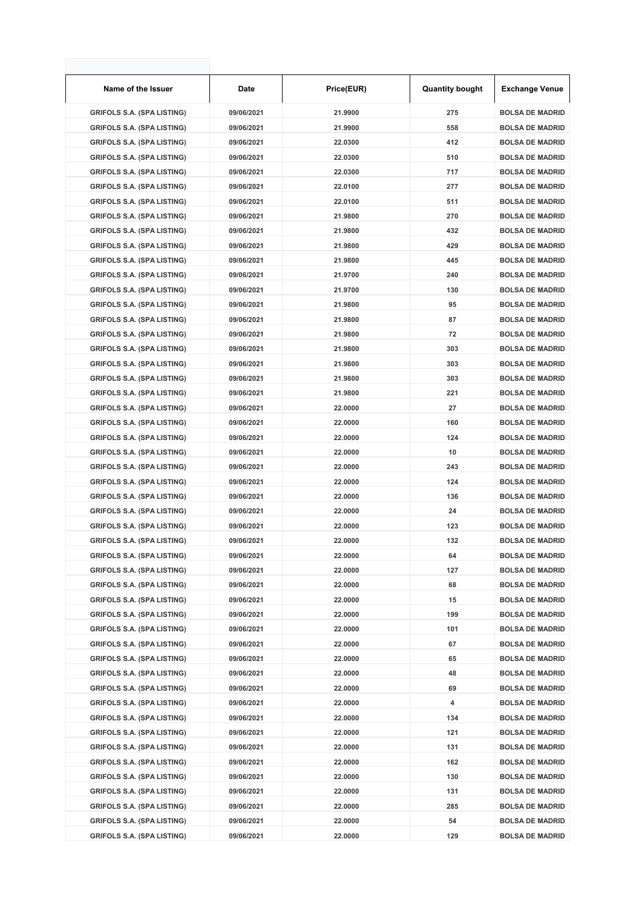| Name of the Issuer | Date | Price(EUR) | Quantity bought | Exchange Venue |
|---|---|---|---|---|
| GRIFOLS S.A. (SPA LISTING) | 09/06/2021 | 21.9900 | 275 | BOLSA DE MADRID |
| GRIFOLS S.A. (SPA LISTING) | 09/06/2021 | 21.9900 | 558 | BOLSA DE MADRID |
| GRIFOLS S.A. (SPA LISTING) | 09/06/2021 | 22.0300 | 412 | BOLSA DE MADRID |
| GRIFOLS S.A. (SPA LISTING) | 09/06/2021 | 22.0300 | 510 | BOLSA DE MADRID |
| GRIFOLS S.A. (SPA LISTING) | 09/06/2021 | 22.0300 | 717 | BOLSA DE MADRID |
| GRIFOLS S.A. (SPA LISTING) | 09/06/2021 | 22.0100 | 277 | BOLSA DE MADRID |
| GRIFOLS S.A. (SPA LISTING) | 09/06/2021 | 22.0100 | 511 | BOLSA DE MADRID |
| GRIFOLS S.A. (SPA LISTING) | 09/06/2021 | 21.9800 | 270 | BOLSA DE MADRID |
| GRIFOLS S.A. (SPA LISTING) | 09/06/2021 | 21.9800 | 432 | BOLSA DE MADRID |
| GRIFOLS S.A. (SPA LISTING) | 09/06/2021 | 21.9800 | 429 | BOLSA DE MADRID |
| GRIFOLS S.A. (SPA LISTING) | 09/06/2021 | 21.9800 | 445 | BOLSA DE MADRID |
| GRIFOLS S.A. (SPA LISTING) | 09/06/2021 | 21.9700 | 240 | BOLSA DE MADRID |
| GRIFOLS S.A. (SPA LISTING) | 09/06/2021 | 21.9700 | 130 | BOLSA DE MADRID |
| GRIFOLS S.A. (SPA LISTING) | 09/06/2021 | 21.9800 | 95 | BOLSA DE MADRID |
| GRIFOLS S.A. (SPA LISTING) | 09/06/2021 | 21.9800 | 87 | BOLSA DE MADRID |
| GRIFOLS S.A. (SPA LISTING) | 09/06/2021 | 21.9800 | 72 | BOLSA DE MADRID |
| GRIFOLS S.A. (SPA LISTING) | 09/06/2021 | 21.9800 | 303 | BOLSA DE MADRID |
| GRIFOLS S.A. (SPA LISTING) | 09/06/2021 | 21.9800 | 303 | BOLSA DE MADRID |
| GRIFOLS S.A. (SPA LISTING) | 09/06/2021 | 21.9800 | 303 | BOLSA DE MADRID |
| GRIFOLS S.A. (SPA LISTING) | 09/06/2021 | 21.9800 | 221 | BOLSA DE MADRID |
| GRIFOLS S.A. (SPA LISTING) | 09/06/2021 | 22.0000 | 27 | BOLSA DE MADRID |
| GRIFOLS S.A. (SPA LISTING) | 09/06/2021 | 22.0000 | 160 | BOLSA DE MADRID |
| GRIFOLS S.A. (SPA LISTING) | 09/06/2021 | 22.0000 | 124 | BOLSA DE MADRID |
| GRIFOLS S.A. (SPA LISTING) | 09/06/2021 | 22.0000 | 10 | BOLSA DE MADRID |
| GRIFOLS S.A. (SPA LISTING) | 09/06/2021 | 22.0000 | 243 | BOLSA DE MADRID |
| GRIFOLS S.A. (SPA LISTING) | 09/06/2021 | 22.0000 | 124 | BOLSA DE MADRID |
| GRIFOLS S.A. (SPA LISTING) | 09/06/2021 | 22.0000 | 136 | BOLSA DE MADRID |
| GRIFOLS S.A. (SPA LISTING) | 09/06/2021 | 22.0000 | 24 | BOLSA DE MADRID |
| GRIFOLS S.A. (SPA LISTING) | 09/06/2021 | 22.0000 | 123 | BOLSA DE MADRID |
| GRIFOLS S.A. (SPA LISTING) | 09/06/2021 | 22.0000 | 132 | BOLSA DE MADRID |
| GRIFOLS S.A. (SPA LISTING) | 09/06/2021 | 22.0000 | 64 | BOLSA DE MADRID |
| GRIFOLS S.A. (SPA LISTING) | 09/06/2021 | 22.0000 | 127 | BOLSA DE MADRID |
| GRIFOLS S.A. (SPA LISTING) | 09/06/2021 | 22.0000 | 68 | BOLSA DE MADRID |
| GRIFOLS S.A. (SPA LISTING) | 09/06/2021 | 22.0000 | 15 | BOLSA DE MADRID |
| GRIFOLS S.A. (SPA LISTING) | 09/06/2021 | 22.0000 | 199 | BOLSA DE MADRID |
| GRIFOLS S.A. (SPA LISTING) | 09/06/2021 | 22.0000 | 101 | BOLSA DE MADRID |
| GRIFOLS S.A. (SPA LISTING) | 09/06/2021 | 22.0000 | 67 | BOLSA DE MADRID |
| GRIFOLS S.A. (SPA LISTING) | 09/06/2021 | 22.0000 | 65 | BOLSA DE MADRID |
| GRIFOLS S.A. (SPA LISTING) | 09/06/2021 | 22.0000 | 48 | BOLSA DE MADRID |
| GRIFOLS S.A. (SPA LISTING) | 09/06/2021 | 22.0000 | 69 | BOLSA DE MADRID |
| GRIFOLS S.A. (SPA LISTING) | 09/06/2021 | 22.0000 | 4 | BOLSA DE MADRID |
| GRIFOLS S.A. (SPA LISTING) | 09/06/2021 | 22.0000 | 134 | BOLSA DE MADRID |
| GRIFOLS S.A. (SPA LISTING) | 09/06/2021 | 22.0000 | 121 | BOLSA DE MADRID |
| GRIFOLS S.A. (SPA LISTING) | 09/06/2021 | 22.0000 | 131 | BOLSA DE MADRID |
| GRIFOLS S.A. (SPA LISTING) | 09/06/2021 | 22.0000 | 162 | BOLSA DE MADRID |
| GRIFOLS S.A. (SPA LISTING) | 09/06/2021 | 22.0000 | 130 | BOLSA DE MADRID |
| GRIFOLS S.A. (SPA LISTING) | 09/06/2021 | 22.0000 | 131 | BOLSA DE MADRID |
| GRIFOLS S.A. (SPA LISTING) | 09/06/2021 | 22.0000 | 285 | BOLSA DE MADRID |
| GRIFOLS S.A. (SPA LISTING) | 09/06/2021 | 22.0000 | 54 | BOLSA DE MADRID |
| GRIFOLS S.A. (SPA LISTING) | 09/06/2021 | 22.0000 | 129 | BOLSA DE MADRID |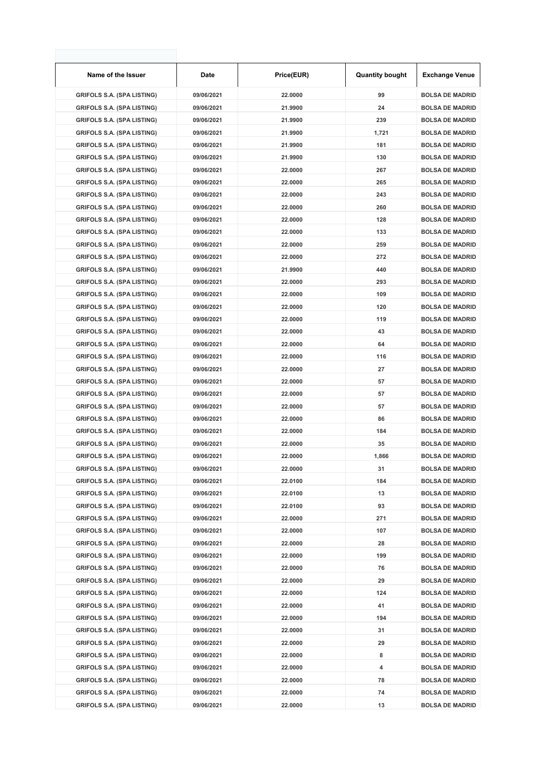| Name of the Issuer | Date | Price(EUR) | Quantity bought | Exchange Venue |
|---|---|---|---|---|
| GRIFOLS S.A. (SPA LISTING) | 09/06/2021 | 22.0000 | 99 | BOLSA DE MADRID |
| GRIFOLS S.A. (SPA LISTING) | 09/06/2021 | 21.9900 | 24 | BOLSA DE MADRID |
| GRIFOLS S.A. (SPA LISTING) | 09/06/2021 | 21.9900 | 239 | BOLSA DE MADRID |
| GRIFOLS S.A. (SPA LISTING) | 09/06/2021 | 21.9900 | 1,721 | BOLSA DE MADRID |
| GRIFOLS S.A. (SPA LISTING) | 09/06/2021 | 21.9900 | 181 | BOLSA DE MADRID |
| GRIFOLS S.A. (SPA LISTING) | 09/06/2021 | 21.9900 | 130 | BOLSA DE MADRID |
| GRIFOLS S.A. (SPA LISTING) | 09/06/2021 | 22.0000 | 267 | BOLSA DE MADRID |
| GRIFOLS S.A. (SPA LISTING) | 09/06/2021 | 22.0000 | 265 | BOLSA DE MADRID |
| GRIFOLS S.A. (SPA LISTING) | 09/06/2021 | 22.0000 | 243 | BOLSA DE MADRID |
| GRIFOLS S.A. (SPA LISTING) | 09/06/2021 | 22.0000 | 260 | BOLSA DE MADRID |
| GRIFOLS S.A. (SPA LISTING) | 09/06/2021 | 22.0000 | 128 | BOLSA DE MADRID |
| GRIFOLS S.A. (SPA LISTING) | 09/06/2021 | 22.0000 | 133 | BOLSA DE MADRID |
| GRIFOLS S.A. (SPA LISTING) | 09/06/2021 | 22.0000 | 259 | BOLSA DE MADRID |
| GRIFOLS S.A. (SPA LISTING) | 09/06/2021 | 22.0000 | 272 | BOLSA DE MADRID |
| GRIFOLS S.A. (SPA LISTING) | 09/06/2021 | 21.9900 | 440 | BOLSA DE MADRID |
| GRIFOLS S.A. (SPA LISTING) | 09/06/2021 | 22.0000 | 293 | BOLSA DE MADRID |
| GRIFOLS S.A. (SPA LISTING) | 09/06/2021 | 22.0000 | 109 | BOLSA DE MADRID |
| GRIFOLS S.A. (SPA LISTING) | 09/06/2021 | 22.0000 | 120 | BOLSA DE MADRID |
| GRIFOLS S.A. (SPA LISTING) | 09/06/2021 | 22.0000 | 119 | BOLSA DE MADRID |
| GRIFOLS S.A. (SPA LISTING) | 09/06/2021 | 22.0000 | 43 | BOLSA DE MADRID |
| GRIFOLS S.A. (SPA LISTING) | 09/06/2021 | 22.0000 | 64 | BOLSA DE MADRID |
| GRIFOLS S.A. (SPA LISTING) | 09/06/2021 | 22.0000 | 116 | BOLSA DE MADRID |
| GRIFOLS S.A. (SPA LISTING) | 09/06/2021 | 22.0000 | 27 | BOLSA DE MADRID |
| GRIFOLS S.A. (SPA LISTING) | 09/06/2021 | 22.0000 | 57 | BOLSA DE MADRID |
| GRIFOLS S.A. (SPA LISTING) | 09/06/2021 | 22.0000 | 57 | BOLSA DE MADRID |
| GRIFOLS S.A. (SPA LISTING) | 09/06/2021 | 22.0000 | 57 | BOLSA DE MADRID |
| GRIFOLS S.A. (SPA LISTING) | 09/06/2021 | 22.0000 | 86 | BOLSA DE MADRID |
| GRIFOLS S.A. (SPA LISTING) | 09/06/2021 | 22.0000 | 184 | BOLSA DE MADRID |
| GRIFOLS S.A. (SPA LISTING) | 09/06/2021 | 22.0000 | 35 | BOLSA DE MADRID |
| GRIFOLS S.A. (SPA LISTING) | 09/06/2021 | 22.0000 | 1,866 | BOLSA DE MADRID |
| GRIFOLS S.A. (SPA LISTING) | 09/06/2021 | 22.0000 | 31 | BOLSA DE MADRID |
| GRIFOLS S.A. (SPA LISTING) | 09/06/2021 | 22.0100 | 184 | BOLSA DE MADRID |
| GRIFOLS S.A. (SPA LISTING) | 09/06/2021 | 22.0100 | 13 | BOLSA DE MADRID |
| GRIFOLS S.A. (SPA LISTING) | 09/06/2021 | 22.0100 | 93 | BOLSA DE MADRID |
| GRIFOLS S.A. (SPA LISTING) | 09/06/2021 | 22.0000 | 271 | BOLSA DE MADRID |
| GRIFOLS S.A. (SPA LISTING) | 09/06/2021 | 22.0000 | 107 | BOLSA DE MADRID |
| GRIFOLS S.A. (SPA LISTING) | 09/06/2021 | 22.0000 | 28 | BOLSA DE MADRID |
| GRIFOLS S.A. (SPA LISTING) | 09/06/2021 | 22.0000 | 199 | BOLSA DE MADRID |
| GRIFOLS S.A. (SPA LISTING) | 09/06/2021 | 22.0000 | 76 | BOLSA DE MADRID |
| GRIFOLS S.A. (SPA LISTING) | 09/06/2021 | 22.0000 | 29 | BOLSA DE MADRID |
| GRIFOLS S.A. (SPA LISTING) | 09/06/2021 | 22.0000 | 124 | BOLSA DE MADRID |
| GRIFOLS S.A. (SPA LISTING) | 09/06/2021 | 22.0000 | 41 | BOLSA DE MADRID |
| GRIFOLS S.A. (SPA LISTING) | 09/06/2021 | 22.0000 | 194 | BOLSA DE MADRID |
| GRIFOLS S.A. (SPA LISTING) | 09/06/2021 | 22.0000 | 31 | BOLSA DE MADRID |
| GRIFOLS S.A. (SPA LISTING) | 09/06/2021 | 22.0000 | 29 | BOLSA DE MADRID |
| GRIFOLS S.A. (SPA LISTING) | 09/06/2021 | 22.0000 | 8 | BOLSA DE MADRID |
| GRIFOLS S.A. (SPA LISTING) | 09/06/2021 | 22.0000 | 4 | BOLSA DE MADRID |
| GRIFOLS S.A. (SPA LISTING) | 09/06/2021 | 22.0000 | 78 | BOLSA DE MADRID |
| GRIFOLS S.A. (SPA LISTING) | 09/06/2021 | 22.0000 | 74 | BOLSA DE MADRID |
| GRIFOLS S.A. (SPA LISTING) | 09/06/2021 | 22.0000 | 13 | BOLSA DE MADRID |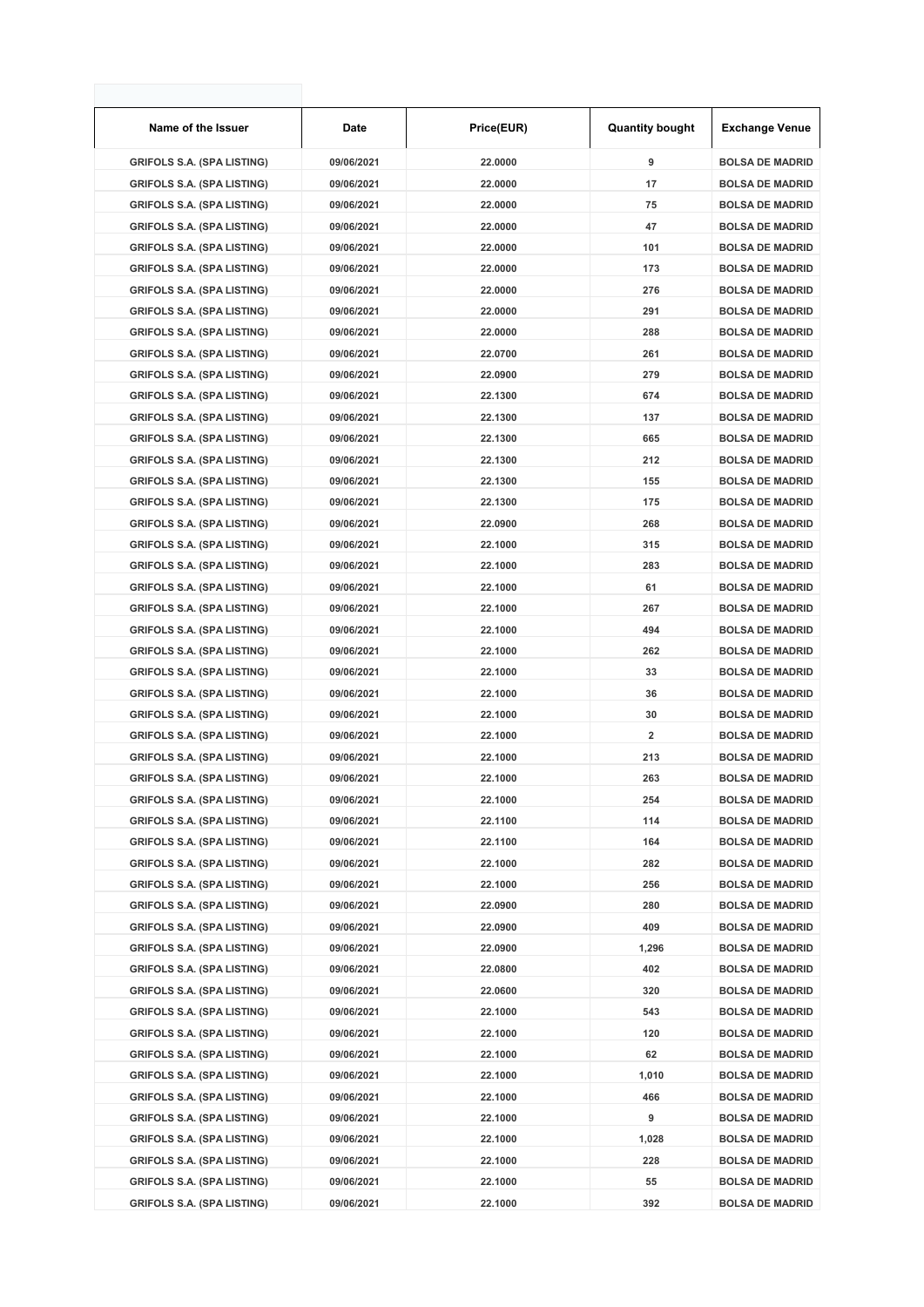| Name of the Issuer | Date | Price(EUR) | Quantity bought | Exchange Venue |
|---|---|---|---|---|
| GRIFOLS S.A. (SPA LISTING) | 09/06/2021 | 22.0000 | 9 | BOLSA DE MADRID |
| GRIFOLS S.A. (SPA LISTING) | 09/06/2021 | 22.0000 | 17 | BOLSA DE MADRID |
| GRIFOLS S.A. (SPA LISTING) | 09/06/2021 | 22.0000 | 75 | BOLSA DE MADRID |
| GRIFOLS S.A. (SPA LISTING) | 09/06/2021 | 22.0000 | 47 | BOLSA DE MADRID |
| GRIFOLS S.A. (SPA LISTING) | 09/06/2021 | 22.0000 | 101 | BOLSA DE MADRID |
| GRIFOLS S.A. (SPA LISTING) | 09/06/2021 | 22.0000 | 173 | BOLSA DE MADRID |
| GRIFOLS S.A. (SPA LISTING) | 09/06/2021 | 22.0000 | 276 | BOLSA DE MADRID |
| GRIFOLS S.A. (SPA LISTING) | 09/06/2021 | 22.0000 | 291 | BOLSA DE MADRID |
| GRIFOLS S.A. (SPA LISTING) | 09/06/2021 | 22.0000 | 288 | BOLSA DE MADRID |
| GRIFOLS S.A. (SPA LISTING) | 09/06/2021 | 22.0700 | 261 | BOLSA DE MADRID |
| GRIFOLS S.A. (SPA LISTING) | 09/06/2021 | 22.0900 | 279 | BOLSA DE MADRID |
| GRIFOLS S.A. (SPA LISTING) | 09/06/2021 | 22.1300 | 674 | BOLSA DE MADRID |
| GRIFOLS S.A. (SPA LISTING) | 09/06/2021 | 22.1300 | 137 | BOLSA DE MADRID |
| GRIFOLS S.A. (SPA LISTING) | 09/06/2021 | 22.1300 | 665 | BOLSA DE MADRID |
| GRIFOLS S.A. (SPA LISTING) | 09/06/2021 | 22.1300 | 212 | BOLSA DE MADRID |
| GRIFOLS S.A. (SPA LISTING) | 09/06/2021 | 22.1300 | 155 | BOLSA DE MADRID |
| GRIFOLS S.A. (SPA LISTING) | 09/06/2021 | 22.1300 | 175 | BOLSA DE MADRID |
| GRIFOLS S.A. (SPA LISTING) | 09/06/2021 | 22.0900 | 268 | BOLSA DE MADRID |
| GRIFOLS S.A. (SPA LISTING) | 09/06/2021 | 22.1000 | 315 | BOLSA DE MADRID |
| GRIFOLS S.A. (SPA LISTING) | 09/06/2021 | 22.1000 | 283 | BOLSA DE MADRID |
| GRIFOLS S.A. (SPA LISTING) | 09/06/2021 | 22.1000 | 61 | BOLSA DE MADRID |
| GRIFOLS S.A. (SPA LISTING) | 09/06/2021 | 22.1000 | 267 | BOLSA DE MADRID |
| GRIFOLS S.A. (SPA LISTING) | 09/06/2021 | 22.1000 | 494 | BOLSA DE MADRID |
| GRIFOLS S.A. (SPA LISTING) | 09/06/2021 | 22.1000 | 262 | BOLSA DE MADRID |
| GRIFOLS S.A. (SPA LISTING) | 09/06/2021 | 22.1000 | 33 | BOLSA DE MADRID |
| GRIFOLS S.A. (SPA LISTING) | 09/06/2021 | 22.1000 | 36 | BOLSA DE MADRID |
| GRIFOLS S.A. (SPA LISTING) | 09/06/2021 | 22.1000 | 30 | BOLSA DE MADRID |
| GRIFOLS S.A. (SPA LISTING) | 09/06/2021 | 22.1000 | 2 | BOLSA DE MADRID |
| GRIFOLS S.A. (SPA LISTING) | 09/06/2021 | 22.1000 | 213 | BOLSA DE MADRID |
| GRIFOLS S.A. (SPA LISTING) | 09/06/2021 | 22.1000 | 263 | BOLSA DE MADRID |
| GRIFOLS S.A. (SPA LISTING) | 09/06/2021 | 22.1000 | 254 | BOLSA DE MADRID |
| GRIFOLS S.A. (SPA LISTING) | 09/06/2021 | 22.1100 | 114 | BOLSA DE MADRID |
| GRIFOLS S.A. (SPA LISTING) | 09/06/2021 | 22.1100 | 164 | BOLSA DE MADRID |
| GRIFOLS S.A. (SPA LISTING) | 09/06/2021 | 22.1000 | 282 | BOLSA DE MADRID |
| GRIFOLS S.A. (SPA LISTING) | 09/06/2021 | 22.1000 | 256 | BOLSA DE MADRID |
| GRIFOLS S.A. (SPA LISTING) | 09/06/2021 | 22.0900 | 280 | BOLSA DE MADRID |
| GRIFOLS S.A. (SPA LISTING) | 09/06/2021 | 22.0900 | 409 | BOLSA DE MADRID |
| GRIFOLS S.A. (SPA LISTING) | 09/06/2021 | 22.0900 | 1,296 | BOLSA DE MADRID |
| GRIFOLS S.A. (SPA LISTING) | 09/06/2021 | 22.0800 | 402 | BOLSA DE MADRID |
| GRIFOLS S.A. (SPA LISTING) | 09/06/2021 | 22.0600 | 320 | BOLSA DE MADRID |
| GRIFOLS S.A. (SPA LISTING) | 09/06/2021 | 22.1000 | 543 | BOLSA DE MADRID |
| GRIFOLS S.A. (SPA LISTING) | 09/06/2021 | 22.1000 | 120 | BOLSA DE MADRID |
| GRIFOLS S.A. (SPA LISTING) | 09/06/2021 | 22.1000 | 62 | BOLSA DE MADRID |
| GRIFOLS S.A. (SPA LISTING) | 09/06/2021 | 22.1000 | 1,010 | BOLSA DE MADRID |
| GRIFOLS S.A. (SPA LISTING) | 09/06/2021 | 22.1000 | 466 | BOLSA DE MADRID |
| GRIFOLS S.A. (SPA LISTING) | 09/06/2021 | 22.1000 | 9 | BOLSA DE MADRID |
| GRIFOLS S.A. (SPA LISTING) | 09/06/2021 | 22.1000 | 1,028 | BOLSA DE MADRID |
| GRIFOLS S.A. (SPA LISTING) | 09/06/2021 | 22.1000 | 228 | BOLSA DE MADRID |
| GRIFOLS S.A. (SPA LISTING) | 09/06/2021 | 22.1000 | 55 | BOLSA DE MADRID |
| GRIFOLS S.A. (SPA LISTING) | 09/06/2021 | 22.1000 | 392 | BOLSA DE MADRID |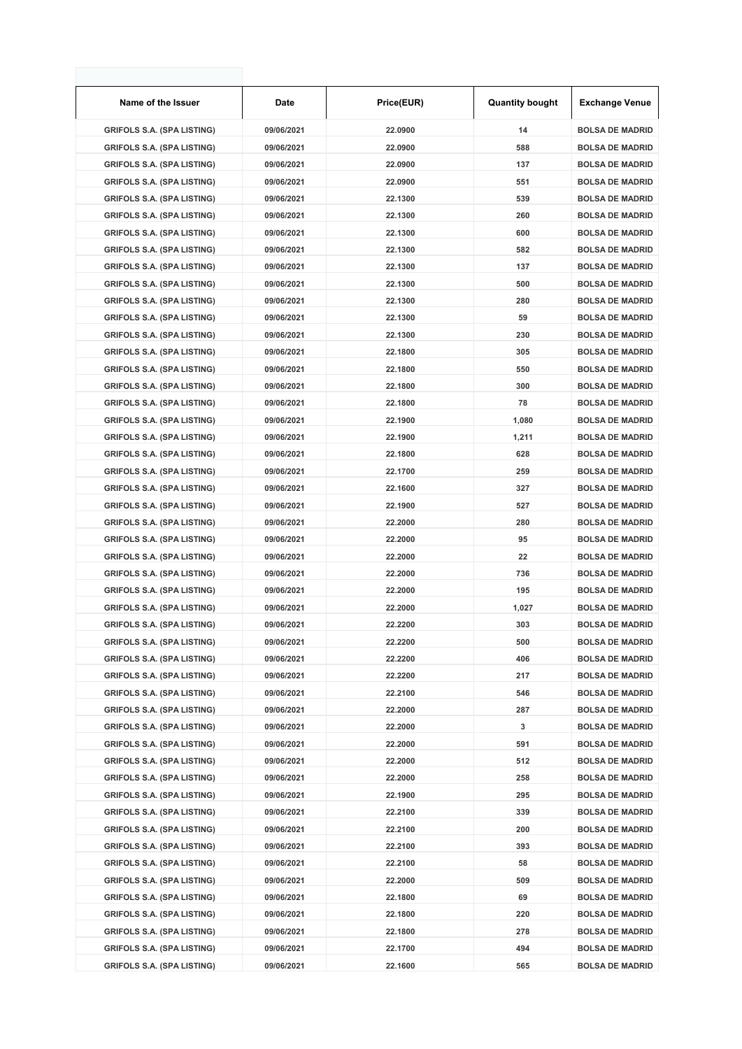| Name of the Issuer | Date | Price(EUR) | Quantity bought | Exchange Venue |
|---|---|---|---|---|
| GRIFOLS S.A. (SPA LISTING) | 09/06/2021 | 22.0900 | 14 | BOLSA DE MADRID |
| GRIFOLS S.A. (SPA LISTING) | 09/06/2021 | 22.0900 | 588 | BOLSA DE MADRID |
| GRIFOLS S.A. (SPA LISTING) | 09/06/2021 | 22.0900 | 137 | BOLSA DE MADRID |
| GRIFOLS S.A. (SPA LISTING) | 09/06/2021 | 22.0900 | 551 | BOLSA DE MADRID |
| GRIFOLS S.A. (SPA LISTING) | 09/06/2021 | 22.1300 | 539 | BOLSA DE MADRID |
| GRIFOLS S.A. (SPA LISTING) | 09/06/2021 | 22.1300 | 260 | BOLSA DE MADRID |
| GRIFOLS S.A. (SPA LISTING) | 09/06/2021 | 22.1300 | 600 | BOLSA DE MADRID |
| GRIFOLS S.A. (SPA LISTING) | 09/06/2021 | 22.1300 | 582 | BOLSA DE MADRID |
| GRIFOLS S.A. (SPA LISTING) | 09/06/2021 | 22.1300 | 137 | BOLSA DE MADRID |
| GRIFOLS S.A. (SPA LISTING) | 09/06/2021 | 22.1300 | 500 | BOLSA DE MADRID |
| GRIFOLS S.A. (SPA LISTING) | 09/06/2021 | 22.1300 | 280 | BOLSA DE MADRID |
| GRIFOLS S.A. (SPA LISTING) | 09/06/2021 | 22.1300 | 59 | BOLSA DE MADRID |
| GRIFOLS S.A. (SPA LISTING) | 09/06/2021 | 22.1300 | 230 | BOLSA DE MADRID |
| GRIFOLS S.A. (SPA LISTING) | 09/06/2021 | 22.1800 | 305 | BOLSA DE MADRID |
| GRIFOLS S.A. (SPA LISTING) | 09/06/2021 | 22.1800 | 550 | BOLSA DE MADRID |
| GRIFOLS S.A. (SPA LISTING) | 09/06/2021 | 22.1800 | 300 | BOLSA DE MADRID |
| GRIFOLS S.A. (SPA LISTING) | 09/06/2021 | 22.1800 | 78 | BOLSA DE MADRID |
| GRIFOLS S.A. (SPA LISTING) | 09/06/2021 | 22.1900 | 1,080 | BOLSA DE MADRID |
| GRIFOLS S.A. (SPA LISTING) | 09/06/2021 | 22.1900 | 1,211 | BOLSA DE MADRID |
| GRIFOLS S.A. (SPA LISTING) | 09/06/2021 | 22.1800 | 628 | BOLSA DE MADRID |
| GRIFOLS S.A. (SPA LISTING) | 09/06/2021 | 22.1700 | 259 | BOLSA DE MADRID |
| GRIFOLS S.A. (SPA LISTING) | 09/06/2021 | 22.1600 | 327 | BOLSA DE MADRID |
| GRIFOLS S.A. (SPA LISTING) | 09/06/2021 | 22.1900 | 527 | BOLSA DE MADRID |
| GRIFOLS S.A. (SPA LISTING) | 09/06/2021 | 22.2000 | 280 | BOLSA DE MADRID |
| GRIFOLS S.A. (SPA LISTING) | 09/06/2021 | 22.2000 | 95 | BOLSA DE MADRID |
| GRIFOLS S.A. (SPA LISTING) | 09/06/2021 | 22.2000 | 22 | BOLSA DE MADRID |
| GRIFOLS S.A. (SPA LISTING) | 09/06/2021 | 22.2000 | 736 | BOLSA DE MADRID |
| GRIFOLS S.A. (SPA LISTING) | 09/06/2021 | 22.2000 | 195 | BOLSA DE MADRID |
| GRIFOLS S.A. (SPA LISTING) | 09/06/2021 | 22.2000 | 1,027 | BOLSA DE MADRID |
| GRIFOLS S.A. (SPA LISTING) | 09/06/2021 | 22.2200 | 303 | BOLSA DE MADRID |
| GRIFOLS S.A. (SPA LISTING) | 09/06/2021 | 22.2200 | 500 | BOLSA DE MADRID |
| GRIFOLS S.A. (SPA LISTING) | 09/06/2021 | 22.2200 | 406 | BOLSA DE MADRID |
| GRIFOLS S.A. (SPA LISTING) | 09/06/2021 | 22.2200 | 217 | BOLSA DE MADRID |
| GRIFOLS S.A. (SPA LISTING) | 09/06/2021 | 22.2100 | 546 | BOLSA DE MADRID |
| GRIFOLS S.A. (SPA LISTING) | 09/06/2021 | 22.2000 | 287 | BOLSA DE MADRID |
| GRIFOLS S.A. (SPA LISTING) | 09/06/2021 | 22.2000 | 3 | BOLSA DE MADRID |
| GRIFOLS S.A. (SPA LISTING) | 09/06/2021 | 22.2000 | 591 | BOLSA DE MADRID |
| GRIFOLS S.A. (SPA LISTING) | 09/06/2021 | 22.2000 | 512 | BOLSA DE MADRID |
| GRIFOLS S.A. (SPA LISTING) | 09/06/2021 | 22.2000 | 258 | BOLSA DE MADRID |
| GRIFOLS S.A. (SPA LISTING) | 09/06/2021 | 22.1900 | 295 | BOLSA DE MADRID |
| GRIFOLS S.A. (SPA LISTING) | 09/06/2021 | 22.2100 | 339 | BOLSA DE MADRID |
| GRIFOLS S.A. (SPA LISTING) | 09/06/2021 | 22.2100 | 200 | BOLSA DE MADRID |
| GRIFOLS S.A. (SPA LISTING) | 09/06/2021 | 22.2100 | 393 | BOLSA DE MADRID |
| GRIFOLS S.A. (SPA LISTING) | 09/06/2021 | 22.2100 | 58 | BOLSA DE MADRID |
| GRIFOLS S.A. (SPA LISTING) | 09/06/2021 | 22.2000 | 509 | BOLSA DE MADRID |
| GRIFOLS S.A. (SPA LISTING) | 09/06/2021 | 22.1800 | 69 | BOLSA DE MADRID |
| GRIFOLS S.A. (SPA LISTING) | 09/06/2021 | 22.1800 | 220 | BOLSA DE MADRID |
| GRIFOLS S.A. (SPA LISTING) | 09/06/2021 | 22.1800 | 278 | BOLSA DE MADRID |
| GRIFOLS S.A. (SPA LISTING) | 09/06/2021 | 22.1700 | 494 | BOLSA DE MADRID |
| GRIFOLS S.A. (SPA LISTING) | 09/06/2021 | 22.1600 | 565 | BOLSA DE MADRID |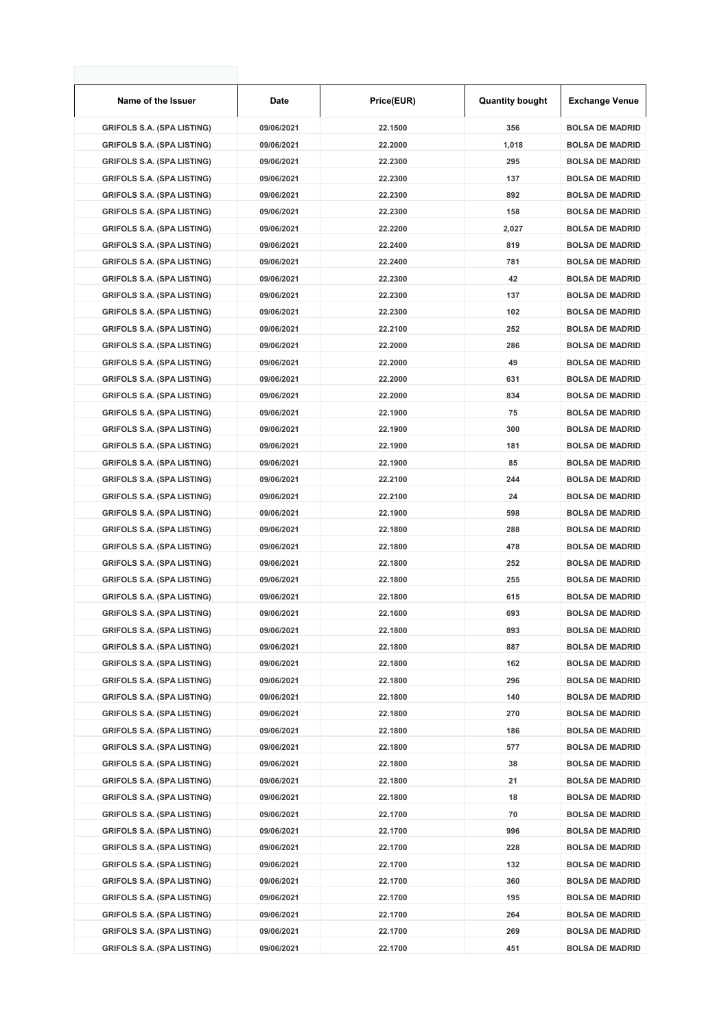| Name of the Issuer | Date | Price(EUR) | Quantity bought | Exchange Venue |
|---|---|---|---|---|
| GRIFOLS S.A. (SPA LISTING) | 09/06/2021 | 22.1500 | 356 | BOLSA DE MADRID |
| GRIFOLS S.A. (SPA LISTING) | 09/06/2021 | 22.2000 | 1,018 | BOLSA DE MADRID |
| GRIFOLS S.A. (SPA LISTING) | 09/06/2021 | 22.2300 | 295 | BOLSA DE MADRID |
| GRIFOLS S.A. (SPA LISTING) | 09/06/2021 | 22.2300 | 137 | BOLSA DE MADRID |
| GRIFOLS S.A. (SPA LISTING) | 09/06/2021 | 22.2300 | 892 | BOLSA DE MADRID |
| GRIFOLS S.A. (SPA LISTING) | 09/06/2021 | 22.2300 | 158 | BOLSA DE MADRID |
| GRIFOLS S.A. (SPA LISTING) | 09/06/2021 | 22.2200 | 2,027 | BOLSA DE MADRID |
| GRIFOLS S.A. (SPA LISTING) | 09/06/2021 | 22.2400 | 819 | BOLSA DE MADRID |
| GRIFOLS S.A. (SPA LISTING) | 09/06/2021 | 22.2400 | 781 | BOLSA DE MADRID |
| GRIFOLS S.A. (SPA LISTING) | 09/06/2021 | 22.2300 | 42 | BOLSA DE MADRID |
| GRIFOLS S.A. (SPA LISTING) | 09/06/2021 | 22.2300 | 137 | BOLSA DE MADRID |
| GRIFOLS S.A. (SPA LISTING) | 09/06/2021 | 22.2300 | 102 | BOLSA DE MADRID |
| GRIFOLS S.A. (SPA LISTING) | 09/06/2021 | 22.2100 | 252 | BOLSA DE MADRID |
| GRIFOLS S.A. (SPA LISTING) | 09/06/2021 | 22.2000 | 286 | BOLSA DE MADRID |
| GRIFOLS S.A. (SPA LISTING) | 09/06/2021 | 22.2000 | 49 | BOLSA DE MADRID |
| GRIFOLS S.A. (SPA LISTING) | 09/06/2021 | 22.2000 | 631 | BOLSA DE MADRID |
| GRIFOLS S.A. (SPA LISTING) | 09/06/2021 | 22.2000 | 834 | BOLSA DE MADRID |
| GRIFOLS S.A. (SPA LISTING) | 09/06/2021 | 22.1900 | 75 | BOLSA DE MADRID |
| GRIFOLS S.A. (SPA LISTING) | 09/06/2021 | 22.1900 | 300 | BOLSA DE MADRID |
| GRIFOLS S.A. (SPA LISTING) | 09/06/2021 | 22.1900 | 181 | BOLSA DE MADRID |
| GRIFOLS S.A. (SPA LISTING) | 09/06/2021 | 22.1900 | 85 | BOLSA DE MADRID |
| GRIFOLS S.A. (SPA LISTING) | 09/06/2021 | 22.2100 | 244 | BOLSA DE MADRID |
| GRIFOLS S.A. (SPA LISTING) | 09/06/2021 | 22.2100 | 24 | BOLSA DE MADRID |
| GRIFOLS S.A. (SPA LISTING) | 09/06/2021 | 22.1900 | 598 | BOLSA DE MADRID |
| GRIFOLS S.A. (SPA LISTING) | 09/06/2021 | 22.1800 | 288 | BOLSA DE MADRID |
| GRIFOLS S.A. (SPA LISTING) | 09/06/2021 | 22.1800 | 478 | BOLSA DE MADRID |
| GRIFOLS S.A. (SPA LISTING) | 09/06/2021 | 22.1800 | 252 | BOLSA DE MADRID |
| GRIFOLS S.A. (SPA LISTING) | 09/06/2021 | 22.1800 | 255 | BOLSA DE MADRID |
| GRIFOLS S.A. (SPA LISTING) | 09/06/2021 | 22.1800 | 615 | BOLSA DE MADRID |
| GRIFOLS S.A. (SPA LISTING) | 09/06/2021 | 22.1600 | 693 | BOLSA DE MADRID |
| GRIFOLS S.A. (SPA LISTING) | 09/06/2021 | 22.1800 | 893 | BOLSA DE MADRID |
| GRIFOLS S.A. (SPA LISTING) | 09/06/2021 | 22.1800 | 887 | BOLSA DE MADRID |
| GRIFOLS S.A. (SPA LISTING) | 09/06/2021 | 22.1800 | 162 | BOLSA DE MADRID |
| GRIFOLS S.A. (SPA LISTING) | 09/06/2021 | 22.1800 | 296 | BOLSA DE MADRID |
| GRIFOLS S.A. (SPA LISTING) | 09/06/2021 | 22.1800 | 140 | BOLSA DE MADRID |
| GRIFOLS S.A. (SPA LISTING) | 09/06/2021 | 22.1800 | 270 | BOLSA DE MADRID |
| GRIFOLS S.A. (SPA LISTING) | 09/06/2021 | 22.1800 | 186 | BOLSA DE MADRID |
| GRIFOLS S.A. (SPA LISTING) | 09/06/2021 | 22.1800 | 577 | BOLSA DE MADRID |
| GRIFOLS S.A. (SPA LISTING) | 09/06/2021 | 22.1800 | 38 | BOLSA DE MADRID |
| GRIFOLS S.A. (SPA LISTING) | 09/06/2021 | 22.1800 | 21 | BOLSA DE MADRID |
| GRIFOLS S.A. (SPA LISTING) | 09/06/2021 | 22.1800 | 18 | BOLSA DE MADRID |
| GRIFOLS S.A. (SPA LISTING) | 09/06/2021 | 22.1700 | 70 | BOLSA DE MADRID |
| GRIFOLS S.A. (SPA LISTING) | 09/06/2021 | 22.1700 | 996 | BOLSA DE MADRID |
| GRIFOLS S.A. (SPA LISTING) | 09/06/2021 | 22.1700 | 228 | BOLSA DE MADRID |
| GRIFOLS S.A. (SPA LISTING) | 09/06/2021 | 22.1700 | 132 | BOLSA DE MADRID |
| GRIFOLS S.A. (SPA LISTING) | 09/06/2021 | 22.1700 | 360 | BOLSA DE MADRID |
| GRIFOLS S.A. (SPA LISTING) | 09/06/2021 | 22.1700 | 195 | BOLSA DE MADRID |
| GRIFOLS S.A. (SPA LISTING) | 09/06/2021 | 22.1700 | 264 | BOLSA DE MADRID |
| GRIFOLS S.A. (SPA LISTING) | 09/06/2021 | 22.1700 | 269 | BOLSA DE MADRID |
| GRIFOLS S.A. (SPA LISTING) | 09/06/2021 | 22.1700 | 451 | BOLSA DE MADRID |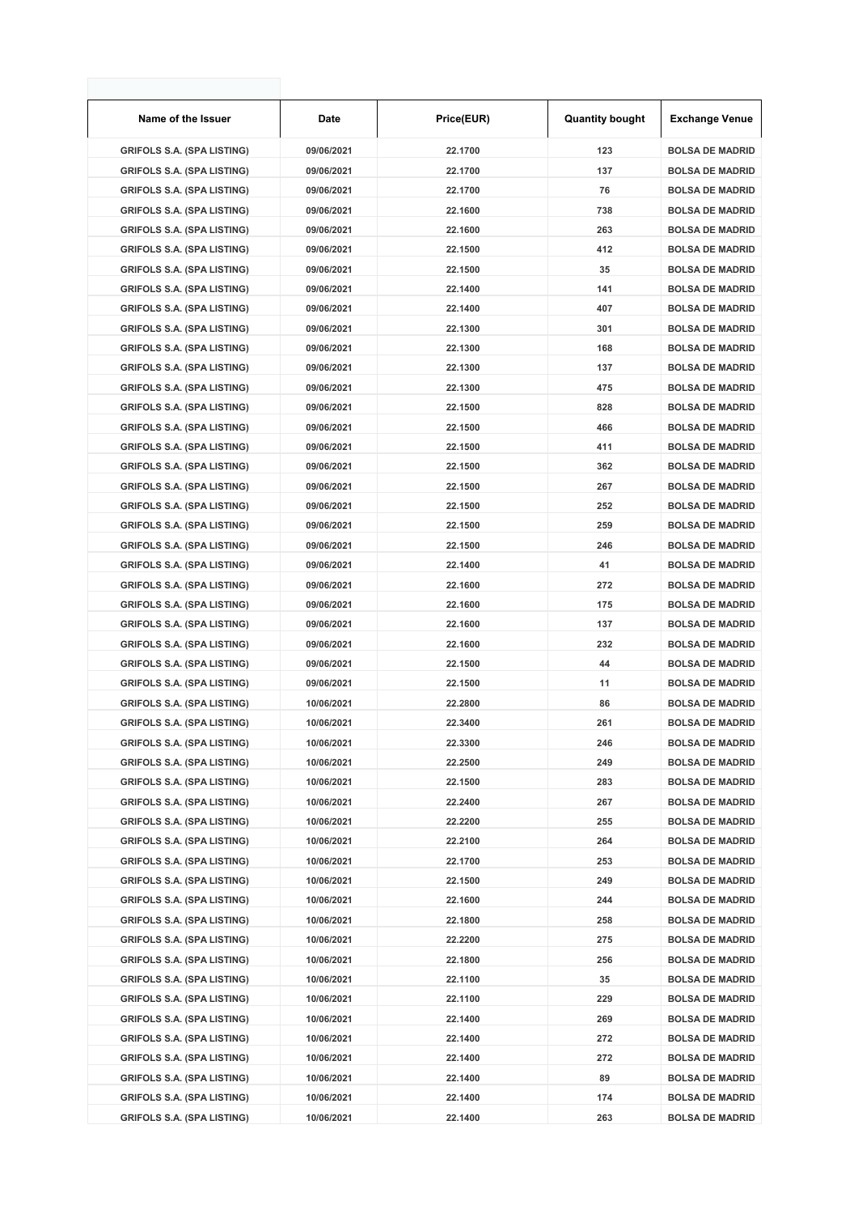| Name of the Issuer | Date | Price(EUR) | Quantity bought | Exchange Venue |
|---|---|---|---|---|
| GRIFOLS S.A. (SPA LISTING) | 09/06/2021 | 22.1700 | 123 | BOLSA DE MADRID |
| GRIFOLS S.A. (SPA LISTING) | 09/06/2021 | 22.1700 | 137 | BOLSA DE MADRID |
| GRIFOLS S.A. (SPA LISTING) | 09/06/2021 | 22.1700 | 76 | BOLSA DE MADRID |
| GRIFOLS S.A. (SPA LISTING) | 09/06/2021 | 22.1600 | 738 | BOLSA DE MADRID |
| GRIFOLS S.A. (SPA LISTING) | 09/06/2021 | 22.1600 | 263 | BOLSA DE MADRID |
| GRIFOLS S.A. (SPA LISTING) | 09/06/2021 | 22.1500 | 412 | BOLSA DE MADRID |
| GRIFOLS S.A. (SPA LISTING) | 09/06/2021 | 22.1500 | 35 | BOLSA DE MADRID |
| GRIFOLS S.A. (SPA LISTING) | 09/06/2021 | 22.1400 | 141 | BOLSA DE MADRID |
| GRIFOLS S.A. (SPA LISTING) | 09/06/2021 | 22.1400 | 407 | BOLSA DE MADRID |
| GRIFOLS S.A. (SPA LISTING) | 09/06/2021 | 22.1300 | 301 | BOLSA DE MADRID |
| GRIFOLS S.A. (SPA LISTING) | 09/06/2021 | 22.1300 | 168 | BOLSA DE MADRID |
| GRIFOLS S.A. (SPA LISTING) | 09/06/2021 | 22.1300 | 137 | BOLSA DE MADRID |
| GRIFOLS S.A. (SPA LISTING) | 09/06/2021 | 22.1300 | 475 | BOLSA DE MADRID |
| GRIFOLS S.A. (SPA LISTING) | 09/06/2021 | 22.1500 | 828 | BOLSA DE MADRID |
| GRIFOLS S.A. (SPA LISTING) | 09/06/2021 | 22.1500 | 466 | BOLSA DE MADRID |
| GRIFOLS S.A. (SPA LISTING) | 09/06/2021 | 22.1500 | 411 | BOLSA DE MADRID |
| GRIFOLS S.A. (SPA LISTING) | 09/06/2021 | 22.1500 | 362 | BOLSA DE MADRID |
| GRIFOLS S.A. (SPA LISTING) | 09/06/2021 | 22.1500 | 267 | BOLSA DE MADRID |
| GRIFOLS S.A. (SPA LISTING) | 09/06/2021 | 22.1500 | 252 | BOLSA DE MADRID |
| GRIFOLS S.A. (SPA LISTING) | 09/06/2021 | 22.1500 | 259 | BOLSA DE MADRID |
| GRIFOLS S.A. (SPA LISTING) | 09/06/2021 | 22.1500 | 246 | BOLSA DE MADRID |
| GRIFOLS S.A. (SPA LISTING) | 09/06/2021 | 22.1400 | 41 | BOLSA DE MADRID |
| GRIFOLS S.A. (SPA LISTING) | 09/06/2021 | 22.1600 | 272 | BOLSA DE MADRID |
| GRIFOLS S.A. (SPA LISTING) | 09/06/2021 | 22.1600 | 175 | BOLSA DE MADRID |
| GRIFOLS S.A. (SPA LISTING) | 09/06/2021 | 22.1600 | 137 | BOLSA DE MADRID |
| GRIFOLS S.A. (SPA LISTING) | 09/06/2021 | 22.1600 | 232 | BOLSA DE MADRID |
| GRIFOLS S.A. (SPA LISTING) | 09/06/2021 | 22.1500 | 44 | BOLSA DE MADRID |
| GRIFOLS S.A. (SPA LISTING) | 09/06/2021 | 22.1500 | 11 | BOLSA DE MADRID |
| GRIFOLS S.A. (SPA LISTING) | 10/06/2021 | 22.2800 | 86 | BOLSA DE MADRID |
| GRIFOLS S.A. (SPA LISTING) | 10/06/2021 | 22.3400 | 261 | BOLSA DE MADRID |
| GRIFOLS S.A. (SPA LISTING) | 10/06/2021 | 22.3300 | 246 | BOLSA DE MADRID |
| GRIFOLS S.A. (SPA LISTING) | 10/06/2021 | 22.2500 | 249 | BOLSA DE MADRID |
| GRIFOLS S.A. (SPA LISTING) | 10/06/2021 | 22.1500 | 283 | BOLSA DE MADRID |
| GRIFOLS S.A. (SPA LISTING) | 10/06/2021 | 22.2400 | 267 | BOLSA DE MADRID |
| GRIFOLS S.A. (SPA LISTING) | 10/06/2021 | 22.2200 | 255 | BOLSA DE MADRID |
| GRIFOLS S.A. (SPA LISTING) | 10/06/2021 | 22.2100 | 264 | BOLSA DE MADRID |
| GRIFOLS S.A. (SPA LISTING) | 10/06/2021 | 22.1700 | 253 | BOLSA DE MADRID |
| GRIFOLS S.A. (SPA LISTING) | 10/06/2021 | 22.1500 | 249 | BOLSA DE MADRID |
| GRIFOLS S.A. (SPA LISTING) | 10/06/2021 | 22.1600 | 244 | BOLSA DE MADRID |
| GRIFOLS S.A. (SPA LISTING) | 10/06/2021 | 22.1800 | 258 | BOLSA DE MADRID |
| GRIFOLS S.A. (SPA LISTING) | 10/06/2021 | 22.2200 | 275 | BOLSA DE MADRID |
| GRIFOLS S.A. (SPA LISTING) | 10/06/2021 | 22.1800 | 256 | BOLSA DE MADRID |
| GRIFOLS S.A. (SPA LISTING) | 10/06/2021 | 22.1100 | 35 | BOLSA DE MADRID |
| GRIFOLS S.A. (SPA LISTING) | 10/06/2021 | 22.1100 | 229 | BOLSA DE MADRID |
| GRIFOLS S.A. (SPA LISTING) | 10/06/2021 | 22.1400 | 269 | BOLSA DE MADRID |
| GRIFOLS S.A. (SPA LISTING) | 10/06/2021 | 22.1400 | 272 | BOLSA DE MADRID |
| GRIFOLS S.A. (SPA LISTING) | 10/06/2021 | 22.1400 | 272 | BOLSA DE MADRID |
| GRIFOLS S.A. (SPA LISTING) | 10/06/2021 | 22.1400 | 89 | BOLSA DE MADRID |
| GRIFOLS S.A. (SPA LISTING) | 10/06/2021 | 22.1400 | 174 | BOLSA DE MADRID |
| GRIFOLS S.A. (SPA LISTING) | 10/06/2021 | 22.1400 | 263 | BOLSA DE MADRID |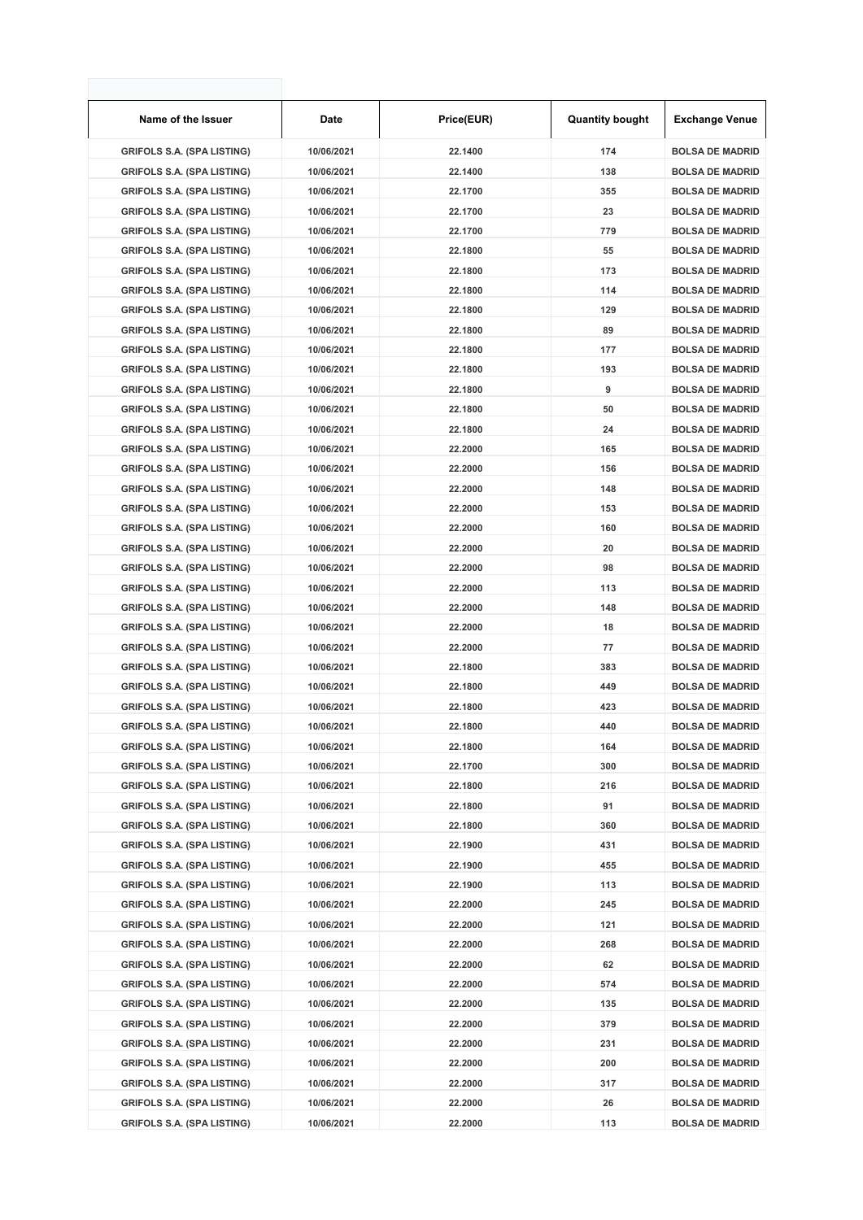| Name of the Issuer | Date | Price(EUR) | Quantity bought | Exchange Venue |
|---|---|---|---|---|
| GRIFOLS S.A. (SPA LISTING) | 10/06/2021 | 22.1400 | 174 | BOLSA DE MADRID |
| GRIFOLS S.A. (SPA LISTING) | 10/06/2021 | 22.1400 | 138 | BOLSA DE MADRID |
| GRIFOLS S.A. (SPA LISTING) | 10/06/2021 | 22.1700 | 355 | BOLSA DE MADRID |
| GRIFOLS S.A. (SPA LISTING) | 10/06/2021 | 22.1700 | 23 | BOLSA DE MADRID |
| GRIFOLS S.A. (SPA LISTING) | 10/06/2021 | 22.1700 | 779 | BOLSA DE MADRID |
| GRIFOLS S.A. (SPA LISTING) | 10/06/2021 | 22.1800 | 55 | BOLSA DE MADRID |
| GRIFOLS S.A. (SPA LISTING) | 10/06/2021 | 22.1800 | 173 | BOLSA DE MADRID |
| GRIFOLS S.A. (SPA LISTING) | 10/06/2021 | 22.1800 | 114 | BOLSA DE MADRID |
| GRIFOLS S.A. (SPA LISTING) | 10/06/2021 | 22.1800 | 129 | BOLSA DE MADRID |
| GRIFOLS S.A. (SPA LISTING) | 10/06/2021 | 22.1800 | 89 | BOLSA DE MADRID |
| GRIFOLS S.A. (SPA LISTING) | 10/06/2021 | 22.1800 | 177 | BOLSA DE MADRID |
| GRIFOLS S.A. (SPA LISTING) | 10/06/2021 | 22.1800 | 193 | BOLSA DE MADRID |
| GRIFOLS S.A. (SPA LISTING) | 10/06/2021 | 22.1800 | 9 | BOLSA DE MADRID |
| GRIFOLS S.A. (SPA LISTING) | 10/06/2021 | 22.1800 | 50 | BOLSA DE MADRID |
| GRIFOLS S.A. (SPA LISTING) | 10/06/2021 | 22.1800 | 24 | BOLSA DE MADRID |
| GRIFOLS S.A. (SPA LISTING) | 10/06/2021 | 22.2000 | 165 | BOLSA DE MADRID |
| GRIFOLS S.A. (SPA LISTING) | 10/06/2021 | 22.2000 | 156 | BOLSA DE MADRID |
| GRIFOLS S.A. (SPA LISTING) | 10/06/2021 | 22.2000 | 148 | BOLSA DE MADRID |
| GRIFOLS S.A. (SPA LISTING) | 10/06/2021 | 22.2000 | 153 | BOLSA DE MADRID |
| GRIFOLS S.A. (SPA LISTING) | 10/06/2021 | 22.2000 | 160 | BOLSA DE MADRID |
| GRIFOLS S.A. (SPA LISTING) | 10/06/2021 | 22.2000 | 20 | BOLSA DE MADRID |
| GRIFOLS S.A. (SPA LISTING) | 10/06/2021 | 22.2000 | 98 | BOLSA DE MADRID |
| GRIFOLS S.A. (SPA LISTING) | 10/06/2021 | 22.2000 | 113 | BOLSA DE MADRID |
| GRIFOLS S.A. (SPA LISTING) | 10/06/2021 | 22.2000 | 148 | BOLSA DE MADRID |
| GRIFOLS S.A. (SPA LISTING) | 10/06/2021 | 22.2000 | 18 | BOLSA DE MADRID |
| GRIFOLS S.A. (SPA LISTING) | 10/06/2021 | 22.2000 | 77 | BOLSA DE MADRID |
| GRIFOLS S.A. (SPA LISTING) | 10/06/2021 | 22.1800 | 383 | BOLSA DE MADRID |
| GRIFOLS S.A. (SPA LISTING) | 10/06/2021 | 22.1800 | 449 | BOLSA DE MADRID |
| GRIFOLS S.A. (SPA LISTING) | 10/06/2021 | 22.1800 | 423 | BOLSA DE MADRID |
| GRIFOLS S.A. (SPA LISTING) | 10/06/2021 | 22.1800 | 440 | BOLSA DE MADRID |
| GRIFOLS S.A. (SPA LISTING) | 10/06/2021 | 22.1800 | 164 | BOLSA DE MADRID |
| GRIFOLS S.A. (SPA LISTING) | 10/06/2021 | 22.1700 | 300 | BOLSA DE MADRID |
| GRIFOLS S.A. (SPA LISTING) | 10/06/2021 | 22.1800 | 216 | BOLSA DE MADRID |
| GRIFOLS S.A. (SPA LISTING) | 10/06/2021 | 22.1800 | 91 | BOLSA DE MADRID |
| GRIFOLS S.A. (SPA LISTING) | 10/06/2021 | 22.1800 | 360 | BOLSA DE MADRID |
| GRIFOLS S.A. (SPA LISTING) | 10/06/2021 | 22.1900 | 431 | BOLSA DE MADRID |
| GRIFOLS S.A. (SPA LISTING) | 10/06/2021 | 22.1900 | 455 | BOLSA DE MADRID |
| GRIFOLS S.A. (SPA LISTING) | 10/06/2021 | 22.1900 | 113 | BOLSA DE MADRID |
| GRIFOLS S.A. (SPA LISTING) | 10/06/2021 | 22.2000 | 245 | BOLSA DE MADRID |
| GRIFOLS S.A. (SPA LISTING) | 10/06/2021 | 22.2000 | 121 | BOLSA DE MADRID |
| GRIFOLS S.A. (SPA LISTING) | 10/06/2021 | 22.2000 | 268 | BOLSA DE MADRID |
| GRIFOLS S.A. (SPA LISTING) | 10/06/2021 | 22.2000 | 62 | BOLSA DE MADRID |
| GRIFOLS S.A. (SPA LISTING) | 10/06/2021 | 22.2000 | 574 | BOLSA DE MADRID |
| GRIFOLS S.A. (SPA LISTING) | 10/06/2021 | 22.2000 | 135 | BOLSA DE MADRID |
| GRIFOLS S.A. (SPA LISTING) | 10/06/2021 | 22.2000 | 379 | BOLSA DE MADRID |
| GRIFOLS S.A. (SPA LISTING) | 10/06/2021 | 22.2000 | 231 | BOLSA DE MADRID |
| GRIFOLS S.A. (SPA LISTING) | 10/06/2021 | 22.2000 | 200 | BOLSA DE MADRID |
| GRIFOLS S.A. (SPA LISTING) | 10/06/2021 | 22.2000 | 317 | BOLSA DE MADRID |
| GRIFOLS S.A. (SPA LISTING) | 10/06/2021 | 22.2000 | 26 | BOLSA DE MADRID |
| GRIFOLS S.A. (SPA LISTING) | 10/06/2021 | 22.2000 | 113 | BOLSA DE MADRID |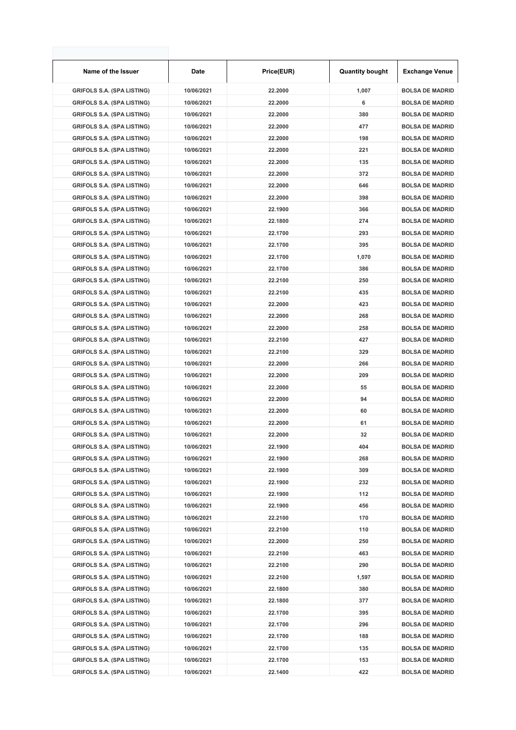| Name of the Issuer | Date | Price(EUR) | Quantity bought | Exchange Venue |
|---|---|---|---|---|
| GRIFOLS S.A. (SPA LISTING) | 10/06/2021 | 22.2000 | 1,007 | BOLSA DE MADRID |
| GRIFOLS S.A. (SPA LISTING) | 10/06/2021 | 22.2000 | 6 | BOLSA DE MADRID |
| GRIFOLS S.A. (SPA LISTING) | 10/06/2021 | 22.2000 | 380 | BOLSA DE MADRID |
| GRIFOLS S.A. (SPA LISTING) | 10/06/2021 | 22.2000 | 477 | BOLSA DE MADRID |
| GRIFOLS S.A. (SPA LISTING) | 10/06/2021 | 22.2000 | 198 | BOLSA DE MADRID |
| GRIFOLS S.A. (SPA LISTING) | 10/06/2021 | 22.2000 | 221 | BOLSA DE MADRID |
| GRIFOLS S.A. (SPA LISTING) | 10/06/2021 | 22.2000 | 135 | BOLSA DE MADRID |
| GRIFOLS S.A. (SPA LISTING) | 10/06/2021 | 22.2000 | 372 | BOLSA DE MADRID |
| GRIFOLS S.A. (SPA LISTING) | 10/06/2021 | 22.2000 | 646 | BOLSA DE MADRID |
| GRIFOLS S.A. (SPA LISTING) | 10/06/2021 | 22.2000 | 398 | BOLSA DE MADRID |
| GRIFOLS S.A. (SPA LISTING) | 10/06/2021 | 22.1900 | 366 | BOLSA DE MADRID |
| GRIFOLS S.A. (SPA LISTING) | 10/06/2021 | 22.1800 | 274 | BOLSA DE MADRID |
| GRIFOLS S.A. (SPA LISTING) | 10/06/2021 | 22.1700 | 293 | BOLSA DE MADRID |
| GRIFOLS S.A. (SPA LISTING) | 10/06/2021 | 22.1700 | 395 | BOLSA DE MADRID |
| GRIFOLS S.A. (SPA LISTING) | 10/06/2021 | 22.1700 | 1,070 | BOLSA DE MADRID |
| GRIFOLS S.A. (SPA LISTING) | 10/06/2021 | 22.1700 | 386 | BOLSA DE MADRID |
| GRIFOLS S.A. (SPA LISTING) | 10/06/2021 | 22.2100 | 250 | BOLSA DE MADRID |
| GRIFOLS S.A. (SPA LISTING) | 10/06/2021 | 22.2100 | 435 | BOLSA DE MADRID |
| GRIFOLS S.A. (SPA LISTING) | 10/06/2021 | 22.2000 | 423 | BOLSA DE MADRID |
| GRIFOLS S.A. (SPA LISTING) | 10/06/2021 | 22.2000 | 268 | BOLSA DE MADRID |
| GRIFOLS S.A. (SPA LISTING) | 10/06/2021 | 22.2000 | 258 | BOLSA DE MADRID |
| GRIFOLS S.A. (SPA LISTING) | 10/06/2021 | 22.2100 | 427 | BOLSA DE MADRID |
| GRIFOLS S.A. (SPA LISTING) | 10/06/2021 | 22.2100 | 329 | BOLSA DE MADRID |
| GRIFOLS S.A. (SPA LISTING) | 10/06/2021 | 22.2000 | 266 | BOLSA DE MADRID |
| GRIFOLS S.A. (SPA LISTING) | 10/06/2021 | 22.2000 | 209 | BOLSA DE MADRID |
| GRIFOLS S.A. (SPA LISTING) | 10/06/2021 | 22.2000 | 55 | BOLSA DE MADRID |
| GRIFOLS S.A. (SPA LISTING) | 10/06/2021 | 22.2000 | 94 | BOLSA DE MADRID |
| GRIFOLS S.A. (SPA LISTING) | 10/06/2021 | 22.2000 | 60 | BOLSA DE MADRID |
| GRIFOLS S.A. (SPA LISTING) | 10/06/2021 | 22.2000 | 61 | BOLSA DE MADRID |
| GRIFOLS S.A. (SPA LISTING) | 10/06/2021 | 22.2000 | 32 | BOLSA DE MADRID |
| GRIFOLS S.A. (SPA LISTING) | 10/06/2021 | 22.1900 | 404 | BOLSA DE MADRID |
| GRIFOLS S.A. (SPA LISTING) | 10/06/2021 | 22.1900 | 268 | BOLSA DE MADRID |
| GRIFOLS S.A. (SPA LISTING) | 10/06/2021 | 22.1900 | 309 | BOLSA DE MADRID |
| GRIFOLS S.A. (SPA LISTING) | 10/06/2021 | 22.1900 | 232 | BOLSA DE MADRID |
| GRIFOLS S.A. (SPA LISTING) | 10/06/2021 | 22.1900 | 112 | BOLSA DE MADRID |
| GRIFOLS S.A. (SPA LISTING) | 10/06/2021 | 22.1900 | 456 | BOLSA DE MADRID |
| GRIFOLS S.A. (SPA LISTING) | 10/06/2021 | 22.2100 | 170 | BOLSA DE MADRID |
| GRIFOLS S.A. (SPA LISTING) | 10/06/2021 | 22.2100 | 110 | BOLSA DE MADRID |
| GRIFOLS S.A. (SPA LISTING) | 10/06/2021 | 22.2000 | 250 | BOLSA DE MADRID |
| GRIFOLS S.A. (SPA LISTING) | 10/06/2021 | 22.2100 | 463 | BOLSA DE MADRID |
| GRIFOLS S.A. (SPA LISTING) | 10/06/2021 | 22.2100 | 290 | BOLSA DE MADRID |
| GRIFOLS S.A. (SPA LISTING) | 10/06/2021 | 22.2100 | 1,597 | BOLSA DE MADRID |
| GRIFOLS S.A. (SPA LISTING) | 10/06/2021 | 22.1800 | 380 | BOLSA DE MADRID |
| GRIFOLS S.A. (SPA LISTING) | 10/06/2021 | 22.1800 | 377 | BOLSA DE MADRID |
| GRIFOLS S.A. (SPA LISTING) | 10/06/2021 | 22.1700 | 395 | BOLSA DE MADRID |
| GRIFOLS S.A. (SPA LISTING) | 10/06/2021 | 22.1700 | 296 | BOLSA DE MADRID |
| GRIFOLS S.A. (SPA LISTING) | 10/06/2021 | 22.1700 | 188 | BOLSA DE MADRID |
| GRIFOLS S.A. (SPA LISTING) | 10/06/2021 | 22.1700 | 135 | BOLSA DE MADRID |
| GRIFOLS S.A. (SPA LISTING) | 10/06/2021 | 22.1700 | 153 | BOLSA DE MADRID |
| GRIFOLS S.A. (SPA LISTING) | 10/06/2021 | 22.1400 | 422 | BOLSA DE MADRID |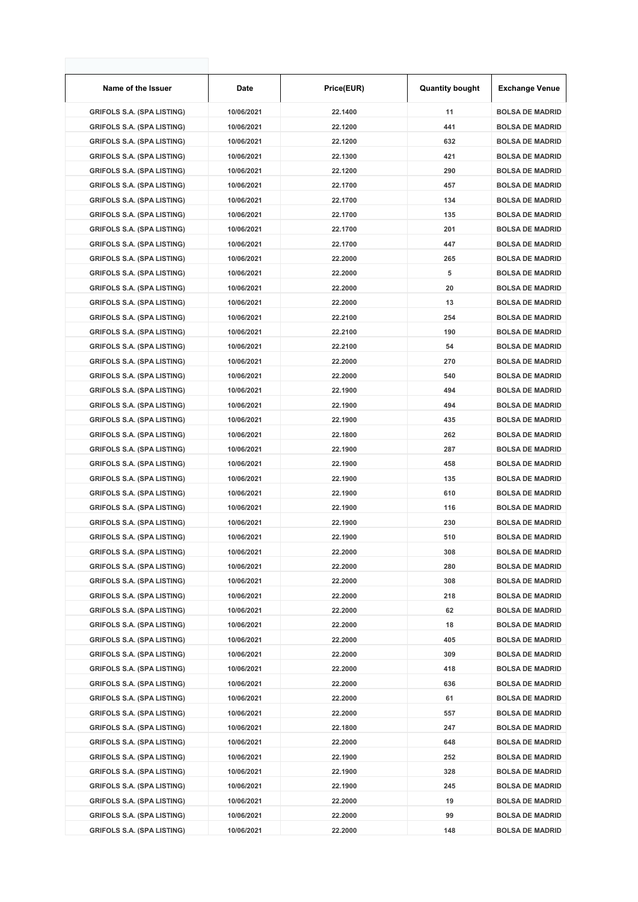| Name of the Issuer | Date | Price(EUR) | Quantity bought | Exchange Venue |
|---|---|---|---|---|
| GRIFOLS S.A. (SPA LISTING) | 10/06/2021 | 22.1400 | 11 | BOLSA DE MADRID |
| GRIFOLS S.A. (SPA LISTING) | 10/06/2021 | 22.1200 | 441 | BOLSA DE MADRID |
| GRIFOLS S.A. (SPA LISTING) | 10/06/2021 | 22.1200 | 632 | BOLSA DE MADRID |
| GRIFOLS S.A. (SPA LISTING) | 10/06/2021 | 22.1300 | 421 | BOLSA DE MADRID |
| GRIFOLS S.A. (SPA LISTING) | 10/06/2021 | 22.1200 | 290 | BOLSA DE MADRID |
| GRIFOLS S.A. (SPA LISTING) | 10/06/2021 | 22.1700 | 457 | BOLSA DE MADRID |
| GRIFOLS S.A. (SPA LISTING) | 10/06/2021 | 22.1700 | 134 | BOLSA DE MADRID |
| GRIFOLS S.A. (SPA LISTING) | 10/06/2021 | 22.1700 | 135 | BOLSA DE MADRID |
| GRIFOLS S.A. (SPA LISTING) | 10/06/2021 | 22.1700 | 201 | BOLSA DE MADRID |
| GRIFOLS S.A. (SPA LISTING) | 10/06/2021 | 22.1700 | 447 | BOLSA DE MADRID |
| GRIFOLS S.A. (SPA LISTING) | 10/06/2021 | 22.2000 | 265 | BOLSA DE MADRID |
| GRIFOLS S.A. (SPA LISTING) | 10/06/2021 | 22.2000 | 5 | BOLSA DE MADRID |
| GRIFOLS S.A. (SPA LISTING) | 10/06/2021 | 22.2000 | 20 | BOLSA DE MADRID |
| GRIFOLS S.A. (SPA LISTING) | 10/06/2021 | 22.2000 | 13 | BOLSA DE MADRID |
| GRIFOLS S.A. (SPA LISTING) | 10/06/2021 | 22.2100 | 254 | BOLSA DE MADRID |
| GRIFOLS S.A. (SPA LISTING) | 10/06/2021 | 22.2100 | 190 | BOLSA DE MADRID |
| GRIFOLS S.A. (SPA LISTING) | 10/06/2021 | 22.2100 | 54 | BOLSA DE MADRID |
| GRIFOLS S.A. (SPA LISTING) | 10/06/2021 | 22.2000 | 270 | BOLSA DE MADRID |
| GRIFOLS S.A. (SPA LISTING) | 10/06/2021 | 22.2000 | 540 | BOLSA DE MADRID |
| GRIFOLS S.A. (SPA LISTING) | 10/06/2021 | 22.1900 | 494 | BOLSA DE MADRID |
| GRIFOLS S.A. (SPA LISTING) | 10/06/2021 | 22.1900 | 494 | BOLSA DE MADRID |
| GRIFOLS S.A. (SPA LISTING) | 10/06/2021 | 22.1900 | 435 | BOLSA DE MADRID |
| GRIFOLS S.A. (SPA LISTING) | 10/06/2021 | 22.1800 | 262 | BOLSA DE MADRID |
| GRIFOLS S.A. (SPA LISTING) | 10/06/2021 | 22.1900 | 287 | BOLSA DE MADRID |
| GRIFOLS S.A. (SPA LISTING) | 10/06/2021 | 22.1900 | 458 | BOLSA DE MADRID |
| GRIFOLS S.A. (SPA LISTING) | 10/06/2021 | 22.1900 | 135 | BOLSA DE MADRID |
| GRIFOLS S.A. (SPA LISTING) | 10/06/2021 | 22.1900 | 610 | BOLSA DE MADRID |
| GRIFOLS S.A. (SPA LISTING) | 10/06/2021 | 22.1900 | 116 | BOLSA DE MADRID |
| GRIFOLS S.A. (SPA LISTING) | 10/06/2021 | 22.1900 | 230 | BOLSA DE MADRID |
| GRIFOLS S.A. (SPA LISTING) | 10/06/2021 | 22.1900 | 510 | BOLSA DE MADRID |
| GRIFOLS S.A. (SPA LISTING) | 10/06/2021 | 22.2000 | 308 | BOLSA DE MADRID |
| GRIFOLS S.A. (SPA LISTING) | 10/06/2021 | 22.2000 | 280 | BOLSA DE MADRID |
| GRIFOLS S.A. (SPA LISTING) | 10/06/2021 | 22.2000 | 308 | BOLSA DE MADRID |
| GRIFOLS S.A. (SPA LISTING) | 10/06/2021 | 22.2000 | 218 | BOLSA DE MADRID |
| GRIFOLS S.A. (SPA LISTING) | 10/06/2021 | 22.2000 | 62 | BOLSA DE MADRID |
| GRIFOLS S.A. (SPA LISTING) | 10/06/2021 | 22.2000 | 18 | BOLSA DE MADRID |
| GRIFOLS S.A. (SPA LISTING) | 10/06/2021 | 22.2000 | 405 | BOLSA DE MADRID |
| GRIFOLS S.A. (SPA LISTING) | 10/06/2021 | 22.2000 | 309 | BOLSA DE MADRID |
| GRIFOLS S.A. (SPA LISTING) | 10/06/2021 | 22.2000 | 418 | BOLSA DE MADRID |
| GRIFOLS S.A. (SPA LISTING) | 10/06/2021 | 22.2000 | 636 | BOLSA DE MADRID |
| GRIFOLS S.A. (SPA LISTING) | 10/06/2021 | 22.2000 | 61 | BOLSA DE MADRID |
| GRIFOLS S.A. (SPA LISTING) | 10/06/2021 | 22.2000 | 557 | BOLSA DE MADRID |
| GRIFOLS S.A. (SPA LISTING) | 10/06/2021 | 22.1800 | 247 | BOLSA DE MADRID |
| GRIFOLS S.A. (SPA LISTING) | 10/06/2021 | 22.2000 | 648 | BOLSA DE MADRID |
| GRIFOLS S.A. (SPA LISTING) | 10/06/2021 | 22.1900 | 252 | BOLSA DE MADRID |
| GRIFOLS S.A. (SPA LISTING) | 10/06/2021 | 22.1900 | 328 | BOLSA DE MADRID |
| GRIFOLS S.A. (SPA LISTING) | 10/06/2021 | 22.1900 | 245 | BOLSA DE MADRID |
| GRIFOLS S.A. (SPA LISTING) | 10/06/2021 | 22.2000 | 19 | BOLSA DE MADRID |
| GRIFOLS S.A. (SPA LISTING) | 10/06/2021 | 22.2000 | 99 | BOLSA DE MADRID |
| GRIFOLS S.A. (SPA LISTING) | 10/06/2021 | 22.2000 | 148 | BOLSA DE MADRID |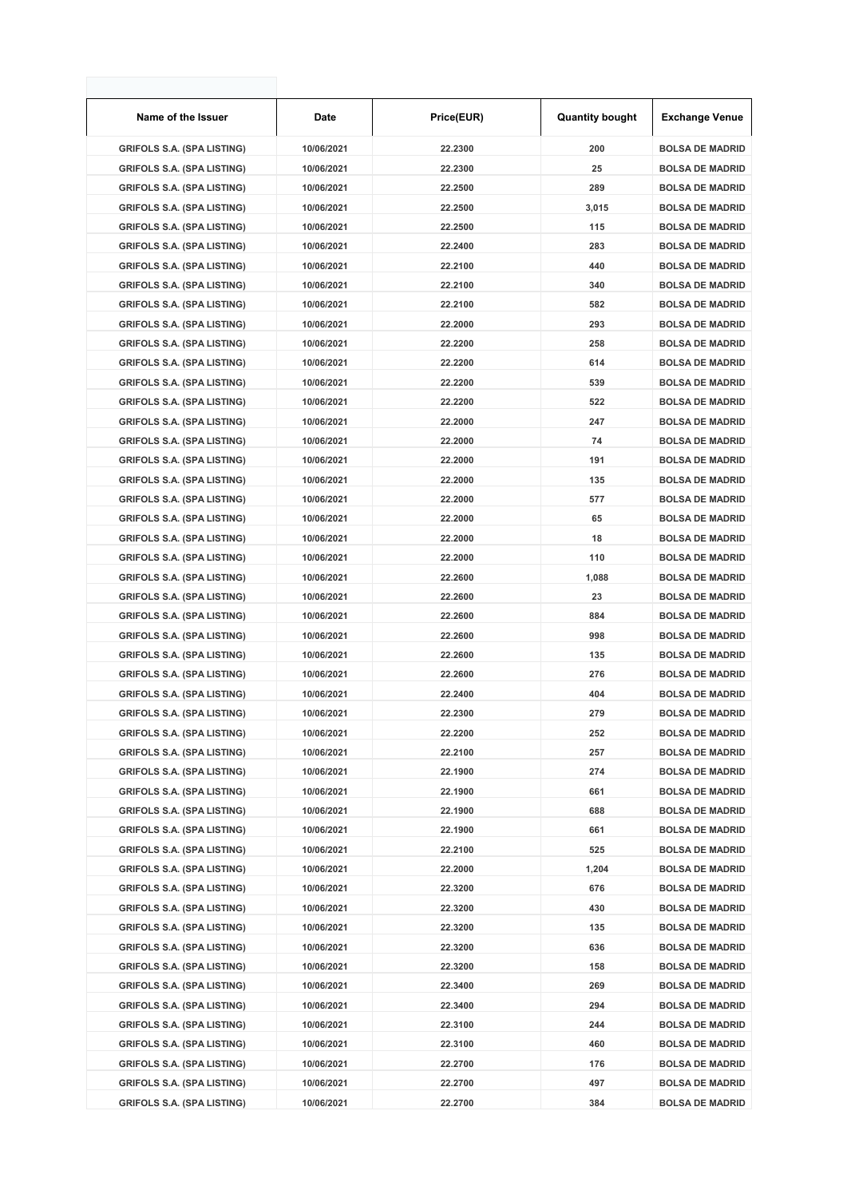| Name of the Issuer | Date | Price(EUR) | Quantity bought | Exchange Venue |
|---|---|---|---|---|
| GRIFOLS S.A. (SPA LISTING) | 10/06/2021 | 22.2300 | 200 | BOLSA DE MADRID |
| GRIFOLS S.A. (SPA LISTING) | 10/06/2021 | 22.2300 | 25 | BOLSA DE MADRID |
| GRIFOLS S.A. (SPA LISTING) | 10/06/2021 | 22.2500 | 289 | BOLSA DE MADRID |
| GRIFOLS S.A. (SPA LISTING) | 10/06/2021 | 22.2500 | 3,015 | BOLSA DE MADRID |
| GRIFOLS S.A. (SPA LISTING) | 10/06/2021 | 22.2500 | 115 | BOLSA DE MADRID |
| GRIFOLS S.A. (SPA LISTING) | 10/06/2021 | 22.2400 | 283 | BOLSA DE MADRID |
| GRIFOLS S.A. (SPA LISTING) | 10/06/2021 | 22.2100 | 440 | BOLSA DE MADRID |
| GRIFOLS S.A. (SPA LISTING) | 10/06/2021 | 22.2100 | 340 | BOLSA DE MADRID |
| GRIFOLS S.A. (SPA LISTING) | 10/06/2021 | 22.2100 | 582 | BOLSA DE MADRID |
| GRIFOLS S.A. (SPA LISTING) | 10/06/2021 | 22.2000 | 293 | BOLSA DE MADRID |
| GRIFOLS S.A. (SPA LISTING) | 10/06/2021 | 22.2200 | 258 | BOLSA DE MADRID |
| GRIFOLS S.A. (SPA LISTING) | 10/06/2021 | 22.2200 | 614 | BOLSA DE MADRID |
| GRIFOLS S.A. (SPA LISTING) | 10/06/2021 | 22.2200 | 539 | BOLSA DE MADRID |
| GRIFOLS S.A. (SPA LISTING) | 10/06/2021 | 22.2200 | 522 | BOLSA DE MADRID |
| GRIFOLS S.A. (SPA LISTING) | 10/06/2021 | 22.2000 | 247 | BOLSA DE MADRID |
| GRIFOLS S.A. (SPA LISTING) | 10/06/2021 | 22.2000 | 74 | BOLSA DE MADRID |
| GRIFOLS S.A. (SPA LISTING) | 10/06/2021 | 22.2000 | 191 | BOLSA DE MADRID |
| GRIFOLS S.A. (SPA LISTING) | 10/06/2021 | 22.2000 | 135 | BOLSA DE MADRID |
| GRIFOLS S.A. (SPA LISTING) | 10/06/2021 | 22.2000 | 577 | BOLSA DE MADRID |
| GRIFOLS S.A. (SPA LISTING) | 10/06/2021 | 22.2000 | 65 | BOLSA DE MADRID |
| GRIFOLS S.A. (SPA LISTING) | 10/06/2021 | 22.2000 | 18 | BOLSA DE MADRID |
| GRIFOLS S.A. (SPA LISTING) | 10/06/2021 | 22.2000 | 110 | BOLSA DE MADRID |
| GRIFOLS S.A. (SPA LISTING) | 10/06/2021 | 22.2600 | 1,088 | BOLSA DE MADRID |
| GRIFOLS S.A. (SPA LISTING) | 10/06/2021 | 22.2600 | 23 | BOLSA DE MADRID |
| GRIFOLS S.A. (SPA LISTING) | 10/06/2021 | 22.2600 | 884 | BOLSA DE MADRID |
| GRIFOLS S.A. (SPA LISTING) | 10/06/2021 | 22.2600 | 998 | BOLSA DE MADRID |
| GRIFOLS S.A. (SPA LISTING) | 10/06/2021 | 22.2600 | 135 | BOLSA DE MADRID |
| GRIFOLS S.A. (SPA LISTING) | 10/06/2021 | 22.2600 | 276 | BOLSA DE MADRID |
| GRIFOLS S.A. (SPA LISTING) | 10/06/2021 | 22.2400 | 404 | BOLSA DE MADRID |
| GRIFOLS S.A. (SPA LISTING) | 10/06/2021 | 22.2300 | 279 | BOLSA DE MADRID |
| GRIFOLS S.A. (SPA LISTING) | 10/06/2021 | 22.2200 | 252 | BOLSA DE MADRID |
| GRIFOLS S.A. (SPA LISTING) | 10/06/2021 | 22.2100 | 257 | BOLSA DE MADRID |
| GRIFOLS S.A. (SPA LISTING) | 10/06/2021 | 22.1900 | 274 | BOLSA DE MADRID |
| GRIFOLS S.A. (SPA LISTING) | 10/06/2021 | 22.1900 | 661 | BOLSA DE MADRID |
| GRIFOLS S.A. (SPA LISTING) | 10/06/2021 | 22.1900 | 688 | BOLSA DE MADRID |
| GRIFOLS S.A. (SPA LISTING) | 10/06/2021 | 22.1900 | 661 | BOLSA DE MADRID |
| GRIFOLS S.A. (SPA LISTING) | 10/06/2021 | 22.2100 | 525 | BOLSA DE MADRID |
| GRIFOLS S.A. (SPA LISTING) | 10/06/2021 | 22.2000 | 1,204 | BOLSA DE MADRID |
| GRIFOLS S.A. (SPA LISTING) | 10/06/2021 | 22.3200 | 676 | BOLSA DE MADRID |
| GRIFOLS S.A. (SPA LISTING) | 10/06/2021 | 22.3200 | 430 | BOLSA DE MADRID |
| GRIFOLS S.A. (SPA LISTING) | 10/06/2021 | 22.3200 | 135 | BOLSA DE MADRID |
| GRIFOLS S.A. (SPA LISTING) | 10/06/2021 | 22.3200 | 636 | BOLSA DE MADRID |
| GRIFOLS S.A. (SPA LISTING) | 10/06/2021 | 22.3200 | 158 | BOLSA DE MADRID |
| GRIFOLS S.A. (SPA LISTING) | 10/06/2021 | 22.3400 | 269 | BOLSA DE MADRID |
| GRIFOLS S.A. (SPA LISTING) | 10/06/2021 | 22.3400 | 294 | BOLSA DE MADRID |
| GRIFOLS S.A. (SPA LISTING) | 10/06/2021 | 22.3100 | 244 | BOLSA DE MADRID |
| GRIFOLS S.A. (SPA LISTING) | 10/06/2021 | 22.3100 | 460 | BOLSA DE MADRID |
| GRIFOLS S.A. (SPA LISTING) | 10/06/2021 | 22.2700 | 176 | BOLSA DE MADRID |
| GRIFOLS S.A. (SPA LISTING) | 10/06/2021 | 22.2700 | 497 | BOLSA DE MADRID |
| GRIFOLS S.A. (SPA LISTING) | 10/06/2021 | 22.2700 | 384 | BOLSA DE MADRID |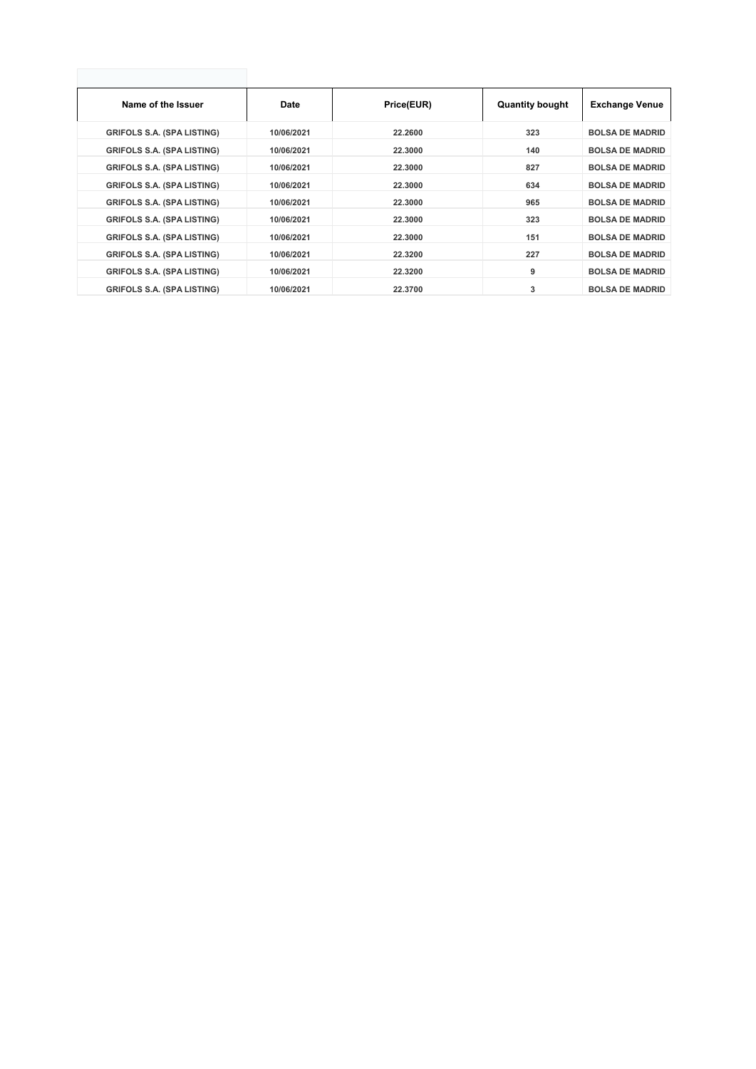| Name of the Issuer | Date | Price(EUR) | Quantity bought | Exchange Venue |
|---|---|---|---|---|
| GRIFOLS S.A. (SPA LISTING) | 10/06/2021 | 22.2600 | 323 | BOLSA DE MADRID |
| GRIFOLS S.A. (SPA LISTING) | 10/06/2021 | 22.3000 | 140 | BOLSA DE MADRID |
| GRIFOLS S.A. (SPA LISTING) | 10/06/2021 | 22.3000 | 827 | BOLSA DE MADRID |
| GRIFOLS S.A. (SPA LISTING) | 10/06/2021 | 22.3000 | 634 | BOLSA DE MADRID |
| GRIFOLS S.A. (SPA LISTING) | 10/06/2021 | 22.3000 | 965 | BOLSA DE MADRID |
| GRIFOLS S.A. (SPA LISTING) | 10/06/2021 | 22.3000 | 323 | BOLSA DE MADRID |
| GRIFOLS S.A. (SPA LISTING) | 10/06/2021 | 22.3000 | 151 | BOLSA DE MADRID |
| GRIFOLS S.A. (SPA LISTING) | 10/06/2021 | 22.3200 | 227 | BOLSA DE MADRID |
| GRIFOLS S.A. (SPA LISTING) | 10/06/2021 | 22.3200 | 9 | BOLSA DE MADRID |
| GRIFOLS S.A. (SPA LISTING) | 10/06/2021 | 22.3700 | 3 | BOLSA DE MADRID |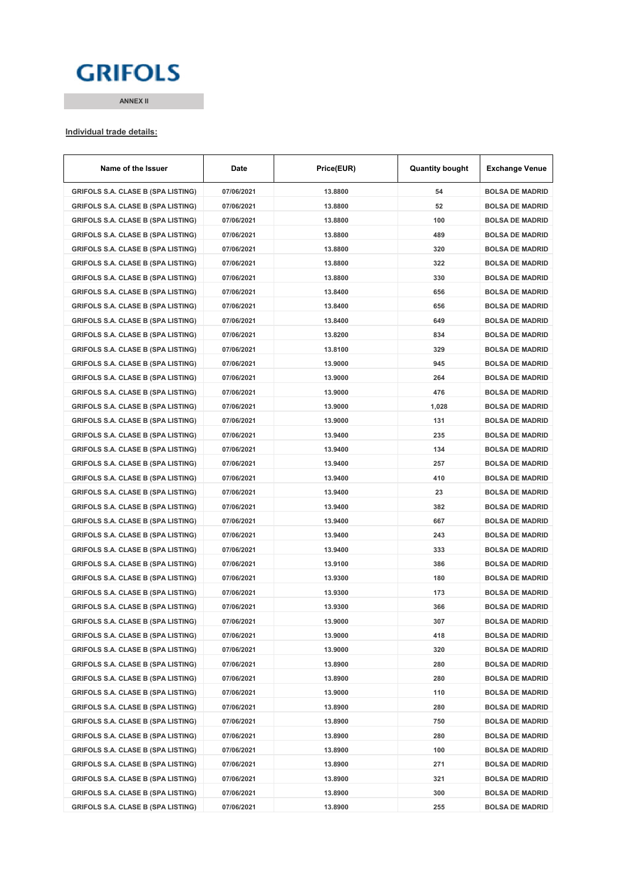GRIFOLS

ANNEX II

**Individual trade details:**

| Name of the Issuer | Date | Price(EUR) | Quantity bought | Exchange Venue |
|---|---|---|---|---|
| GRIFOLS S.A. CLASE B (SPA LISTING) | 07/06/2021 | 13.8800 | 54 | BOLSA DE MADRID |
| GRIFOLS S.A. CLASE B (SPA LISTING) | 07/06/2021 | 13.8800 | 52 | BOLSA DE MADRID |
| GRIFOLS S.A. CLASE B (SPA LISTING) | 07/06/2021 | 13.8800 | 100 | BOLSA DE MADRID |
| GRIFOLS S.A. CLASE B (SPA LISTING) | 07/06/2021 | 13.8800 | 489 | BOLSA DE MADRID |
| GRIFOLS S.A. CLASE B (SPA LISTING) | 07/06/2021 | 13.8800 | 320 | BOLSA DE MADRID |
| GRIFOLS S.A. CLASE B (SPA LISTING) | 07/06/2021 | 13.8800 | 322 | BOLSA DE MADRID |
| GRIFOLS S.A. CLASE B (SPA LISTING) | 07/06/2021 | 13.8800 | 330 | BOLSA DE MADRID |
| GRIFOLS S.A. CLASE B (SPA LISTING) | 07/06/2021 | 13.8400 | 656 | BOLSA DE MADRID |
| GRIFOLS S.A. CLASE B (SPA LISTING) | 07/06/2021 | 13.8400 | 656 | BOLSA DE MADRID |
| GRIFOLS S.A. CLASE B (SPA LISTING) | 07/06/2021 | 13.8400 | 649 | BOLSA DE MADRID |
| GRIFOLS S.A. CLASE B (SPA LISTING) | 07/06/2021 | 13.8200 | 834 | BOLSA DE MADRID |
| GRIFOLS S.A. CLASE B (SPA LISTING) | 07/06/2021 | 13.8100 | 329 | BOLSA DE MADRID |
| GRIFOLS S.A. CLASE B (SPA LISTING) | 07/06/2021 | 13.9000 | 945 | BOLSA DE MADRID |
| GRIFOLS S.A. CLASE B (SPA LISTING) | 07/06/2021 | 13.9000 | 264 | BOLSA DE MADRID |
| GRIFOLS S.A. CLASE B (SPA LISTING) | 07/06/2021 | 13.9000 | 476 | BOLSA DE MADRID |
| GRIFOLS S.A. CLASE B (SPA LISTING) | 07/06/2021 | 13.9000 | 1,028 | BOLSA DE MADRID |
| GRIFOLS S.A. CLASE B (SPA LISTING) | 07/06/2021 | 13.9000 | 131 | BOLSA DE MADRID |
| GRIFOLS S.A. CLASE B (SPA LISTING) | 07/06/2021 | 13.9400 | 235 | BOLSA DE MADRID |
| GRIFOLS S.A. CLASE B (SPA LISTING) | 07/06/2021 | 13.9400 | 134 | BOLSA DE MADRID |
| GRIFOLS S.A. CLASE B (SPA LISTING) | 07/06/2021 | 13.9400 | 257 | BOLSA DE MADRID |
| GRIFOLS S.A. CLASE B (SPA LISTING) | 07/06/2021 | 13.9400 | 410 | BOLSA DE MADRID |
| GRIFOLS S.A. CLASE B (SPA LISTING) | 07/06/2021 | 13.9400 | 23 | BOLSA DE MADRID |
| GRIFOLS S.A. CLASE B (SPA LISTING) | 07/06/2021 | 13.9400 | 382 | BOLSA DE MADRID |
| GRIFOLS S.A. CLASE B (SPA LISTING) | 07/06/2021 | 13.9400 | 667 | BOLSA DE MADRID |
| GRIFOLS S.A. CLASE B (SPA LISTING) | 07/06/2021 | 13.9400 | 243 | BOLSA DE MADRID |
| GRIFOLS S.A. CLASE B (SPA LISTING) | 07/06/2021 | 13.9400 | 333 | BOLSA DE MADRID |
| GRIFOLS S.A. CLASE B (SPA LISTING) | 07/06/2021 | 13.9100 | 386 | BOLSA DE MADRID |
| GRIFOLS S.A. CLASE B (SPA LISTING) | 07/06/2021 | 13.9300 | 180 | BOLSA DE MADRID |
| GRIFOLS S.A. CLASE B (SPA LISTING) | 07/06/2021 | 13.9300 | 173 | BOLSA DE MADRID |
| GRIFOLS S.A. CLASE B (SPA LISTING) | 07/06/2021 | 13.9300 | 366 | BOLSA DE MADRID |
| GRIFOLS S.A. CLASE B (SPA LISTING) | 07/06/2021 | 13.9000 | 307 | BOLSA DE MADRID |
| GRIFOLS S.A. CLASE B (SPA LISTING) | 07/06/2021 | 13.9000 | 418 | BOLSA DE MADRID |
| GRIFOLS S.A. CLASE B (SPA LISTING) | 07/06/2021 | 13.9000 | 320 | BOLSA DE MADRID |
| GRIFOLS S.A. CLASE B (SPA LISTING) | 07/06/2021 | 13.8900 | 280 | BOLSA DE MADRID |
| GRIFOLS S.A. CLASE B (SPA LISTING) | 07/06/2021 | 13.8900 | 280 | BOLSA DE MADRID |
| GRIFOLS S.A. CLASE B (SPA LISTING) | 07/06/2021 | 13.9000 | 110 | BOLSA DE MADRID |
| GRIFOLS S.A. CLASE B (SPA LISTING) | 07/06/2021 | 13.8900 | 280 | BOLSA DE MADRID |
| GRIFOLS S.A. CLASE B (SPA LISTING) | 07/06/2021 | 13.8900 | 750 | BOLSA DE MADRID |
| GRIFOLS S.A. CLASE B (SPA LISTING) | 07/06/2021 | 13.8900 | 280 | BOLSA DE MADRID |
| GRIFOLS S.A. CLASE B (SPA LISTING) | 07/06/2021 | 13.8900 | 100 | BOLSA DE MADRID |
| GRIFOLS S.A. CLASE B (SPA LISTING) | 07/06/2021 | 13.8900 | 271 | BOLSA DE MADRID |
| GRIFOLS S.A. CLASE B (SPA LISTING) | 07/06/2021 | 13.8900 | 321 | BOLSA DE MADRID |
| GRIFOLS S.A. CLASE B (SPA LISTING) | 07/06/2021 | 13.8900 | 300 | BOLSA DE MADRID |
| GRIFOLS S.A. CLASE B (SPA LISTING) | 07/06/2021 | 13.8900 | 255 | BOLSA DE MADRID |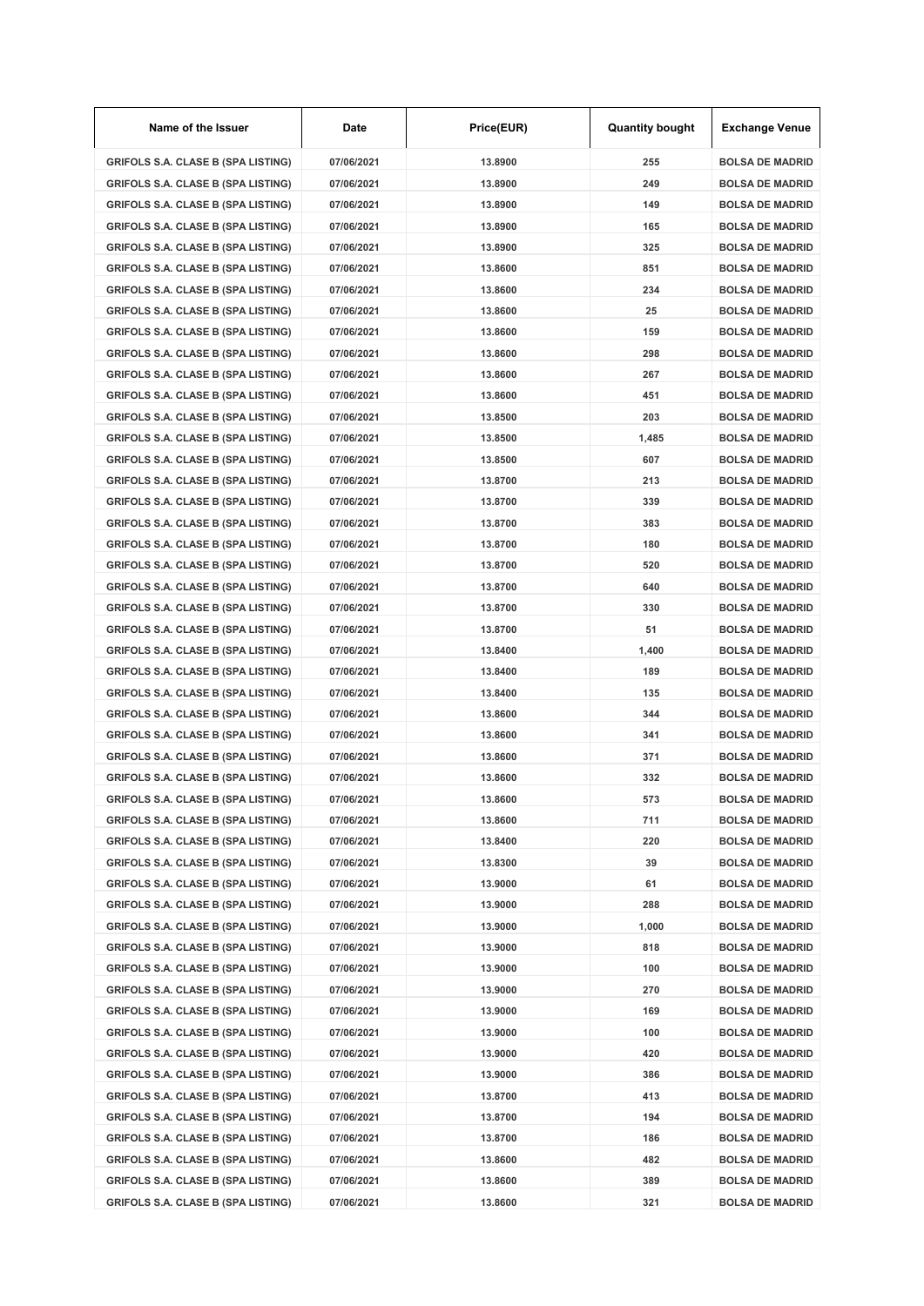| Name of the Issuer | Date | Price(EUR) | Quantity bought | Exchange Venue |
|---|---|---|---|---|
| GRIFOLS S.A. CLASE B (SPA LISTING) | 07/06/2021 | 13.8900 | 255 | BOLSA DE MADRID |
| GRIFOLS S.A. CLASE B (SPA LISTING) | 07/06/2021 | 13.8900 | 249 | BOLSA DE MADRID |
| GRIFOLS S.A. CLASE B (SPA LISTING) | 07/06/2021 | 13.8900 | 149 | BOLSA DE MADRID |
| GRIFOLS S.A. CLASE B (SPA LISTING) | 07/06/2021 | 13.8900 | 165 | BOLSA DE MADRID |
| GRIFOLS S.A. CLASE B (SPA LISTING) | 07/06/2021 | 13.8900 | 325 | BOLSA DE MADRID |
| GRIFOLS S.A. CLASE B (SPA LISTING) | 07/06/2021 | 13.8600 | 851 | BOLSA DE MADRID |
| GRIFOLS S.A. CLASE B (SPA LISTING) | 07/06/2021 | 13.8600 | 234 | BOLSA DE MADRID |
| GRIFOLS S.A. CLASE B (SPA LISTING) | 07/06/2021 | 13.8600 | 25 | BOLSA DE MADRID |
| GRIFOLS S.A. CLASE B (SPA LISTING) | 07/06/2021 | 13.8600 | 159 | BOLSA DE MADRID |
| GRIFOLS S.A. CLASE B (SPA LISTING) | 07/06/2021 | 13.8600 | 298 | BOLSA DE MADRID |
| GRIFOLS S.A. CLASE B (SPA LISTING) | 07/06/2021 | 13.8600 | 267 | BOLSA DE MADRID |
| GRIFOLS S.A. CLASE B (SPA LISTING) | 07/06/2021 | 13.8600 | 451 | BOLSA DE MADRID |
| GRIFOLS S.A. CLASE B (SPA LISTING) | 07/06/2021 | 13.8500 | 203 | BOLSA DE MADRID |
| GRIFOLS S.A. CLASE B (SPA LISTING) | 07/06/2021 | 13.8500 | 1,485 | BOLSA DE MADRID |
| GRIFOLS S.A. CLASE B (SPA LISTING) | 07/06/2021 | 13.8500 | 607 | BOLSA DE MADRID |
| GRIFOLS S.A. CLASE B (SPA LISTING) | 07/06/2021 | 13.8700 | 213 | BOLSA DE MADRID |
| GRIFOLS S.A. CLASE B (SPA LISTING) | 07/06/2021 | 13.8700 | 339 | BOLSA DE MADRID |
| GRIFOLS S.A. CLASE B (SPA LISTING) | 07/06/2021 | 13.8700 | 383 | BOLSA DE MADRID |
| GRIFOLS S.A. CLASE B (SPA LISTING) | 07/06/2021 | 13.8700 | 180 | BOLSA DE MADRID |
| GRIFOLS S.A. CLASE B (SPA LISTING) | 07/06/2021 | 13.8700 | 520 | BOLSA DE MADRID |
| GRIFOLS S.A. CLASE B (SPA LISTING) | 07/06/2021 | 13.8700 | 640 | BOLSA DE MADRID |
| GRIFOLS S.A. CLASE B (SPA LISTING) | 07/06/2021 | 13.8700 | 330 | BOLSA DE MADRID |
| GRIFOLS S.A. CLASE B (SPA LISTING) | 07/06/2021 | 13.8700 | 51 | BOLSA DE MADRID |
| GRIFOLS S.A. CLASE B (SPA LISTING) | 07/06/2021 | 13.8400 | 1,400 | BOLSA DE MADRID |
| GRIFOLS S.A. CLASE B (SPA LISTING) | 07/06/2021 | 13.8400 | 189 | BOLSA DE MADRID |
| GRIFOLS S.A. CLASE B (SPA LISTING) | 07/06/2021 | 13.8400 | 135 | BOLSA DE MADRID |
| GRIFOLS S.A. CLASE B (SPA LISTING) | 07/06/2021 | 13.8600 | 344 | BOLSA DE MADRID |
| GRIFOLS S.A. CLASE B (SPA LISTING) | 07/06/2021 | 13.8600 | 341 | BOLSA DE MADRID |
| GRIFOLS S.A. CLASE B (SPA LISTING) | 07/06/2021 | 13.8600 | 371 | BOLSA DE MADRID |
| GRIFOLS S.A. CLASE B (SPA LISTING) | 07/06/2021 | 13.8600 | 332 | BOLSA DE MADRID |
| GRIFOLS S.A. CLASE B (SPA LISTING) | 07/06/2021 | 13.8600 | 573 | BOLSA DE MADRID |
| GRIFOLS S.A. CLASE B (SPA LISTING) | 07/06/2021 | 13.8600 | 711 | BOLSA DE MADRID |
| GRIFOLS S.A. CLASE B (SPA LISTING) | 07/06/2021 | 13.8400 | 220 | BOLSA DE MADRID |
| GRIFOLS S.A. CLASE B (SPA LISTING) | 07/06/2021 | 13.8300 | 39 | BOLSA DE MADRID |
| GRIFOLS S.A. CLASE B (SPA LISTING) | 07/06/2021 | 13.9000 | 61 | BOLSA DE MADRID |
| GRIFOLS S.A. CLASE B (SPA LISTING) | 07/06/2021 | 13.9000 | 288 | BOLSA DE MADRID |
| GRIFOLS S.A. CLASE B (SPA LISTING) | 07/06/2021 | 13.9000 | 1,000 | BOLSA DE MADRID |
| GRIFOLS S.A. CLASE B (SPA LISTING) | 07/06/2021 | 13.9000 | 818 | BOLSA DE MADRID |
| GRIFOLS S.A. CLASE B (SPA LISTING) | 07/06/2021 | 13.9000 | 100 | BOLSA DE MADRID |
| GRIFOLS S.A. CLASE B (SPA LISTING) | 07/06/2021 | 13.9000 | 270 | BOLSA DE MADRID |
| GRIFOLS S.A. CLASE B (SPA LISTING) | 07/06/2021 | 13.9000 | 169 | BOLSA DE MADRID |
| GRIFOLS S.A. CLASE B (SPA LISTING) | 07/06/2021 | 13.9000 | 100 | BOLSA DE MADRID |
| GRIFOLS S.A. CLASE B (SPA LISTING) | 07/06/2021 | 13.9000 | 420 | BOLSA DE MADRID |
| GRIFOLS S.A. CLASE B (SPA LISTING) | 07/06/2021 | 13.9000 | 386 | BOLSA DE MADRID |
| GRIFOLS S.A. CLASE B (SPA LISTING) | 07/06/2021 | 13.8700 | 413 | BOLSA DE MADRID |
| GRIFOLS S.A. CLASE B (SPA LISTING) | 07/06/2021 | 13.8700 | 194 | BOLSA DE MADRID |
| GRIFOLS S.A. CLASE B (SPA LISTING) | 07/06/2021 | 13.8700 | 186 | BOLSA DE MADRID |
| GRIFOLS S.A. CLASE B (SPA LISTING) | 07/06/2021 | 13.8600 | 482 | BOLSA DE MADRID |
| GRIFOLS S.A. CLASE B (SPA LISTING) | 07/06/2021 | 13.8600 | 389 | BOLSA DE MADRID |
| GRIFOLS S.A. CLASE B (SPA LISTING) | 07/06/2021 | 13.8600 | 321 | BOLSA DE MADRID |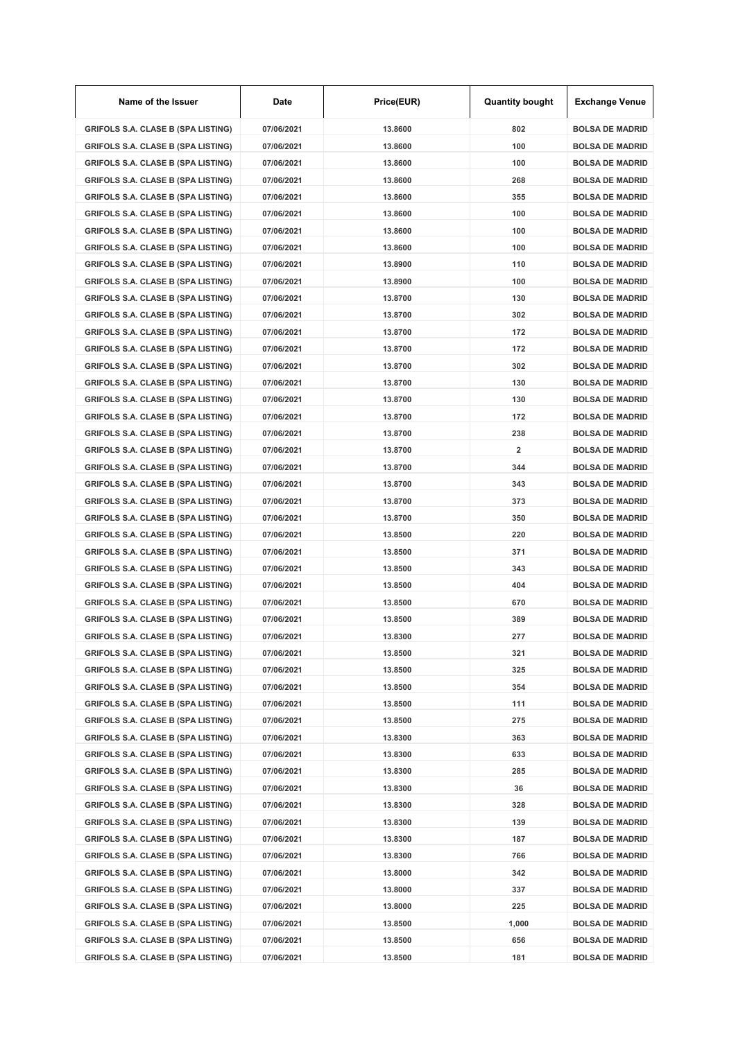| Name of the Issuer | Date | Price(EUR) | Quantity bought | Exchange Venue |
|---|---|---|---|---|
| GRIFOLS S.A. CLASE B (SPA LISTING) | 07/06/2021 | 13.8600 | 802 | BOLSA DE MADRID |
| GRIFOLS S.A. CLASE B (SPA LISTING) | 07/06/2021 | 13.8600 | 100 | BOLSA DE MADRID |
| GRIFOLS S.A. CLASE B (SPA LISTING) | 07/06/2021 | 13.8600 | 100 | BOLSA DE MADRID |
| GRIFOLS S.A. CLASE B (SPA LISTING) | 07/06/2021 | 13.8600 | 268 | BOLSA DE MADRID |
| GRIFOLS S.A. CLASE B (SPA LISTING) | 07/06/2021 | 13.8600 | 355 | BOLSA DE MADRID |
| GRIFOLS S.A. CLASE B (SPA LISTING) | 07/06/2021 | 13.8600 | 100 | BOLSA DE MADRID |
| GRIFOLS S.A. CLASE B (SPA LISTING) | 07/06/2021 | 13.8600 | 100 | BOLSA DE MADRID |
| GRIFOLS S.A. CLASE B (SPA LISTING) | 07/06/2021 | 13.8600 | 100 | BOLSA DE MADRID |
| GRIFOLS S.A. CLASE B (SPA LISTING) | 07/06/2021 | 13.8900 | 110 | BOLSA DE MADRID |
| GRIFOLS S.A. CLASE B (SPA LISTING) | 07/06/2021 | 13.8900 | 100 | BOLSA DE MADRID |
| GRIFOLS S.A. CLASE B (SPA LISTING) | 07/06/2021 | 13.8700 | 130 | BOLSA DE MADRID |
| GRIFOLS S.A. CLASE B (SPA LISTING) | 07/06/2021 | 13.8700 | 302 | BOLSA DE MADRID |
| GRIFOLS S.A. CLASE B (SPA LISTING) | 07/06/2021 | 13.8700 | 172 | BOLSA DE MADRID |
| GRIFOLS S.A. CLASE B (SPA LISTING) | 07/06/2021 | 13.8700 | 172 | BOLSA DE MADRID |
| GRIFOLS S.A. CLASE B (SPA LISTING) | 07/06/2021 | 13.8700 | 302 | BOLSA DE MADRID |
| GRIFOLS S.A. CLASE B (SPA LISTING) | 07/06/2021 | 13.8700 | 130 | BOLSA DE MADRID |
| GRIFOLS S.A. CLASE B (SPA LISTING) | 07/06/2021 | 13.8700 | 130 | BOLSA DE MADRID |
| GRIFOLS S.A. CLASE B (SPA LISTING) | 07/06/2021 | 13.8700 | 172 | BOLSA DE MADRID |
| GRIFOLS S.A. CLASE B (SPA LISTING) | 07/06/2021 | 13.8700 | 238 | BOLSA DE MADRID |
| GRIFOLS S.A. CLASE B (SPA LISTING) | 07/06/2021 | 13.8700 | 2 | BOLSA DE MADRID |
| GRIFOLS S.A. CLASE B (SPA LISTING) | 07/06/2021 | 13.8700 | 344 | BOLSA DE MADRID |
| GRIFOLS S.A. CLASE B (SPA LISTING) | 07/06/2021 | 13.8700 | 343 | BOLSA DE MADRID |
| GRIFOLS S.A. CLASE B (SPA LISTING) | 07/06/2021 | 13.8700 | 373 | BOLSA DE MADRID |
| GRIFOLS S.A. CLASE B (SPA LISTING) | 07/06/2021 | 13.8700 | 350 | BOLSA DE MADRID |
| GRIFOLS S.A. CLASE B (SPA LISTING) | 07/06/2021 | 13.8500 | 220 | BOLSA DE MADRID |
| GRIFOLS S.A. CLASE B (SPA LISTING) | 07/06/2021 | 13.8500 | 371 | BOLSA DE MADRID |
| GRIFOLS S.A. CLASE B (SPA LISTING) | 07/06/2021 | 13.8500 | 343 | BOLSA DE MADRID |
| GRIFOLS S.A. CLASE B (SPA LISTING) | 07/06/2021 | 13.8500 | 404 | BOLSA DE MADRID |
| GRIFOLS S.A. CLASE B (SPA LISTING) | 07/06/2021 | 13.8500 | 670 | BOLSA DE MADRID |
| GRIFOLS S.A. CLASE B (SPA LISTING) | 07/06/2021 | 13.8500 | 389 | BOLSA DE MADRID |
| GRIFOLS S.A. CLASE B (SPA LISTING) | 07/06/2021 | 13.8300 | 277 | BOLSA DE MADRID |
| GRIFOLS S.A. CLASE B (SPA LISTING) | 07/06/2021 | 13.8500 | 321 | BOLSA DE MADRID |
| GRIFOLS S.A. CLASE B (SPA LISTING) | 07/06/2021 | 13.8500 | 325 | BOLSA DE MADRID |
| GRIFOLS S.A. CLASE B (SPA LISTING) | 07/06/2021 | 13.8500 | 354 | BOLSA DE MADRID |
| GRIFOLS S.A. CLASE B (SPA LISTING) | 07/06/2021 | 13.8500 | 111 | BOLSA DE MADRID |
| GRIFOLS S.A. CLASE B (SPA LISTING) | 07/06/2021 | 13.8500 | 275 | BOLSA DE MADRID |
| GRIFOLS S.A. CLASE B (SPA LISTING) | 07/06/2021 | 13.8300 | 363 | BOLSA DE MADRID |
| GRIFOLS S.A. CLASE B (SPA LISTING) | 07/06/2021 | 13.8300 | 633 | BOLSA DE MADRID |
| GRIFOLS S.A. CLASE B (SPA LISTING) | 07/06/2021 | 13.8300 | 285 | BOLSA DE MADRID |
| GRIFOLS S.A. CLASE B (SPA LISTING) | 07/06/2021 | 13.8300 | 36 | BOLSA DE MADRID |
| GRIFOLS S.A. CLASE B (SPA LISTING) | 07/06/2021 | 13.8300 | 328 | BOLSA DE MADRID |
| GRIFOLS S.A. CLASE B (SPA LISTING) | 07/06/2021 | 13.8300 | 139 | BOLSA DE MADRID |
| GRIFOLS S.A. CLASE B (SPA LISTING) | 07/06/2021 | 13.8300 | 187 | BOLSA DE MADRID |
| GRIFOLS S.A. CLASE B (SPA LISTING) | 07/06/2021 | 13.8300 | 766 | BOLSA DE MADRID |
| GRIFOLS S.A. CLASE B (SPA LISTING) | 07/06/2021 | 13.8000 | 342 | BOLSA DE MADRID |
| GRIFOLS S.A. CLASE B (SPA LISTING) | 07/06/2021 | 13.8000 | 337 | BOLSA DE MADRID |
| GRIFOLS S.A. CLASE B (SPA LISTING) | 07/06/2021 | 13.8000 | 225 | BOLSA DE MADRID |
| GRIFOLS S.A. CLASE B (SPA LISTING) | 07/06/2021 | 13.8500 | 1,000 | BOLSA DE MADRID |
| GRIFOLS S.A. CLASE B (SPA LISTING) | 07/06/2021 | 13.8500 | 656 | BOLSA DE MADRID |
| GRIFOLS S.A. CLASE B (SPA LISTING) | 07/06/2021 | 13.8500 | 181 | BOLSA DE MADRID |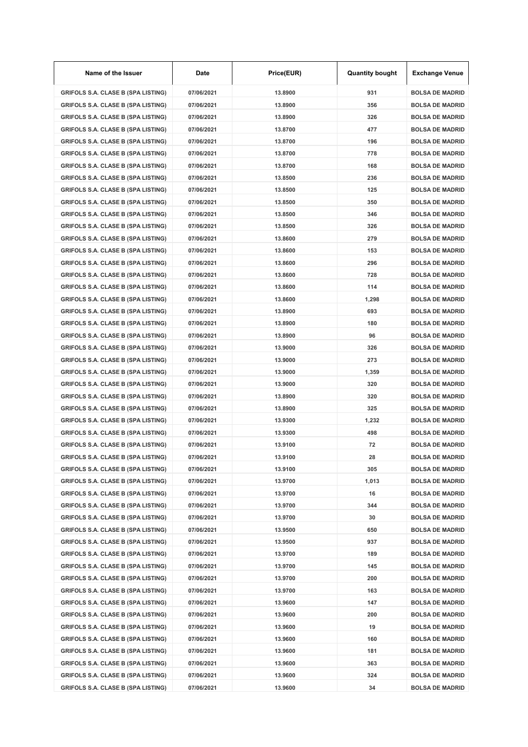| Name of the Issuer | Date | Price(EUR) | Quantity bought | Exchange Venue |
|---|---|---|---|---|
| GRIFOLS S.A. CLASE B (SPA LISTING) | 07/06/2021 | 13.8900 | 931 | BOLSA DE MADRID |
| GRIFOLS S.A. CLASE B (SPA LISTING) | 07/06/2021 | 13.8900 | 356 | BOLSA DE MADRID |
| GRIFOLS S.A. CLASE B (SPA LISTING) | 07/06/2021 | 13.8900 | 326 | BOLSA DE MADRID |
| GRIFOLS S.A. CLASE B (SPA LISTING) | 07/06/2021 | 13.8700 | 477 | BOLSA DE MADRID |
| GRIFOLS S.A. CLASE B (SPA LISTING) | 07/06/2021 | 13.8700 | 196 | BOLSA DE MADRID |
| GRIFOLS S.A. CLASE B (SPA LISTING) | 07/06/2021 | 13.8700 | 778 | BOLSA DE MADRID |
| GRIFOLS S.A. CLASE B (SPA LISTING) | 07/06/2021 | 13.8700 | 168 | BOLSA DE MADRID |
| GRIFOLS S.A. CLASE B (SPA LISTING) | 07/06/2021 | 13.8500 | 236 | BOLSA DE MADRID |
| GRIFOLS S.A. CLASE B (SPA LISTING) | 07/06/2021 | 13.8500 | 125 | BOLSA DE MADRID |
| GRIFOLS S.A. CLASE B (SPA LISTING) | 07/06/2021 | 13.8500 | 350 | BOLSA DE MADRID |
| GRIFOLS S.A. CLASE B (SPA LISTING) | 07/06/2021 | 13.8500 | 346 | BOLSA DE MADRID |
| GRIFOLS S.A. CLASE B (SPA LISTING) | 07/06/2021 | 13.8500 | 326 | BOLSA DE MADRID |
| GRIFOLS S.A. CLASE B (SPA LISTING) | 07/06/2021 | 13.8600 | 279 | BOLSA DE MADRID |
| GRIFOLS S.A. CLASE B (SPA LISTING) | 07/06/2021 | 13.8600 | 153 | BOLSA DE MADRID |
| GRIFOLS S.A. CLASE B (SPA LISTING) | 07/06/2021 | 13.8600 | 296 | BOLSA DE MADRID |
| GRIFOLS S.A. CLASE B (SPA LISTING) | 07/06/2021 | 13.8600 | 728 | BOLSA DE MADRID |
| GRIFOLS S.A. CLASE B (SPA LISTING) | 07/06/2021 | 13.8600 | 114 | BOLSA DE MADRID |
| GRIFOLS S.A. CLASE B (SPA LISTING) | 07/06/2021 | 13.8600 | 1,298 | BOLSA DE MADRID |
| GRIFOLS S.A. CLASE B (SPA LISTING) | 07/06/2021 | 13.8900 | 693 | BOLSA DE MADRID |
| GRIFOLS S.A. CLASE B (SPA LISTING) | 07/06/2021 | 13.8900 | 180 | BOLSA DE MADRID |
| GRIFOLS S.A. CLASE B (SPA LISTING) | 07/06/2021 | 13.8900 | 96 | BOLSA DE MADRID |
| GRIFOLS S.A. CLASE B (SPA LISTING) | 07/06/2021 | 13.9000 | 326 | BOLSA DE MADRID |
| GRIFOLS S.A. CLASE B (SPA LISTING) | 07/06/2021 | 13.9000 | 273 | BOLSA DE MADRID |
| GRIFOLS S.A. CLASE B (SPA LISTING) | 07/06/2021 | 13.9000 | 1,359 | BOLSA DE MADRID |
| GRIFOLS S.A. CLASE B (SPA LISTING) | 07/06/2021 | 13.9000 | 320 | BOLSA DE MADRID |
| GRIFOLS S.A. CLASE B (SPA LISTING) | 07/06/2021 | 13.8900 | 320 | BOLSA DE MADRID |
| GRIFOLS S.A. CLASE B (SPA LISTING) | 07/06/2021 | 13.8900 | 325 | BOLSA DE MADRID |
| GRIFOLS S.A. CLASE B (SPA LISTING) | 07/06/2021 | 13.9300 | 1,232 | BOLSA DE MADRID |
| GRIFOLS S.A. CLASE B (SPA LISTING) | 07/06/2021 | 13.9300 | 498 | BOLSA DE MADRID |
| GRIFOLS S.A. CLASE B (SPA LISTING) | 07/06/2021 | 13.9100 | 72 | BOLSA DE MADRID |
| GRIFOLS S.A. CLASE B (SPA LISTING) | 07/06/2021 | 13.9100 | 28 | BOLSA DE MADRID |
| GRIFOLS S.A. CLASE B (SPA LISTING) | 07/06/2021 | 13.9100 | 305 | BOLSA DE MADRID |
| GRIFOLS S.A. CLASE B (SPA LISTING) | 07/06/2021 | 13.9700 | 1,013 | BOLSA DE MADRID |
| GRIFOLS S.A. CLASE B (SPA LISTING) | 07/06/2021 | 13.9700 | 16 | BOLSA DE MADRID |
| GRIFOLS S.A. CLASE B (SPA LISTING) | 07/06/2021 | 13.9700 | 344 | BOLSA DE MADRID |
| GRIFOLS S.A. CLASE B (SPA LISTING) | 07/06/2021 | 13.9700 | 30 | BOLSA DE MADRID |
| GRIFOLS S.A. CLASE B (SPA LISTING) | 07/06/2021 | 13.9500 | 650 | BOLSA DE MADRID |
| GRIFOLS S.A. CLASE B (SPA LISTING) | 07/06/2021 | 13.9500 | 937 | BOLSA DE MADRID |
| GRIFOLS S.A. CLASE B (SPA LISTING) | 07/06/2021 | 13.9700 | 189 | BOLSA DE MADRID |
| GRIFOLS S.A. CLASE B (SPA LISTING) | 07/06/2021 | 13.9700 | 145 | BOLSA DE MADRID |
| GRIFOLS S.A. CLASE B (SPA LISTING) | 07/06/2021 | 13.9700 | 200 | BOLSA DE MADRID |
| GRIFOLS S.A. CLASE B (SPA LISTING) | 07/06/2021 | 13.9700 | 163 | BOLSA DE MADRID |
| GRIFOLS S.A. CLASE B (SPA LISTING) | 07/06/2021 | 13.9600 | 147 | BOLSA DE MADRID |
| GRIFOLS S.A. CLASE B (SPA LISTING) | 07/06/2021 | 13.9600 | 200 | BOLSA DE MADRID |
| GRIFOLS S.A. CLASE B (SPA LISTING) | 07/06/2021 | 13.9600 | 19 | BOLSA DE MADRID |
| GRIFOLS S.A. CLASE B (SPA LISTING) | 07/06/2021 | 13.9600 | 160 | BOLSA DE MADRID |
| GRIFOLS S.A. CLASE B (SPA LISTING) | 07/06/2021 | 13.9600 | 181 | BOLSA DE MADRID |
| GRIFOLS S.A. CLASE B (SPA LISTING) | 07/06/2021 | 13.9600 | 363 | BOLSA DE MADRID |
| GRIFOLS S.A. CLASE B (SPA LISTING) | 07/06/2021 | 13.9600 | 324 | BOLSA DE MADRID |
| GRIFOLS S.A. CLASE B (SPA LISTING) | 07/06/2021 | 13.9600 | 34 | BOLSA DE MADRID |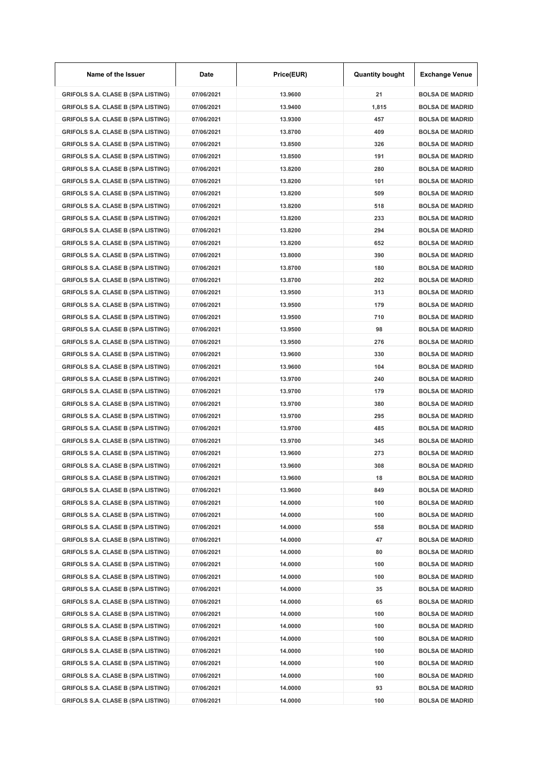| Name of the Issuer | Date | Price(EUR) | Quantity bought | Exchange Venue |
|---|---|---|---|---|
| GRIFOLS S.A. CLASE B (SPA LISTING) | 07/06/2021 | 13.9600 | 21 | BOLSA DE MADRID |
| GRIFOLS S.A. CLASE B (SPA LISTING) | 07/06/2021 | 13.9400 | 1,815 | BOLSA DE MADRID |
| GRIFOLS S.A. CLASE B (SPA LISTING) | 07/06/2021 | 13.9300 | 457 | BOLSA DE MADRID |
| GRIFOLS S.A. CLASE B (SPA LISTING) | 07/06/2021 | 13.8700 | 409 | BOLSA DE MADRID |
| GRIFOLS S.A. CLASE B (SPA LISTING) | 07/06/2021 | 13.8500 | 326 | BOLSA DE MADRID |
| GRIFOLS S.A. CLASE B (SPA LISTING) | 07/06/2021 | 13.8500 | 191 | BOLSA DE MADRID |
| GRIFOLS S.A. CLASE B (SPA LISTING) | 07/06/2021 | 13.8200 | 280 | BOLSA DE MADRID |
| GRIFOLS S.A. CLASE B (SPA LISTING) | 07/06/2021 | 13.8200 | 101 | BOLSA DE MADRID |
| GRIFOLS S.A. CLASE B (SPA LISTING) | 07/06/2021 | 13.8200 | 509 | BOLSA DE MADRID |
| GRIFOLS S.A. CLASE B (SPA LISTING) | 07/06/2021 | 13.8200 | 518 | BOLSA DE MADRID |
| GRIFOLS S.A. CLASE B (SPA LISTING) | 07/06/2021 | 13.8200 | 233 | BOLSA DE MADRID |
| GRIFOLS S.A. CLASE B (SPA LISTING) | 07/06/2021 | 13.8200 | 294 | BOLSA DE MADRID |
| GRIFOLS S.A. CLASE B (SPA LISTING) | 07/06/2021 | 13.8200 | 652 | BOLSA DE MADRID |
| GRIFOLS S.A. CLASE B (SPA LISTING) | 07/06/2021 | 13.8000 | 390 | BOLSA DE MADRID |
| GRIFOLS S.A. CLASE B (SPA LISTING) | 07/06/2021 | 13.8700 | 180 | BOLSA DE MADRID |
| GRIFOLS S.A. CLASE B (SPA LISTING) | 07/06/2021 | 13.8700 | 202 | BOLSA DE MADRID |
| GRIFOLS S.A. CLASE B (SPA LISTING) | 07/06/2021 | 13.9500 | 313 | BOLSA DE MADRID |
| GRIFOLS S.A. CLASE B (SPA LISTING) | 07/06/2021 | 13.9500 | 179 | BOLSA DE MADRID |
| GRIFOLS S.A. CLASE B (SPA LISTING) | 07/06/2021 | 13.9500 | 710 | BOLSA DE MADRID |
| GRIFOLS S.A. CLASE B (SPA LISTING) | 07/06/2021 | 13.9500 | 98 | BOLSA DE MADRID |
| GRIFOLS S.A. CLASE B (SPA LISTING) | 07/06/2021 | 13.9500 | 276 | BOLSA DE MADRID |
| GRIFOLS S.A. CLASE B (SPA LISTING) | 07/06/2021 | 13.9600 | 330 | BOLSA DE MADRID |
| GRIFOLS S.A. CLASE B (SPA LISTING) | 07/06/2021 | 13.9600 | 104 | BOLSA DE MADRID |
| GRIFOLS S.A. CLASE B (SPA LISTING) | 07/06/2021 | 13.9700 | 240 | BOLSA DE MADRID |
| GRIFOLS S.A. CLASE B (SPA LISTING) | 07/06/2021 | 13.9700 | 179 | BOLSA DE MADRID |
| GRIFOLS S.A. CLASE B (SPA LISTING) | 07/06/2021 | 13.9700 | 380 | BOLSA DE MADRID |
| GRIFOLS S.A. CLASE B (SPA LISTING) | 07/06/2021 | 13.9700 | 295 | BOLSA DE MADRID |
| GRIFOLS S.A. CLASE B (SPA LISTING) | 07/06/2021 | 13.9700 | 485 | BOLSA DE MADRID |
| GRIFOLS S.A. CLASE B (SPA LISTING) | 07/06/2021 | 13.9700 | 345 | BOLSA DE MADRID |
| GRIFOLS S.A. CLASE B (SPA LISTING) | 07/06/2021 | 13.9600 | 273 | BOLSA DE MADRID |
| GRIFOLS S.A. CLASE B (SPA LISTING) | 07/06/2021 | 13.9600 | 308 | BOLSA DE MADRID |
| GRIFOLS S.A. CLASE B (SPA LISTING) | 07/06/2021 | 13.9600 | 18 | BOLSA DE MADRID |
| GRIFOLS S.A. CLASE B (SPA LISTING) | 07/06/2021 | 13.9600 | 849 | BOLSA DE MADRID |
| GRIFOLS S.A. CLASE B (SPA LISTING) | 07/06/2021 | 14.0000 | 100 | BOLSA DE MADRID |
| GRIFOLS S.A. CLASE B (SPA LISTING) | 07/06/2021 | 14.0000 | 100 | BOLSA DE MADRID |
| GRIFOLS S.A. CLASE B (SPA LISTING) | 07/06/2021 | 14.0000 | 558 | BOLSA DE MADRID |
| GRIFOLS S.A. CLASE B (SPA LISTING) | 07/06/2021 | 14.0000 | 47 | BOLSA DE MADRID |
| GRIFOLS S.A. CLASE B (SPA LISTING) | 07/06/2021 | 14.0000 | 80 | BOLSA DE MADRID |
| GRIFOLS S.A. CLASE B (SPA LISTING) | 07/06/2021 | 14.0000 | 100 | BOLSA DE MADRID |
| GRIFOLS S.A. CLASE B (SPA LISTING) | 07/06/2021 | 14.0000 | 100 | BOLSA DE MADRID |
| GRIFOLS S.A. CLASE B (SPA LISTING) | 07/06/2021 | 14.0000 | 35 | BOLSA DE MADRID |
| GRIFOLS S.A. CLASE B (SPA LISTING) | 07/06/2021 | 14.0000 | 65 | BOLSA DE MADRID |
| GRIFOLS S.A. CLASE B (SPA LISTING) | 07/06/2021 | 14.0000 | 100 | BOLSA DE MADRID |
| GRIFOLS S.A. CLASE B (SPA LISTING) | 07/06/2021 | 14.0000 | 100 | BOLSA DE MADRID |
| GRIFOLS S.A. CLASE B (SPA LISTING) | 07/06/2021 | 14.0000 | 100 | BOLSA DE MADRID |
| GRIFOLS S.A. CLASE B (SPA LISTING) | 07/06/2021 | 14.0000 | 100 | BOLSA DE MADRID |
| GRIFOLS S.A. CLASE B (SPA LISTING) | 07/06/2021 | 14.0000 | 100 | BOLSA DE MADRID |
| GRIFOLS S.A. CLASE B (SPA LISTING) | 07/06/2021 | 14.0000 | 100 | BOLSA DE MADRID |
| GRIFOLS S.A. CLASE B (SPA LISTING) | 07/06/2021 | 14.0000 | 93 | BOLSA DE MADRID |
| GRIFOLS S.A. CLASE B (SPA LISTING) | 07/06/2021 | 14.0000 | 100 | BOLSA DE MADRID |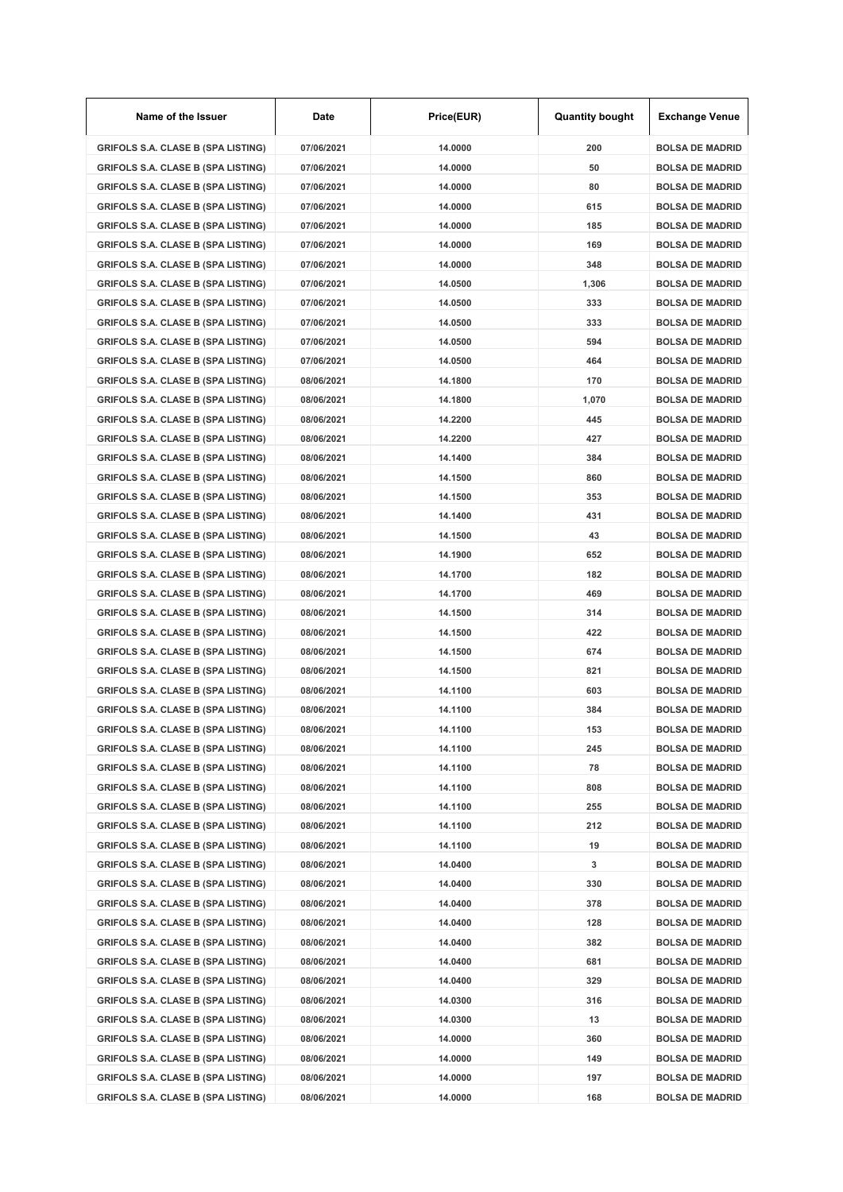| Name of the Issuer | Date | Price(EUR) | Quantity bought | Exchange Venue |
|---|---|---|---|---|
| GRIFOLS S.A. CLASE B (SPA LISTING) | 07/06/2021 | 14.0000 | 200 | BOLSA DE MADRID |
| GRIFOLS S.A. CLASE B (SPA LISTING) | 07/06/2021 | 14.0000 | 50 | BOLSA DE MADRID |
| GRIFOLS S.A. CLASE B (SPA LISTING) | 07/06/2021 | 14.0000 | 80 | BOLSA DE MADRID |
| GRIFOLS S.A. CLASE B (SPA LISTING) | 07/06/2021 | 14.0000 | 615 | BOLSA DE MADRID |
| GRIFOLS S.A. CLASE B (SPA LISTING) | 07/06/2021 | 14.0000 | 185 | BOLSA DE MADRID |
| GRIFOLS S.A. CLASE B (SPA LISTING) | 07/06/2021 | 14.0000 | 169 | BOLSA DE MADRID |
| GRIFOLS S.A. CLASE B (SPA LISTING) | 07/06/2021 | 14.0000 | 348 | BOLSA DE MADRID |
| GRIFOLS S.A. CLASE B (SPA LISTING) | 07/06/2021 | 14.0500 | 1,306 | BOLSA DE MADRID |
| GRIFOLS S.A. CLASE B (SPA LISTING) | 07/06/2021 | 14.0500 | 333 | BOLSA DE MADRID |
| GRIFOLS S.A. CLASE B (SPA LISTING) | 07/06/2021 | 14.0500 | 333 | BOLSA DE MADRID |
| GRIFOLS S.A. CLASE B (SPA LISTING) | 07/06/2021 | 14.0500 | 594 | BOLSA DE MADRID |
| GRIFOLS S.A. CLASE B (SPA LISTING) | 07/06/2021 | 14.0500 | 464 | BOLSA DE MADRID |
| GRIFOLS S.A. CLASE B (SPA LISTING) | 08/06/2021 | 14.1800 | 170 | BOLSA DE MADRID |
| GRIFOLS S.A. CLASE B (SPA LISTING) | 08/06/2021 | 14.1800 | 1,070 | BOLSA DE MADRID |
| GRIFOLS S.A. CLASE B (SPA LISTING) | 08/06/2021 | 14.2200 | 445 | BOLSA DE MADRID |
| GRIFOLS S.A. CLASE B (SPA LISTING) | 08/06/2021 | 14.2200 | 427 | BOLSA DE MADRID |
| GRIFOLS S.A. CLASE B (SPA LISTING) | 08/06/2021 | 14.1400 | 384 | BOLSA DE MADRID |
| GRIFOLS S.A. CLASE B (SPA LISTING) | 08/06/2021 | 14.1500 | 860 | BOLSA DE MADRID |
| GRIFOLS S.A. CLASE B (SPA LISTING) | 08/06/2021 | 14.1500 | 353 | BOLSA DE MADRID |
| GRIFOLS S.A. CLASE B (SPA LISTING) | 08/06/2021 | 14.1400 | 431 | BOLSA DE MADRID |
| GRIFOLS S.A. CLASE B (SPA LISTING) | 08/06/2021 | 14.1500 | 43 | BOLSA DE MADRID |
| GRIFOLS S.A. CLASE B (SPA LISTING) | 08/06/2021 | 14.1900 | 652 | BOLSA DE MADRID |
| GRIFOLS S.A. CLASE B (SPA LISTING) | 08/06/2021 | 14.1700 | 182 | BOLSA DE MADRID |
| GRIFOLS S.A. CLASE B (SPA LISTING) | 08/06/2021 | 14.1700 | 469 | BOLSA DE MADRID |
| GRIFOLS S.A. CLASE B (SPA LISTING) | 08/06/2021 | 14.1500 | 314 | BOLSA DE MADRID |
| GRIFOLS S.A. CLASE B (SPA LISTING) | 08/06/2021 | 14.1500 | 422 | BOLSA DE MADRID |
| GRIFOLS S.A. CLASE B (SPA LISTING) | 08/06/2021 | 14.1500 | 674 | BOLSA DE MADRID |
| GRIFOLS S.A. CLASE B (SPA LISTING) | 08/06/2021 | 14.1500 | 821 | BOLSA DE MADRID |
| GRIFOLS S.A. CLASE B (SPA LISTING) | 08/06/2021 | 14.1100 | 603 | BOLSA DE MADRID |
| GRIFOLS S.A. CLASE B (SPA LISTING) | 08/06/2021 | 14.1100 | 384 | BOLSA DE MADRID |
| GRIFOLS S.A. CLASE B (SPA LISTING) | 08/06/2021 | 14.1100 | 153 | BOLSA DE MADRID |
| GRIFOLS S.A. CLASE B (SPA LISTING) | 08/06/2021 | 14.1100 | 245 | BOLSA DE MADRID |
| GRIFOLS S.A. CLASE B (SPA LISTING) | 08/06/2021 | 14.1100 | 78 | BOLSA DE MADRID |
| GRIFOLS S.A. CLASE B (SPA LISTING) | 08/06/2021 | 14.1100 | 808 | BOLSA DE MADRID |
| GRIFOLS S.A. CLASE B (SPA LISTING) | 08/06/2021 | 14.1100 | 255 | BOLSA DE MADRID |
| GRIFOLS S.A. CLASE B (SPA LISTING) | 08/06/2021 | 14.1100 | 212 | BOLSA DE MADRID |
| GRIFOLS S.A. CLASE B (SPA LISTING) | 08/06/2021 | 14.1100 | 19 | BOLSA DE MADRID |
| GRIFOLS S.A. CLASE B (SPA LISTING) | 08/06/2021 | 14.0400 | 3 | BOLSA DE MADRID |
| GRIFOLS S.A. CLASE B (SPA LISTING) | 08/06/2021 | 14.0400 | 330 | BOLSA DE MADRID |
| GRIFOLS S.A. CLASE B (SPA LISTING) | 08/06/2021 | 14.0400 | 378 | BOLSA DE MADRID |
| GRIFOLS S.A. CLASE B (SPA LISTING) | 08/06/2021 | 14.0400 | 128 | BOLSA DE MADRID |
| GRIFOLS S.A. CLASE B (SPA LISTING) | 08/06/2021 | 14.0400 | 382 | BOLSA DE MADRID |
| GRIFOLS S.A. CLASE B (SPA LISTING) | 08/06/2021 | 14.0400 | 681 | BOLSA DE MADRID |
| GRIFOLS S.A. CLASE B (SPA LISTING) | 08/06/2021 | 14.0400 | 329 | BOLSA DE MADRID |
| GRIFOLS S.A. CLASE B (SPA LISTING) | 08/06/2021 | 14.0300 | 316 | BOLSA DE MADRID |
| GRIFOLS S.A. CLASE B (SPA LISTING) | 08/06/2021 | 14.0300 | 13 | BOLSA DE MADRID |
| GRIFOLS S.A. CLASE B (SPA LISTING) | 08/06/2021 | 14.0000 | 360 | BOLSA DE MADRID |
| GRIFOLS S.A. CLASE B (SPA LISTING) | 08/06/2021 | 14.0000 | 149 | BOLSA DE MADRID |
| GRIFOLS S.A. CLASE B (SPA LISTING) | 08/06/2021 | 14.0000 | 197 | BOLSA DE MADRID |
| GRIFOLS S.A. CLASE B (SPA LISTING) | 08/06/2021 | 14.0000 | 168 | BOLSA DE MADRID |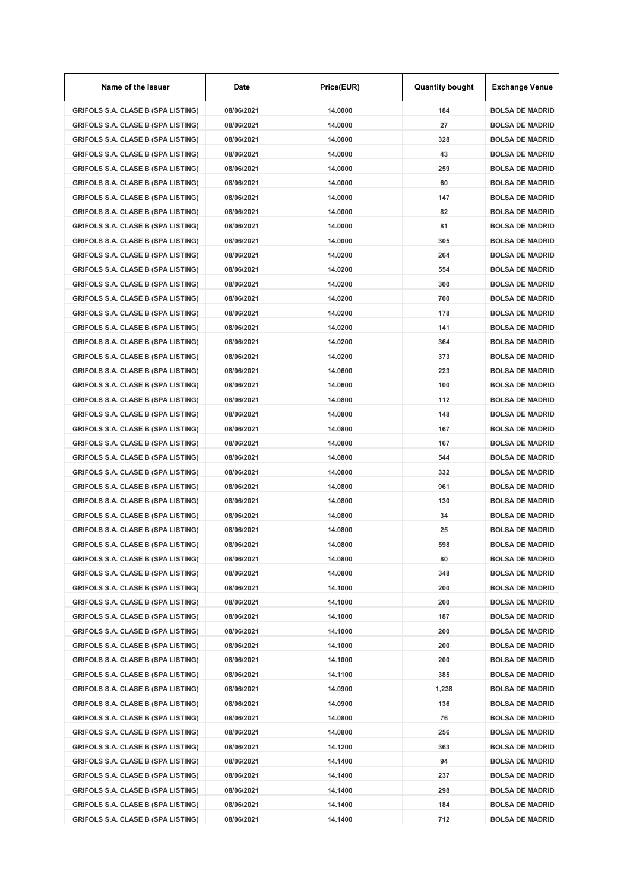| Name of the Issuer | Date | Price(EUR) | Quantity bought | Exchange Venue |
|---|---|---|---|---|
| GRIFOLS S.A. CLASE B (SPA LISTING) | 08/06/2021 | 14.0000 | 184 | BOLSA DE MADRID |
| GRIFOLS S.A. CLASE B (SPA LISTING) | 08/06/2021 | 14.0000 | 27 | BOLSA DE MADRID |
| GRIFOLS S.A. CLASE B (SPA LISTING) | 08/06/2021 | 14.0000 | 328 | BOLSA DE MADRID |
| GRIFOLS S.A. CLASE B (SPA LISTING) | 08/06/2021 | 14.0000 | 43 | BOLSA DE MADRID |
| GRIFOLS S.A. CLASE B (SPA LISTING) | 08/06/2021 | 14.0000 | 259 | BOLSA DE MADRID |
| GRIFOLS S.A. CLASE B (SPA LISTING) | 08/06/2021 | 14.0000 | 60 | BOLSA DE MADRID |
| GRIFOLS S.A. CLASE B (SPA LISTING) | 08/06/2021 | 14.0000 | 147 | BOLSA DE MADRID |
| GRIFOLS S.A. CLASE B (SPA LISTING) | 08/06/2021 | 14.0000 | 82 | BOLSA DE MADRID |
| GRIFOLS S.A. CLASE B (SPA LISTING) | 08/06/2021 | 14.0000 | 81 | BOLSA DE MADRID |
| GRIFOLS S.A. CLASE B (SPA LISTING) | 08/06/2021 | 14.0000 | 305 | BOLSA DE MADRID |
| GRIFOLS S.A. CLASE B (SPA LISTING) | 08/06/2021 | 14.0200 | 264 | BOLSA DE MADRID |
| GRIFOLS S.A. CLASE B (SPA LISTING) | 08/06/2021 | 14.0200 | 554 | BOLSA DE MADRID |
| GRIFOLS S.A. CLASE B (SPA LISTING) | 08/06/2021 | 14.0200 | 300 | BOLSA DE MADRID |
| GRIFOLS S.A. CLASE B (SPA LISTING) | 08/06/2021 | 14.0200 | 700 | BOLSA DE MADRID |
| GRIFOLS S.A. CLASE B (SPA LISTING) | 08/06/2021 | 14.0200 | 178 | BOLSA DE MADRID |
| GRIFOLS S.A. CLASE B (SPA LISTING) | 08/06/2021 | 14.0200 | 141 | BOLSA DE MADRID |
| GRIFOLS S.A. CLASE B (SPA LISTING) | 08/06/2021 | 14.0200 | 364 | BOLSA DE MADRID |
| GRIFOLS S.A. CLASE B (SPA LISTING) | 08/06/2021 | 14.0200 | 373 | BOLSA DE MADRID |
| GRIFOLS S.A. CLASE B (SPA LISTING) | 08/06/2021 | 14.0600 | 223 | BOLSA DE MADRID |
| GRIFOLS S.A. CLASE B (SPA LISTING) | 08/06/2021 | 14.0600 | 100 | BOLSA DE MADRID |
| GRIFOLS S.A. CLASE B (SPA LISTING) | 08/06/2021 | 14.0800 | 112 | BOLSA DE MADRID |
| GRIFOLS S.A. CLASE B (SPA LISTING) | 08/06/2021 | 14.0800 | 148 | BOLSA DE MADRID |
| GRIFOLS S.A. CLASE B (SPA LISTING) | 08/06/2021 | 14.0800 | 167 | BOLSA DE MADRID |
| GRIFOLS S.A. CLASE B (SPA LISTING) | 08/06/2021 | 14.0800 | 167 | BOLSA DE MADRID |
| GRIFOLS S.A. CLASE B (SPA LISTING) | 08/06/2021 | 14.0800 | 544 | BOLSA DE MADRID |
| GRIFOLS S.A. CLASE B (SPA LISTING) | 08/06/2021 | 14.0800 | 332 | BOLSA DE MADRID |
| GRIFOLS S.A. CLASE B (SPA LISTING) | 08/06/2021 | 14.0800 | 961 | BOLSA DE MADRID |
| GRIFOLS S.A. CLASE B (SPA LISTING) | 08/06/2021 | 14.0800 | 130 | BOLSA DE MADRID |
| GRIFOLS S.A. CLASE B (SPA LISTING) | 08/06/2021 | 14.0800 | 34 | BOLSA DE MADRID |
| GRIFOLS S.A. CLASE B (SPA LISTING) | 08/06/2021 | 14.0800 | 25 | BOLSA DE MADRID |
| GRIFOLS S.A. CLASE B (SPA LISTING) | 08/06/2021 | 14.0800 | 598 | BOLSA DE MADRID |
| GRIFOLS S.A. CLASE B (SPA LISTING) | 08/06/2021 | 14.0800 | 80 | BOLSA DE MADRID |
| GRIFOLS S.A. CLASE B (SPA LISTING) | 08/06/2021 | 14.0800 | 348 | BOLSA DE MADRID |
| GRIFOLS S.A. CLASE B (SPA LISTING) | 08/06/2021 | 14.1000 | 200 | BOLSA DE MADRID |
| GRIFOLS S.A. CLASE B (SPA LISTING) | 08/06/2021 | 14.1000 | 200 | BOLSA DE MADRID |
| GRIFOLS S.A. CLASE B (SPA LISTING) | 08/06/2021 | 14.1000 | 187 | BOLSA DE MADRID |
| GRIFOLS S.A. CLASE B (SPA LISTING) | 08/06/2021 | 14.1000 | 200 | BOLSA DE MADRID |
| GRIFOLS S.A. CLASE B (SPA LISTING) | 08/06/2021 | 14.1000 | 200 | BOLSA DE MADRID |
| GRIFOLS S.A. CLASE B (SPA LISTING) | 08/06/2021 | 14.1000 | 200 | BOLSA DE MADRID |
| GRIFOLS S.A. CLASE B (SPA LISTING) | 08/06/2021 | 14.1100 | 385 | BOLSA DE MADRID |
| GRIFOLS S.A. CLASE B (SPA LISTING) | 08/06/2021 | 14.0900 | 1,238 | BOLSA DE MADRID |
| GRIFOLS S.A. CLASE B (SPA LISTING) | 08/06/2021 | 14.0900 | 136 | BOLSA DE MADRID |
| GRIFOLS S.A. CLASE B (SPA LISTING) | 08/06/2021 | 14.0800 | 76 | BOLSA DE MADRID |
| GRIFOLS S.A. CLASE B (SPA LISTING) | 08/06/2021 | 14.0800 | 256 | BOLSA DE MADRID |
| GRIFOLS S.A. CLASE B (SPA LISTING) | 08/06/2021 | 14.1200 | 363 | BOLSA DE MADRID |
| GRIFOLS S.A. CLASE B (SPA LISTING) | 08/06/2021 | 14.1400 | 94 | BOLSA DE MADRID |
| GRIFOLS S.A. CLASE B (SPA LISTING) | 08/06/2021 | 14.1400 | 237 | BOLSA DE MADRID |
| GRIFOLS S.A. CLASE B (SPA LISTING) | 08/06/2021 | 14.1400 | 298 | BOLSA DE MADRID |
| GRIFOLS S.A. CLASE B (SPA LISTING) | 08/06/2021 | 14.1400 | 184 | BOLSA DE MADRID |
| GRIFOLS S.A. CLASE B (SPA LISTING) | 08/06/2021 | 14.1400 | 712 | BOLSA DE MADRID |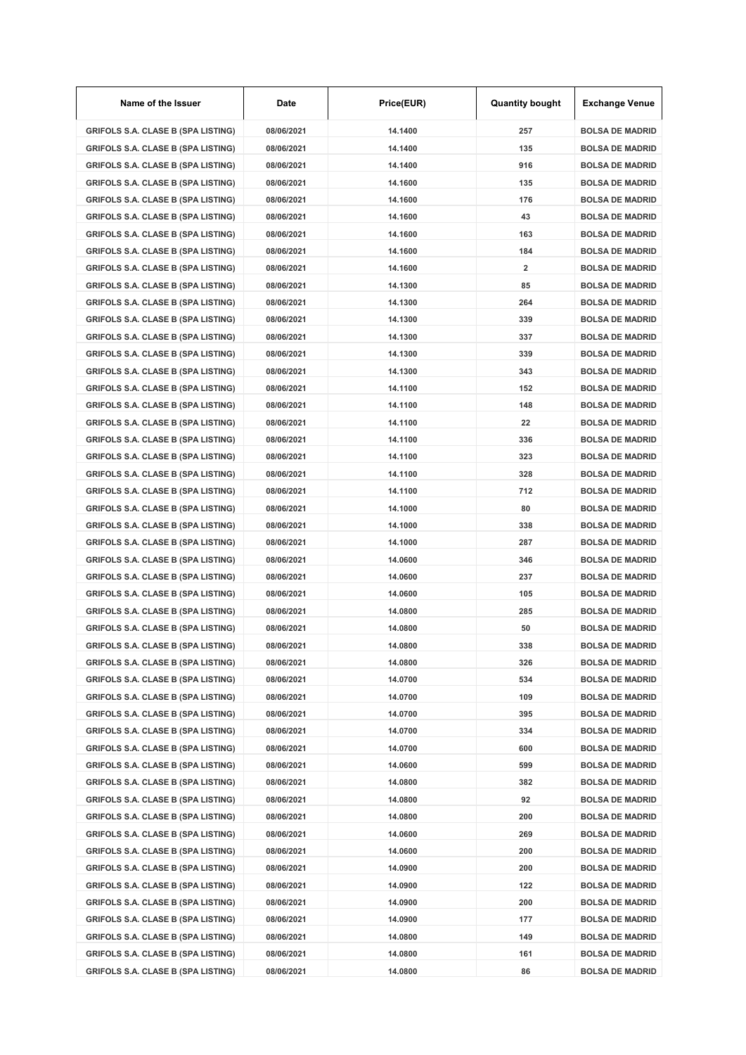| Name of the Issuer | Date | Price(EUR) | Quantity bought | Exchange Venue |
|---|---|---|---|---|
| GRIFOLS S.A. CLASE B (SPA LISTING) | 08/06/2021 | 14.1400 | 257 | BOLSA DE MADRID |
| GRIFOLS S.A. CLASE B (SPA LISTING) | 08/06/2021 | 14.1400 | 135 | BOLSA DE MADRID |
| GRIFOLS S.A. CLASE B (SPA LISTING) | 08/06/2021 | 14.1400 | 916 | BOLSA DE MADRID |
| GRIFOLS S.A. CLASE B (SPA LISTING) | 08/06/2021 | 14.1600 | 135 | BOLSA DE MADRID |
| GRIFOLS S.A. CLASE B (SPA LISTING) | 08/06/2021 | 14.1600 | 176 | BOLSA DE MADRID |
| GRIFOLS S.A. CLASE B (SPA LISTING) | 08/06/2021 | 14.1600 | 43 | BOLSA DE MADRID |
| GRIFOLS S.A. CLASE B (SPA LISTING) | 08/06/2021 | 14.1600 | 163 | BOLSA DE MADRID |
| GRIFOLS S.A. CLASE B (SPA LISTING) | 08/06/2021 | 14.1600 | 184 | BOLSA DE MADRID |
| GRIFOLS S.A. CLASE B (SPA LISTING) | 08/06/2021 | 14.1600 | 2 | BOLSA DE MADRID |
| GRIFOLS S.A. CLASE B (SPA LISTING) | 08/06/2021 | 14.1300 | 85 | BOLSA DE MADRID |
| GRIFOLS S.A. CLASE B (SPA LISTING) | 08/06/2021 | 14.1300 | 264 | BOLSA DE MADRID |
| GRIFOLS S.A. CLASE B (SPA LISTING) | 08/06/2021 | 14.1300 | 339 | BOLSA DE MADRID |
| GRIFOLS S.A. CLASE B (SPA LISTING) | 08/06/2021 | 14.1300 | 337 | BOLSA DE MADRID |
| GRIFOLS S.A. CLASE B (SPA LISTING) | 08/06/2021 | 14.1300 | 339 | BOLSA DE MADRID |
| GRIFOLS S.A. CLASE B (SPA LISTING) | 08/06/2021 | 14.1300 | 343 | BOLSA DE MADRID |
| GRIFOLS S.A. CLASE B (SPA LISTING) | 08/06/2021 | 14.1100 | 152 | BOLSA DE MADRID |
| GRIFOLS S.A. CLASE B (SPA LISTING) | 08/06/2021 | 14.1100 | 148 | BOLSA DE MADRID |
| GRIFOLS S.A. CLASE B (SPA LISTING) | 08/06/2021 | 14.1100 | 22 | BOLSA DE MADRID |
| GRIFOLS S.A. CLASE B (SPA LISTING) | 08/06/2021 | 14.1100 | 336 | BOLSA DE MADRID |
| GRIFOLS S.A. CLASE B (SPA LISTING) | 08/06/2021 | 14.1100 | 323 | BOLSA DE MADRID |
| GRIFOLS S.A. CLASE B (SPA LISTING) | 08/06/2021 | 14.1100 | 328 | BOLSA DE MADRID |
| GRIFOLS S.A. CLASE B (SPA LISTING) | 08/06/2021 | 14.1100 | 712 | BOLSA DE MADRID |
| GRIFOLS S.A. CLASE B (SPA LISTING) | 08/06/2021 | 14.1000 | 80 | BOLSA DE MADRID |
| GRIFOLS S.A. CLASE B (SPA LISTING) | 08/06/2021 | 14.1000 | 338 | BOLSA DE MADRID |
| GRIFOLS S.A. CLASE B (SPA LISTING) | 08/06/2021 | 14.1000 | 287 | BOLSA DE MADRID |
| GRIFOLS S.A. CLASE B (SPA LISTING) | 08/06/2021 | 14.0600 | 346 | BOLSA DE MADRID |
| GRIFOLS S.A. CLASE B (SPA LISTING) | 08/06/2021 | 14.0600 | 237 | BOLSA DE MADRID |
| GRIFOLS S.A. CLASE B (SPA LISTING) | 08/06/2021 | 14.0600 | 105 | BOLSA DE MADRID |
| GRIFOLS S.A. CLASE B (SPA LISTING) | 08/06/2021 | 14.0800 | 285 | BOLSA DE MADRID |
| GRIFOLS S.A. CLASE B (SPA LISTING) | 08/06/2021 | 14.0800 | 50 | BOLSA DE MADRID |
| GRIFOLS S.A. CLASE B (SPA LISTING) | 08/06/2021 | 14.0800 | 338 | BOLSA DE MADRID |
| GRIFOLS S.A. CLASE B (SPA LISTING) | 08/06/2021 | 14.0800 | 326 | BOLSA DE MADRID |
| GRIFOLS S.A. CLASE B (SPA LISTING) | 08/06/2021 | 14.0700 | 534 | BOLSA DE MADRID |
| GRIFOLS S.A. CLASE B (SPA LISTING) | 08/06/2021 | 14.0700 | 109 | BOLSA DE MADRID |
| GRIFOLS S.A. CLASE B (SPA LISTING) | 08/06/2021 | 14.0700 | 395 | BOLSA DE MADRID |
| GRIFOLS S.A. CLASE B (SPA LISTING) | 08/06/2021 | 14.0700 | 334 | BOLSA DE MADRID |
| GRIFOLS S.A. CLASE B (SPA LISTING) | 08/06/2021 | 14.0700 | 600 | BOLSA DE MADRID |
| GRIFOLS S.A. CLASE B (SPA LISTING) | 08/06/2021 | 14.0600 | 599 | BOLSA DE MADRID |
| GRIFOLS S.A. CLASE B (SPA LISTING) | 08/06/2021 | 14.0800 | 382 | BOLSA DE MADRID |
| GRIFOLS S.A. CLASE B (SPA LISTING) | 08/06/2021 | 14.0800 | 92 | BOLSA DE MADRID |
| GRIFOLS S.A. CLASE B (SPA LISTING) | 08/06/2021 | 14.0800 | 200 | BOLSA DE MADRID |
| GRIFOLS S.A. CLASE B (SPA LISTING) | 08/06/2021 | 14.0600 | 269 | BOLSA DE MADRID |
| GRIFOLS S.A. CLASE B (SPA LISTING) | 08/06/2021 | 14.0600 | 200 | BOLSA DE MADRID |
| GRIFOLS S.A. CLASE B (SPA LISTING) | 08/06/2021 | 14.0900 | 200 | BOLSA DE MADRID |
| GRIFOLS S.A. CLASE B (SPA LISTING) | 08/06/2021 | 14.0900 | 122 | BOLSA DE MADRID |
| GRIFOLS S.A. CLASE B (SPA LISTING) | 08/06/2021 | 14.0900 | 200 | BOLSA DE MADRID |
| GRIFOLS S.A. CLASE B (SPA LISTING) | 08/06/2021 | 14.0900 | 177 | BOLSA DE MADRID |
| GRIFOLS S.A. CLASE B (SPA LISTING) | 08/06/2021 | 14.0800 | 149 | BOLSA DE MADRID |
| GRIFOLS S.A. CLASE B (SPA LISTING) | 08/06/2021 | 14.0800 | 161 | BOLSA DE MADRID |
| GRIFOLS S.A. CLASE B (SPA LISTING) | 08/06/2021 | 14.0800 | 86 | BOLSA DE MADRID |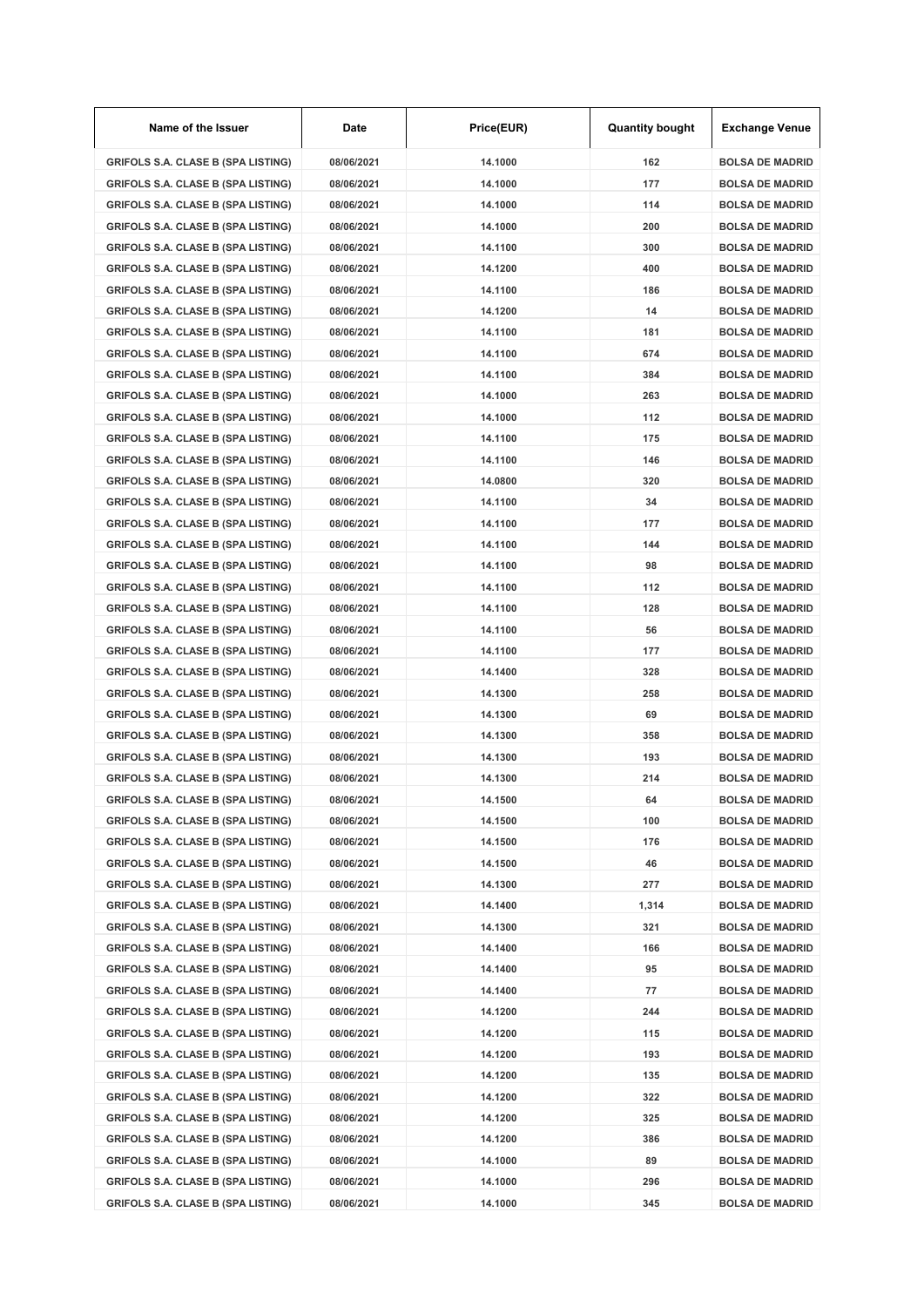| Name of the Issuer | Date | Price(EUR) | Quantity bought | Exchange Venue |
|---|---|---|---|---|
| GRIFOLS S.A. CLASE B (SPA LISTING) | 08/06/2021 | 14.1000 | 162 | BOLSA DE MADRID |
| GRIFOLS S.A. CLASE B (SPA LISTING) | 08/06/2021 | 14.1000 | 177 | BOLSA DE MADRID |
| GRIFOLS S.A. CLASE B (SPA LISTING) | 08/06/2021 | 14.1000 | 114 | BOLSA DE MADRID |
| GRIFOLS S.A. CLASE B (SPA LISTING) | 08/06/2021 | 14.1000 | 200 | BOLSA DE MADRID |
| GRIFOLS S.A. CLASE B (SPA LISTING) | 08/06/2021 | 14.1100 | 300 | BOLSA DE MADRID |
| GRIFOLS S.A. CLASE B (SPA LISTING) | 08/06/2021 | 14.1200 | 400 | BOLSA DE MADRID |
| GRIFOLS S.A. CLASE B (SPA LISTING) | 08/06/2021 | 14.1100 | 186 | BOLSA DE MADRID |
| GRIFOLS S.A. CLASE B (SPA LISTING) | 08/06/2021 | 14.1200 | 14 | BOLSA DE MADRID |
| GRIFOLS S.A. CLASE B (SPA LISTING) | 08/06/2021 | 14.1100 | 181 | BOLSA DE MADRID |
| GRIFOLS S.A. CLASE B (SPA LISTING) | 08/06/2021 | 14.1100 | 674 | BOLSA DE MADRID |
| GRIFOLS S.A. CLASE B (SPA LISTING) | 08/06/2021 | 14.1100 | 384 | BOLSA DE MADRID |
| GRIFOLS S.A. CLASE B (SPA LISTING) | 08/06/2021 | 14.1000 | 263 | BOLSA DE MADRID |
| GRIFOLS S.A. CLASE B (SPA LISTING) | 08/06/2021 | 14.1000 | 112 | BOLSA DE MADRID |
| GRIFOLS S.A. CLASE B (SPA LISTING) | 08/06/2021 | 14.1100 | 175 | BOLSA DE MADRID |
| GRIFOLS S.A. CLASE B (SPA LISTING) | 08/06/2021 | 14.1100 | 146 | BOLSA DE MADRID |
| GRIFOLS S.A. CLASE B (SPA LISTING) | 08/06/2021 | 14.0800 | 320 | BOLSA DE MADRID |
| GRIFOLS S.A. CLASE B (SPA LISTING) | 08/06/2021 | 14.1100 | 34 | BOLSA DE MADRID |
| GRIFOLS S.A. CLASE B (SPA LISTING) | 08/06/2021 | 14.1100 | 177 | BOLSA DE MADRID |
| GRIFOLS S.A. CLASE B (SPA LISTING) | 08/06/2021 | 14.1100 | 144 | BOLSA DE MADRID |
| GRIFOLS S.A. CLASE B (SPA LISTING) | 08/06/2021 | 14.1100 | 98 | BOLSA DE MADRID |
| GRIFOLS S.A. CLASE B (SPA LISTING) | 08/06/2021 | 14.1100 | 112 | BOLSA DE MADRID |
| GRIFOLS S.A. CLASE B (SPA LISTING) | 08/06/2021 | 14.1100 | 128 | BOLSA DE MADRID |
| GRIFOLS S.A. CLASE B (SPA LISTING) | 08/06/2021 | 14.1100 | 56 | BOLSA DE MADRID |
| GRIFOLS S.A. CLASE B (SPA LISTING) | 08/06/2021 | 14.1100 | 177 | BOLSA DE MADRID |
| GRIFOLS S.A. CLASE B (SPA LISTING) | 08/06/2021 | 14.1400 | 328 | BOLSA DE MADRID |
| GRIFOLS S.A. CLASE B (SPA LISTING) | 08/06/2021 | 14.1300 | 258 | BOLSA DE MADRID |
| GRIFOLS S.A. CLASE B (SPA LISTING) | 08/06/2021 | 14.1300 | 69 | BOLSA DE MADRID |
| GRIFOLS S.A. CLASE B (SPA LISTING) | 08/06/2021 | 14.1300 | 358 | BOLSA DE MADRID |
| GRIFOLS S.A. CLASE B (SPA LISTING) | 08/06/2021 | 14.1300 | 193 | BOLSA DE MADRID |
| GRIFOLS S.A. CLASE B (SPA LISTING) | 08/06/2021 | 14.1300 | 214 | BOLSA DE MADRID |
| GRIFOLS S.A. CLASE B (SPA LISTING) | 08/06/2021 | 14.1500 | 64 | BOLSA DE MADRID |
| GRIFOLS S.A. CLASE B (SPA LISTING) | 08/06/2021 | 14.1500 | 100 | BOLSA DE MADRID |
| GRIFOLS S.A. CLASE B (SPA LISTING) | 08/06/2021 | 14.1500 | 176 | BOLSA DE MADRID |
| GRIFOLS S.A. CLASE B (SPA LISTING) | 08/06/2021 | 14.1500 | 46 | BOLSA DE MADRID |
| GRIFOLS S.A. CLASE B (SPA LISTING) | 08/06/2021 | 14.1300 | 277 | BOLSA DE MADRID |
| GRIFOLS S.A. CLASE B (SPA LISTING) | 08/06/2021 | 14.1400 | 1,314 | BOLSA DE MADRID |
| GRIFOLS S.A. CLASE B (SPA LISTING) | 08/06/2021 | 14.1300 | 321 | BOLSA DE MADRID |
| GRIFOLS S.A. CLASE B (SPA LISTING) | 08/06/2021 | 14.1400 | 166 | BOLSA DE MADRID |
| GRIFOLS S.A. CLASE B (SPA LISTING) | 08/06/2021 | 14.1400 | 95 | BOLSA DE MADRID |
| GRIFOLS S.A. CLASE B (SPA LISTING) | 08/06/2021 | 14.1400 | 77 | BOLSA DE MADRID |
| GRIFOLS S.A. CLASE B (SPA LISTING) | 08/06/2021 | 14.1200 | 244 | BOLSA DE MADRID |
| GRIFOLS S.A. CLASE B (SPA LISTING) | 08/06/2021 | 14.1200 | 115 | BOLSA DE MADRID |
| GRIFOLS S.A. CLASE B (SPA LISTING) | 08/06/2021 | 14.1200 | 193 | BOLSA DE MADRID |
| GRIFOLS S.A. CLASE B (SPA LISTING) | 08/06/2021 | 14.1200 | 135 | BOLSA DE MADRID |
| GRIFOLS S.A. CLASE B (SPA LISTING) | 08/06/2021 | 14.1200 | 322 | BOLSA DE MADRID |
| GRIFOLS S.A. CLASE B (SPA LISTING) | 08/06/2021 | 14.1200 | 325 | BOLSA DE MADRID |
| GRIFOLS S.A. CLASE B (SPA LISTING) | 08/06/2021 | 14.1200 | 386 | BOLSA DE MADRID |
| GRIFOLS S.A. CLASE B (SPA LISTING) | 08/06/2021 | 14.1000 | 89 | BOLSA DE MADRID |
| GRIFOLS S.A. CLASE B (SPA LISTING) | 08/06/2021 | 14.1000 | 296 | BOLSA DE MADRID |
| GRIFOLS S.A. CLASE B (SPA LISTING) | 08/06/2021 | 14.1000 | 345 | BOLSA DE MADRID |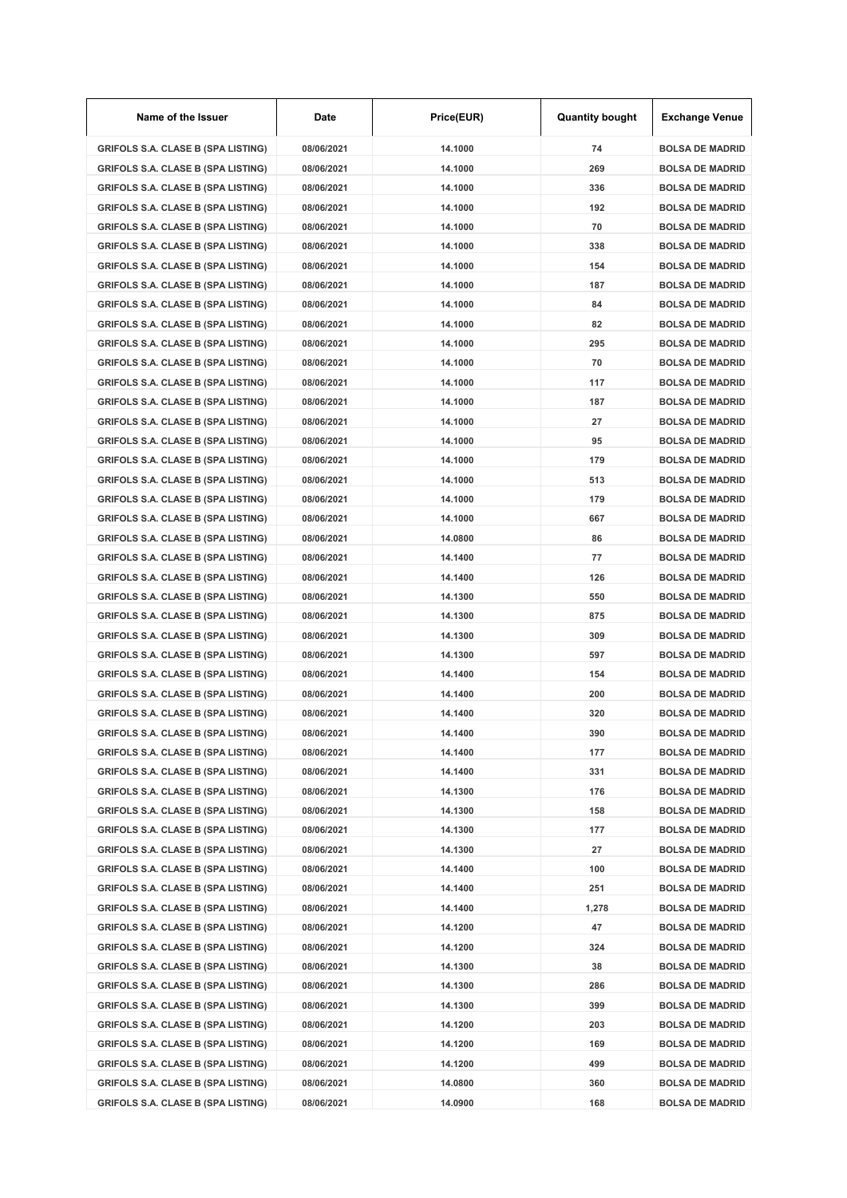| Name of the Issuer | Date | Price(EUR) | Quantity bought | Exchange Venue |
|---|---|---|---|---|
| GRIFOLS S.A. CLASE B (SPA LISTING) | 08/06/2021 | 14.1000 | 74 | BOLSA DE MADRID |
| GRIFOLS S.A. CLASE B (SPA LISTING) | 08/06/2021 | 14.1000 | 269 | BOLSA DE MADRID |
| GRIFOLS S.A. CLASE B (SPA LISTING) | 08/06/2021 | 14.1000 | 336 | BOLSA DE MADRID |
| GRIFOLS S.A. CLASE B (SPA LISTING) | 08/06/2021 | 14.1000 | 192 | BOLSA DE MADRID |
| GRIFOLS S.A. CLASE B (SPA LISTING) | 08/06/2021 | 14.1000 | 70 | BOLSA DE MADRID |
| GRIFOLS S.A. CLASE B (SPA LISTING) | 08/06/2021 | 14.1000 | 338 | BOLSA DE MADRID |
| GRIFOLS S.A. CLASE B (SPA LISTING) | 08/06/2021 | 14.1000 | 154 | BOLSA DE MADRID |
| GRIFOLS S.A. CLASE B (SPA LISTING) | 08/06/2021 | 14.1000 | 187 | BOLSA DE MADRID |
| GRIFOLS S.A. CLASE B (SPA LISTING) | 08/06/2021 | 14.1000 | 84 | BOLSA DE MADRID |
| GRIFOLS S.A. CLASE B (SPA LISTING) | 08/06/2021 | 14.1000 | 82 | BOLSA DE MADRID |
| GRIFOLS S.A. CLASE B (SPA LISTING) | 08/06/2021 | 14.1000 | 295 | BOLSA DE MADRID |
| GRIFOLS S.A. CLASE B (SPA LISTING) | 08/06/2021 | 14.1000 | 70 | BOLSA DE MADRID |
| GRIFOLS S.A. CLASE B (SPA LISTING) | 08/06/2021 | 14.1000 | 117 | BOLSA DE MADRID |
| GRIFOLS S.A. CLASE B (SPA LISTING) | 08/06/2021 | 14.1000 | 187 | BOLSA DE MADRID |
| GRIFOLS S.A. CLASE B (SPA LISTING) | 08/06/2021 | 14.1000 | 27 | BOLSA DE MADRID |
| GRIFOLS S.A. CLASE B (SPA LISTING) | 08/06/2021 | 14.1000 | 95 | BOLSA DE MADRID |
| GRIFOLS S.A. CLASE B (SPA LISTING) | 08/06/2021 | 14.1000 | 179 | BOLSA DE MADRID |
| GRIFOLS S.A. CLASE B (SPA LISTING) | 08/06/2021 | 14.1000 | 513 | BOLSA DE MADRID |
| GRIFOLS S.A. CLASE B (SPA LISTING) | 08/06/2021 | 14.1000 | 179 | BOLSA DE MADRID |
| GRIFOLS S.A. CLASE B (SPA LISTING) | 08/06/2021 | 14.1000 | 667 | BOLSA DE MADRID |
| GRIFOLS S.A. CLASE B (SPA LISTING) | 08/06/2021 | 14.0800 | 86 | BOLSA DE MADRID |
| GRIFOLS S.A. CLASE B (SPA LISTING) | 08/06/2021 | 14.1400 | 77 | BOLSA DE MADRID |
| GRIFOLS S.A. CLASE B (SPA LISTING) | 08/06/2021 | 14.1400 | 126 | BOLSA DE MADRID |
| GRIFOLS S.A. CLASE B (SPA LISTING) | 08/06/2021 | 14.1300 | 550 | BOLSA DE MADRID |
| GRIFOLS S.A. CLASE B (SPA LISTING) | 08/06/2021 | 14.1300 | 875 | BOLSA DE MADRID |
| GRIFOLS S.A. CLASE B (SPA LISTING) | 08/06/2021 | 14.1300 | 309 | BOLSA DE MADRID |
| GRIFOLS S.A. CLASE B (SPA LISTING) | 08/06/2021 | 14.1300 | 597 | BOLSA DE MADRID |
| GRIFOLS S.A. CLASE B (SPA LISTING) | 08/06/2021 | 14.1400 | 154 | BOLSA DE MADRID |
| GRIFOLS S.A. CLASE B (SPA LISTING) | 08/06/2021 | 14.1400 | 200 | BOLSA DE MADRID |
| GRIFOLS S.A. CLASE B (SPA LISTING) | 08/06/2021 | 14.1400 | 320 | BOLSA DE MADRID |
| GRIFOLS S.A. CLASE B (SPA LISTING) | 08/06/2021 | 14.1400 | 390 | BOLSA DE MADRID |
| GRIFOLS S.A. CLASE B (SPA LISTING) | 08/06/2021 | 14.1400 | 177 | BOLSA DE MADRID |
| GRIFOLS S.A. CLASE B (SPA LISTING) | 08/06/2021 | 14.1400 | 331 | BOLSA DE MADRID |
| GRIFOLS S.A. CLASE B (SPA LISTING) | 08/06/2021 | 14.1300 | 176 | BOLSA DE MADRID |
| GRIFOLS S.A. CLASE B (SPA LISTING) | 08/06/2021 | 14.1300 | 158 | BOLSA DE MADRID |
| GRIFOLS S.A. CLASE B (SPA LISTING) | 08/06/2021 | 14.1300 | 177 | BOLSA DE MADRID |
| GRIFOLS S.A. CLASE B (SPA LISTING) | 08/06/2021 | 14.1300 | 27 | BOLSA DE MADRID |
| GRIFOLS S.A. CLASE B (SPA LISTING) | 08/06/2021 | 14.1400 | 100 | BOLSA DE MADRID |
| GRIFOLS S.A. CLASE B (SPA LISTING) | 08/06/2021 | 14.1400 | 251 | BOLSA DE MADRID |
| GRIFOLS S.A. CLASE B (SPA LISTING) | 08/06/2021 | 14.1400 | 1,278 | BOLSA DE MADRID |
| GRIFOLS S.A. CLASE B (SPA LISTING) | 08/06/2021 | 14.1200 | 47 | BOLSA DE MADRID |
| GRIFOLS S.A. CLASE B (SPA LISTING) | 08/06/2021 | 14.1200 | 324 | BOLSA DE MADRID |
| GRIFOLS S.A. CLASE B (SPA LISTING) | 08/06/2021 | 14.1300 | 38 | BOLSA DE MADRID |
| GRIFOLS S.A. CLASE B (SPA LISTING) | 08/06/2021 | 14.1300 | 286 | BOLSA DE MADRID |
| GRIFOLS S.A. CLASE B (SPA LISTING) | 08/06/2021 | 14.1300 | 399 | BOLSA DE MADRID |
| GRIFOLS S.A. CLASE B (SPA LISTING) | 08/06/2021 | 14.1200 | 203 | BOLSA DE MADRID |
| GRIFOLS S.A. CLASE B (SPA LISTING) | 08/06/2021 | 14.1200 | 169 | BOLSA DE MADRID |
| GRIFOLS S.A. CLASE B (SPA LISTING) | 08/06/2021 | 14.1200 | 499 | BOLSA DE MADRID |
| GRIFOLS S.A. CLASE B (SPA LISTING) | 08/06/2021 | 14.0800 | 360 | BOLSA DE MADRID |
| GRIFOLS S.A. CLASE B (SPA LISTING) | 08/06/2021 | 14.0900 | 168 | BOLSA DE MADRID |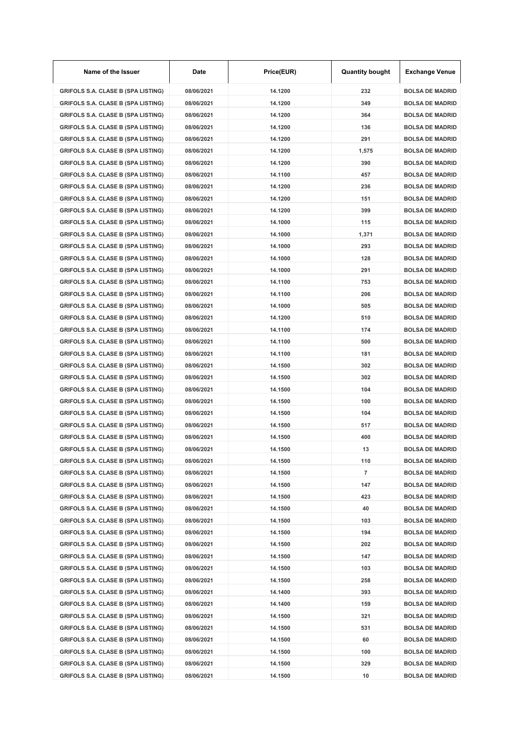| Name of the Issuer | Date | Price(EUR) | Quantity bought | Exchange Venue |
|---|---|---|---|---|
| GRIFOLS S.A. CLASE B (SPA LISTING) | 08/06/2021 | 14.1200 | 232 | BOLSA DE MADRID |
| GRIFOLS S.A. CLASE B (SPA LISTING) | 08/06/2021 | 14.1200 | 349 | BOLSA DE MADRID |
| GRIFOLS S.A. CLASE B (SPA LISTING) | 08/06/2021 | 14.1200 | 364 | BOLSA DE MADRID |
| GRIFOLS S.A. CLASE B (SPA LISTING) | 08/06/2021 | 14.1200 | 136 | BOLSA DE MADRID |
| GRIFOLS S.A. CLASE B (SPA LISTING) | 08/06/2021 | 14.1200 | 291 | BOLSA DE MADRID |
| GRIFOLS S.A. CLASE B (SPA LISTING) | 08/06/2021 | 14.1200 | 1,575 | BOLSA DE MADRID |
| GRIFOLS S.A. CLASE B (SPA LISTING) | 08/06/2021 | 14.1200 | 390 | BOLSA DE MADRID |
| GRIFOLS S.A. CLASE B (SPA LISTING) | 08/06/2021 | 14.1100 | 457 | BOLSA DE MADRID |
| GRIFOLS S.A. CLASE B (SPA LISTING) | 08/06/2021 | 14.1200 | 236 | BOLSA DE MADRID |
| GRIFOLS S.A. CLASE B (SPA LISTING) | 08/06/2021 | 14.1200 | 151 | BOLSA DE MADRID |
| GRIFOLS S.A. CLASE B (SPA LISTING) | 08/06/2021 | 14.1200 | 399 | BOLSA DE MADRID |
| GRIFOLS S.A. CLASE B (SPA LISTING) | 08/06/2021 | 14.1000 | 115 | BOLSA DE MADRID |
| GRIFOLS S.A. CLASE B (SPA LISTING) | 08/06/2021 | 14.1000 | 1,371 | BOLSA DE MADRID |
| GRIFOLS S.A. CLASE B (SPA LISTING) | 08/06/2021 | 14.1000 | 293 | BOLSA DE MADRID |
| GRIFOLS S.A. CLASE B (SPA LISTING) | 08/06/2021 | 14.1000 | 128 | BOLSA DE MADRID |
| GRIFOLS S.A. CLASE B (SPA LISTING) | 08/06/2021 | 14.1000 | 291 | BOLSA DE MADRID |
| GRIFOLS S.A. CLASE B (SPA LISTING) | 08/06/2021 | 14.1100 | 753 | BOLSA DE MADRID |
| GRIFOLS S.A. CLASE B (SPA LISTING) | 08/06/2021 | 14.1100 | 206 | BOLSA DE MADRID |
| GRIFOLS S.A. CLASE B (SPA LISTING) | 08/06/2021 | 14.1000 | 505 | BOLSA DE MADRID |
| GRIFOLS S.A. CLASE B (SPA LISTING) | 08/06/2021 | 14.1200 | 510 | BOLSA DE MADRID |
| GRIFOLS S.A. CLASE B (SPA LISTING) | 08/06/2021 | 14.1100 | 174 | BOLSA DE MADRID |
| GRIFOLS S.A. CLASE B (SPA LISTING) | 08/06/2021 | 14.1100 | 500 | BOLSA DE MADRID |
| GRIFOLS S.A. CLASE B (SPA LISTING) | 08/06/2021 | 14.1100 | 181 | BOLSA DE MADRID |
| GRIFOLS S.A. CLASE B (SPA LISTING) | 08/06/2021 | 14.1500 | 302 | BOLSA DE MADRID |
| GRIFOLS S.A. CLASE B (SPA LISTING) | 08/06/2021 | 14.1500 | 302 | BOLSA DE MADRID |
| GRIFOLS S.A. CLASE B (SPA LISTING) | 08/06/2021 | 14.1500 | 104 | BOLSA DE MADRID |
| GRIFOLS S.A. CLASE B (SPA LISTING) | 08/06/2021 | 14.1500 | 100 | BOLSA DE MADRID |
| GRIFOLS S.A. CLASE B (SPA LISTING) | 08/06/2021 | 14.1500 | 104 | BOLSA DE MADRID |
| GRIFOLS S.A. CLASE B (SPA LISTING) | 08/06/2021 | 14.1500 | 517 | BOLSA DE MADRID |
| GRIFOLS S.A. CLASE B (SPA LISTING) | 08/06/2021 | 14.1500 | 400 | BOLSA DE MADRID |
| GRIFOLS S.A. CLASE B (SPA LISTING) | 08/06/2021 | 14.1500 | 13 | BOLSA DE MADRID |
| GRIFOLS S.A. CLASE B (SPA LISTING) | 08/06/2021 | 14.1500 | 110 | BOLSA DE MADRID |
| GRIFOLS S.A. CLASE B (SPA LISTING) | 08/06/2021 | 14.1500 | 7 | BOLSA DE MADRID |
| GRIFOLS S.A. CLASE B (SPA LISTING) | 08/06/2021 | 14.1500 | 147 | BOLSA DE MADRID |
| GRIFOLS S.A. CLASE B (SPA LISTING) | 08/06/2021 | 14.1500 | 423 | BOLSA DE MADRID |
| GRIFOLS S.A. CLASE B (SPA LISTING) | 08/06/2021 | 14.1500 | 40 | BOLSA DE MADRID |
| GRIFOLS S.A. CLASE B (SPA LISTING) | 08/06/2021 | 14.1500 | 103 | BOLSA DE MADRID |
| GRIFOLS S.A. CLASE B (SPA LISTING) | 08/06/2021 | 14.1500 | 194 | BOLSA DE MADRID |
| GRIFOLS S.A. CLASE B (SPA LISTING) | 08/06/2021 | 14.1500 | 202 | BOLSA DE MADRID |
| GRIFOLS S.A. CLASE B (SPA LISTING) | 08/06/2021 | 14.1500 | 147 | BOLSA DE MADRID |
| GRIFOLS S.A. CLASE B (SPA LISTING) | 08/06/2021 | 14.1500 | 103 | BOLSA DE MADRID |
| GRIFOLS S.A. CLASE B (SPA LISTING) | 08/06/2021 | 14.1500 | 258 | BOLSA DE MADRID |
| GRIFOLS S.A. CLASE B (SPA LISTING) | 08/06/2021 | 14.1400 | 393 | BOLSA DE MADRID |
| GRIFOLS S.A. CLASE B (SPA LISTING) | 08/06/2021 | 14.1400 | 159 | BOLSA DE MADRID |
| GRIFOLS S.A. CLASE B (SPA LISTING) | 08/06/2021 | 14.1500 | 321 | BOLSA DE MADRID |
| GRIFOLS S.A. CLASE B (SPA LISTING) | 08/06/2021 | 14.1500 | 531 | BOLSA DE MADRID |
| GRIFOLS S.A. CLASE B (SPA LISTING) | 08/06/2021 | 14.1500 | 60 | BOLSA DE MADRID |
| GRIFOLS S.A. CLASE B (SPA LISTING) | 08/06/2021 | 14.1500 | 100 | BOLSA DE MADRID |
| GRIFOLS S.A. CLASE B (SPA LISTING) | 08/06/2021 | 14.1500 | 329 | BOLSA DE MADRID |
| GRIFOLS S.A. CLASE B (SPA LISTING) | 08/06/2021 | 14.1500 | 10 | BOLSA DE MADRID |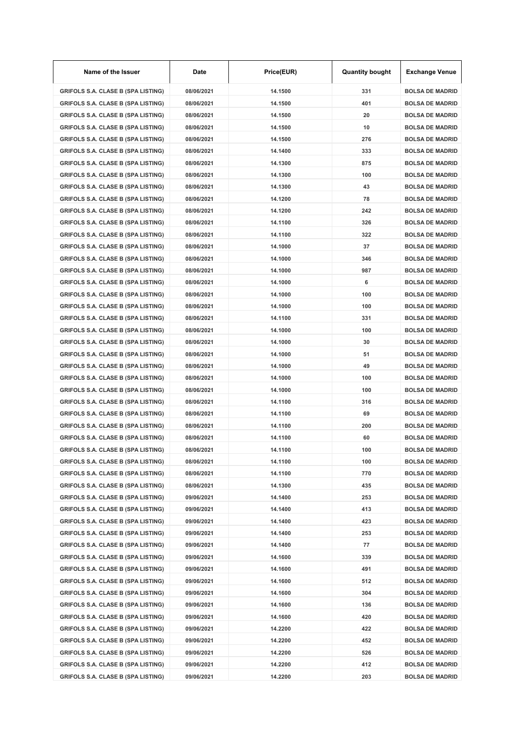| Name of the Issuer | Date | Price(EUR) | Quantity bought | Exchange Venue |
|---|---|---|---|---|
| GRIFOLS S.A. CLASE B (SPA LISTING) | 08/06/2021 | 14.1500 | 331 | BOLSA DE MADRID |
| GRIFOLS S.A. CLASE B (SPA LISTING) | 08/06/2021 | 14.1500 | 401 | BOLSA DE MADRID |
| GRIFOLS S.A. CLASE B (SPA LISTING) | 08/06/2021 | 14.1500 | 20 | BOLSA DE MADRID |
| GRIFOLS S.A. CLASE B (SPA LISTING) | 08/06/2021 | 14.1500 | 10 | BOLSA DE MADRID |
| GRIFOLS S.A. CLASE B (SPA LISTING) | 08/06/2021 | 14.1500 | 276 | BOLSA DE MADRID |
| GRIFOLS S.A. CLASE B (SPA LISTING) | 08/06/2021 | 14.1400 | 333 | BOLSA DE MADRID |
| GRIFOLS S.A. CLASE B (SPA LISTING) | 08/06/2021 | 14.1300 | 875 | BOLSA DE MADRID |
| GRIFOLS S.A. CLASE B (SPA LISTING) | 08/06/2021 | 14.1300 | 100 | BOLSA DE MADRID |
| GRIFOLS S.A. CLASE B (SPA LISTING) | 08/06/2021 | 14.1300 | 43 | BOLSA DE MADRID |
| GRIFOLS S.A. CLASE B (SPA LISTING) | 08/06/2021 | 14.1200 | 78 | BOLSA DE MADRID |
| GRIFOLS S.A. CLASE B (SPA LISTING) | 08/06/2021 | 14.1200 | 242 | BOLSA DE MADRID |
| GRIFOLS S.A. CLASE B (SPA LISTING) | 08/06/2021 | 14.1100 | 326 | BOLSA DE MADRID |
| GRIFOLS S.A. CLASE B (SPA LISTING) | 08/06/2021 | 14.1100 | 322 | BOLSA DE MADRID |
| GRIFOLS S.A. CLASE B (SPA LISTING) | 08/06/2021 | 14.1000 | 37 | BOLSA DE MADRID |
| GRIFOLS S.A. CLASE B (SPA LISTING) | 08/06/2021 | 14.1000 | 346 | BOLSA DE MADRID |
| GRIFOLS S.A. CLASE B (SPA LISTING) | 08/06/2021 | 14.1000 | 987 | BOLSA DE MADRID |
| GRIFOLS S.A. CLASE B (SPA LISTING) | 08/06/2021 | 14.1000 | 6 | BOLSA DE MADRID |
| GRIFOLS S.A. CLASE B (SPA LISTING) | 08/06/2021 | 14.1000 | 100 | BOLSA DE MADRID |
| GRIFOLS S.A. CLASE B (SPA LISTING) | 08/06/2021 | 14.1000 | 100 | BOLSA DE MADRID |
| GRIFOLS S.A. CLASE B (SPA LISTING) | 08/06/2021 | 14.1100 | 331 | BOLSA DE MADRID |
| GRIFOLS S.A. CLASE B (SPA LISTING) | 08/06/2021 | 14.1000 | 100 | BOLSA DE MADRID |
| GRIFOLS S.A. CLASE B (SPA LISTING) | 08/06/2021 | 14.1000 | 30 | BOLSA DE MADRID |
| GRIFOLS S.A. CLASE B (SPA LISTING) | 08/06/2021 | 14.1000 | 51 | BOLSA DE MADRID |
| GRIFOLS S.A. CLASE B (SPA LISTING) | 08/06/2021 | 14.1000 | 49 | BOLSA DE MADRID |
| GRIFOLS S.A. CLASE B (SPA LISTING) | 08/06/2021 | 14.1000 | 100 | BOLSA DE MADRID |
| GRIFOLS S.A. CLASE B (SPA LISTING) | 08/06/2021 | 14.1000 | 100 | BOLSA DE MADRID |
| GRIFOLS S.A. CLASE B (SPA LISTING) | 08/06/2021 | 14.1100 | 316 | BOLSA DE MADRID |
| GRIFOLS S.A. CLASE B (SPA LISTING) | 08/06/2021 | 14.1100 | 69 | BOLSA DE MADRID |
| GRIFOLS S.A. CLASE B (SPA LISTING) | 08/06/2021 | 14.1100 | 200 | BOLSA DE MADRID |
| GRIFOLS S.A. CLASE B (SPA LISTING) | 08/06/2021 | 14.1100 | 60 | BOLSA DE MADRID |
| GRIFOLS S.A. CLASE B (SPA LISTING) | 08/06/2021 | 14.1100 | 100 | BOLSA DE MADRID |
| GRIFOLS S.A. CLASE B (SPA LISTING) | 08/06/2021 | 14.1100 | 100 | BOLSA DE MADRID |
| GRIFOLS S.A. CLASE B (SPA LISTING) | 08/06/2021 | 14.1100 | 770 | BOLSA DE MADRID |
| GRIFOLS S.A. CLASE B (SPA LISTING) | 08/06/2021 | 14.1300 | 435 | BOLSA DE MADRID |
| GRIFOLS S.A. CLASE B (SPA LISTING) | 09/06/2021 | 14.1400 | 253 | BOLSA DE MADRID |
| GRIFOLS S.A. CLASE B (SPA LISTING) | 09/06/2021 | 14.1400 | 413 | BOLSA DE MADRID |
| GRIFOLS S.A. CLASE B (SPA LISTING) | 09/06/2021 | 14.1400 | 423 | BOLSA DE MADRID |
| GRIFOLS S.A. CLASE B (SPA LISTING) | 09/06/2021 | 14.1400 | 253 | BOLSA DE MADRID |
| GRIFOLS S.A. CLASE B (SPA LISTING) | 09/06/2021 | 14.1400 | 77 | BOLSA DE MADRID |
| GRIFOLS S.A. CLASE B (SPA LISTING) | 09/06/2021 | 14.1600 | 339 | BOLSA DE MADRID |
| GRIFOLS S.A. CLASE B (SPA LISTING) | 09/06/2021 | 14.1600 | 491 | BOLSA DE MADRID |
| GRIFOLS S.A. CLASE B (SPA LISTING) | 09/06/2021 | 14.1600 | 512 | BOLSA DE MADRID |
| GRIFOLS S.A. CLASE B (SPA LISTING) | 09/06/2021 | 14.1600 | 304 | BOLSA DE MADRID |
| GRIFOLS S.A. CLASE B (SPA LISTING) | 09/06/2021 | 14.1600 | 136 | BOLSA DE MADRID |
| GRIFOLS S.A. CLASE B (SPA LISTING) | 09/06/2021 | 14.1600 | 420 | BOLSA DE MADRID |
| GRIFOLS S.A. CLASE B (SPA LISTING) | 09/06/2021 | 14.2200 | 422 | BOLSA DE MADRID |
| GRIFOLS S.A. CLASE B (SPA LISTING) | 09/06/2021 | 14.2200 | 452 | BOLSA DE MADRID |
| GRIFOLS S.A. CLASE B (SPA LISTING) | 09/06/2021 | 14.2200 | 526 | BOLSA DE MADRID |
| GRIFOLS S.A. CLASE B (SPA LISTING) | 09/06/2021 | 14.2200 | 412 | BOLSA DE MADRID |
| GRIFOLS S.A. CLASE B (SPA LISTING) | 09/06/2021 | 14.2200 | 203 | BOLSA DE MADRID |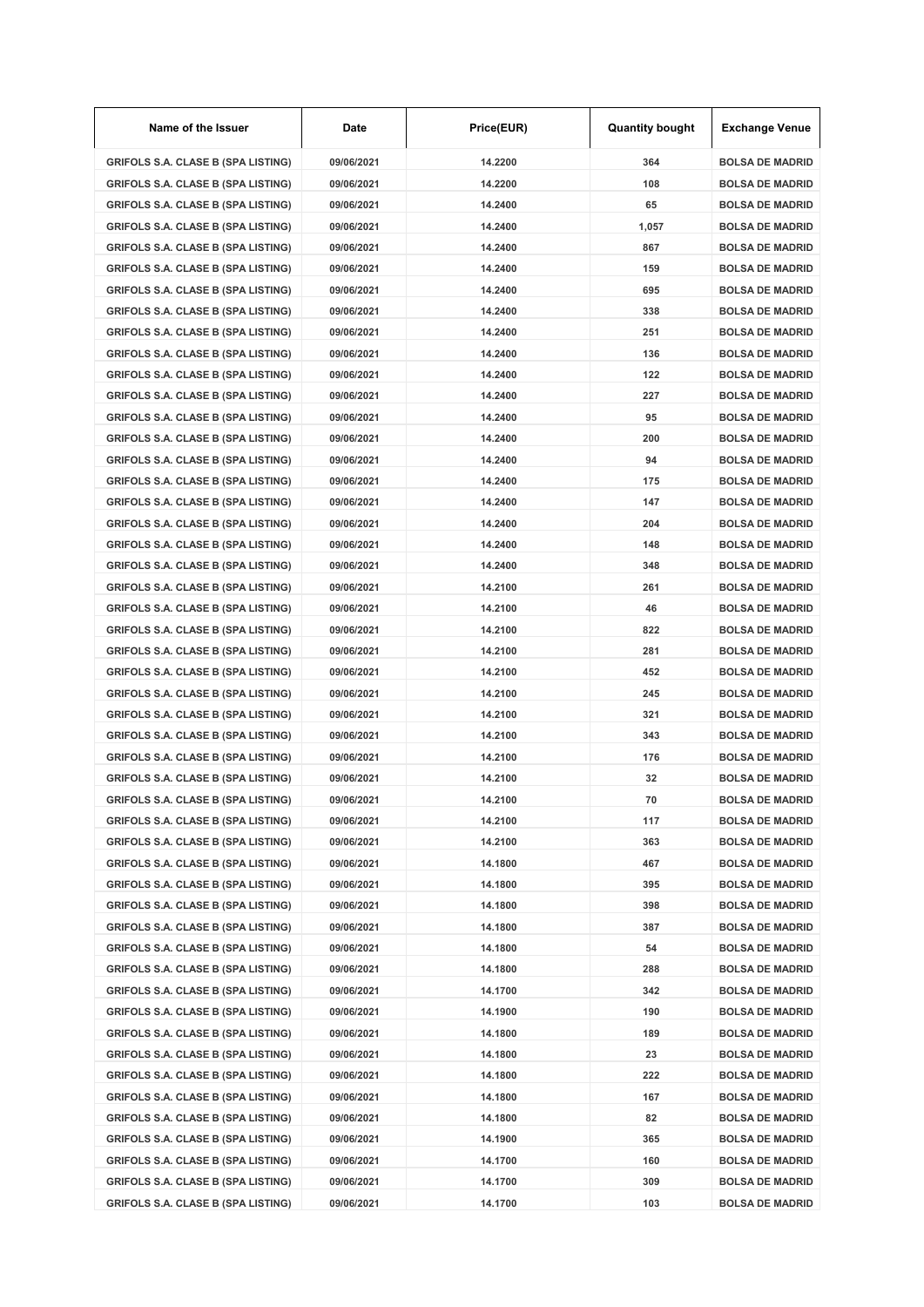| Name of the Issuer | Date | Price(EUR) | Quantity bought | Exchange Venue |
|---|---|---|---|---|
| GRIFOLS S.A. CLASE B (SPA LISTING) | 09/06/2021 | 14.2200 | 364 | BOLSA DE MADRID |
| GRIFOLS S.A. CLASE B (SPA LISTING) | 09/06/2021 | 14.2200 | 108 | BOLSA DE MADRID |
| GRIFOLS S.A. CLASE B (SPA LISTING) | 09/06/2021 | 14.2400 | 65 | BOLSA DE MADRID |
| GRIFOLS S.A. CLASE B (SPA LISTING) | 09/06/2021 | 14.2400 | 1,057 | BOLSA DE MADRID |
| GRIFOLS S.A. CLASE B (SPA LISTING) | 09/06/2021 | 14.2400 | 867 | BOLSA DE MADRID |
| GRIFOLS S.A. CLASE B (SPA LISTING) | 09/06/2021 | 14.2400 | 159 | BOLSA DE MADRID |
| GRIFOLS S.A. CLASE B (SPA LISTING) | 09/06/2021 | 14.2400 | 695 | BOLSA DE MADRID |
| GRIFOLS S.A. CLASE B (SPA LISTING) | 09/06/2021 | 14.2400 | 338 | BOLSA DE MADRID |
| GRIFOLS S.A. CLASE B (SPA LISTING) | 09/06/2021 | 14.2400 | 251 | BOLSA DE MADRID |
| GRIFOLS S.A. CLASE B (SPA LISTING) | 09/06/2021 | 14.2400 | 136 | BOLSA DE MADRID |
| GRIFOLS S.A. CLASE B (SPA LISTING) | 09/06/2021 | 14.2400 | 122 | BOLSA DE MADRID |
| GRIFOLS S.A. CLASE B (SPA LISTING) | 09/06/2021 | 14.2400 | 227 | BOLSA DE MADRID |
| GRIFOLS S.A. CLASE B (SPA LISTING) | 09/06/2021 | 14.2400 | 95 | BOLSA DE MADRID |
| GRIFOLS S.A. CLASE B (SPA LISTING) | 09/06/2021 | 14.2400 | 200 | BOLSA DE MADRID |
| GRIFOLS S.A. CLASE B (SPA LISTING) | 09/06/2021 | 14.2400 | 94 | BOLSA DE MADRID |
| GRIFOLS S.A. CLASE B (SPA LISTING) | 09/06/2021 | 14.2400 | 175 | BOLSA DE MADRID |
| GRIFOLS S.A. CLASE B (SPA LISTING) | 09/06/2021 | 14.2400 | 147 | BOLSA DE MADRID |
| GRIFOLS S.A. CLASE B (SPA LISTING) | 09/06/2021 | 14.2400 | 204 | BOLSA DE MADRID |
| GRIFOLS S.A. CLASE B (SPA LISTING) | 09/06/2021 | 14.2400 | 148 | BOLSA DE MADRID |
| GRIFOLS S.A. CLASE B (SPA LISTING) | 09/06/2021 | 14.2400 | 348 | BOLSA DE MADRID |
| GRIFOLS S.A. CLASE B (SPA LISTING) | 09/06/2021 | 14.2100 | 261 | BOLSA DE MADRID |
| GRIFOLS S.A. CLASE B (SPA LISTING) | 09/06/2021 | 14.2100 | 46 | BOLSA DE MADRID |
| GRIFOLS S.A. CLASE B (SPA LISTING) | 09/06/2021 | 14.2100 | 822 | BOLSA DE MADRID |
| GRIFOLS S.A. CLASE B (SPA LISTING) | 09/06/2021 | 14.2100 | 281 | BOLSA DE MADRID |
| GRIFOLS S.A. CLASE B (SPA LISTING) | 09/06/2021 | 14.2100 | 452 | BOLSA DE MADRID |
| GRIFOLS S.A. CLASE B (SPA LISTING) | 09/06/2021 | 14.2100 | 245 | BOLSA DE MADRID |
| GRIFOLS S.A. CLASE B (SPA LISTING) | 09/06/2021 | 14.2100 | 321 | BOLSA DE MADRID |
| GRIFOLS S.A. CLASE B (SPA LISTING) | 09/06/2021 | 14.2100 | 343 | BOLSA DE MADRID |
| GRIFOLS S.A. CLASE B (SPA LISTING) | 09/06/2021 | 14.2100 | 176 | BOLSA DE MADRID |
| GRIFOLS S.A. CLASE B (SPA LISTING) | 09/06/2021 | 14.2100 | 32 | BOLSA DE MADRID |
| GRIFOLS S.A. CLASE B (SPA LISTING) | 09/06/2021 | 14.2100 | 70 | BOLSA DE MADRID |
| GRIFOLS S.A. CLASE B (SPA LISTING) | 09/06/2021 | 14.2100 | 117 | BOLSA DE MADRID |
| GRIFOLS S.A. CLASE B (SPA LISTING) | 09/06/2021 | 14.2100 | 363 | BOLSA DE MADRID |
| GRIFOLS S.A. CLASE B (SPA LISTING) | 09/06/2021 | 14.1800 | 467 | BOLSA DE MADRID |
| GRIFOLS S.A. CLASE B (SPA LISTING) | 09/06/2021 | 14.1800 | 395 | BOLSA DE MADRID |
| GRIFOLS S.A. CLASE B (SPA LISTING) | 09/06/2021 | 14.1800 | 398 | BOLSA DE MADRID |
| GRIFOLS S.A. CLASE B (SPA LISTING) | 09/06/2021 | 14.1800 | 387 | BOLSA DE MADRID |
| GRIFOLS S.A. CLASE B (SPA LISTING) | 09/06/2021 | 14.1800 | 54 | BOLSA DE MADRID |
| GRIFOLS S.A. CLASE B (SPA LISTING) | 09/06/2021 | 14.1800 | 288 | BOLSA DE MADRID |
| GRIFOLS S.A. CLASE B (SPA LISTING) | 09/06/2021 | 14.1700 | 342 | BOLSA DE MADRID |
| GRIFOLS S.A. CLASE B (SPA LISTING) | 09/06/2021 | 14.1900 | 190 | BOLSA DE MADRID |
| GRIFOLS S.A. CLASE B (SPA LISTING) | 09/06/2021 | 14.1800 | 189 | BOLSA DE MADRID |
| GRIFOLS S.A. CLASE B (SPA LISTING) | 09/06/2021 | 14.1800 | 23 | BOLSA DE MADRID |
| GRIFOLS S.A. CLASE B (SPA LISTING) | 09/06/2021 | 14.1800 | 222 | BOLSA DE MADRID |
| GRIFOLS S.A. CLASE B (SPA LISTING) | 09/06/2021 | 14.1800 | 167 | BOLSA DE MADRID |
| GRIFOLS S.A. CLASE B (SPA LISTING) | 09/06/2021 | 14.1800 | 82 | BOLSA DE MADRID |
| GRIFOLS S.A. CLASE B (SPA LISTING) | 09/06/2021 | 14.1900 | 365 | BOLSA DE MADRID |
| GRIFOLS S.A. CLASE B (SPA LISTING) | 09/06/2021 | 14.1700 | 160 | BOLSA DE MADRID |
| GRIFOLS S.A. CLASE B (SPA LISTING) | 09/06/2021 | 14.1700 | 309 | BOLSA DE MADRID |
| GRIFOLS S.A. CLASE B (SPA LISTING) | 09/06/2021 | 14.1700 | 103 | BOLSA DE MADRID |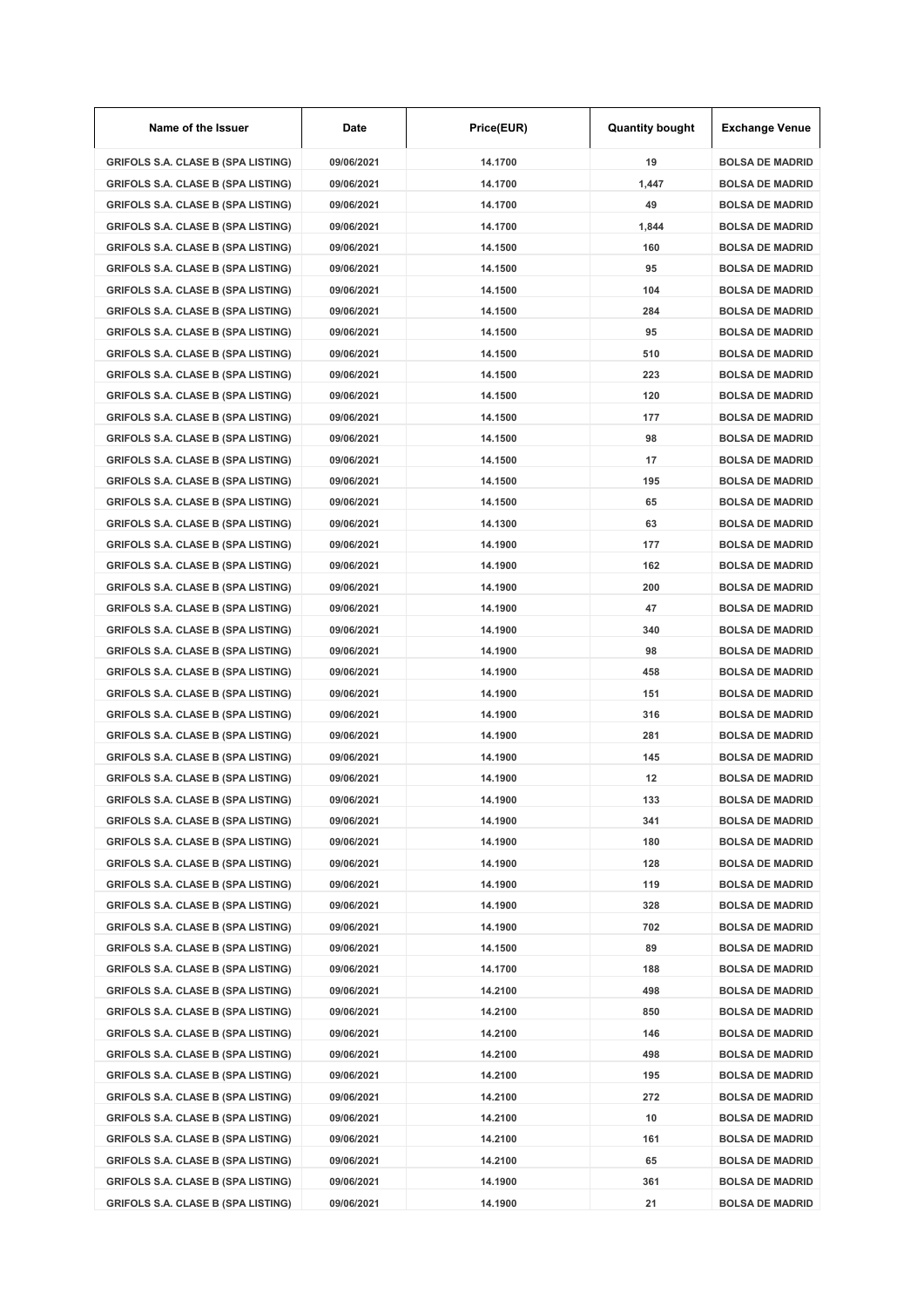| Name of the Issuer | Date | Price(EUR) | Quantity bought | Exchange Venue |
|---|---|---|---|---|
| GRIFOLS S.A. CLASE B (SPA LISTING) | 09/06/2021 | 14.1700 | 19 | BOLSA DE MADRID |
| GRIFOLS S.A. CLASE B (SPA LISTING) | 09/06/2021 | 14.1700 | 1,447 | BOLSA DE MADRID |
| GRIFOLS S.A. CLASE B (SPA LISTING) | 09/06/2021 | 14.1700 | 49 | BOLSA DE MADRID |
| GRIFOLS S.A. CLASE B (SPA LISTING) | 09/06/2021 | 14.1700 | 1,844 | BOLSA DE MADRID |
| GRIFOLS S.A. CLASE B (SPA LISTING) | 09/06/2021 | 14.1500 | 160 | BOLSA DE MADRID |
| GRIFOLS S.A. CLASE B (SPA LISTING) | 09/06/2021 | 14.1500 | 95 | BOLSA DE MADRID |
| GRIFOLS S.A. CLASE B (SPA LISTING) | 09/06/2021 | 14.1500 | 104 | BOLSA DE MADRID |
| GRIFOLS S.A. CLASE B (SPA LISTING) | 09/06/2021 | 14.1500 | 284 | BOLSA DE MADRID |
| GRIFOLS S.A. CLASE B (SPA LISTING) | 09/06/2021 | 14.1500 | 95 | BOLSA DE MADRID |
| GRIFOLS S.A. CLASE B (SPA LISTING) | 09/06/2021 | 14.1500 | 510 | BOLSA DE MADRID |
| GRIFOLS S.A. CLASE B (SPA LISTING) | 09/06/2021 | 14.1500 | 223 | BOLSA DE MADRID |
| GRIFOLS S.A. CLASE B (SPA LISTING) | 09/06/2021 | 14.1500 | 120 | BOLSA DE MADRID |
| GRIFOLS S.A. CLASE B (SPA LISTING) | 09/06/2021 | 14.1500 | 177 | BOLSA DE MADRID |
| GRIFOLS S.A. CLASE B (SPA LISTING) | 09/06/2021 | 14.1500 | 98 | BOLSA DE MADRID |
| GRIFOLS S.A. CLASE B (SPA LISTING) | 09/06/2021 | 14.1500 | 17 | BOLSA DE MADRID |
| GRIFOLS S.A. CLASE B (SPA LISTING) | 09/06/2021 | 14.1500 | 195 | BOLSA DE MADRID |
| GRIFOLS S.A. CLASE B (SPA LISTING) | 09/06/2021 | 14.1500 | 65 | BOLSA DE MADRID |
| GRIFOLS S.A. CLASE B (SPA LISTING) | 09/06/2021 | 14.1300 | 63 | BOLSA DE MADRID |
| GRIFOLS S.A. CLASE B (SPA LISTING) | 09/06/2021 | 14.1900 | 177 | BOLSA DE MADRID |
| GRIFOLS S.A. CLASE B (SPA LISTING) | 09/06/2021 | 14.1900 | 162 | BOLSA DE MADRID |
| GRIFOLS S.A. CLASE B (SPA LISTING) | 09/06/2021 | 14.1900 | 200 | BOLSA DE MADRID |
| GRIFOLS S.A. CLASE B (SPA LISTING) | 09/06/2021 | 14.1900 | 47 | BOLSA DE MADRID |
| GRIFOLS S.A. CLASE B (SPA LISTING) | 09/06/2021 | 14.1900 | 340 | BOLSA DE MADRID |
| GRIFOLS S.A. CLASE B (SPA LISTING) | 09/06/2021 | 14.1900 | 98 | BOLSA DE MADRID |
| GRIFOLS S.A. CLASE B (SPA LISTING) | 09/06/2021 | 14.1900 | 458 | BOLSA DE MADRID |
| GRIFOLS S.A. CLASE B (SPA LISTING) | 09/06/2021 | 14.1900 | 151 | BOLSA DE MADRID |
| GRIFOLS S.A. CLASE B (SPA LISTING) | 09/06/2021 | 14.1900 | 316 | BOLSA DE MADRID |
| GRIFOLS S.A. CLASE B (SPA LISTING) | 09/06/2021 | 14.1900 | 281 | BOLSA DE MADRID |
| GRIFOLS S.A. CLASE B (SPA LISTING) | 09/06/2021 | 14.1900 | 145 | BOLSA DE MADRID |
| GRIFOLS S.A. CLASE B (SPA LISTING) | 09/06/2021 | 14.1900 | 12 | BOLSA DE MADRID |
| GRIFOLS S.A. CLASE B (SPA LISTING) | 09/06/2021 | 14.1900 | 133 | BOLSA DE MADRID |
| GRIFOLS S.A. CLASE B (SPA LISTING) | 09/06/2021 | 14.1900 | 341 | BOLSA DE MADRID |
| GRIFOLS S.A. CLASE B (SPA LISTING) | 09/06/2021 | 14.1900 | 180 | BOLSA DE MADRID |
| GRIFOLS S.A. CLASE B (SPA LISTING) | 09/06/2021 | 14.1900 | 128 | BOLSA DE MADRID |
| GRIFOLS S.A. CLASE B (SPA LISTING) | 09/06/2021 | 14.1900 | 119 | BOLSA DE MADRID |
| GRIFOLS S.A. CLASE B (SPA LISTING) | 09/06/2021 | 14.1900 | 328 | BOLSA DE MADRID |
| GRIFOLS S.A. CLASE B (SPA LISTING) | 09/06/2021 | 14.1900 | 702 | BOLSA DE MADRID |
| GRIFOLS S.A. CLASE B (SPA LISTING) | 09/06/2021 | 14.1500 | 89 | BOLSA DE MADRID |
| GRIFOLS S.A. CLASE B (SPA LISTING) | 09/06/2021 | 14.1700 | 188 | BOLSA DE MADRID |
| GRIFOLS S.A. CLASE B (SPA LISTING) | 09/06/2021 | 14.2100 | 498 | BOLSA DE MADRID |
| GRIFOLS S.A. CLASE B (SPA LISTING) | 09/06/2021 | 14.2100 | 850 | BOLSA DE MADRID |
| GRIFOLS S.A. CLASE B (SPA LISTING) | 09/06/2021 | 14.2100 | 146 | BOLSA DE MADRID |
| GRIFOLS S.A. CLASE B (SPA LISTING) | 09/06/2021 | 14.2100 | 498 | BOLSA DE MADRID |
| GRIFOLS S.A. CLASE B (SPA LISTING) | 09/06/2021 | 14.2100 | 195 | BOLSA DE MADRID |
| GRIFOLS S.A. CLASE B (SPA LISTING) | 09/06/2021 | 14.2100 | 272 | BOLSA DE MADRID |
| GRIFOLS S.A. CLASE B (SPA LISTING) | 09/06/2021 | 14.2100 | 10 | BOLSA DE MADRID |
| GRIFOLS S.A. CLASE B (SPA LISTING) | 09/06/2021 | 14.2100 | 161 | BOLSA DE MADRID |
| GRIFOLS S.A. CLASE B (SPA LISTING) | 09/06/2021 | 14.2100 | 65 | BOLSA DE MADRID |
| GRIFOLS S.A. CLASE B (SPA LISTING) | 09/06/2021 | 14.1900 | 361 | BOLSA DE MADRID |
| GRIFOLS S.A. CLASE B (SPA LISTING) | 09/06/2021 | 14.1900 | 21 | BOLSA DE MADRID |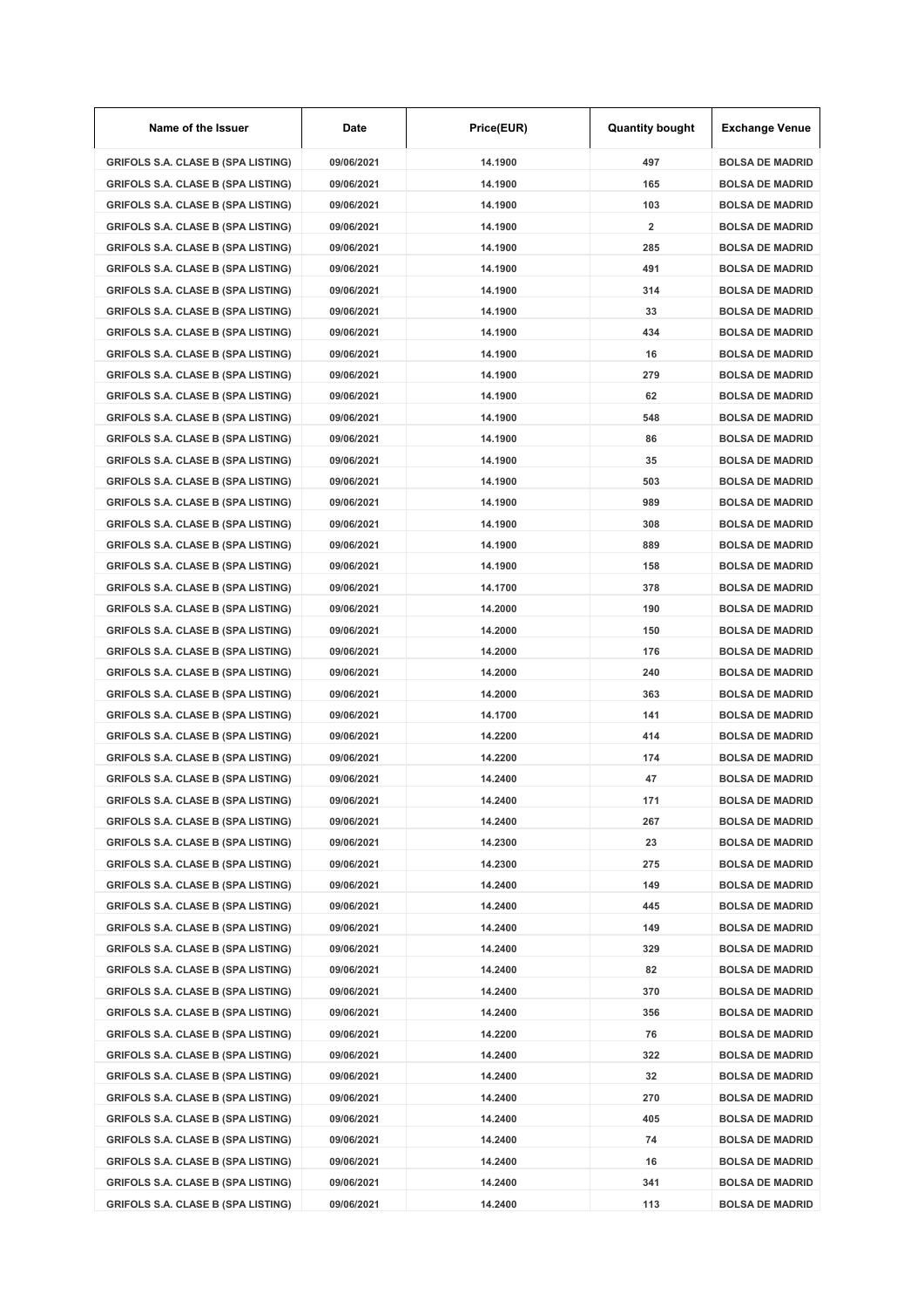| Name of the Issuer | Date | Price(EUR) | Quantity bought | Exchange Venue |
|---|---|---|---|---|
| GRIFOLS S.A. CLASE B (SPA LISTING) | 09/06/2021 | 14.1900 | 497 | BOLSA DE MADRID |
| GRIFOLS S.A. CLASE B (SPA LISTING) | 09/06/2021 | 14.1900 | 165 | BOLSA DE MADRID |
| GRIFOLS S.A. CLASE B (SPA LISTING) | 09/06/2021 | 14.1900 | 103 | BOLSA DE MADRID |
| GRIFOLS S.A. CLASE B (SPA LISTING) | 09/06/2021 | 14.1900 | 2 | BOLSA DE MADRID |
| GRIFOLS S.A. CLASE B (SPA LISTING) | 09/06/2021 | 14.1900 | 285 | BOLSA DE MADRID |
| GRIFOLS S.A. CLASE B (SPA LISTING) | 09/06/2021 | 14.1900 | 491 | BOLSA DE MADRID |
| GRIFOLS S.A. CLASE B (SPA LISTING) | 09/06/2021 | 14.1900 | 314 | BOLSA DE MADRID |
| GRIFOLS S.A. CLASE B (SPA LISTING) | 09/06/2021 | 14.1900 | 33 | BOLSA DE MADRID |
| GRIFOLS S.A. CLASE B (SPA LISTING) | 09/06/2021 | 14.1900 | 434 | BOLSA DE MADRID |
| GRIFOLS S.A. CLASE B (SPA LISTING) | 09/06/2021 | 14.1900 | 16 | BOLSA DE MADRID |
| GRIFOLS S.A. CLASE B (SPA LISTING) | 09/06/2021 | 14.1900 | 279 | BOLSA DE MADRID |
| GRIFOLS S.A. CLASE B (SPA LISTING) | 09/06/2021 | 14.1900 | 62 | BOLSA DE MADRID |
| GRIFOLS S.A. CLASE B (SPA LISTING) | 09/06/2021 | 14.1900 | 548 | BOLSA DE MADRID |
| GRIFOLS S.A. CLASE B (SPA LISTING) | 09/06/2021 | 14.1900 | 86 | BOLSA DE MADRID |
| GRIFOLS S.A. CLASE B (SPA LISTING) | 09/06/2021 | 14.1900 | 35 | BOLSA DE MADRID |
| GRIFOLS S.A. CLASE B (SPA LISTING) | 09/06/2021 | 14.1900 | 503 | BOLSA DE MADRID |
| GRIFOLS S.A. CLASE B (SPA LISTING) | 09/06/2021 | 14.1900 | 989 | BOLSA DE MADRID |
| GRIFOLS S.A. CLASE B (SPA LISTING) | 09/06/2021 | 14.1900 | 308 | BOLSA DE MADRID |
| GRIFOLS S.A. CLASE B (SPA LISTING) | 09/06/2021 | 14.1900 | 889 | BOLSA DE MADRID |
| GRIFOLS S.A. CLASE B (SPA LISTING) | 09/06/2021 | 14.1900 | 158 | BOLSA DE MADRID |
| GRIFOLS S.A. CLASE B (SPA LISTING) | 09/06/2021 | 14.1700 | 378 | BOLSA DE MADRID |
| GRIFOLS S.A. CLASE B (SPA LISTING) | 09/06/2021 | 14.2000 | 190 | BOLSA DE MADRID |
| GRIFOLS S.A. CLASE B (SPA LISTING) | 09/06/2021 | 14.2000 | 150 | BOLSA DE MADRID |
| GRIFOLS S.A. CLASE B (SPA LISTING) | 09/06/2021 | 14.2000 | 176 | BOLSA DE MADRID |
| GRIFOLS S.A. CLASE B (SPA LISTING) | 09/06/2021 | 14.2000 | 240 | BOLSA DE MADRID |
| GRIFOLS S.A. CLASE B (SPA LISTING) | 09/06/2021 | 14.2000 | 363 | BOLSA DE MADRID |
| GRIFOLS S.A. CLASE B (SPA LISTING) | 09/06/2021 | 14.1700 | 141 | BOLSA DE MADRID |
| GRIFOLS S.A. CLASE B (SPA LISTING) | 09/06/2021 | 14.2200 | 414 | BOLSA DE MADRID |
| GRIFOLS S.A. CLASE B (SPA LISTING) | 09/06/2021 | 14.2200 | 174 | BOLSA DE MADRID |
| GRIFOLS S.A. CLASE B (SPA LISTING) | 09/06/2021 | 14.2400 | 47 | BOLSA DE MADRID |
| GRIFOLS S.A. CLASE B (SPA LISTING) | 09/06/2021 | 14.2400 | 171 | BOLSA DE MADRID |
| GRIFOLS S.A. CLASE B (SPA LISTING) | 09/06/2021 | 14.2400 | 267 | BOLSA DE MADRID |
| GRIFOLS S.A. CLASE B (SPA LISTING) | 09/06/2021 | 14.2300 | 23 | BOLSA DE MADRID |
| GRIFOLS S.A. CLASE B (SPA LISTING) | 09/06/2021 | 14.2300 | 275 | BOLSA DE MADRID |
| GRIFOLS S.A. CLASE B (SPA LISTING) | 09/06/2021 | 14.2400 | 149 | BOLSA DE MADRID |
| GRIFOLS S.A. CLASE B (SPA LISTING) | 09/06/2021 | 14.2400 | 445 | BOLSA DE MADRID |
| GRIFOLS S.A. CLASE B (SPA LISTING) | 09/06/2021 | 14.2400 | 149 | BOLSA DE MADRID |
| GRIFOLS S.A. CLASE B (SPA LISTING) | 09/06/2021 | 14.2400 | 329 | BOLSA DE MADRID |
| GRIFOLS S.A. CLASE B (SPA LISTING) | 09/06/2021 | 14.2400 | 82 | BOLSA DE MADRID |
| GRIFOLS S.A. CLASE B (SPA LISTING) | 09/06/2021 | 14.2400 | 370 | BOLSA DE MADRID |
| GRIFOLS S.A. CLASE B (SPA LISTING) | 09/06/2021 | 14.2400 | 356 | BOLSA DE MADRID |
| GRIFOLS S.A. CLASE B (SPA LISTING) | 09/06/2021 | 14.2200 | 76 | BOLSA DE MADRID |
| GRIFOLS S.A. CLASE B (SPA LISTING) | 09/06/2021 | 14.2400 | 322 | BOLSA DE MADRID |
| GRIFOLS S.A. CLASE B (SPA LISTING) | 09/06/2021 | 14.2400 | 32 | BOLSA DE MADRID |
| GRIFOLS S.A. CLASE B (SPA LISTING) | 09/06/2021 | 14.2400 | 270 | BOLSA DE MADRID |
| GRIFOLS S.A. CLASE B (SPA LISTING) | 09/06/2021 | 14.2400 | 405 | BOLSA DE MADRID |
| GRIFOLS S.A. CLASE B (SPA LISTING) | 09/06/2021 | 14.2400 | 74 | BOLSA DE MADRID |
| GRIFOLS S.A. CLASE B (SPA LISTING) | 09/06/2021 | 14.2400 | 16 | BOLSA DE MADRID |
| GRIFOLS S.A. CLASE B (SPA LISTING) | 09/06/2021 | 14.2400 | 341 | BOLSA DE MADRID |
| GRIFOLS S.A. CLASE B (SPA LISTING) | 09/06/2021 | 14.2400 | 113 | BOLSA DE MADRID |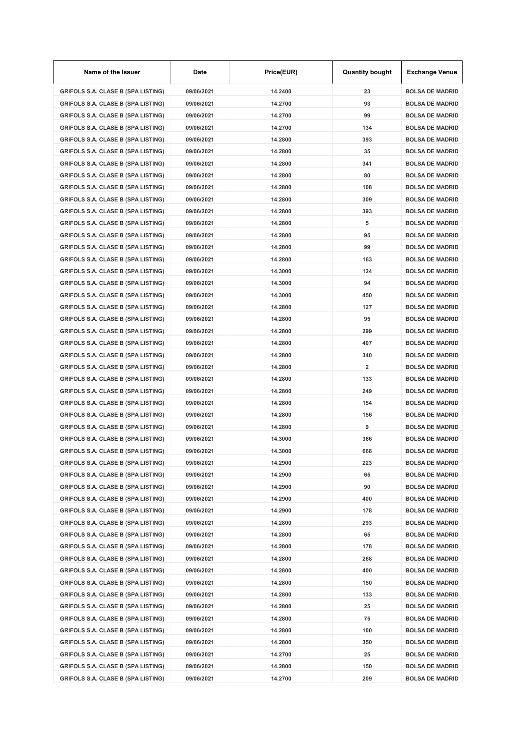| Name of the Issuer | Date | Price(EUR) | Quantity bought | Exchange Venue |
|---|---|---|---|---|
| GRIFOLS S.A. CLASE B (SPA LISTING) | 09/06/2021 | 14.2400 | 23 | BOLSA DE MADRID |
| GRIFOLS S.A. CLASE B (SPA LISTING) | 09/06/2021 | 14.2700 | 93 | BOLSA DE MADRID |
| GRIFOLS S.A. CLASE B (SPA LISTING) | 09/06/2021 | 14.2700 | 99 | BOLSA DE MADRID |
| GRIFOLS S.A. CLASE B (SPA LISTING) | 09/06/2021 | 14.2700 | 134 | BOLSA DE MADRID |
| GRIFOLS S.A. CLASE B (SPA LISTING) | 09/06/2021 | 14.2800 | 393 | BOLSA DE MADRID |
| GRIFOLS S.A. CLASE B (SPA LISTING) | 09/06/2021 | 14.2800 | 35 | BOLSA DE MADRID |
| GRIFOLS S.A. CLASE B (SPA LISTING) | 09/06/2021 | 14.2800 | 341 | BOLSA DE MADRID |
| GRIFOLS S.A. CLASE B (SPA LISTING) | 09/06/2021 | 14.2800 | 80 | BOLSA DE MADRID |
| GRIFOLS S.A. CLASE B (SPA LISTING) | 09/06/2021 | 14.2800 | 108 | BOLSA DE MADRID |
| GRIFOLS S.A. CLASE B (SPA LISTING) | 09/06/2021 | 14.2800 | 309 | BOLSA DE MADRID |
| GRIFOLS S.A. CLASE B (SPA LISTING) | 09/06/2021 | 14.2800 | 393 | BOLSA DE MADRID |
| GRIFOLS S.A. CLASE B (SPA LISTING) | 09/06/2021 | 14.2800 | 5 | BOLSA DE MADRID |
| GRIFOLS S.A. CLASE B (SPA LISTING) | 09/06/2021 | 14.2800 | 95 | BOLSA DE MADRID |
| GRIFOLS S.A. CLASE B (SPA LISTING) | 09/06/2021 | 14.2800 | 99 | BOLSA DE MADRID |
| GRIFOLS S.A. CLASE B (SPA LISTING) | 09/06/2021 | 14.2800 | 163 | BOLSA DE MADRID |
| GRIFOLS S.A. CLASE B (SPA LISTING) | 09/06/2021 | 14.3000 | 124 | BOLSA DE MADRID |
| GRIFOLS S.A. CLASE B (SPA LISTING) | 09/06/2021 | 14.3000 | 94 | BOLSA DE MADRID |
| GRIFOLS S.A. CLASE B (SPA LISTING) | 09/06/2021 | 14.3000 | 450 | BOLSA DE MADRID |
| GRIFOLS S.A. CLASE B (SPA LISTING) | 09/06/2021 | 14.2800 | 127 | BOLSA DE MADRID |
| GRIFOLS S.A. CLASE B (SPA LISTING) | 09/06/2021 | 14.2800 | 95 | BOLSA DE MADRID |
| GRIFOLS S.A. CLASE B (SPA LISTING) | 09/06/2021 | 14.2800 | 299 | BOLSA DE MADRID |
| GRIFOLS S.A. CLASE B (SPA LISTING) | 09/06/2021 | 14.2800 | 407 | BOLSA DE MADRID |
| GRIFOLS S.A. CLASE B (SPA LISTING) | 09/06/2021 | 14.2800 | 340 | BOLSA DE MADRID |
| GRIFOLS S.A. CLASE B (SPA LISTING) | 09/06/2021 | 14.2800 | 2 | BOLSA DE MADRID |
| GRIFOLS S.A. CLASE B (SPA LISTING) | 09/06/2021 | 14.2800 | 133 | BOLSA DE MADRID |
| GRIFOLS S.A. CLASE B (SPA LISTING) | 09/06/2021 | 14.2800 | 249 | BOLSA DE MADRID |
| GRIFOLS S.A. CLASE B (SPA LISTING) | 09/06/2021 | 14.2800 | 154 | BOLSA DE MADRID |
| GRIFOLS S.A. CLASE B (SPA LISTING) | 09/06/2021 | 14.2800 | 156 | BOLSA DE MADRID |
| GRIFOLS S.A. CLASE B (SPA LISTING) | 09/06/2021 | 14.2800 | 9 | BOLSA DE MADRID |
| GRIFOLS S.A. CLASE B (SPA LISTING) | 09/06/2021 | 14.3000 | 366 | BOLSA DE MADRID |
| GRIFOLS S.A. CLASE B (SPA LISTING) | 09/06/2021 | 14.3000 | 668 | BOLSA DE MADRID |
| GRIFOLS S.A. CLASE B (SPA LISTING) | 09/06/2021 | 14.2900 | 223 | BOLSA DE MADRID |
| GRIFOLS S.A. CLASE B (SPA LISTING) | 09/06/2021 | 14.2900 | 65 | BOLSA DE MADRID |
| GRIFOLS S.A. CLASE B (SPA LISTING) | 09/06/2021 | 14.2900 | 90 | BOLSA DE MADRID |
| GRIFOLS S.A. CLASE B (SPA LISTING) | 09/06/2021 | 14.2900 | 400 | BOLSA DE MADRID |
| GRIFOLS S.A. CLASE B (SPA LISTING) | 09/06/2021 | 14.2900 | 178 | BOLSA DE MADRID |
| GRIFOLS S.A. CLASE B (SPA LISTING) | 09/06/2021 | 14.2800 | 293 | BOLSA DE MADRID |
| GRIFOLS S.A. CLASE B (SPA LISTING) | 09/06/2021 | 14.2800 | 65 | BOLSA DE MADRID |
| GRIFOLS S.A. CLASE B (SPA LISTING) | 09/06/2021 | 14.2800 | 178 | BOLSA DE MADRID |
| GRIFOLS S.A. CLASE B (SPA LISTING) | 09/06/2021 | 14.2800 | 268 | BOLSA DE MADRID |
| GRIFOLS S.A. CLASE B (SPA LISTING) | 09/06/2021 | 14.2800 | 400 | BOLSA DE MADRID |
| GRIFOLS S.A. CLASE B (SPA LISTING) | 09/06/2021 | 14.2800 | 150 | BOLSA DE MADRID |
| GRIFOLS S.A. CLASE B (SPA LISTING) | 09/06/2021 | 14.2800 | 133 | BOLSA DE MADRID |
| GRIFOLS S.A. CLASE B (SPA LISTING) | 09/06/2021 | 14.2800 | 25 | BOLSA DE MADRID |
| GRIFOLS S.A. CLASE B (SPA LISTING) | 09/06/2021 | 14.2800 | 75 | BOLSA DE MADRID |
| GRIFOLS S.A. CLASE B (SPA LISTING) | 09/06/2021 | 14.2800 | 100 | BOLSA DE MADRID |
| GRIFOLS S.A. CLASE B (SPA LISTING) | 09/06/2021 | 14.2800 | 350 | BOLSA DE MADRID |
| GRIFOLS S.A. CLASE B (SPA LISTING) | 09/06/2021 | 14.2700 | 25 | BOLSA DE MADRID |
| GRIFOLS S.A. CLASE B (SPA LISTING) | 09/06/2021 | 14.2800 | 150 | BOLSA DE MADRID |
| GRIFOLS S.A. CLASE B (SPA LISTING) | 09/06/2021 | 14.2700 | 209 | BOLSA DE MADRID |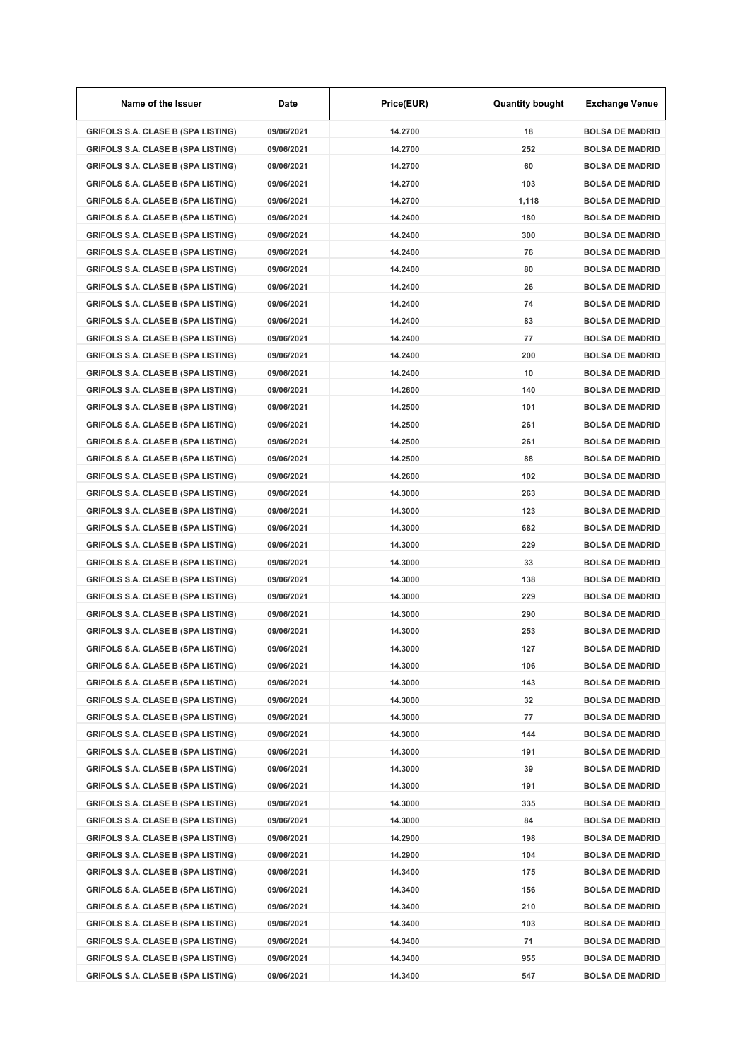| Name of the Issuer | Date | Price(EUR) | Quantity bought | Exchange Venue |
|---|---|---|---|---|
| GRIFOLS S.A. CLASE B (SPA LISTING) | 09/06/2021 | 14.2700 | 18 | BOLSA DE MADRID |
| GRIFOLS S.A. CLASE B (SPA LISTING) | 09/06/2021 | 14.2700 | 252 | BOLSA DE MADRID |
| GRIFOLS S.A. CLASE B (SPA LISTING) | 09/06/2021 | 14.2700 | 60 | BOLSA DE MADRID |
| GRIFOLS S.A. CLASE B (SPA LISTING) | 09/06/2021 | 14.2700 | 103 | BOLSA DE MADRID |
| GRIFOLS S.A. CLASE B (SPA LISTING) | 09/06/2021 | 14.2700 | 1,118 | BOLSA DE MADRID |
| GRIFOLS S.A. CLASE B (SPA LISTING) | 09/06/2021 | 14.2400 | 180 | BOLSA DE MADRID |
| GRIFOLS S.A. CLASE B (SPA LISTING) | 09/06/2021 | 14.2400 | 300 | BOLSA DE MADRID |
| GRIFOLS S.A. CLASE B (SPA LISTING) | 09/06/2021 | 14.2400 | 76 | BOLSA DE MADRID |
| GRIFOLS S.A. CLASE B (SPA LISTING) | 09/06/2021 | 14.2400 | 80 | BOLSA DE MADRID |
| GRIFOLS S.A. CLASE B (SPA LISTING) | 09/06/2021 | 14.2400 | 26 | BOLSA DE MADRID |
| GRIFOLS S.A. CLASE B (SPA LISTING) | 09/06/2021 | 14.2400 | 74 | BOLSA DE MADRID |
| GRIFOLS S.A. CLASE B (SPA LISTING) | 09/06/2021 | 14.2400 | 83 | BOLSA DE MADRID |
| GRIFOLS S.A. CLASE B (SPA LISTING) | 09/06/2021 | 14.2400 | 77 | BOLSA DE MADRID |
| GRIFOLS S.A. CLASE B (SPA LISTING) | 09/06/2021 | 14.2400 | 200 | BOLSA DE MADRID |
| GRIFOLS S.A. CLASE B (SPA LISTING) | 09/06/2021 | 14.2400 | 10 | BOLSA DE MADRID |
| GRIFOLS S.A. CLASE B (SPA LISTING) | 09/06/2021 | 14.2600 | 140 | BOLSA DE MADRID |
| GRIFOLS S.A. CLASE B (SPA LISTING) | 09/06/2021 | 14.2500 | 101 | BOLSA DE MADRID |
| GRIFOLS S.A. CLASE B (SPA LISTING) | 09/06/2021 | 14.2500 | 261 | BOLSA DE MADRID |
| GRIFOLS S.A. CLASE B (SPA LISTING) | 09/06/2021 | 14.2500 | 261 | BOLSA DE MADRID |
| GRIFOLS S.A. CLASE B (SPA LISTING) | 09/06/2021 | 14.2500 | 88 | BOLSA DE MADRID |
| GRIFOLS S.A. CLASE B (SPA LISTING) | 09/06/2021 | 14.2600 | 102 | BOLSA DE MADRID |
| GRIFOLS S.A. CLASE B (SPA LISTING) | 09/06/2021 | 14.3000 | 263 | BOLSA DE MADRID |
| GRIFOLS S.A. CLASE B (SPA LISTING) | 09/06/2021 | 14.3000 | 123 | BOLSA DE MADRID |
| GRIFOLS S.A. CLASE B (SPA LISTING) | 09/06/2021 | 14.3000 | 682 | BOLSA DE MADRID |
| GRIFOLS S.A. CLASE B (SPA LISTING) | 09/06/2021 | 14.3000 | 229 | BOLSA DE MADRID |
| GRIFOLS S.A. CLASE B (SPA LISTING) | 09/06/2021 | 14.3000 | 33 | BOLSA DE MADRID |
| GRIFOLS S.A. CLASE B (SPA LISTING) | 09/06/2021 | 14.3000 | 138 | BOLSA DE MADRID |
| GRIFOLS S.A. CLASE B (SPA LISTING) | 09/06/2021 | 14.3000 | 229 | BOLSA DE MADRID |
| GRIFOLS S.A. CLASE B (SPA LISTING) | 09/06/2021 | 14.3000 | 290 | BOLSA DE MADRID |
| GRIFOLS S.A. CLASE B (SPA LISTING) | 09/06/2021 | 14.3000 | 253 | BOLSA DE MADRID |
| GRIFOLS S.A. CLASE B (SPA LISTING) | 09/06/2021 | 14.3000 | 127 | BOLSA DE MADRID |
| GRIFOLS S.A. CLASE B (SPA LISTING) | 09/06/2021 | 14.3000 | 106 | BOLSA DE MADRID |
| GRIFOLS S.A. CLASE B (SPA LISTING) | 09/06/2021 | 14.3000 | 143 | BOLSA DE MADRID |
| GRIFOLS S.A. CLASE B (SPA LISTING) | 09/06/2021 | 14.3000 | 32 | BOLSA DE MADRID |
| GRIFOLS S.A. CLASE B (SPA LISTING) | 09/06/2021 | 14.3000 | 77 | BOLSA DE MADRID |
| GRIFOLS S.A. CLASE B (SPA LISTING) | 09/06/2021 | 14.3000 | 144 | BOLSA DE MADRID |
| GRIFOLS S.A. CLASE B (SPA LISTING) | 09/06/2021 | 14.3000 | 191 | BOLSA DE MADRID |
| GRIFOLS S.A. CLASE B (SPA LISTING) | 09/06/2021 | 14.3000 | 39 | BOLSA DE MADRID |
| GRIFOLS S.A. CLASE B (SPA LISTING) | 09/06/2021 | 14.3000 | 191 | BOLSA DE MADRID |
| GRIFOLS S.A. CLASE B (SPA LISTING) | 09/06/2021 | 14.3000 | 335 | BOLSA DE MADRID |
| GRIFOLS S.A. CLASE B (SPA LISTING) | 09/06/2021 | 14.3000 | 84 | BOLSA DE MADRID |
| GRIFOLS S.A. CLASE B (SPA LISTING) | 09/06/2021 | 14.2900 | 198 | BOLSA DE MADRID |
| GRIFOLS S.A. CLASE B (SPA LISTING) | 09/06/2021 | 14.2900 | 104 | BOLSA DE MADRID |
| GRIFOLS S.A. CLASE B (SPA LISTING) | 09/06/2021 | 14.3400 | 175 | BOLSA DE MADRID |
| GRIFOLS S.A. CLASE B (SPA LISTING) | 09/06/2021 | 14.3400 | 156 | BOLSA DE MADRID |
| GRIFOLS S.A. CLASE B (SPA LISTING) | 09/06/2021 | 14.3400 | 210 | BOLSA DE MADRID |
| GRIFOLS S.A. CLASE B (SPA LISTING) | 09/06/2021 | 14.3400 | 103 | BOLSA DE MADRID |
| GRIFOLS S.A. CLASE B (SPA LISTING) | 09/06/2021 | 14.3400 | 71 | BOLSA DE MADRID |
| GRIFOLS S.A. CLASE B (SPA LISTING) | 09/06/2021 | 14.3400 | 955 | BOLSA DE MADRID |
| GRIFOLS S.A. CLASE B (SPA LISTING) | 09/06/2021 | 14.3400 | 547 | BOLSA DE MADRID |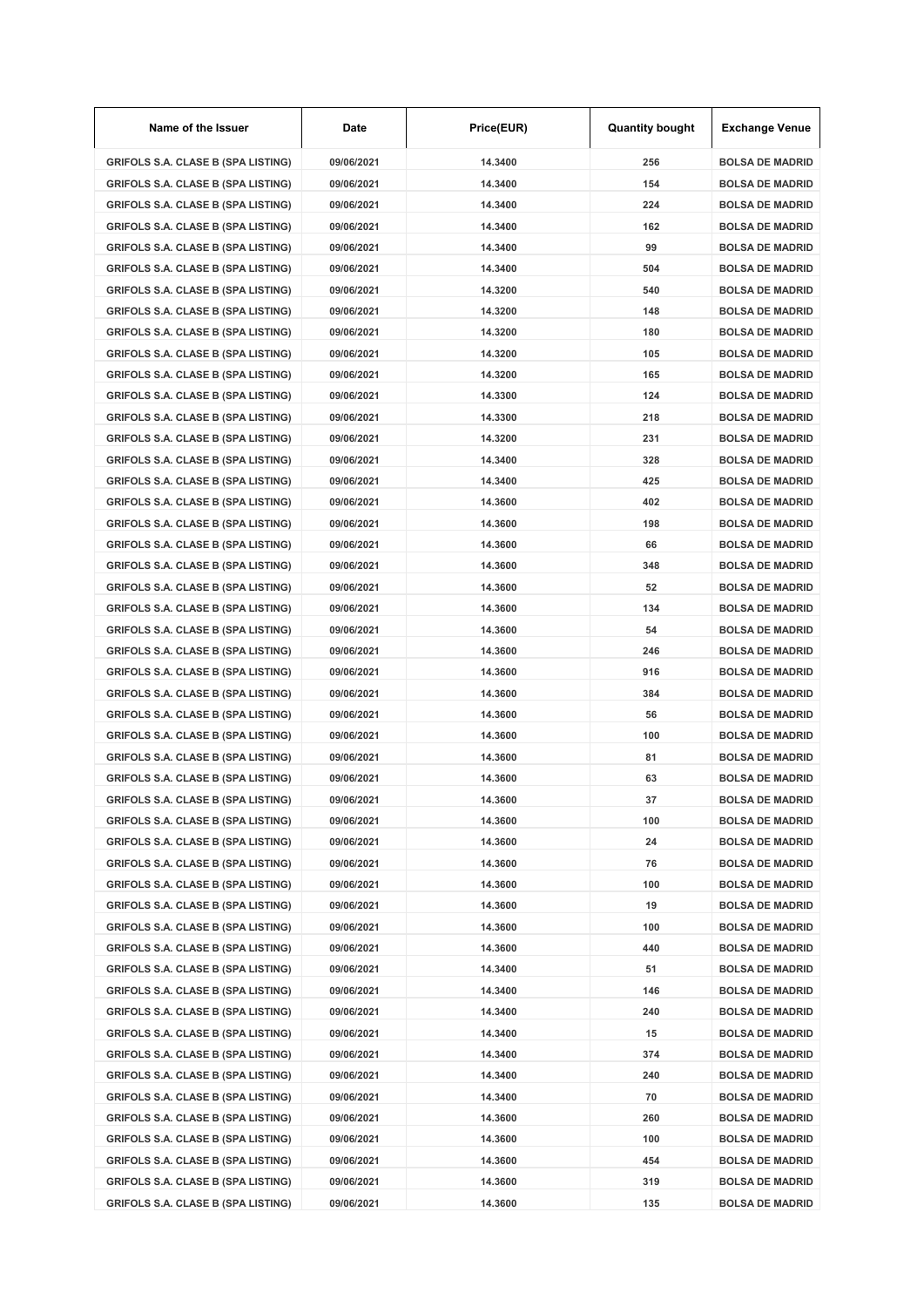| Name of the Issuer | Date | Price(EUR) | Quantity bought | Exchange Venue |
| --- | --- | --- | --- | --- |
| GRIFOLS S.A. CLASE B (SPA LISTING) | 09/06/2021 | 14.3400 | 256 | BOLSA DE MADRID |
| GRIFOLS S.A. CLASE B (SPA LISTING) | 09/06/2021 | 14.3400 | 154 | BOLSA DE MADRID |
| GRIFOLS S.A. CLASE B (SPA LISTING) | 09/06/2021 | 14.3400 | 224 | BOLSA DE MADRID |
| GRIFOLS S.A. CLASE B (SPA LISTING) | 09/06/2021 | 14.3400 | 162 | BOLSA DE MADRID |
| GRIFOLS S.A. CLASE B (SPA LISTING) | 09/06/2021 | 14.3400 | 99 | BOLSA DE MADRID |
| GRIFOLS S.A. CLASE B (SPA LISTING) | 09/06/2021 | 14.3400 | 504 | BOLSA DE MADRID |
| GRIFOLS S.A. CLASE B (SPA LISTING) | 09/06/2021 | 14.3200 | 540 | BOLSA DE MADRID |
| GRIFOLS S.A. CLASE B (SPA LISTING) | 09/06/2021 | 14.3200 | 148 | BOLSA DE MADRID |
| GRIFOLS S.A. CLASE B (SPA LISTING) | 09/06/2021 | 14.3200 | 180 | BOLSA DE MADRID |
| GRIFOLS S.A. CLASE B (SPA LISTING) | 09/06/2021 | 14.3200 | 105 | BOLSA DE MADRID |
| GRIFOLS S.A. CLASE B (SPA LISTING) | 09/06/2021 | 14.3200 | 165 | BOLSA DE MADRID |
| GRIFOLS S.A. CLASE B (SPA LISTING) | 09/06/2021 | 14.3300 | 124 | BOLSA DE MADRID |
| GRIFOLS S.A. CLASE B (SPA LISTING) | 09/06/2021 | 14.3300 | 218 | BOLSA DE MADRID |
| GRIFOLS S.A. CLASE B (SPA LISTING) | 09/06/2021 | 14.3200 | 231 | BOLSA DE MADRID |
| GRIFOLS S.A. CLASE B (SPA LISTING) | 09/06/2021 | 14.3400 | 328 | BOLSA DE MADRID |
| GRIFOLS S.A. CLASE B (SPA LISTING) | 09/06/2021 | 14.3400 | 425 | BOLSA DE MADRID |
| GRIFOLS S.A. CLASE B (SPA LISTING) | 09/06/2021 | 14.3600 | 402 | BOLSA DE MADRID |
| GRIFOLS S.A. CLASE B (SPA LISTING) | 09/06/2021 | 14.3600 | 198 | BOLSA DE MADRID |
| GRIFOLS S.A. CLASE B (SPA LISTING) | 09/06/2021 | 14.3600 | 66 | BOLSA DE MADRID |
| GRIFOLS S.A. CLASE B (SPA LISTING) | 09/06/2021 | 14.3600 | 348 | BOLSA DE MADRID |
| GRIFOLS S.A. CLASE B (SPA LISTING) | 09/06/2021 | 14.3600 | 52 | BOLSA DE MADRID |
| GRIFOLS S.A. CLASE B (SPA LISTING) | 09/06/2021 | 14.3600 | 134 | BOLSA DE MADRID |
| GRIFOLS S.A. CLASE B (SPA LISTING) | 09/06/2021 | 14.3600 | 54 | BOLSA DE MADRID |
| GRIFOLS S.A. CLASE B (SPA LISTING) | 09/06/2021 | 14.3600 | 246 | BOLSA DE MADRID |
| GRIFOLS S.A. CLASE B (SPA LISTING) | 09/06/2021 | 14.3600 | 916 | BOLSA DE MADRID |
| GRIFOLS S.A. CLASE B (SPA LISTING) | 09/06/2021 | 14.3600 | 384 | BOLSA DE MADRID |
| GRIFOLS S.A. CLASE B (SPA LISTING) | 09/06/2021 | 14.3600 | 56 | BOLSA DE MADRID |
| GRIFOLS S.A. CLASE B (SPA LISTING) | 09/06/2021 | 14.3600 | 100 | BOLSA DE MADRID |
| GRIFOLS S.A. CLASE B (SPA LISTING) | 09/06/2021 | 14.3600 | 81 | BOLSA DE MADRID |
| GRIFOLS S.A. CLASE B (SPA LISTING) | 09/06/2021 | 14.3600 | 63 | BOLSA DE MADRID |
| GRIFOLS S.A. CLASE B (SPA LISTING) | 09/06/2021 | 14.3600 | 37 | BOLSA DE MADRID |
| GRIFOLS S.A. CLASE B (SPA LISTING) | 09/06/2021 | 14.3600 | 100 | BOLSA DE MADRID |
| GRIFOLS S.A. CLASE B (SPA LISTING) | 09/06/2021 | 14.3600 | 24 | BOLSA DE MADRID |
| GRIFOLS S.A. CLASE B (SPA LISTING) | 09/06/2021 | 14.3600 | 76 | BOLSA DE MADRID |
| GRIFOLS S.A. CLASE B (SPA LISTING) | 09/06/2021 | 14.3600 | 100 | BOLSA DE MADRID |
| GRIFOLS S.A. CLASE B (SPA LISTING) | 09/06/2021 | 14.3600 | 19 | BOLSA DE MADRID |
| GRIFOLS S.A. CLASE B (SPA LISTING) | 09/06/2021 | 14.3600 | 100 | BOLSA DE MADRID |
| GRIFOLS S.A. CLASE B (SPA LISTING) | 09/06/2021 | 14.3600 | 440 | BOLSA DE MADRID |
| GRIFOLS S.A. CLASE B (SPA LISTING) | 09/06/2021 | 14.3400 | 51 | BOLSA DE MADRID |
| GRIFOLS S.A. CLASE B (SPA LISTING) | 09/06/2021 | 14.3400 | 146 | BOLSA DE MADRID |
| GRIFOLS S.A. CLASE B (SPA LISTING) | 09/06/2021 | 14.3400 | 240 | BOLSA DE MADRID |
| GRIFOLS S.A. CLASE B (SPA LISTING) | 09/06/2021 | 14.3400 | 15 | BOLSA DE MADRID |
| GRIFOLS S.A. CLASE B (SPA LISTING) | 09/06/2021 | 14.3400 | 374 | BOLSA DE MADRID |
| GRIFOLS S.A. CLASE B (SPA LISTING) | 09/06/2021 | 14.3400 | 240 | BOLSA DE MADRID |
| GRIFOLS S.A. CLASE B (SPA LISTING) | 09/06/2021 | 14.3400 | 70 | BOLSA DE MADRID |
| GRIFOLS S.A. CLASE B (SPA LISTING) | 09/06/2021 | 14.3600 | 260 | BOLSA DE MADRID |
| GRIFOLS S.A. CLASE B (SPA LISTING) | 09/06/2021 | 14.3600 | 100 | BOLSA DE MADRID |
| GRIFOLS S.A. CLASE B (SPA LISTING) | 09/06/2021 | 14.3600 | 454 | BOLSA DE MADRID |
| GRIFOLS S.A. CLASE B (SPA LISTING) | 09/06/2021 | 14.3600 | 319 | BOLSA DE MADRID |
| GRIFOLS S.A. CLASE B (SPA LISTING) | 09/06/2021 | 14.3600 | 135 | BOLSA DE MADRID |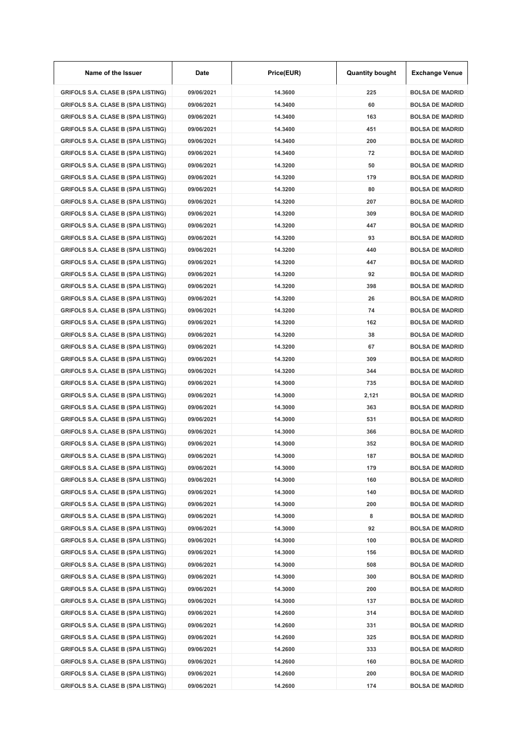| Name of the Issuer | Date | Price(EUR) | Quantity bought | Exchange Venue |
|---|---|---|---|---|
| GRIFOLS S.A. CLASE B (SPA LISTING) | 09/06/2021 | 14.3600 | 225 | BOLSA DE MADRID |
| GRIFOLS S.A. CLASE B (SPA LISTING) | 09/06/2021 | 14.3400 | 60 | BOLSA DE MADRID |
| GRIFOLS S.A. CLASE B (SPA LISTING) | 09/06/2021 | 14.3400 | 163 | BOLSA DE MADRID |
| GRIFOLS S.A. CLASE B (SPA LISTING) | 09/06/2021 | 14.3400 | 451 | BOLSA DE MADRID |
| GRIFOLS S.A. CLASE B (SPA LISTING) | 09/06/2021 | 14.3400 | 200 | BOLSA DE MADRID |
| GRIFOLS S.A. CLASE B (SPA LISTING) | 09/06/2021 | 14.3400 | 72 | BOLSA DE MADRID |
| GRIFOLS S.A. CLASE B (SPA LISTING) | 09/06/2021 | 14.3200 | 50 | BOLSA DE MADRID |
| GRIFOLS S.A. CLASE B (SPA LISTING) | 09/06/2021 | 14.3200 | 179 | BOLSA DE MADRID |
| GRIFOLS S.A. CLASE B (SPA LISTING) | 09/06/2021 | 14.3200 | 80 | BOLSA DE MADRID |
| GRIFOLS S.A. CLASE B (SPA LISTING) | 09/06/2021 | 14.3200 | 207 | BOLSA DE MADRID |
| GRIFOLS S.A. CLASE B (SPA LISTING) | 09/06/2021 | 14.3200 | 309 | BOLSA DE MADRID |
| GRIFOLS S.A. CLASE B (SPA LISTING) | 09/06/2021 | 14.3200 | 447 | BOLSA DE MADRID |
| GRIFOLS S.A. CLASE B (SPA LISTING) | 09/06/2021 | 14.3200 | 93 | BOLSA DE MADRID |
| GRIFOLS S.A. CLASE B (SPA LISTING) | 09/06/2021 | 14.3200 | 440 | BOLSA DE MADRID |
| GRIFOLS S.A. CLASE B (SPA LISTING) | 09/06/2021 | 14.3200 | 447 | BOLSA DE MADRID |
| GRIFOLS S.A. CLASE B (SPA LISTING) | 09/06/2021 | 14.3200 | 92 | BOLSA DE MADRID |
| GRIFOLS S.A. CLASE B (SPA LISTING) | 09/06/2021 | 14.3200 | 398 | BOLSA DE MADRID |
| GRIFOLS S.A. CLASE B (SPA LISTING) | 09/06/2021 | 14.3200 | 26 | BOLSA DE MADRID |
| GRIFOLS S.A. CLASE B (SPA LISTING) | 09/06/2021 | 14.3200 | 74 | BOLSA DE MADRID |
| GRIFOLS S.A. CLASE B (SPA LISTING) | 09/06/2021 | 14.3200 | 162 | BOLSA DE MADRID |
| GRIFOLS S.A. CLASE B (SPA LISTING) | 09/06/2021 | 14.3200 | 38 | BOLSA DE MADRID |
| GRIFOLS S.A. CLASE B (SPA LISTING) | 09/06/2021 | 14.3200 | 67 | BOLSA DE MADRID |
| GRIFOLS S.A. CLASE B (SPA LISTING) | 09/06/2021 | 14.3200 | 309 | BOLSA DE MADRID |
| GRIFOLS S.A. CLASE B (SPA LISTING) | 09/06/2021 | 14.3200 | 344 | BOLSA DE MADRID |
| GRIFOLS S.A. CLASE B (SPA LISTING) | 09/06/2021 | 14.3000 | 735 | BOLSA DE MADRID |
| GRIFOLS S.A. CLASE B (SPA LISTING) | 09/06/2021 | 14.3000 | 2,121 | BOLSA DE MADRID |
| GRIFOLS S.A. CLASE B (SPA LISTING) | 09/06/2021 | 14.3000 | 363 | BOLSA DE MADRID |
| GRIFOLS S.A. CLASE B (SPA LISTING) | 09/06/2021 | 14.3000 | 531 | BOLSA DE MADRID |
| GRIFOLS S.A. CLASE B (SPA LISTING) | 09/06/2021 | 14.3000 | 366 | BOLSA DE MADRID |
| GRIFOLS S.A. CLASE B (SPA LISTING) | 09/06/2021 | 14.3000 | 352 | BOLSA DE MADRID |
| GRIFOLS S.A. CLASE B (SPA LISTING) | 09/06/2021 | 14.3000 | 187 | BOLSA DE MADRID |
| GRIFOLS S.A. CLASE B (SPA LISTING) | 09/06/2021 | 14.3000 | 179 | BOLSA DE MADRID |
| GRIFOLS S.A. CLASE B (SPA LISTING) | 09/06/2021 | 14.3000 | 160 | BOLSA DE MADRID |
| GRIFOLS S.A. CLASE B (SPA LISTING) | 09/06/2021 | 14.3000 | 140 | BOLSA DE MADRID |
| GRIFOLS S.A. CLASE B (SPA LISTING) | 09/06/2021 | 14.3000 | 200 | BOLSA DE MADRID |
| GRIFOLS S.A. CLASE B (SPA LISTING) | 09/06/2021 | 14.3000 | 8 | BOLSA DE MADRID |
| GRIFOLS S.A. CLASE B (SPA LISTING) | 09/06/2021 | 14.3000 | 92 | BOLSA DE MADRID |
| GRIFOLS S.A. CLASE B (SPA LISTING) | 09/06/2021 | 14.3000 | 100 | BOLSA DE MADRID |
| GRIFOLS S.A. CLASE B (SPA LISTING) | 09/06/2021 | 14.3000 | 156 | BOLSA DE MADRID |
| GRIFOLS S.A. CLASE B (SPA LISTING) | 09/06/2021 | 14.3000 | 508 | BOLSA DE MADRID |
| GRIFOLS S.A. CLASE B (SPA LISTING) | 09/06/2021 | 14.3000 | 300 | BOLSA DE MADRID |
| GRIFOLS S.A. CLASE B (SPA LISTING) | 09/06/2021 | 14.3000 | 200 | BOLSA DE MADRID |
| GRIFOLS S.A. CLASE B (SPA LISTING) | 09/06/2021 | 14.3000 | 137 | BOLSA DE MADRID |
| GRIFOLS S.A. CLASE B (SPA LISTING) | 09/06/2021 | 14.2600 | 314 | BOLSA DE MADRID |
| GRIFOLS S.A. CLASE B (SPA LISTING) | 09/06/2021 | 14.2600 | 331 | BOLSA DE MADRID |
| GRIFOLS S.A. CLASE B (SPA LISTING) | 09/06/2021 | 14.2600 | 325 | BOLSA DE MADRID |
| GRIFOLS S.A. CLASE B (SPA LISTING) | 09/06/2021 | 14.2600 | 333 | BOLSA DE MADRID |
| GRIFOLS S.A. CLASE B (SPA LISTING) | 09/06/2021 | 14.2600 | 160 | BOLSA DE MADRID |
| GRIFOLS S.A. CLASE B (SPA LISTING) | 09/06/2021 | 14.2600 | 200 | BOLSA DE MADRID |
| GRIFOLS S.A. CLASE B (SPA LISTING) | 09/06/2021 | 14.2600 | 174 | BOLSA DE MADRID |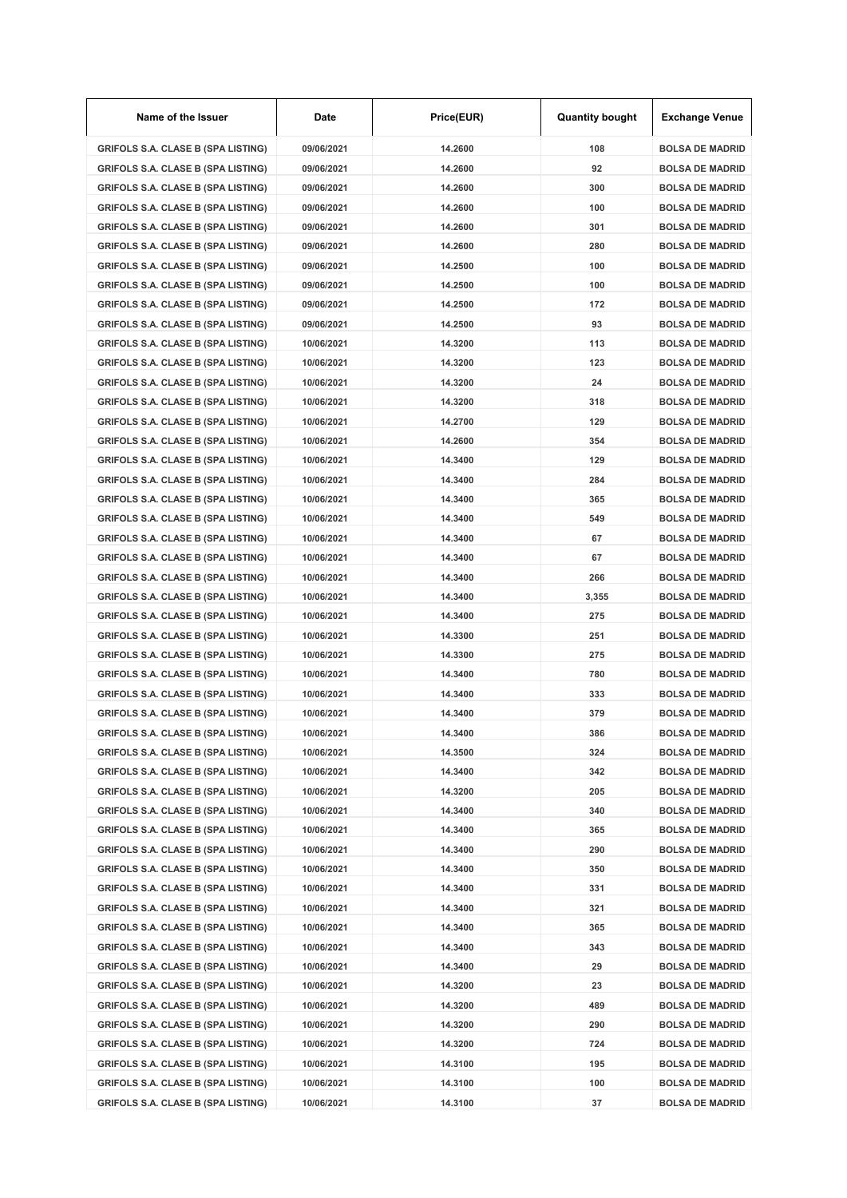| Name of the Issuer | Date | Price(EUR) | Quantity bought | Exchange Venue |
|---|---|---|---|---|
| GRIFOLS S.A. CLASE B (SPA LISTING) | 09/06/2021 | 14.2600 | 108 | BOLSA DE MADRID |
| GRIFOLS S.A. CLASE B (SPA LISTING) | 09/06/2021 | 14.2600 | 92 | BOLSA DE MADRID |
| GRIFOLS S.A. CLASE B (SPA LISTING) | 09/06/2021 | 14.2600 | 300 | BOLSA DE MADRID |
| GRIFOLS S.A. CLASE B (SPA LISTING) | 09/06/2021 | 14.2600 | 100 | BOLSA DE MADRID |
| GRIFOLS S.A. CLASE B (SPA LISTING) | 09/06/2021 | 14.2600 | 301 | BOLSA DE MADRID |
| GRIFOLS S.A. CLASE B (SPA LISTING) | 09/06/2021 | 14.2600 | 280 | BOLSA DE MADRID |
| GRIFOLS S.A. CLASE B (SPA LISTING) | 09/06/2021 | 14.2500 | 100 | BOLSA DE MADRID |
| GRIFOLS S.A. CLASE B (SPA LISTING) | 09/06/2021 | 14.2500 | 100 | BOLSA DE MADRID |
| GRIFOLS S.A. CLASE B (SPA LISTING) | 09/06/2021 | 14.2500 | 172 | BOLSA DE MADRID |
| GRIFOLS S.A. CLASE B (SPA LISTING) | 09/06/2021 | 14.2500 | 93 | BOLSA DE MADRID |
| GRIFOLS S.A. CLASE B (SPA LISTING) | 10/06/2021 | 14.3200 | 113 | BOLSA DE MADRID |
| GRIFOLS S.A. CLASE B (SPA LISTING) | 10/06/2021 | 14.3200 | 123 | BOLSA DE MADRID |
| GRIFOLS S.A. CLASE B (SPA LISTING) | 10/06/2021 | 14.3200 | 24 | BOLSA DE MADRID |
| GRIFOLS S.A. CLASE B (SPA LISTING) | 10/06/2021 | 14.3200 | 318 | BOLSA DE MADRID |
| GRIFOLS S.A. CLASE B (SPA LISTING) | 10/06/2021 | 14.2700 | 129 | BOLSA DE MADRID |
| GRIFOLS S.A. CLASE B (SPA LISTING) | 10/06/2021 | 14.2600 | 354 | BOLSA DE MADRID |
| GRIFOLS S.A. CLASE B (SPA LISTING) | 10/06/2021 | 14.3400 | 129 | BOLSA DE MADRID |
| GRIFOLS S.A. CLASE B (SPA LISTING) | 10/06/2021 | 14.3400 | 284 | BOLSA DE MADRID |
| GRIFOLS S.A. CLASE B (SPA LISTING) | 10/06/2021 | 14.3400 | 365 | BOLSA DE MADRID |
| GRIFOLS S.A. CLASE B (SPA LISTING) | 10/06/2021 | 14.3400 | 549 | BOLSA DE MADRID |
| GRIFOLS S.A. CLASE B (SPA LISTING) | 10/06/2021 | 14.3400 | 67 | BOLSA DE MADRID |
| GRIFOLS S.A. CLASE B (SPA LISTING) | 10/06/2021 | 14.3400 | 67 | BOLSA DE MADRID |
| GRIFOLS S.A. CLASE B (SPA LISTING) | 10/06/2021 | 14.3400 | 266 | BOLSA DE MADRID |
| GRIFOLS S.A. CLASE B (SPA LISTING) | 10/06/2021 | 14.3400 | 3,355 | BOLSA DE MADRID |
| GRIFOLS S.A. CLASE B (SPA LISTING) | 10/06/2021 | 14.3400 | 275 | BOLSA DE MADRID |
| GRIFOLS S.A. CLASE B (SPA LISTING) | 10/06/2021 | 14.3300 | 251 | BOLSA DE MADRID |
| GRIFOLS S.A. CLASE B (SPA LISTING) | 10/06/2021 | 14.3300 | 275 | BOLSA DE MADRID |
| GRIFOLS S.A. CLASE B (SPA LISTING) | 10/06/2021 | 14.3400 | 780 | BOLSA DE MADRID |
| GRIFOLS S.A. CLASE B (SPA LISTING) | 10/06/2021 | 14.3400 | 333 | BOLSA DE MADRID |
| GRIFOLS S.A. CLASE B (SPA LISTING) | 10/06/2021 | 14.3400 | 379 | BOLSA DE MADRID |
| GRIFOLS S.A. CLASE B (SPA LISTING) | 10/06/2021 | 14.3400 | 386 | BOLSA DE MADRID |
| GRIFOLS S.A. CLASE B (SPA LISTING) | 10/06/2021 | 14.3500 | 324 | BOLSA DE MADRID |
| GRIFOLS S.A. CLASE B (SPA LISTING) | 10/06/2021 | 14.3400 | 342 | BOLSA DE MADRID |
| GRIFOLS S.A. CLASE B (SPA LISTING) | 10/06/2021 | 14.3200 | 205 | BOLSA DE MADRID |
| GRIFOLS S.A. CLASE B (SPA LISTING) | 10/06/2021 | 14.3400 | 340 | BOLSA DE MADRID |
| GRIFOLS S.A. CLASE B (SPA LISTING) | 10/06/2021 | 14.3400 | 365 | BOLSA DE MADRID |
| GRIFOLS S.A. CLASE B (SPA LISTING) | 10/06/2021 | 14.3400 | 290 | BOLSA DE MADRID |
| GRIFOLS S.A. CLASE B (SPA LISTING) | 10/06/2021 | 14.3400 | 350 | BOLSA DE MADRID |
| GRIFOLS S.A. CLASE B (SPA LISTING) | 10/06/2021 | 14.3400 | 331 | BOLSA DE MADRID |
| GRIFOLS S.A. CLASE B (SPA LISTING) | 10/06/2021 | 14.3400 | 321 | BOLSA DE MADRID |
| GRIFOLS S.A. CLASE B (SPA LISTING) | 10/06/2021 | 14.3400 | 365 | BOLSA DE MADRID |
| GRIFOLS S.A. CLASE B (SPA LISTING) | 10/06/2021 | 14.3400 | 343 | BOLSA DE MADRID |
| GRIFOLS S.A. CLASE B (SPA LISTING) | 10/06/2021 | 14.3400 | 29 | BOLSA DE MADRID |
| GRIFOLS S.A. CLASE B (SPA LISTING) | 10/06/2021 | 14.3200 | 23 | BOLSA DE MADRID |
| GRIFOLS S.A. CLASE B (SPA LISTING) | 10/06/2021 | 14.3200 | 489 | BOLSA DE MADRID |
| GRIFOLS S.A. CLASE B (SPA LISTING) | 10/06/2021 | 14.3200 | 290 | BOLSA DE MADRID |
| GRIFOLS S.A. CLASE B (SPA LISTING) | 10/06/2021 | 14.3200 | 724 | BOLSA DE MADRID |
| GRIFOLS S.A. CLASE B (SPA LISTING) | 10/06/2021 | 14.3100 | 195 | BOLSA DE MADRID |
| GRIFOLS S.A. CLASE B (SPA LISTING) | 10/06/2021 | 14.3100 | 100 | BOLSA DE MADRID |
| GRIFOLS S.A. CLASE B (SPA LISTING) | 10/06/2021 | 14.3100 | 37 | BOLSA DE MADRID |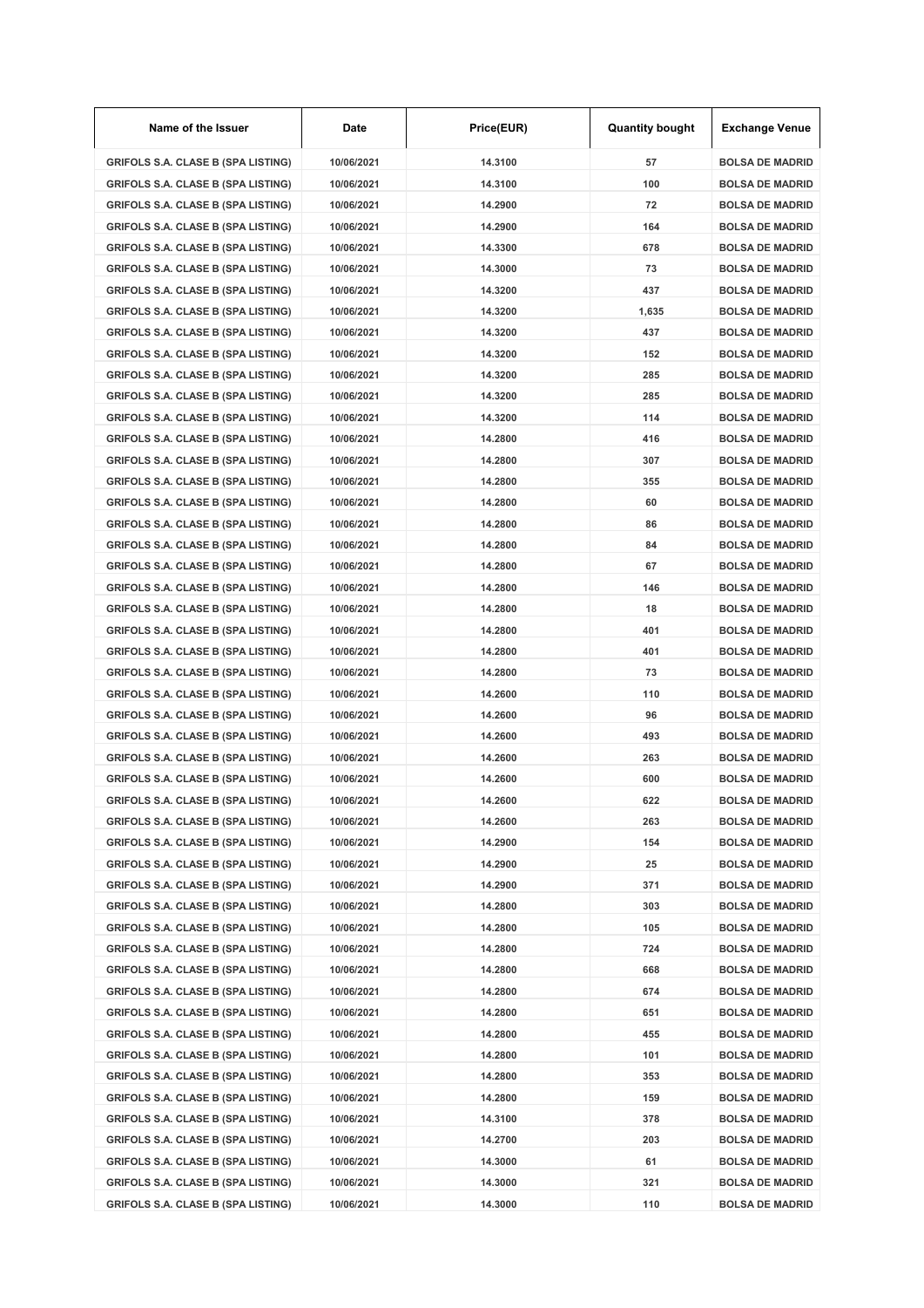| Name of the Issuer | Date | Price(EUR) | Quantity bought | Exchange Venue |
|---|---|---|---|---|
| GRIFOLS S.A. CLASE B (SPA LISTING) | 10/06/2021 | 14.3100 | 57 | BOLSA DE MADRID |
| GRIFOLS S.A. CLASE B (SPA LISTING) | 10/06/2021 | 14.3100 | 100 | BOLSA DE MADRID |
| GRIFOLS S.A. CLASE B (SPA LISTING) | 10/06/2021 | 14.2900 | 72 | BOLSA DE MADRID |
| GRIFOLS S.A. CLASE B (SPA LISTING) | 10/06/2021 | 14.2900 | 164 | BOLSA DE MADRID |
| GRIFOLS S.A. CLASE B (SPA LISTING) | 10/06/2021 | 14.3300 | 678 | BOLSA DE MADRID |
| GRIFOLS S.A. CLASE B (SPA LISTING) | 10/06/2021 | 14.3000 | 73 | BOLSA DE MADRID |
| GRIFOLS S.A. CLASE B (SPA LISTING) | 10/06/2021 | 14.3200 | 437 | BOLSA DE MADRID |
| GRIFOLS S.A. CLASE B (SPA LISTING) | 10/06/2021 | 14.3200 | 1,635 | BOLSA DE MADRID |
| GRIFOLS S.A. CLASE B (SPA LISTING) | 10/06/2021 | 14.3200 | 437 | BOLSA DE MADRID |
| GRIFOLS S.A. CLASE B (SPA LISTING) | 10/06/2021 | 14.3200 | 152 | BOLSA DE MADRID |
| GRIFOLS S.A. CLASE B (SPA LISTING) | 10/06/2021 | 14.3200 | 285 | BOLSA DE MADRID |
| GRIFOLS S.A. CLASE B (SPA LISTING) | 10/06/2021 | 14.3200 | 285 | BOLSA DE MADRID |
| GRIFOLS S.A. CLASE B (SPA LISTING) | 10/06/2021 | 14.3200 | 114 | BOLSA DE MADRID |
| GRIFOLS S.A. CLASE B (SPA LISTING) | 10/06/2021 | 14.2800 | 416 | BOLSA DE MADRID |
| GRIFOLS S.A. CLASE B (SPA LISTING) | 10/06/2021 | 14.2800 | 307 | BOLSA DE MADRID |
| GRIFOLS S.A. CLASE B (SPA LISTING) | 10/06/2021 | 14.2800 | 355 | BOLSA DE MADRID |
| GRIFOLS S.A. CLASE B (SPA LISTING) | 10/06/2021 | 14.2800 | 60 | BOLSA DE MADRID |
| GRIFOLS S.A. CLASE B (SPA LISTING) | 10/06/2021 | 14.2800 | 86 | BOLSA DE MADRID |
| GRIFOLS S.A. CLASE B (SPA LISTING) | 10/06/2021 | 14.2800 | 84 | BOLSA DE MADRID |
| GRIFOLS S.A. CLASE B (SPA LISTING) | 10/06/2021 | 14.2800 | 67 | BOLSA DE MADRID |
| GRIFOLS S.A. CLASE B (SPA LISTING) | 10/06/2021 | 14.2800 | 146 | BOLSA DE MADRID |
| GRIFOLS S.A. CLASE B (SPA LISTING) | 10/06/2021 | 14.2800 | 18 | BOLSA DE MADRID |
| GRIFOLS S.A. CLASE B (SPA LISTING) | 10/06/2021 | 14.2800 | 401 | BOLSA DE MADRID |
| GRIFOLS S.A. CLASE B (SPA LISTING) | 10/06/2021 | 14.2800 | 401 | BOLSA DE MADRID |
| GRIFOLS S.A. CLASE B (SPA LISTING) | 10/06/2021 | 14.2800 | 73 | BOLSA DE MADRID |
| GRIFOLS S.A. CLASE B (SPA LISTING) | 10/06/2021 | 14.2600 | 110 | BOLSA DE MADRID |
| GRIFOLS S.A. CLASE B (SPA LISTING) | 10/06/2021 | 14.2600 | 96 | BOLSA DE MADRID |
| GRIFOLS S.A. CLASE B (SPA LISTING) | 10/06/2021 | 14.2600 | 493 | BOLSA DE MADRID |
| GRIFOLS S.A. CLASE B (SPA LISTING) | 10/06/2021 | 14.2600 | 263 | BOLSA DE MADRID |
| GRIFOLS S.A. CLASE B (SPA LISTING) | 10/06/2021 | 14.2600 | 600 | BOLSA DE MADRID |
| GRIFOLS S.A. CLASE B (SPA LISTING) | 10/06/2021 | 14.2600 | 622 | BOLSA DE MADRID |
| GRIFOLS S.A. CLASE B (SPA LISTING) | 10/06/2021 | 14.2600 | 263 | BOLSA DE MADRID |
| GRIFOLS S.A. CLASE B (SPA LISTING) | 10/06/2021 | 14.2900 | 154 | BOLSA DE MADRID |
| GRIFOLS S.A. CLASE B (SPA LISTING) | 10/06/2021 | 14.2900 | 25 | BOLSA DE MADRID |
| GRIFOLS S.A. CLASE B (SPA LISTING) | 10/06/2021 | 14.2900 | 371 | BOLSA DE MADRID |
| GRIFOLS S.A. CLASE B (SPA LISTING) | 10/06/2021 | 14.2800 | 303 | BOLSA DE MADRID |
| GRIFOLS S.A. CLASE B (SPA LISTING) | 10/06/2021 | 14.2800 | 105 | BOLSA DE MADRID |
| GRIFOLS S.A. CLASE B (SPA LISTING) | 10/06/2021 | 14.2800 | 724 | BOLSA DE MADRID |
| GRIFOLS S.A. CLASE B (SPA LISTING) | 10/06/2021 | 14.2800 | 668 | BOLSA DE MADRID |
| GRIFOLS S.A. CLASE B (SPA LISTING) | 10/06/2021 | 14.2800 | 674 | BOLSA DE MADRID |
| GRIFOLS S.A. CLASE B (SPA LISTING) | 10/06/2021 | 14.2800 | 651 | BOLSA DE MADRID |
| GRIFOLS S.A. CLASE B (SPA LISTING) | 10/06/2021 | 14.2800 | 455 | BOLSA DE MADRID |
| GRIFOLS S.A. CLASE B (SPA LISTING) | 10/06/2021 | 14.2800 | 101 | BOLSA DE MADRID |
| GRIFOLS S.A. CLASE B (SPA LISTING) | 10/06/2021 | 14.2800 | 353 | BOLSA DE MADRID |
| GRIFOLS S.A. CLASE B (SPA LISTING) | 10/06/2021 | 14.2800 | 159 | BOLSA DE MADRID |
| GRIFOLS S.A. CLASE B (SPA LISTING) | 10/06/2021 | 14.3100 | 378 | BOLSA DE MADRID |
| GRIFOLS S.A. CLASE B (SPA LISTING) | 10/06/2021 | 14.2700 | 203 | BOLSA DE MADRID |
| GRIFOLS S.A. CLASE B (SPA LISTING) | 10/06/2021 | 14.3000 | 61 | BOLSA DE MADRID |
| GRIFOLS S.A. CLASE B (SPA LISTING) | 10/06/2021 | 14.3000 | 321 | BOLSA DE MADRID |
| GRIFOLS S.A. CLASE B (SPA LISTING) | 10/06/2021 | 14.3000 | 110 | BOLSA DE MADRID |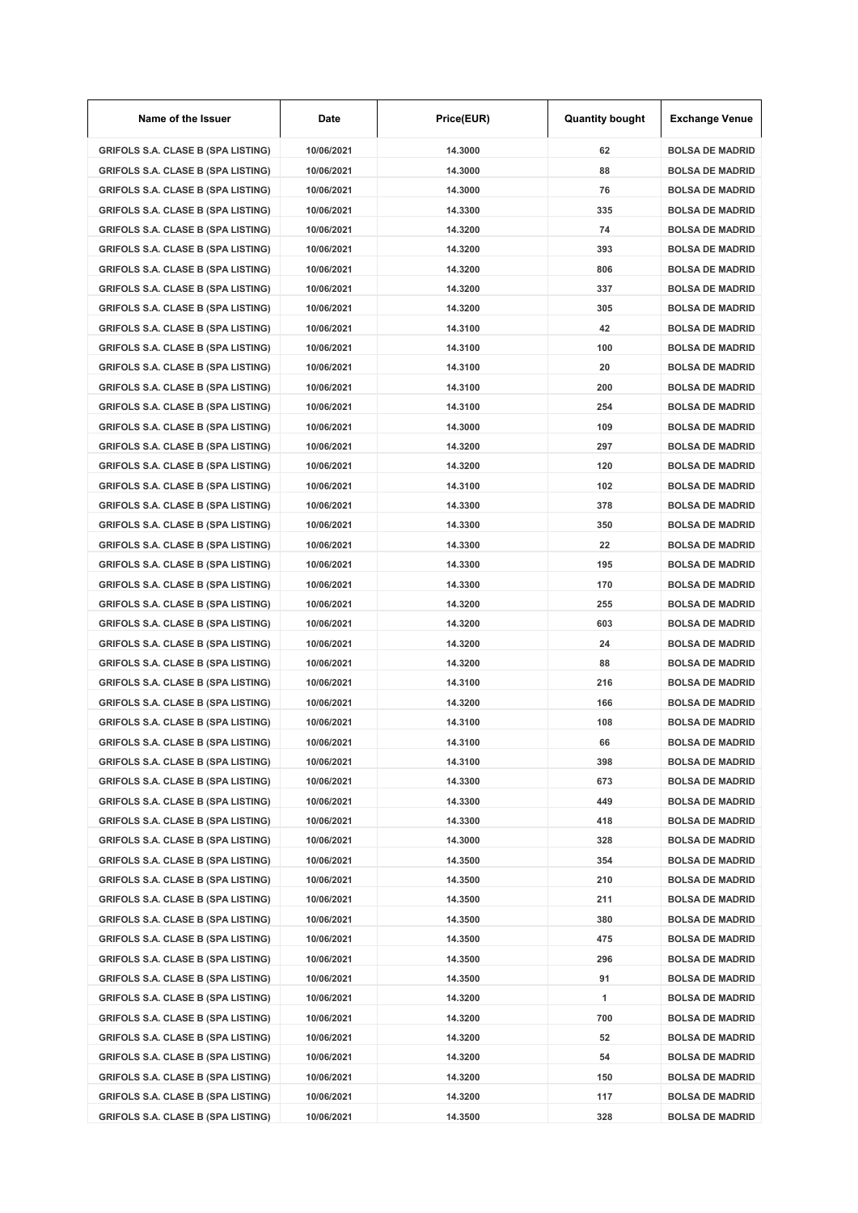| Name of the Issuer | Date | Price(EUR) | Quantity bought | Exchange Venue |
|---|---|---|---|---|
| GRIFOLS S.A. CLASE B (SPA LISTING) | 10/06/2021 | 14.3000 | 62 | BOLSA DE MADRID |
| GRIFOLS S.A. CLASE B (SPA LISTING) | 10/06/2021 | 14.3000 | 88 | BOLSA DE MADRID |
| GRIFOLS S.A. CLASE B (SPA LISTING) | 10/06/2021 | 14.3000 | 76 | BOLSA DE MADRID |
| GRIFOLS S.A. CLASE B (SPA LISTING) | 10/06/2021 | 14.3300 | 335 | BOLSA DE MADRID |
| GRIFOLS S.A. CLASE B (SPA LISTING) | 10/06/2021 | 14.3200 | 74 | BOLSA DE MADRID |
| GRIFOLS S.A. CLASE B (SPA LISTING) | 10/06/2021 | 14.3200 | 393 | BOLSA DE MADRID |
| GRIFOLS S.A. CLASE B (SPA LISTING) | 10/06/2021 | 14.3200 | 806 | BOLSA DE MADRID |
| GRIFOLS S.A. CLASE B (SPA LISTING) | 10/06/2021 | 14.3200 | 337 | BOLSA DE MADRID |
| GRIFOLS S.A. CLASE B (SPA LISTING) | 10/06/2021 | 14.3200 | 305 | BOLSA DE MADRID |
| GRIFOLS S.A. CLASE B (SPA LISTING) | 10/06/2021 | 14.3100 | 42 | BOLSA DE MADRID |
| GRIFOLS S.A. CLASE B (SPA LISTING) | 10/06/2021 | 14.3100 | 100 | BOLSA DE MADRID |
| GRIFOLS S.A. CLASE B (SPA LISTING) | 10/06/2021 | 14.3100 | 20 | BOLSA DE MADRID |
| GRIFOLS S.A. CLASE B (SPA LISTING) | 10/06/2021 | 14.3100 | 200 | BOLSA DE MADRID |
| GRIFOLS S.A. CLASE B (SPA LISTING) | 10/06/2021 | 14.3100 | 254 | BOLSA DE MADRID |
| GRIFOLS S.A. CLASE B (SPA LISTING) | 10/06/2021 | 14.3000 | 109 | BOLSA DE MADRID |
| GRIFOLS S.A. CLASE B (SPA LISTING) | 10/06/2021 | 14.3200 | 297 | BOLSA DE MADRID |
| GRIFOLS S.A. CLASE B (SPA LISTING) | 10/06/2021 | 14.3200 | 120 | BOLSA DE MADRID |
| GRIFOLS S.A. CLASE B (SPA LISTING) | 10/06/2021 | 14.3100 | 102 | BOLSA DE MADRID |
| GRIFOLS S.A. CLASE B (SPA LISTING) | 10/06/2021 | 14.3300 | 378 | BOLSA DE MADRID |
| GRIFOLS S.A. CLASE B (SPA LISTING) | 10/06/2021 | 14.3300 | 350 | BOLSA DE MADRID |
| GRIFOLS S.A. CLASE B (SPA LISTING) | 10/06/2021 | 14.3300 | 22 | BOLSA DE MADRID |
| GRIFOLS S.A. CLASE B (SPA LISTING) | 10/06/2021 | 14.3300 | 195 | BOLSA DE MADRID |
| GRIFOLS S.A. CLASE B (SPA LISTING) | 10/06/2021 | 14.3300 | 170 | BOLSA DE MADRID |
| GRIFOLS S.A. CLASE B (SPA LISTING) | 10/06/2021 | 14.3200 | 255 | BOLSA DE MADRID |
| GRIFOLS S.A. CLASE B (SPA LISTING) | 10/06/2021 | 14.3200 | 603 | BOLSA DE MADRID |
| GRIFOLS S.A. CLASE B (SPA LISTING) | 10/06/2021 | 14.3200 | 24 | BOLSA DE MADRID |
| GRIFOLS S.A. CLASE B (SPA LISTING) | 10/06/2021 | 14.3200 | 88 | BOLSA DE MADRID |
| GRIFOLS S.A. CLASE B (SPA LISTING) | 10/06/2021 | 14.3100 | 216 | BOLSA DE MADRID |
| GRIFOLS S.A. CLASE B (SPA LISTING) | 10/06/2021 | 14.3200 | 166 | BOLSA DE MADRID |
| GRIFOLS S.A. CLASE B (SPA LISTING) | 10/06/2021 | 14.3100 | 108 | BOLSA DE MADRID |
| GRIFOLS S.A. CLASE B (SPA LISTING) | 10/06/2021 | 14.3100 | 66 | BOLSA DE MADRID |
| GRIFOLS S.A. CLASE B (SPA LISTING) | 10/06/2021 | 14.3100 | 398 | BOLSA DE MADRID |
| GRIFOLS S.A. CLASE B (SPA LISTING) | 10/06/2021 | 14.3300 | 673 | BOLSA DE MADRID |
| GRIFOLS S.A. CLASE B (SPA LISTING) | 10/06/2021 | 14.3300 | 449 | BOLSA DE MADRID |
| GRIFOLS S.A. CLASE B (SPA LISTING) | 10/06/2021 | 14.3300 | 418 | BOLSA DE MADRID |
| GRIFOLS S.A. CLASE B (SPA LISTING) | 10/06/2021 | 14.3000 | 328 | BOLSA DE MADRID |
| GRIFOLS S.A. CLASE B (SPA LISTING) | 10/06/2021 | 14.3500 | 354 | BOLSA DE MADRID |
| GRIFOLS S.A. CLASE B (SPA LISTING) | 10/06/2021 | 14.3500 | 210 | BOLSA DE MADRID |
| GRIFOLS S.A. CLASE B (SPA LISTING) | 10/06/2021 | 14.3500 | 211 | BOLSA DE MADRID |
| GRIFOLS S.A. CLASE B (SPA LISTING) | 10/06/2021 | 14.3500 | 380 | BOLSA DE MADRID |
| GRIFOLS S.A. CLASE B (SPA LISTING) | 10/06/2021 | 14.3500 | 475 | BOLSA DE MADRID |
| GRIFOLS S.A. CLASE B (SPA LISTING) | 10/06/2021 | 14.3500 | 296 | BOLSA DE MADRID |
| GRIFOLS S.A. CLASE B (SPA LISTING) | 10/06/2021 | 14.3500 | 91 | BOLSA DE MADRID |
| GRIFOLS S.A. CLASE B (SPA LISTING) | 10/06/2021 | 14.3200 | 1 | BOLSA DE MADRID |
| GRIFOLS S.A. CLASE B (SPA LISTING) | 10/06/2021 | 14.3200 | 700 | BOLSA DE MADRID |
| GRIFOLS S.A. CLASE B (SPA LISTING) | 10/06/2021 | 14.3200 | 52 | BOLSA DE MADRID |
| GRIFOLS S.A. CLASE B (SPA LISTING) | 10/06/2021 | 14.3200 | 54 | BOLSA DE MADRID |
| GRIFOLS S.A. CLASE B (SPA LISTING) | 10/06/2021 | 14.3200 | 150 | BOLSA DE MADRID |
| GRIFOLS S.A. CLASE B (SPA LISTING) | 10/06/2021 | 14.3200 | 117 | BOLSA DE MADRID |
| GRIFOLS S.A. CLASE B (SPA LISTING) | 10/06/2021 | 14.3500 | 328 | BOLSA DE MADRID |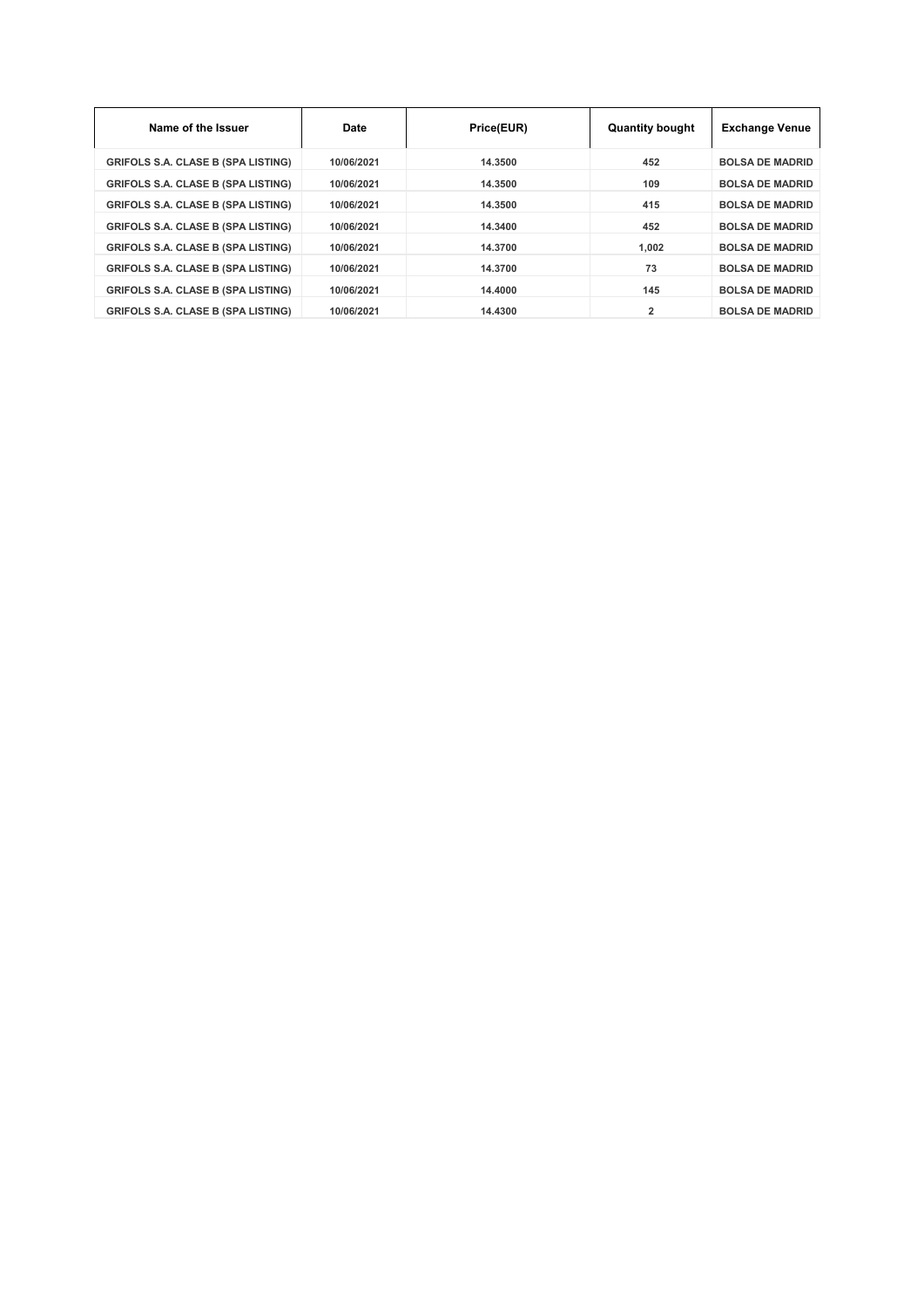| Name of the Issuer | Date | Price(EUR) | Quantity bought | Exchange Venue |
|---|---|---|---|---|
| GRIFOLS S.A. CLASE B (SPA LISTING) | 10/06/2021 | 14.3500 | 452 | BOLSA DE MADRID |
| GRIFOLS S.A. CLASE B (SPA LISTING) | 10/06/2021 | 14.3500 | 109 | BOLSA DE MADRID |
| GRIFOLS S.A. CLASE B (SPA LISTING) | 10/06/2021 | 14.3500 | 415 | BOLSA DE MADRID |
| GRIFOLS S.A. CLASE B (SPA LISTING) | 10/06/2021 | 14.3400 | 452 | BOLSA DE MADRID |
| GRIFOLS S.A. CLASE B (SPA LISTING) | 10/06/2021 | 14.3700 | 1,002 | BOLSA DE MADRID |
| GRIFOLS S.A. CLASE B (SPA LISTING) | 10/06/2021 | 14.3700 | 73 | BOLSA DE MADRID |
| GRIFOLS S.A. CLASE B (SPA LISTING) | 10/06/2021 | 14.4000 | 145 | BOLSA DE MADRID |
| GRIFOLS S.A. CLASE B (SPA LISTING) | 10/06/2021 | 14.4300 | 2 | BOLSA DE MADRID |